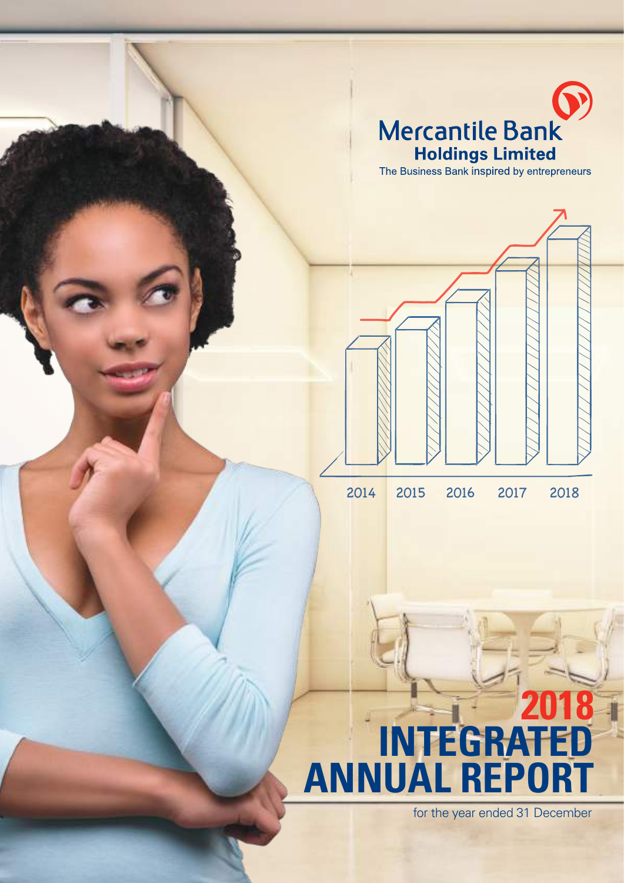Mercantile Bank

**Holdings Limited**

The Business Bank inspired by entrepreneurs

2014 2015 2016 2017 2018

# 2018 INTEGRATED ANNUAL REPORT

for the year ended 31 December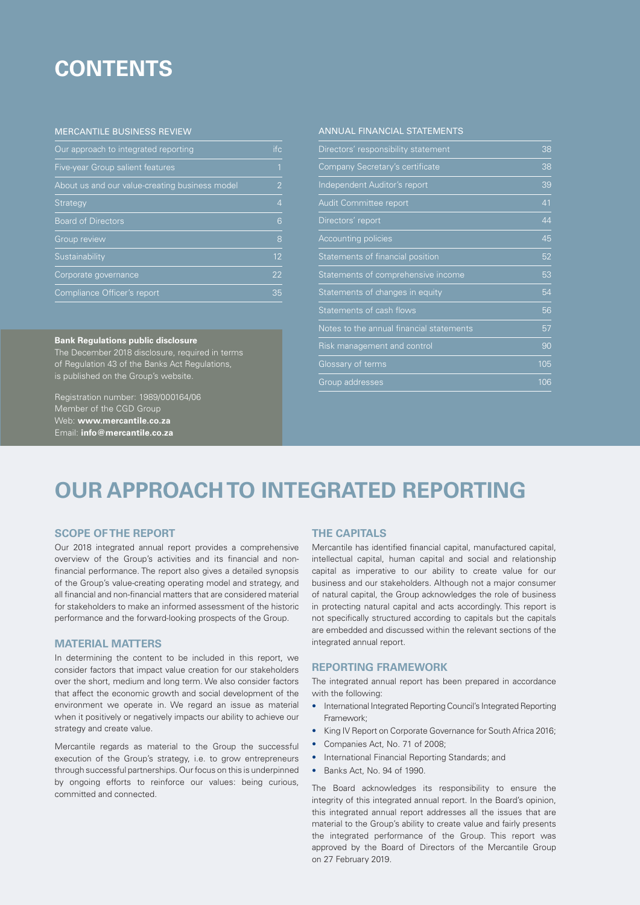# CONTENTS

## MERCANTILE BUSINESS REVIEW

| | |
|---|---|
| Our approach to integrated reporting | ifc |
| Five-year Group salient features | 1 |
| About us and our value-creating business model | 2 |
| Strategy | 4 |
| Board of Directors | 6 |
| Group review | 8 |
| Sustainability | 12 |
| Corporate governance | 22 |
| Compliance Officer's report | 35 |

## ANNUAL FINANCIAL STATEMENTS

| | |
|---|---|
| Directors' responsibility statement | 38 |
| Company Secretary's certificate | 38 |
| Independent Auditor's report | 39 |
| Audit Committee report | 41 |
| Directors' report | 44 |
| Accounting policies | 45 |
| Statements of financial position | 52 |
| Statements of comprehensive income | 53 |
| Statements of changes in equity | 54 |
| Statements of cash flows | 56 |
| Notes to the annual financial statements | 57 |
| Risk management and control | 90 |
| Glossary of terms | 105 |
| Group addresses | 106 |

**Bank Regulations public disclosure**

The December 2018 disclosure, required in terms of Regulation 43 of the Banks Act Regulations, is published on the Group's website.

Registration number: 1989/000164/06
Member of the CGD Group
Web: **www.mercantile.co.za**
Email: **info@mercantile.co.za**

# OUR APPROACH TO INTEGRATED REPORTING

## SCOPE OF THE REPORT

Our 2018 integrated annual report provides a comprehensive overview of the Group's activities and its financial and non-financial performance. The report also gives a detailed synopsis of the Group's value-creating operating model and strategy, and all financial and non-financial matters that are considered material for stakeholders to make an informed assessment of the historic performance and the forward-looking prospects of the Group.

## MATERIAL MATTERS

In determining the content to be included in this report, we consider factors that impact value creation for our stakeholders over the short, medium and long term. We also consider factors that affect the economic growth and social development of the environment we operate in. We regard an issue as material when it positively or negatively impacts our ability to achieve our strategy and create value.

Mercantile regards as material to the Group the successful execution of the Group's strategy, i.e. to grow entrepreneurs through successful partnerships. Our focus on this is underpinned by ongoing efforts to reinforce our values: being curious, committed and connected.

## THE CAPITALS

Mercantile has identified financial capital, manufactured capital, intellectual capital, human capital and social and relationship capital as imperative to our ability to create value for our business and our stakeholders. Although not a major consumer of natural capital, the Group acknowledges the role of business in protecting natural capital and acts accordingly. This report is not specifically structured according to capitals but the capitals are embedded and discussed within the relevant sections of the integrated annual report.

## REPORTING FRAMEWORK

The integrated annual report has been prepared in accordance with the following:

- International Integrated Reporting Council's Integrated Reporting Framework;
- King IV Report on Corporate Governance for South Africa 2016;
- Companies Act, No. 71 of 2008;
- International Financial Reporting Standards; and
- Banks Act, No. 94 of 1990.

The Board acknowledges its responsibility to ensure the integrity of this integrated annual report. In the Board's opinion, this integrated annual report addresses all the issues that are material to the Group's ability to create value and fairly presents the integrated performance of the Group. This report was approved by the Board of Directors of the Mercantile Group on 27 February 2019.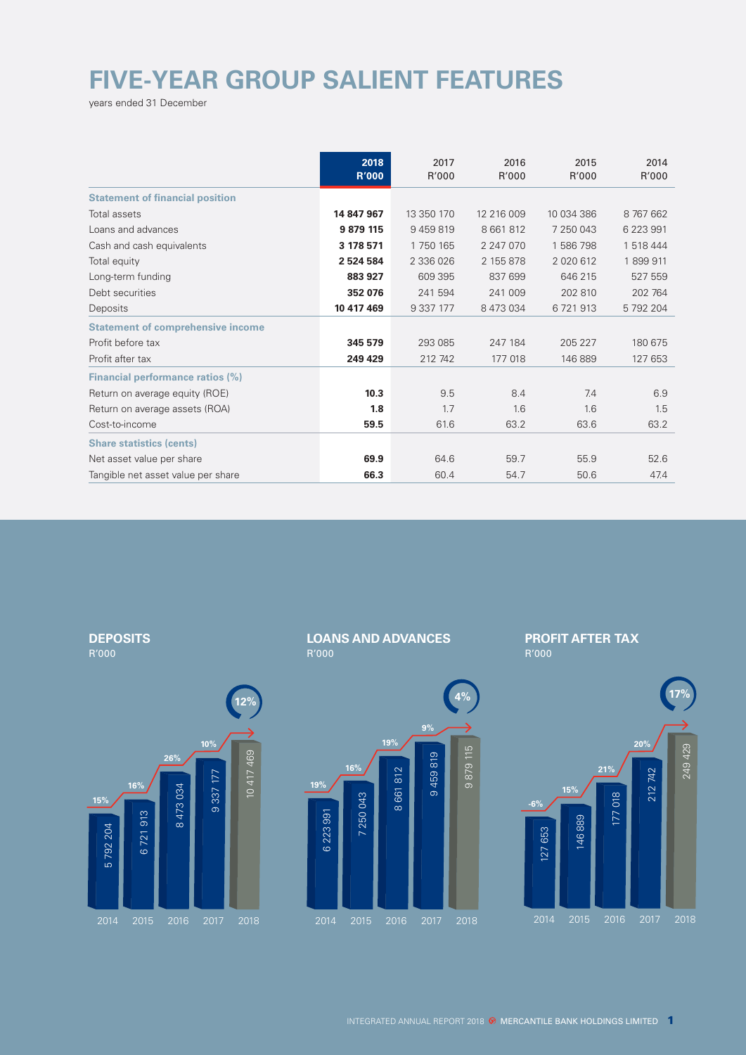# FIVE-YEAR GROUP SALIENT FEATURES

years ended 31 December

| | 2018 R'000 | 2017 R'000 | 2016 R'000 | 2015 R'000 | 2014 R'000 |
|---|---|---|---|---|---|
| **Statement of financial position** | | | | | |
| Total assets | **14 847 967** | 13 350 170 | 12 216 009 | 10 034 386 | 8 767 662 |
| Loans and advances | **9 879 115** | 9 459 819 | 8 661 812 | 7 250 043 | 6 223 991 |
| Cash and cash equivalents | **3 178 571** | 1 750 165 | 2 247 070 | 1 586 798 | 1 518 444 |
| Total equity | **2 524 584** | 2 336 026 | 2 155 878 | 2 020 612 | 1 899 911 |
| Long-term funding | **883 927** | 609 395 | 837 699 | 646 215 | 527 559 |
| Debt securities | **352 076** | 241 594 | 241 009 | 202 810 | 202 764 |
| Deposits | **10 417 469** | 9 337 177 | 8 473 034 | 6 721 913 | 5 792 204 |
| **Statement of comprehensive income** | | | | | |
| Profit before tax | **345 579** | 293 085 | 247 184 | 205 227 | 180 675 |
| Profit after tax | **249 429** | 212 742 | 177 018 | 146 889 | 127 653 |
| **Financial performance ratios (%)** | | | | | |
| Return on average equity (ROE) | **10.3** | 9.5 | 8.4 | 7.4 | 6.9 |
| Return on average assets (ROA) | **1.8** | 1.7 | 1.6 | 1.6 | 1.5 |
| Cost-to-income | **59.5** | 61.6 | 63.2 | 63.6 | 63.2 |
| **Share statistics (cents)** | | | | | |
| Net asset value per share | **69.9** | 64.6 | 59.7 | 55.9 | 52.6 |
| Tangible net asset value per share | **66.3** | 60.4 | 54.7 | 50.6 | 47.4 |

## DEPOSITS

R'000

| Year | 2014 | 2015 | 2016 | 2017 | 2018 |
|---|---|---|---|---|---|
| Deposits | 5 792 204 | 6 721 913 | 8 473 034 | 9 337 177 | 10 417 469 |
| Growth | 15% | 16% | 26% | 10% | 12% |

## LOANS AND ADVANCES

R'000

| Year | 2014 | 2015 | 2016 | 2017 | 2018 |
|---|---|---|---|---|---|
| Loans and advances | 6 223 991 | 7 250 043 | 8 661 812 | 9 459 819 | 9 879 115 |
| Growth | 19% | 16% | 19% | 9% | 4% |

## PROFIT AFTER TAX

R'000

| Year | 2014 | 2015 | 2016 | 2017 | 2018 |
|---|---|---|---|---|---|
| Profit after tax | 127 653 | 146 889 | 177 018 | 212 742 | 249 429 |
| Growth | -6% | 15% | 21% | 20% | 17% |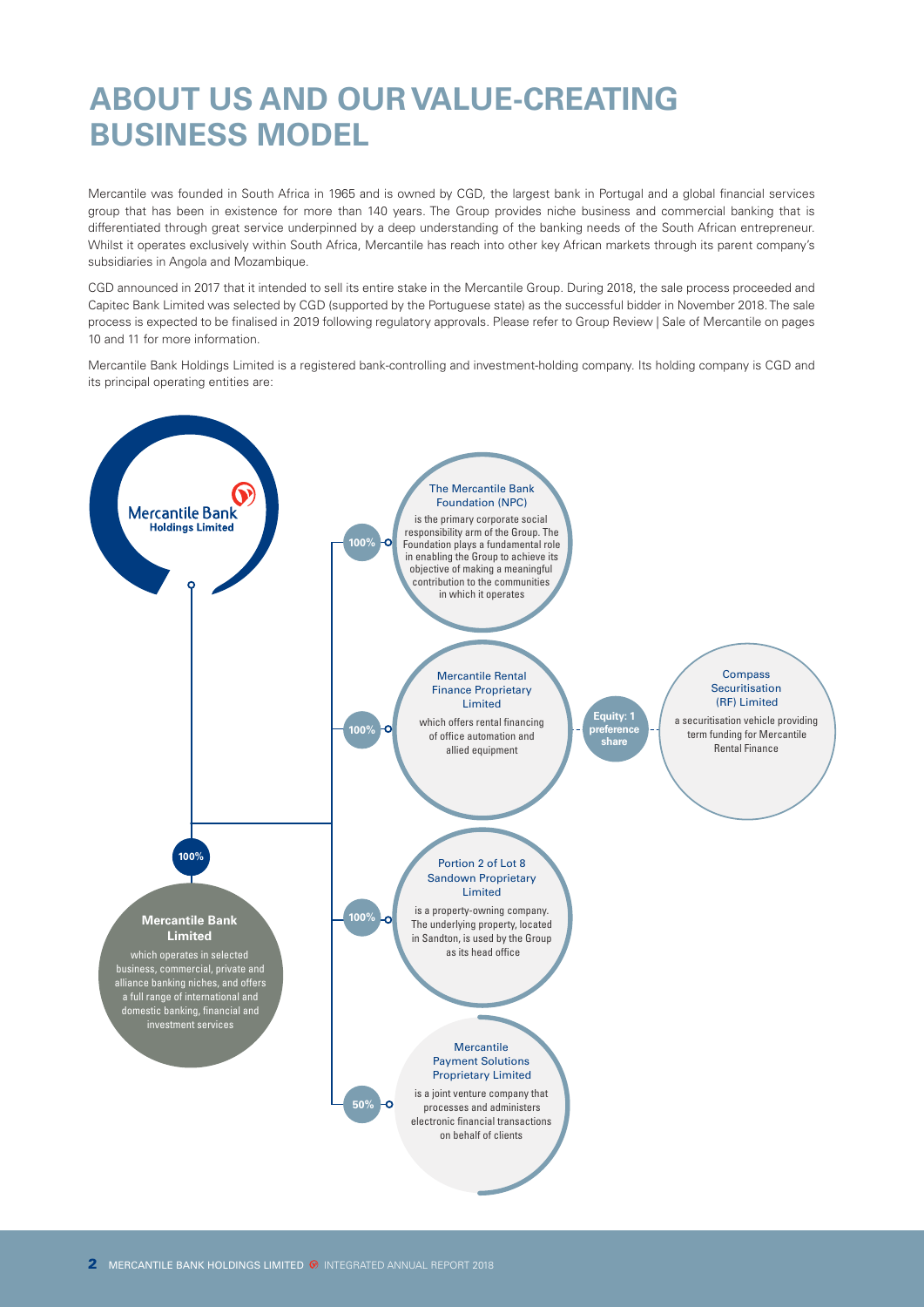# ABOUT US AND OUR VALUE-CREATING BUSINESS MODEL

Mercantile was founded in South Africa in 1965 and is owned by CGD, the largest bank in Portugal and a global financial services group that has been in existence for more than 140 years. The Group provides niche business and commercial banking that is differentiated through great service underpinned by a deep understanding of the banking needs of the South African entrepreneur. Whilst it operates exclusively within South Africa, Mercantile has reach into other key African markets through its parent company's subsidiaries in Angola and Mozambique.

CGD announced in 2017 that it intended to sell its entire stake in the Mercantile Group. During 2018, the sale process proceeded and Capitec Bank Limited was selected by CGD (supported by the Portuguese state) as the successful bidder in November 2018. The sale process is expected to be finalised in 2019 following regulatory approvals. Please refer to Group Review | Sale of Mercantile on pages 10 and 11 for more information.

Mercantile Bank Holdings Limited is a registered bank-controlling and investment-holding company. Its holding company is CGD and its principal operating entities are:

**Mercantile Bank Holdings Limited**

- 100% – **Mercantile Bank Limited** which operates in selected business, commercial, private and alliance banking niches, and offers a full range of international and domestic banking, financial and investment services
  - 100% – **The Mercantile Bank Foundation (NPC)** is the primary corporate social responsibility arm of the Group. The Foundation plays a fundamental role in enabling the Group to achieve its objective of making a meaningful contribution to the communities in which it operates
  - 100% – **Mercantile Rental Finance Proprietary Limited** which offers rental financing of office automation and allied equipment
    - Equity: 1 preference share – **Compass Securitisation (RF) Limited** a securitisation vehicle providing term funding for Mercantile Rental Finance
  - 100% – **Portion 2 of Lot 8 Sandown Proprietary Limited** is a property-owning company. The underlying property, located in Sandton, is used by the Group as its head office
  - 50% – **Mercantile Payment Solutions Proprietary Limited** is a joint venture company that processes and administers electronic financial transactions on behalf of clients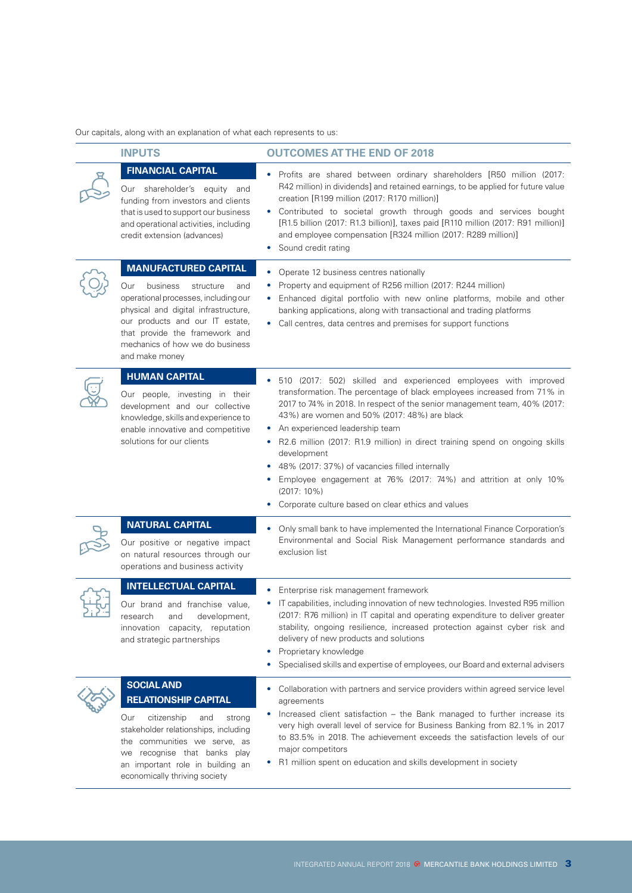Our capitals, along with an explanation of what each represents to us:

| INPUTS | OUTCOMES AT THE END OF 2018 |
|---|---|
| **FINANCIAL CAPITAL**<br>Our shareholder's equity and funding from investors and clients that is used to support our business and operational activities, including credit extension (advances) | • Profits are shared between ordinary shareholders [R50 million (2017: R42 million) in dividends] and retained earnings, to be applied for future value creation [R199 million (2017: R170 million)]<br>• Contributed to societal growth through goods and services bought [R1.5 billion (2017: R1.3 billion)], taxes paid [R110 million (2017: R91 million)] and employee compensation [R324 million (2017: R289 million)]<br>• Sound credit rating |
| **MANUFACTURED CAPITAL**<br>Our business structure and operational processes, including our physical and digital infrastructure, our products and our IT estate, that provide the framework and mechanics of how we do business and make money | • Operate 12 business centres nationally<br>• Property and equipment of R256 million (2017: R244 million)<br>• Enhanced digital portfolio with new online platforms, mobile and other banking applications, along with transactional and trading platforms<br>• Call centres, data centres and premises for support functions |
| **HUMAN CAPITAL**<br>Our people, investing in their development and our collective knowledge, skills and experience to enable innovative and competitive solutions for our clients | • 510 (2017: 502) skilled and experienced employees with improved transformation. The percentage of black employees increased from 71% in 2017 to 74% in 2018. In respect of the senior management team, 40% (2017: 43%) are women and 50% (2017: 48%) are black<br>• An experienced leadership team<br>• R2.6 million (2017: R1.9 million) in direct training spend on ongoing skills development<br>• 48% (2017: 37%) of vacancies filled internally<br>• Employee engagement at 76% (2017: 74%) and attrition at only 10% (2017: 10%)<br>• Corporate culture based on clear ethics and values |
| **NATURAL CAPITAL**<br>Our positive or negative impact on natural resources through our operations and business activity | • Only small bank to have implemented the International Finance Corporation's Environmental and Social Risk Management performance standards and exclusion list |
| **INTELLECTUAL CAPITAL**<br>Our brand and franchise value, research and development, innovation capacity, reputation and strategic partnerships | • Enterprise risk management framework<br>• IT capabilities, including innovation of new technologies. Invested R95 million (2017: R76 million) in IT capital and operating expenditure to deliver greater stability, ongoing resilience, increased protection against cyber risk and delivery of new products and solutions<br>• Proprietary knowledge<br>• Specialised skills and expertise of employees, our Board and external advisers |
| **SOCIAL AND RELATIONSHIP CAPITAL**<br>Our citizenship and strong stakeholder relationships, including the communities we serve, as we recognise that banks play an important role in building an economically thriving society | • Collaboration with partners and service providers within agreed service level agreements<br>• Increased client satisfaction – the Bank managed to further increase its very high overall level of service for Business Banking from 82.1% in 2017 to 83.5% in 2018. The achievement exceeds the satisfaction levels of our major competitors<br>• R1 million spent on education and skills development in society |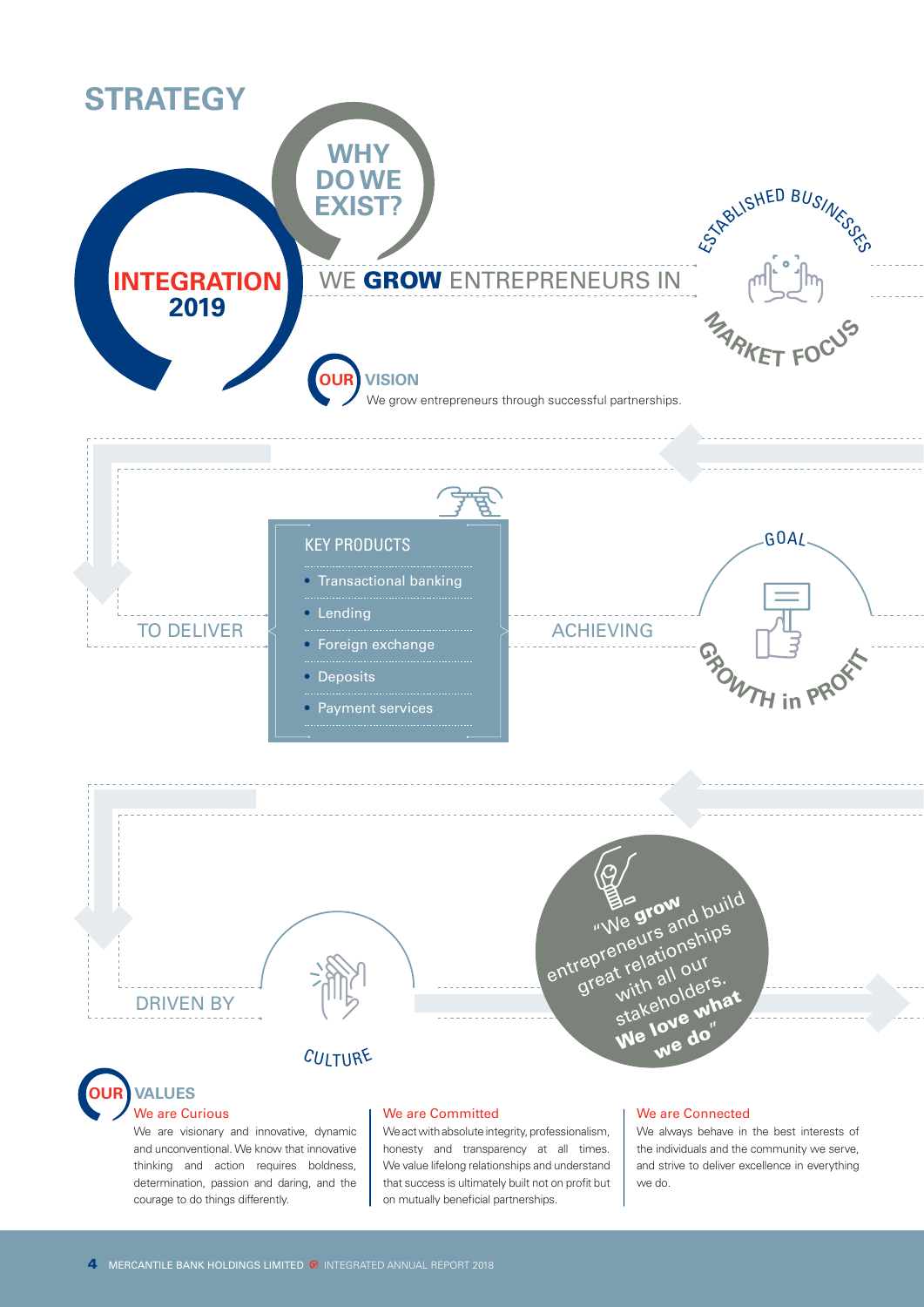# STRATEGY

**INTEGRATION 2019**

## WHY DO WE EXIST?

WE **GROW** ENTREPRENEURS IN ESTABLISHED BUSINESSES

MARKET FOCUS

### OUR VISION

We grow entrepreneurs through successful partnerships.

TO DELIVER

### KEY PRODUCTS

- Transactional banking
- Lending
- Foreign exchange
- Deposits
- Payment services

ACHIEVING

GOAL

GROWTH in PROFIT

DRIVEN BY

CULTURE

"We **grow** entrepreneurs and build great relationships with all our stakeholders. **We love what we do**"

### OUR VALUES

**We are Curious**

We are visionary and innovative, dynamic and unconventional. We know that innovative thinking and action requires boldness, determination, passion and daring, and the courage to do things differently.

**We are Committed**

We act with absolute integrity, professionalism, honesty and transparency at all times. We value lifelong relationships and understand that success is ultimately built not on profit but on mutually beneficial partnerships.

**We are Connected**

We always behave in the best interests of the individuals and the community we serve, and strive to deliver excellence in everything we do.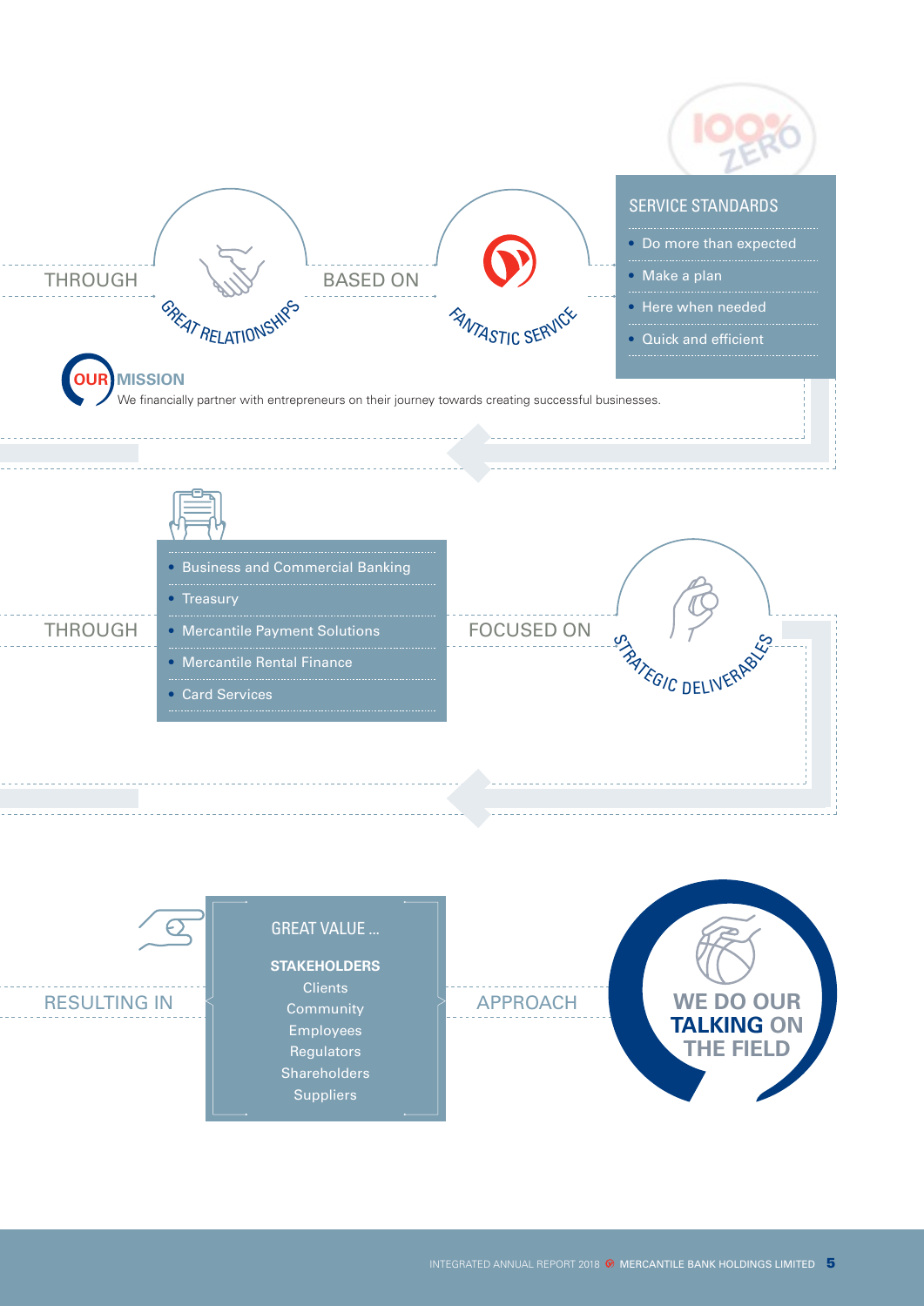THROUGH

GREAT RELATIONSHIPS

BASED ON

FANTASTIC SERVICE

100% ZERO

**SERVICE STANDARDS**

- Do more than expected
- Make a plan
- Here when needed
- Quick and efficient

## OUR MISSION

We financially partner with entrepreneurs on their journey towards creating successful businesses.

THROUGH

- Business and Commercial Banking
- Treasury
- Mercantile Payment Solutions
- Mercantile Rental Finance
- Card Services

FOCUSED ON

STRATEGIC DELIVERABLES

RESULTING IN

**GREAT VALUE ...**

**STAKEHOLDERS**

Clients
Community
Employees
Regulators
Shareholders
Suppliers

APPROACH

**WE DO OUR TALKING ON THE FIELD**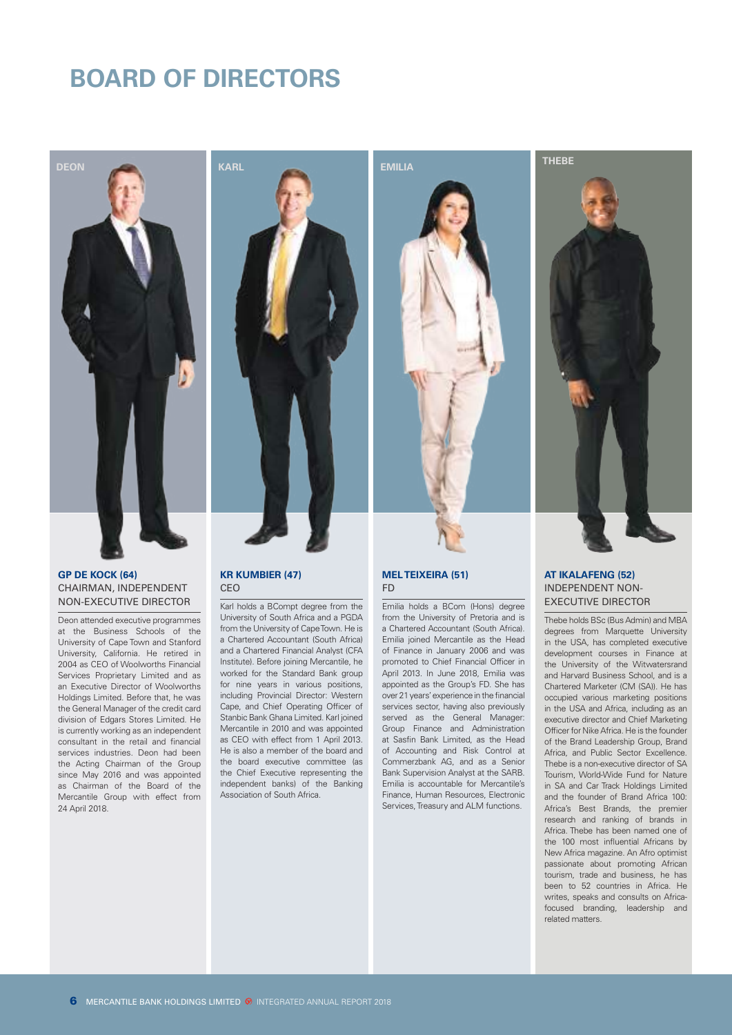# BOARD OF DIRECTORS

DEON

KARL

EMILIA

THEBE

### GP DE KOCK (64)
CHAIRMAN, INDEPENDENT NON-EXECUTIVE DIRECTOR

Deon attended executive programmes at the Business Schools of the University of Cape Town and Stanford University, California. He retired in 2004 as CEO of Woolworths Financial Services Proprietary Limited and as an Executive Director of Woolworths Holdings Limited. Before that, he was the General Manager of the credit card division of Edgars Stores Limited. He is currently working as an independent consultant in the retail and financial services industries. Deon had been the Acting Chairman of the Group since May 2016 and was appointed as Chairman of the Board of the Mercantile Group with effect from 24 April 2018.

### KR KUMBIER (47)
CEO

Karl holds a BCompt degree from the University of South Africa and a PGDA from the University of Cape Town. He is a Chartered Accountant (South Africa) and a Chartered Financial Analyst (CFA Institute). Before joining Mercantile, he worked for the Standard Bank group for nine years in various positions, including Provincial Director: Western Cape, and Chief Operating Officer of Stanbic Bank Ghana Limited. Karl joined Mercantile in 2010 and was appointed as CEO with effect from 1 April 2013. He is also a member of the board and the board executive committee (as the Chief Executive representing the independent banks) of the Banking Association of South Africa.

### MEL TEIXEIRA (51)
FD

Emilia holds a BCom (Hons) degree from the University of Pretoria and is a Chartered Accountant (South Africa). Emilia joined Mercantile as the Head of Finance in January 2006 and was promoted to Chief Financial Officer in April 2013. In June 2018, Emilia was appointed as the Group's FD. She has over 21 years' experience in the financial services sector, having also previously served as the General Manager: Group Finance and Administration at Sasfin Bank Limited, as the Head of Accounting and Risk Control at Commerzbank AG, and as a Senior Bank Supervision Analyst at the SARB. Emilia is accountable for Mercantile's Finance, Human Resources, Electronic Services, Treasury and ALM functions.

### AT IKALAFENG (52)
INDEPENDENT NON-EXECUTIVE DIRECTOR

Thebe holds BSc (Bus Admin) and MBA degrees from Marquette University in the USA, has completed executive development courses in Finance at the University of the Witwatersrand and Harvard Business School, and is a Chartered Marketer (CM (SA)). He has occupied various marketing positions in the USA and Africa, including as an executive director and Chief Marketing Officer for Nike Africa. He is the founder of the Brand Leadership Group, Brand Africa, and Public Sector Excellence. Thebe is a non-executive director of SA Tourism, World-Wide Fund for Nature in SA and Car Track Holdings Limited and the founder of Brand Africa 100: Africa's Best Brands, the premier research and ranking of brands in Africa. Thebe has been named one of the 100 most influential Africans by New Africa magazine. An Afro optimist passionate about promoting African tourism, trade and business, he has been to 52 countries in Africa. He writes, speaks and consults on Africa-focused branding, leadership and related matters.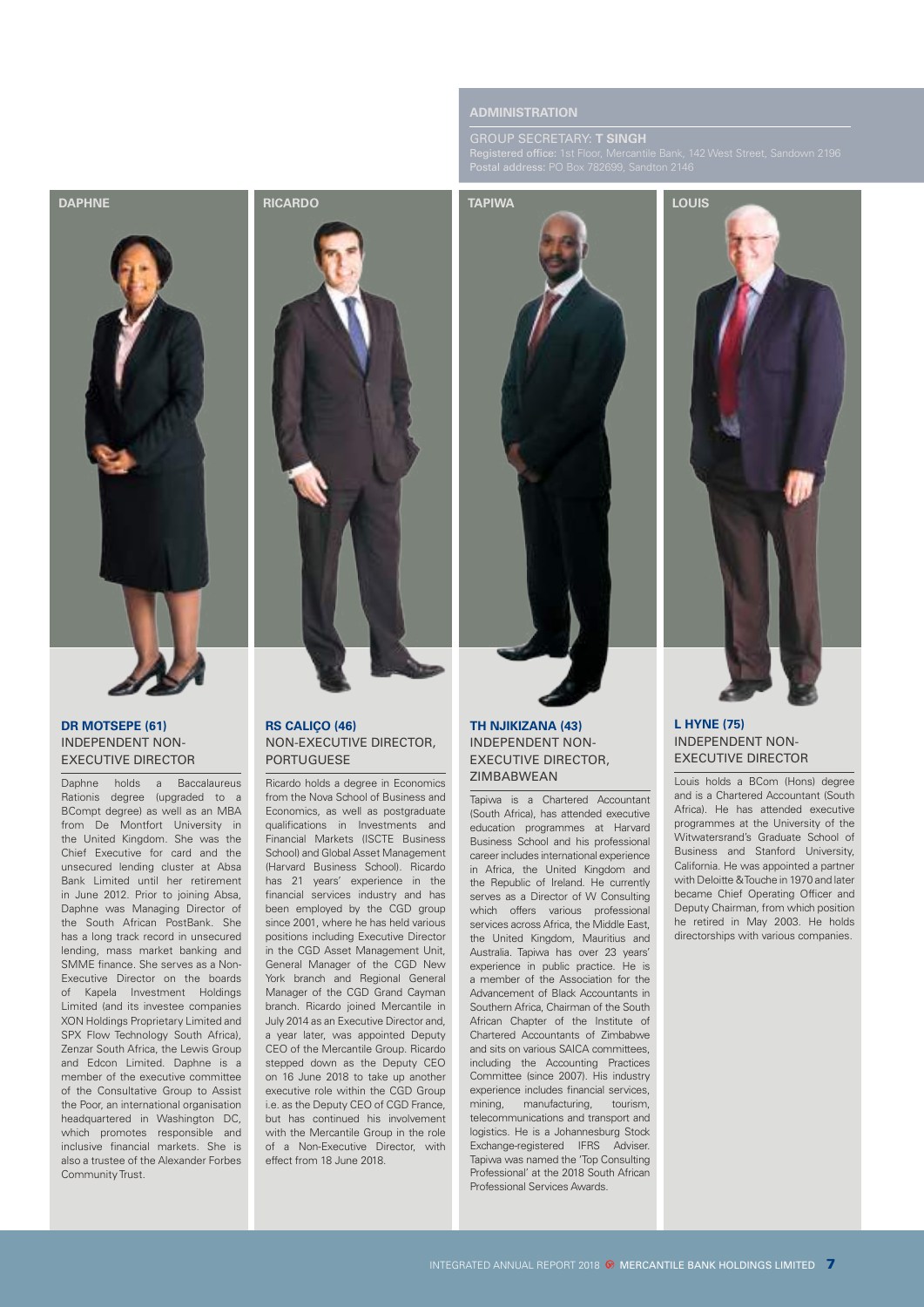## ADMINISTRATION

GROUP SECRETARY: **T SINGH**

**Registered office:** 1st Floor, Mercantile Bank, 142 West Street, Sandown 2196

**Postal address:** PO Box 782699, Sandton 2146

DAPHNE

### DR MOTSEPE (61)

INDEPENDENT NON-EXECUTIVE DIRECTOR

Daphne holds a Baccalaureus Rationis degree (upgraded to a BCompt degree) as well as an MBA from De Montfort University in the United Kingdom. She was the Chief Executive for card and the unsecured lending cluster at Absa Bank Limited until her retirement in June 2012. Prior to joining Absa, Daphne was Managing Director of the South African PostBank. She has a long track record in unsecured lending, mass market banking and SMME finance. She serves as a Non-Executive Director on the boards of Kapela Investment Holdings Limited (and its investee companies XON Holdings Proprietary Limited and SPX Flow Technology South Africa), Zenzar South Africa, the Lewis Group and Edcon Limited. Daphne is a member of the executive committee of the Consultative Group to Assist the Poor, an international organisation headquartered in Washington DC, which promotes responsible and inclusive financial markets. She is also a trustee of the Alexander Forbes Community Trust.

RICARDO

### RS CALIÇO (46)

NON-EXECUTIVE DIRECTOR, PORTUGUESE

Ricardo holds a degree in Economics from the Nova School of Business and Economics, as well as postgraduate qualifications in Investments and Financial Markets (ISCTE Business School) and Global Asset Management (Harvard Business School). Ricardo has 21 years' experience in the financial services industry and has been employed by the CGD group since 2001, where he has held various positions including Executive Director in the CGD Asset Management Unit, General Manager of the CGD New York branch and Regional General Manager of the CGD Grand Cayman branch. Ricardo joined Mercantile in July 2014 as an Executive Director and, a year later, was appointed Deputy CEO of the Mercantile Group. Ricardo stepped down as the Deputy CEO on 16 June 2018 to take up another executive role within the CGD Group i.e. as the Deputy CEO of CGD France, but has continued his involvement with the Mercantile Group in the role of a Non-Executive Director, with effect from 18 June 2018.

TAPIWA

### TH NJIKIZANA (43)

INDEPENDENT NON-EXECUTIVE DIRECTOR, ZIMBABWEAN

Tapiwa is a Chartered Accountant (South Africa), has attended executive education programmes at Harvard Business School and his professional career includes international experience in Africa, the United Kingdom and the Republic of Ireland. He currently serves as a Director of W Consulting which offers various professional services across Africa, the Middle East, the United Kingdom, Mauritius and Australia. Tapiwa has over 23 years' experience in public practice. He is a member of the Association for the Advancement of Black Accountants in Southern Africa, Chairman of the South African Chapter of the Institute of Chartered Accountants of Zimbabwe and sits on various SAICA committees, including the Accounting Practices Committee (since 2007). His industry experience includes financial services, mining, manufacturing, tourism, telecommunications and transport and logistics. He is a Johannesburg Stock Exchange-registered IFRS Adviser. Tapiwa was named the 'Top Consulting Professional' at the 2018 South African Professional Services Awards.

LOUIS

### L HYNE (75)

INDEPENDENT NON-EXECUTIVE DIRECTOR

Louis holds a BCom (Hons) degree and is a Chartered Accountant (South Africa). He has attended executive programmes at the University of the Witwatersrand's Graduate School of Business and Stanford University, California. He was appointed a partner with Deloitte & Touche in 1970 and later became Chief Operating Officer and Deputy Chairman, from which position he retired in May 2003. He holds directorships with various companies.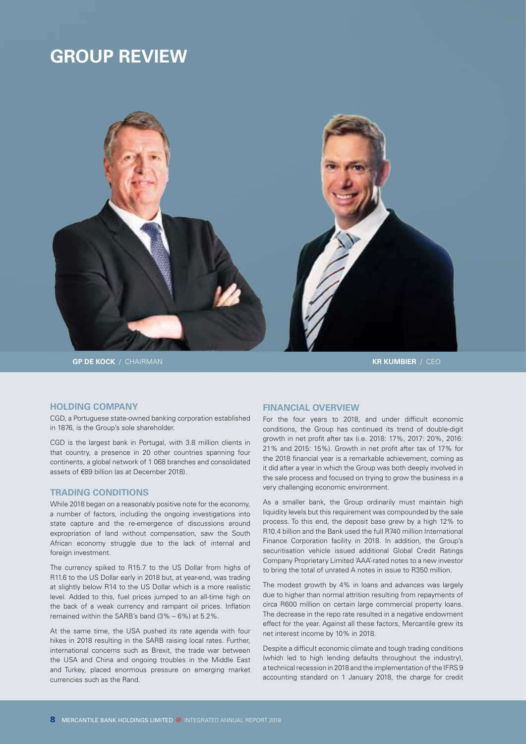# GROUP REVIEW

**GP DE KOCK** / CHAIRMAN

**KR KUMBIER** / CEO

## HOLDING COMPANY

CGD, a Portuguese state-owned banking corporation established in 1876, is the Group's sole shareholder.

CGD is the largest bank in Portugal, with 3.8 million clients in that country, a presence in 20 other countries spanning four continents, a global network of 1 068 branches and consolidated assets of €89 billion (as at December 2018).

## TRADING CONDITIONS

While 2018 began on a reasonably positive note for the economy, a number of factors, including the ongoing investigations into state capture and the re-emergence of discussions around expropriation of land without compensation, saw the South African economy struggle due to the lack of internal and foreign investment.

The currency spiked to R15.7 to the US Dollar from highs of R11.6 to the US Dollar early in 2018 but, at year-end, was trading at slightly below R14 to the US Dollar which is a more realistic level. Added to this, fuel prices jumped to an all-time high on the back of a weak currency and rampant oil prices. Inflation remained within the SARB's band (3% – 6%) at 5.2%.

At the same time, the USA pushed its rate agenda with four hikes in 2018 resulting in the SARB raising local rates. Further, international concerns such as Brexit, the trade war between the USA and China and ongoing troubles in the Middle East and Turkey, placed enormous pressure on emerging market currencies such as the Rand.

## FINANCIAL OVERVIEW

For the four years to 2018, and under difficult economic conditions, the Group has continued its trend of double-digit growth in net profit after tax (i.e. 2018: 17%, 2017: 20%, 2016: 21% and 2015: 15%). Growth in net profit after tax of 17% for the 2018 financial year is a remarkable achievement, coming as it did after a year in which the Group was both deeply involved in the sale process and focused on trying to grow the business in a very challenging economic environment.

As a smaller bank, the Group ordinarily must maintain high liquidity levels but this requirement was compounded by the sale process. To this end, the deposit base grew by a high 12% to R10.4 billion and the Bank used the full R740 million International Finance Corporation facility in 2018. In addition, the Group's securitisation vehicle issued additional Global Credit Ratings Company Proprietary Limited 'AAA'-rated notes to a new investor to bring the total of unrated A notes in issue to R350 million.

The modest growth by 4% in loans and advances was largely due to higher than normal attrition resulting from repayments of circa R600 million on certain large commercial property loans. The decrease in the repo rate resulted in a negative endowment effect for the year. Against all these factors, Mercantile grew its net interest income by 10% in 2018.

Despite a difficult economic climate and tough trading conditions (which led to high lending defaults throughout the industry), a technical recession in 2018 and the implementation of the IFRS 9 accounting standard on 1 January 2018, the charge for credit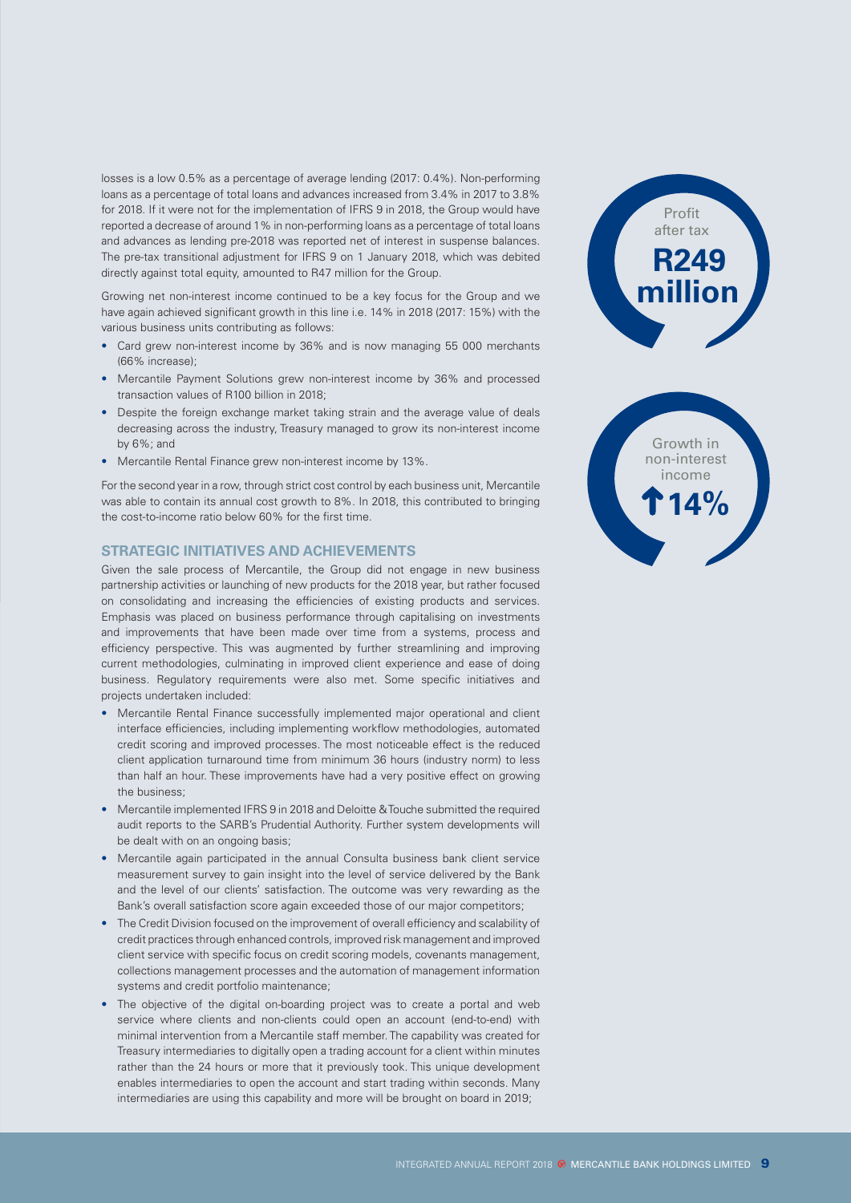losses is a low 0.5% as a percentage of average lending (2017: 0.4%). Non-performing loans as a percentage of total loans and advances increased from 3.4% in 2017 to 3.8% for 2018. If it were not for the implementation of IFRS 9 in 2018, the Group would have reported a decrease of around 1% in non-performing loans as a percentage of total loans and advances as lending pre-2018 was reported net of interest in suspense balances. The pre-tax transitional adjustment for IFRS 9 on 1 January 2018, which was debited directly against total equity, amounted to R47 million for the Group.

Growing net non-interest income continued to be a key focus for the Group and we have again achieved significant growth in this line i.e. 14% in 2018 (2017: 15%) with the various business units contributing as follows:

- Card grew non-interest income by 36% and is now managing 55 000 merchants (66% increase);
- Mercantile Payment Solutions grew non-interest income by 36% and processed transaction values of R100 billion in 2018;
- Despite the foreign exchange market taking strain and the average value of deals decreasing across the industry, Treasury managed to grow its non-interest income by 6%; and
- Mercantile Rental Finance grew non-interest income by 13%.

For the second year in a row, through strict cost control by each business unit, Mercantile was able to contain its annual cost growth to 8%. In 2018, this contributed to bringing the cost-to-income ratio below 60% for the first time.

Profit after tax **R249 million**

Growth in non-interest income **↑14%**

## STRATEGIC INITIATIVES AND ACHIEVEMENTS

Given the sale process of Mercantile, the Group did not engage in new business partnership activities or launching of new products for the 2018 year, but rather focused on consolidating and increasing the efficiencies of existing products and services. Emphasis was placed on business performance through capitalising on investments and improvements that have been made over time from a systems, process and efficiency perspective. This was augmented by further streamlining and improving current methodologies, culminating in improved client experience and ease of doing business. Regulatory requirements were also met. Some specific initiatives and projects undertaken included:

- Mercantile Rental Finance successfully implemented major operational and client interface efficiencies, including implementing workflow methodologies, automated credit scoring and improved processes. The most noticeable effect is the reduced client application turnaround time from minimum 36 hours (industry norm) to less than half an hour. These improvements have had a very positive effect on growing the business;
- Mercantile implemented IFRS 9 in 2018 and Deloitte & Touche submitted the required audit reports to the SARB's Prudential Authority. Further system developments will be dealt with on an ongoing basis;
- Mercantile again participated in the annual Consulta business bank client service measurement survey to gain insight into the level of service delivered by the Bank and the level of our clients' satisfaction. The outcome was very rewarding as the Bank's overall satisfaction score again exceeded those of our major competitors;
- The Credit Division focused on the improvement of overall efficiency and scalability of credit practices through enhanced controls, improved risk management and improved client service with specific focus on credit scoring models, covenants management, collections management processes and the automation of management information systems and credit portfolio maintenance;
- The objective of the digital on-boarding project was to create a portal and web service where clients and non-clients could open an account (end-to-end) with minimal intervention from a Mercantile staff member. The capability was created for Treasury intermediaries to digitally open a trading account for a client within minutes rather than the 24 hours or more that it previously took. This unique development enables intermediaries to open the account and start trading within seconds. Many intermediaries are using this capability and more will be brought on board in 2019;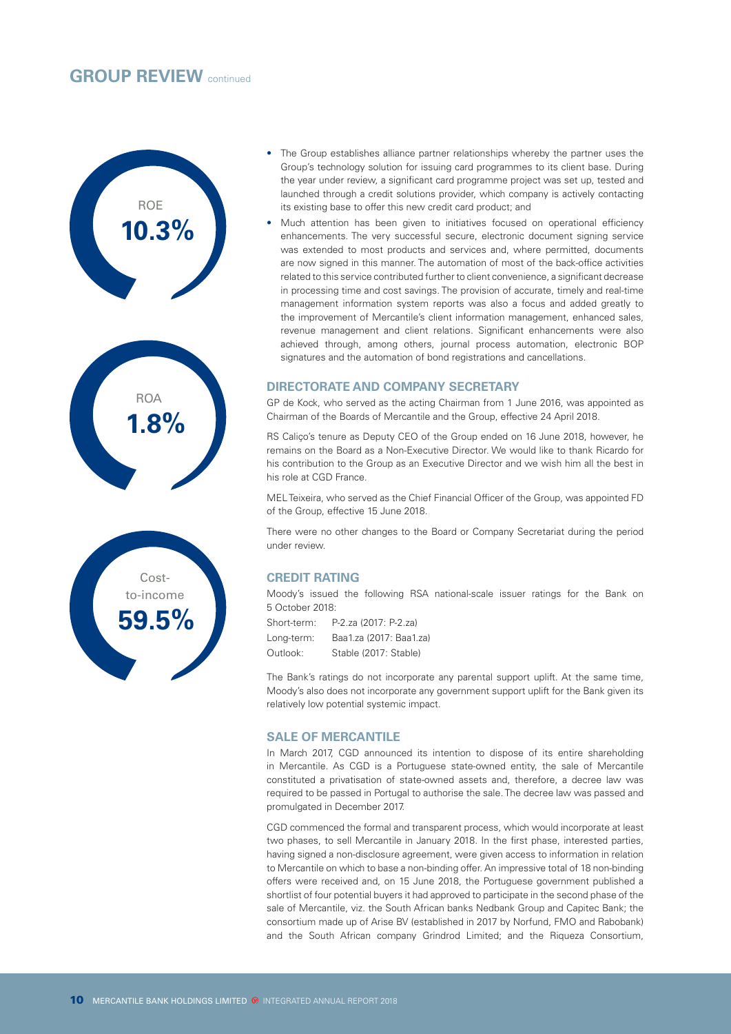## GROUP REVIEW continued

ROE
**10.3%**

ROA
**1.8%**

Cost-to-income
**59.5%**

- The Group establishes alliance partner relationships whereby the partner uses the Group's technology solution for issuing card programmes to its client base. During the year under review, a significant card programme project was set up, tested and launched through a credit solutions provider, which company is actively contacting its existing base to offer this new credit card product; and
- Much attention has been given to initiatives focused on operational efficiency enhancements. The very successful secure, electronic document signing service was extended to most products and services and, where permitted, documents are now signed in this manner. The automation of most of the back-office activities related to this service contributed further to client convenience, a significant decrease in processing time and cost savings. The provision of accurate, timely and real-time management information system reports was also a focus and added greatly to the improvement of Mercantile's client information management, enhanced sales, revenue management and client relations. Significant enhancements were also achieved through, among others, journal process automation, electronic BOP signatures and the automation of bond registrations and cancellations.

### DIRECTORATE AND COMPANY SECRETARY

GP de Kock, who served as the acting Chairman from 1 June 2016, was appointed as Chairman of the Boards of Mercantile and the Group, effective 24 April 2018.

RS Caliço's tenure as Deputy CEO of the Group ended on 16 June 2018, however, he remains on the Board as a Non-Executive Director. We would like to thank Ricardo for his contribution to the Group as an Executive Director and we wish him all the best in his role at CGD France.

MEL Teixeira, who served as the Chief Financial Officer of the Group, was appointed FD of the Group, effective 15 June 2018.

There were no other changes to the Board or Company Secretariat during the period under review.

### CREDIT RATING

Moody's issued the following RSA national-scale issuer ratings for the Bank on 5 October 2018:

| | |
|---|---|
| Short-term: | P-2.za (2017: P-2.za) |
| Long-term: | Baa1.za (2017: Baa1.za) |
| Outlook: | Stable (2017: Stable) |

The Bank's ratings do not incorporate any parental support uplift. At the same time, Moody's also does not incorporate any government support uplift for the Bank given its relatively low potential systemic impact.

### SALE OF MERCANTILE

In March 2017, CGD announced its intention to dispose of its entire shareholding in Mercantile. As CGD is a Portuguese state-owned entity, the sale of Mercantile constituted a privatisation of state-owned assets and, therefore, a decree law was required to be passed in Portugal to authorise the sale. The decree law was passed and promulgated in December 2017.

CGD commenced the formal and transparent process, which would incorporate at least two phases, to sell Mercantile in January 2018. In the first phase, interested parties, having signed a non-disclosure agreement, were given access to information in relation to Mercantile on which to base a non-binding offer. An impressive total of 18 non-binding offers were received and, on 15 June 2018, the Portuguese government published a shortlist of four potential buyers it had approved to participate in the second phase of the sale of Mercantile, viz. the South African banks Nedbank Group and Capitec Bank; the consortium made up of Arise BV (established in 2017 by Norfund, FMO and Rabobank) and the South African company Grindrod Limited; and the Riqueza Consortium,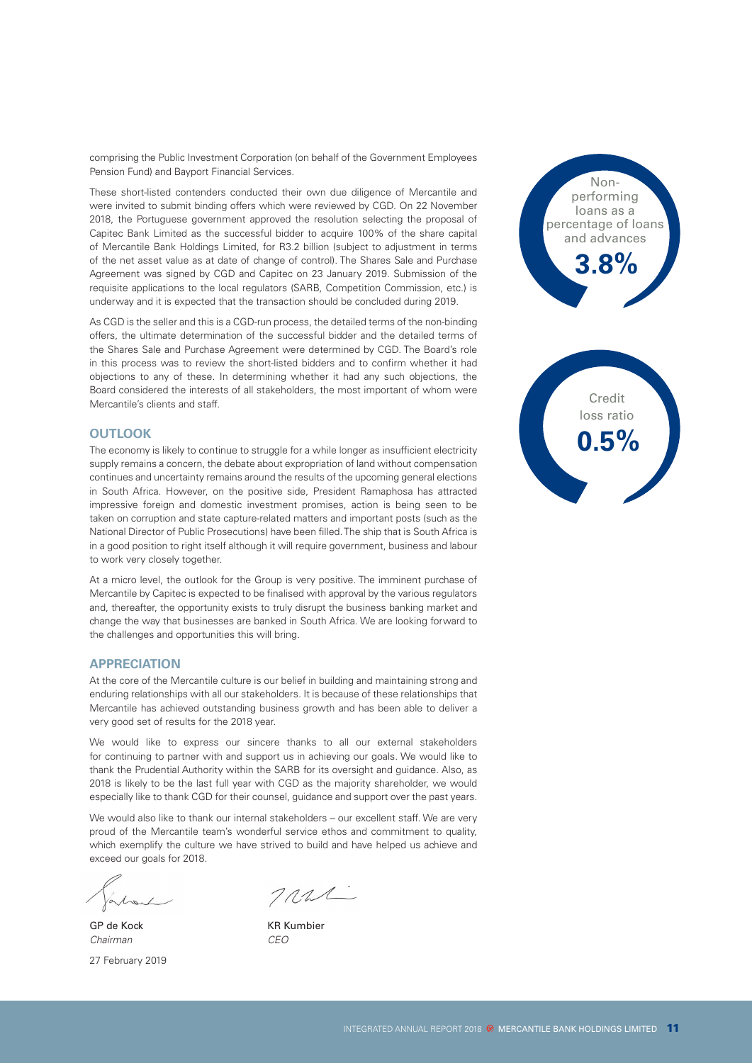comprising the Public Investment Corporation (on behalf of the Government Employees Pension Fund) and Bayport Financial Services.

These short-listed contenders conducted their own due diligence of Mercantile and were invited to submit binding offers which were reviewed by CGD. On 22 November 2018, the Portuguese government approved the resolution selecting the proposal of Capitec Bank Limited as the successful bidder to acquire 100% of the share capital of Mercantile Bank Holdings Limited, for R3.2 billion (subject to adjustment in terms of the net asset value as at date of change of control). The Shares Sale and Purchase Agreement was signed by CGD and Capitec on 23 January 2019. Submission of the requisite applications to the local regulators (SARB, Competition Commission, etc.) is underway and it is expected that the transaction should be concluded during 2019.

As CGD is the seller and this is a CGD-run process, the detailed terms of the non-binding offers, the ultimate determination of the successful bidder and the detailed terms of the Shares Sale and Purchase Agreement were determined by CGD. The Board's role in this process was to review the short-listed bidders and to confirm whether it had objections to any of these. In determining whether it had any such objections, the Board considered the interests of all stakeholders, the most important of whom were Mercantile's clients and staff.

## OUTLOOK

The economy is likely to continue to struggle for a while longer as insufficient electricity supply remains a concern, the debate about expropriation of land without compensation continues and uncertainty remains around the results of the upcoming general elections in South Africa. However, on the positive side, President Ramaphosa has attracted impressive foreign and domestic investment promises, action is being seen to be taken on corruption and state capture-related matters and important posts (such as the National Director of Public Prosecutions) have been filled. The ship that is South Africa is in a good position to right itself although it will require government, business and labour to work very closely together.

At a micro level, the outlook for the Group is very positive. The imminent purchase of Mercantile by Capitec is expected to be finalised with approval by the various regulators and, thereafter, the opportunity exists to truly disrupt the business banking market and change the way that businesses are banked in South Africa. We are looking forward to the challenges and opportunities this will bring.

## APPRECIATION

At the core of the Mercantile culture is our belief in building and maintaining strong and enduring relationships with all our stakeholders. It is because of these relationships that Mercantile has achieved outstanding business growth and has been able to deliver a very good set of results for the 2018 year.

We would like to express our sincere thanks to all our external stakeholders for continuing to partner with and support us in achieving our goals. We would like to thank the Prudential Authority within the SARB for its oversight and guidance. Also, as 2018 is likely to be the last full year with CGD as the majority shareholder, we would especially like to thank CGD for their counsel, guidance and support over the past years.

We would also like to thank our internal stakeholders – our excellent staff. We are very proud of the Mercantile team's wonderful service ethos and commitment to quality, which exemplify the culture we have strived to build and have helped us achieve and exceed our goals for 2018.

| | |
|---|---|
| GP de Kock | KR Kumbier |
| *Chairman* | *CEO* |

27 February 2019

Non-performing loans as a percentage of loans and advances

**3.8%**

Credit loss ratio

**0.5%**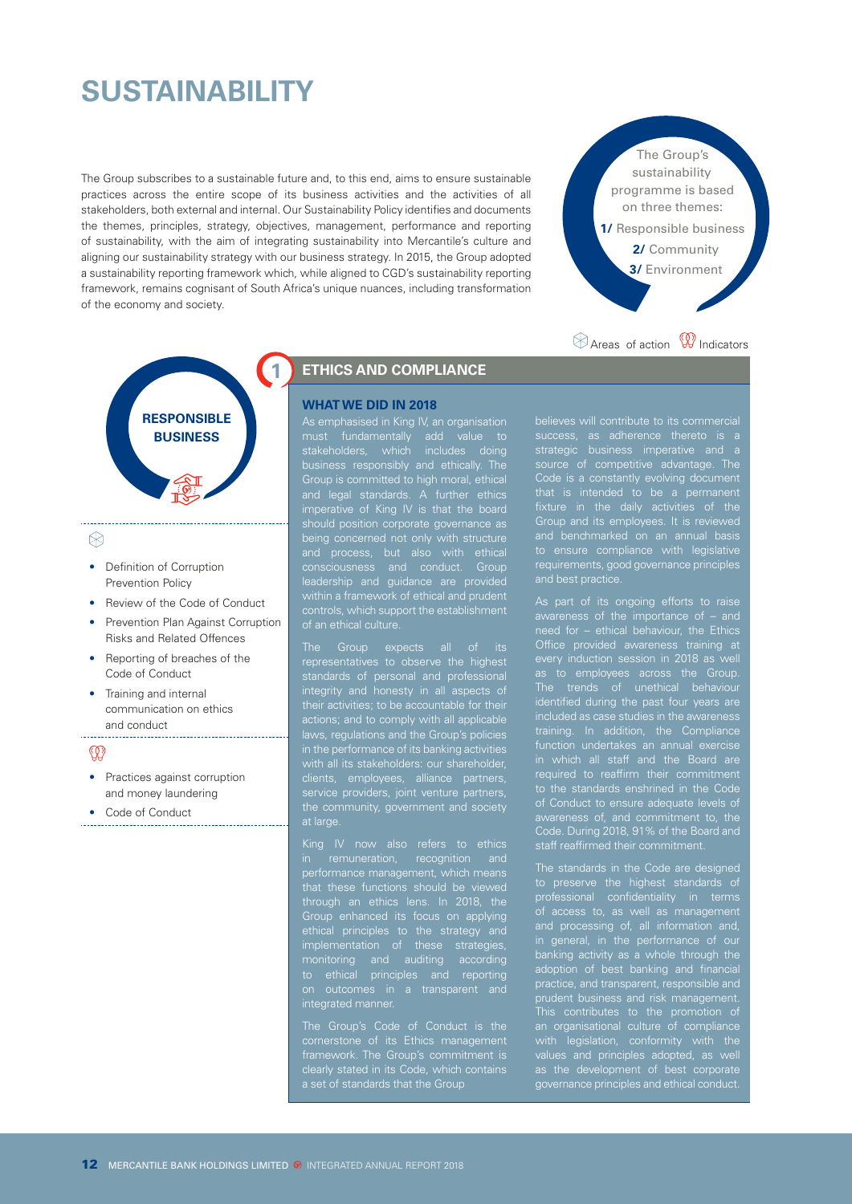# SUSTAINABILITY

The Group subscribes to a sustainable future and, to this end, aims to ensure sustainable practices across the entire scope of its business activities and the activities of all stakeholders, both external and internal. Our Sustainability Policy identifies and documents the themes, principles, strategy, objectives, management, performance and reporting of sustainability, with the aim of integrating sustainability into Mercantile's culture and aligning our sustainability strategy with our business strategy. In 2015, the Group adopted a sustainability reporting framework which, while aligned to CGD's sustainability reporting framework, remains cognisant of South Africa's unique nuances, including transformation of the economy and society.

The Group's sustainability programme is based on three themes:

**1/** Responsible business
**2/** Community
**3/** Environment

Areas of action    Indicators

## RESPONSIBLE BUSINESS

**Areas of action**

- Definition of Corruption Prevention Policy
- Review of the Code of Conduct
- Prevention Plan Against Corruption Risks and Related Offences
- Reporting of breaches of the Code of Conduct
- Training and internal communication on ethics and conduct

**Indicators**

- Practices against corruption and money laundering
- Code of Conduct

## 1 ETHICS AND COMPLIANCE

### WHAT WE DID IN 2018

As emphasised in King IV, an organisation must fundamentally add value to stakeholders, which includes doing business responsibly and ethically. The Group is committed to high moral, ethical and legal standards. A further ethics imperative of King IV is that the board should position corporate governance as being concerned not only with structure and process, but also with ethical consciousness and conduct. Group leadership and guidance are provided within a framework of ethical and prudent controls, which support the establishment of an ethical culture.

The Group expects all of its representatives to observe the highest standards of personal and professional integrity and honesty in all aspects of their activities; to be accountable for their actions; and to comply with all applicable laws, regulations and the Group's policies in the performance of its banking activities with all its stakeholders: our shareholder, clients, employees, alliance partners, service providers, joint venture partners, the community, government and society at large.

King IV now also refers to ethics in remuneration, recognition and performance management, which means that these functions should be viewed through an ethics lens. In 2018, the Group enhanced its focus on applying ethical principles to the strategy and implementation of these strategies, monitoring and auditing according to ethical principles and reporting on outcomes in a transparent and integrated manner.

The Group's Code of Conduct is the cornerstone of its Ethics management framework. The Group's commitment is clearly stated in its Code, which contains a set of standards that the Group believes will contribute to its commercial success, as adherence thereto is a strategic business imperative and a source of competitive advantage. The Code is a constantly evolving document that is intended to be a permanent fixture in the daily activities of the Group and its employees. It is reviewed and benchmarked on an annual basis to ensure compliance with legislative requirements, good governance principles and best practice.

As part of its ongoing efforts to raise awareness of the importance of – and need for – ethical behaviour, the Ethics Office provided awareness training at every induction session in 2018 as well as to employees across the Group. The trends of unethical behaviour identified during the past four years are included as case studies in the awareness training. In addition, the Compliance function undertakes an annual exercise in which all staff and the Board are required to reaffirm their commitment to the standards enshrined in the Code of Conduct to ensure adequate levels of awareness of, and commitment to, the Code. During 2018, 91% of the Board and staff reaffirmed their commitment.

The standards in the Code are designed to preserve the highest standards of professional confidentiality in terms of access to, as well as management and processing of, all information and, in general, in the performance of our banking activity as a whole through the adoption of best banking and financial practice, and transparent, responsible and prudent business and risk management. This contributes to the promotion of an organisational culture of compliance with legislation, conformity with the values and principles adopted, as well as the development of best corporate governance principles and ethical conduct.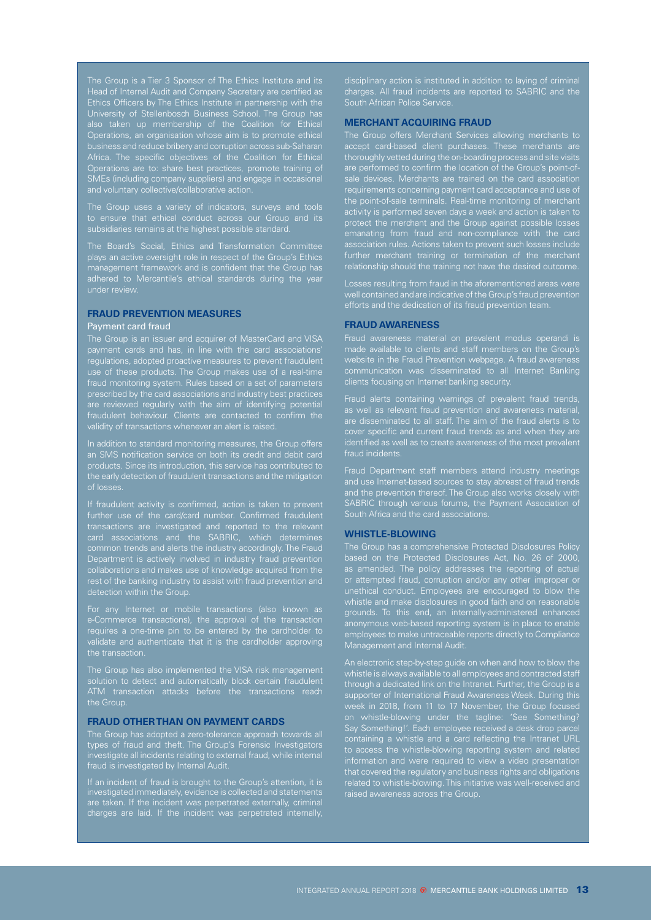The Group is a Tier 3 Sponsor of The Ethics Institute and its Head of Internal Audit and Company Secretary are certified as Ethics Officers by The Ethics Institute in partnership with the University of Stellenbosch Business School. The Group has also taken up membership of the Coalition for Ethical Operations, an organisation whose aim is to promote ethical business and reduce bribery and corruption across sub-Saharan Africa. The specific objectives of the Coalition for Ethical Operations are to: share best practices, promote training of SMEs (including company suppliers) and engage in occasional and voluntary collective/collaborative action.

The Group uses a variety of indicators, surveys and tools to ensure that ethical conduct across our Group and its subsidiaries remains at the highest possible standard.

The Board's Social, Ethics and Transformation Committee plays an active oversight role in respect of the Group's Ethics management framework and is confident that the Group has adhered to Mercantile's ethical standards during the year under review.

## FRAUD PREVENTION MEASURES

### Payment card fraud

The Group is an issuer and acquirer of MasterCard and VISA payment cards and has, in line with the card associations' regulations, adopted proactive measures to prevent fraudulent use of these products. The Group makes use of a real-time fraud monitoring system. Rules based on a set of parameters prescribed by the card associations and industry best practices are reviewed regularly with the aim of identifying potential fraudulent behaviour. Clients are contacted to confirm the validity of transactions whenever an alert is raised.

In addition to standard monitoring measures, the Group offers an SMS notification service on both its credit and debit card products. Since its introduction, this service has contributed to the early detection of fraudulent transactions and the mitigation of losses.

If fraudulent activity is confirmed, action is taken to prevent further use of the card/card number. Confirmed fraudulent transactions are investigated and reported to the relevant card associations and the SABRIC, which determines common trends and alerts the industry accordingly. The Fraud Department is actively involved in industry fraud prevention collaborations and makes use of knowledge acquired from the rest of the banking industry to assist with fraud prevention and detection within the Group.

For any Internet or mobile transactions (also known as e-Commerce transactions), the approval of the transaction requires a one-time pin to be entered by the cardholder to validate and authenticate that it is the cardholder approving the transaction.

The Group has also implemented the VISA risk management solution to detect and automatically block certain fraudulent ATM transaction attacks before the transactions reach the Group.

## FRAUD OTHER THAN ON PAYMENT CARDS

The Group has adopted a zero-tolerance approach towards all types of fraud and theft. The Group's Forensic Investigators investigate all incidents relating to external fraud, while internal fraud is investigated by Internal Audit.

If an incident of fraud is brought to the Group's attention, it is investigated immediately, evidence is collected and statements are taken. If the incident was perpetrated externally, criminal charges are laid. If the incident was perpetrated internally, disciplinary action is instituted in addition to laying of criminal charges. All fraud incidents are reported to SABRIC and the South African Police Service.

## MERCHANT ACQUIRING FRAUD

The Group offers Merchant Services allowing merchants to accept card-based client purchases. These merchants are thoroughly vetted during the on-boarding process and site visits are performed to confirm the location of the Group's point-of-sale devices. Merchants are trained on the card association requirements concerning payment card acceptance and use of the point-of-sale terminals. Real-time monitoring of merchant activity is performed seven days a week and action is taken to protect the merchant and the Group against possible losses emanating from fraud and non-compliance with the card association rules. Actions taken to prevent such losses include further merchant training or termination of the merchant relationship should the training not have the desired outcome.

Losses resulting from fraud in the aforementioned areas were well contained and are indicative of the Group's fraud prevention efforts and the dedication of its fraud prevention team.

## FRAUD AWARENESS

Fraud awareness material on prevalent modus operandi is made available to clients and staff members on the Group's website in the Fraud Prevention webpage. A fraud awareness communication was disseminated to all Internet Banking clients focusing on Internet banking security.

Fraud alerts containing warnings of prevalent fraud trends, as well as relevant fraud prevention and awareness material, are disseminated to all staff. The aim of the fraud alerts is to cover specific and current fraud trends as and when they are identified as well as to create awareness of the most prevalent fraud incidents.

Fraud Department staff members attend industry meetings and use Internet-based sources to stay abreast of fraud trends and the prevention thereof. The Group also works closely with SABRIC through various forums, the Payment Association of South Africa and the card associations.

## WHISTLE-BLOWING

The Group has a comprehensive Protected Disclosures Policy based on the Protected Disclosures Act, No. 26 of 2000, as amended. The policy addresses the reporting of actual or attempted fraud, corruption and/or any other improper or unethical conduct. Employees are encouraged to blow the whistle and make disclosures in good faith and on reasonable grounds. To this end, an internally-administered enhanced anonymous web-based reporting system is in place to enable employees to make untraceable reports directly to Compliance Management and Internal Audit.

An electronic step-by-step guide on when and how to blow the whistle is always available to all employees and contracted staff through a dedicated link on the Intranet. Further, the Group is a supporter of International Fraud Awareness Week. During this week in 2018, from 11 to 17 November, the Group focused on whistle-blowing under the tagline: 'See Something? Say Something!'. Each employee received a desk drop parcel containing a whistle and a card reflecting the Intranet URL to access the whistle-blowing reporting system and related information and were required to view a video presentation that covered the regulatory and business rights and obligations related to whistle-blowing. This initiative was well-received and raised awareness across the Group.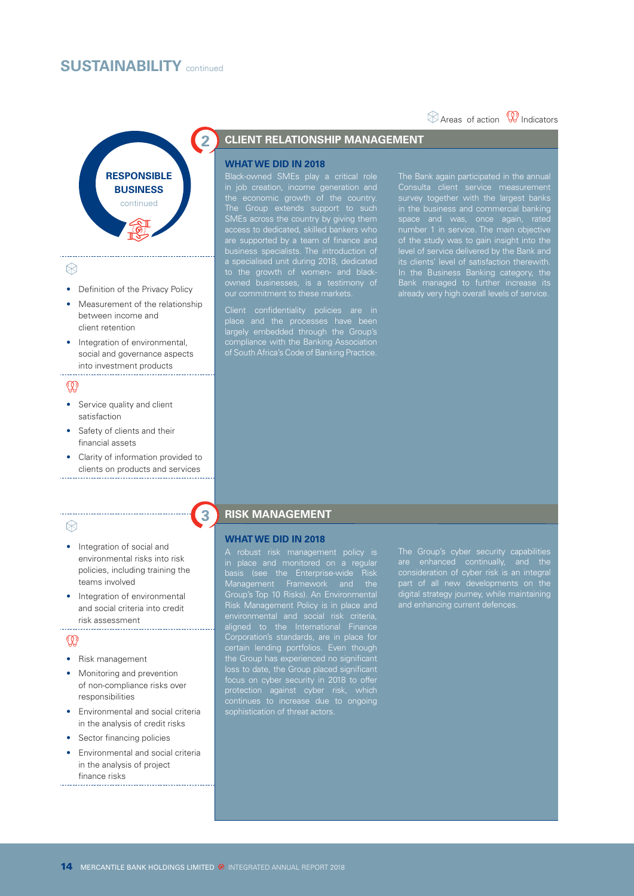# SUSTAINABILITY continued

Areas of action | Indicators

## RESPONSIBLE BUSINESS continued

**Areas of action**

- Definition of the Privacy Policy
- Measurement of the relationship between income and client retention
- Integration of environmental, social and governance aspects into investment products

**Indicators**

- Service quality and client satisfaction
- Safety of clients and their financial assets
- Clarity of information provided to clients on products and services

## 2 CLIENT RELATIONSHIP MANAGEMENT

### WHAT WE DID IN 2018

Black-owned SMEs play a critical role in job creation, income generation and the economic growth of the country. The Group extends support to such SMEs across the country by giving them access to dedicated, skilled bankers who are supported by a team of finance and business specialists. The introduction of a specialised unit during 2018, dedicated to the growth of women- and black-owned businesses, is a testimony of our commitment to these markets.

Client confidentiality policies are in place and the processes have been largely embedded through the Group's compliance with the Banking Association of South Africa's Code of Banking Practice.

The Bank again participated in the annual Consulta client service measurement survey together with the largest banks in the business and commercial banking space and was, once again, rated number 1 in service. The main objective of the study was to gain insight into the level of service delivered by the Bank and its clients' level of satisfaction therewith. In the Business Banking category, the Bank managed to further increase its already very high overall levels of service.

**Areas of action**

- Integration of social and environmental risks into risk policies, including training the teams involved
- Integration of environmental and social criteria into credit risk assessment

**Indicators**

- Risk management
- Monitoring and prevention of non-compliance risks over responsibilities
- Environmental and social criteria in the analysis of credit risks
- Sector financing policies
- Environmental and social criteria in the analysis of project finance risks

## 3 RISK MANAGEMENT

### WHAT WE DID IN 2018

A robust risk management policy is in place and monitored on a regular basis (see the Enterprise-wide Risk Management Framework and the Group's Top 10 Risks). An Environmental Risk Management Policy is in place and environmental and social risk criteria, aligned to the International Finance Corporation's standards, are in place for certain lending portfolios. Even though the Group has experienced no significant loss to date, the Group placed significant focus on cyber security in 2018 to offer protection against cyber risk, which continues to increase due to ongoing sophistication of threat actors.

The Group's cyber security capabilities are enhanced continually, and the consideration of cyber risk is an integral part of all new developments on the digital strategy journey, while maintaining and enhancing current defences.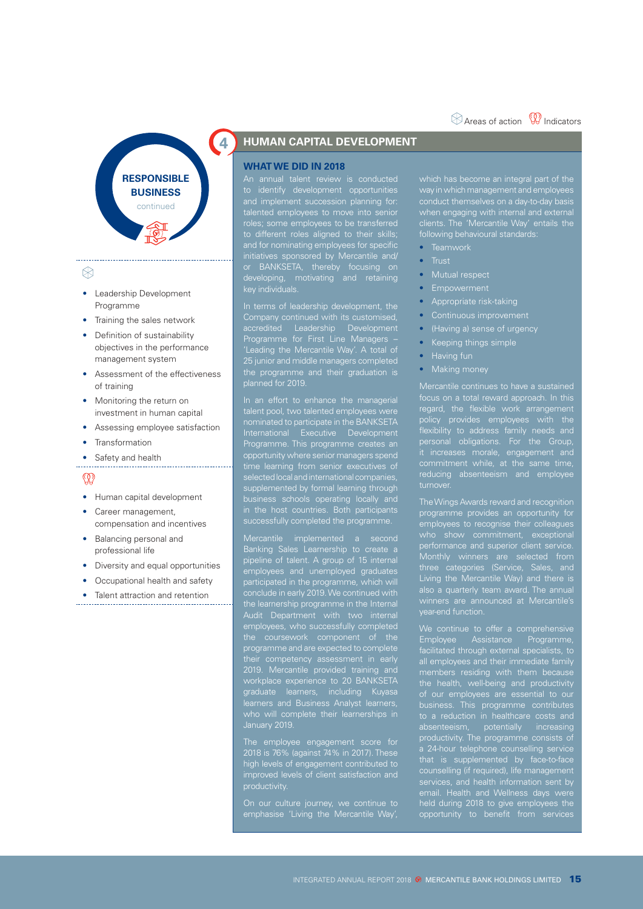Areas of action | Indicators

**RESPONSIBLE BUSINESS**
continued

- Leadership Development Programme
- Training the sales network
- Definition of sustainability objectives in the performance management system
- Assessment of the effectiveness of training
- Monitoring the return on investment in human capital
- Assessing employee satisfaction
- Transformation
- Safety and health

- Human capital development
- Career management, compensation and incentives
- Balancing personal and professional life
- Diversity and equal opportunities
- Occupational health and safety
- Talent attraction and retention

## 4 HUMAN CAPITAL DEVELOPMENT

### WHAT WE DID IN 2018

An annual talent review is conducted to identify development opportunities and implement succession planning for: talented employees to move into senior roles; some employees to be transferred to different roles aligned to their skills; and for nominating employees for specific initiatives sponsored by Mercantile and/or BANKSETA, thereby focusing on developing, motivating and retaining key individuals.

In terms of leadership development, the Company continued with its customised, accredited Leadership Development Programme for First Line Managers – 'Leading the Mercantile Way'. A total of 25 junior and middle managers completed the programme and their graduation is planned for 2019.

In an effort to enhance the managerial talent pool, two talented employees were nominated to participate in the BANKSETA International Executive Development Programme. This programme creates an opportunity where senior managers spend time learning from senior executives of selected local and international companies, supplemented by formal learning through business schools operating locally and in the host countries. Both participants successfully completed the programme.

Mercantile implemented a second Banking Sales Learnership to create a pipeline of talent. A group of 15 internal employees and unemployed graduates participated in the programme, which will conclude in early 2019. We continued with the learnership programme in the Internal Audit Department with two internal employees, who successfully completed the coursework component of the programme and are expected to complete their competency assessment in early 2019. Mercantile provided training and workplace experience to 20 BANKSETA graduate learners, including Kuyasa learners and Business Analyst learners, who will complete their learnerships in January 2019.

The employee engagement score for 2018 is 76% (against 74% in 2017). These high levels of engagement contributed to improved levels of client satisfaction and productivity.

On our culture journey, we continue to emphasise 'Living the Mercantile Way', which has become an integral part of the way in which management and employees conduct themselves on a day-to-day basis when engaging with internal and external clients. The 'Mercantile Way' entails the following behavioural standards:

- Teamwork
- Trust
- Mutual respect
- Empowerment
- Appropriate risk-taking
- Continuous improvement
- (Having a) sense of urgency
- Keeping things simple
- Having fun
- Making money

Mercantile continues to have a sustained focus on a total reward approach. In this regard, the flexible work arrangement policy provides employees with the flexibility to address family needs and personal obligations. For the Group, it increases morale, engagement and commitment while, at the same time, reducing absenteeism and employee turnover.

The Wings Awards reward and recognition programme provides an opportunity for employees to recognise their colleagues who show commitment, exceptional performance and superior client service. Monthly winners are selected from three categories (Service, Sales, and Living the Mercantile Way) and there is also a quarterly team award. The annual winners are announced at Mercantile's year-end function.

We continue to offer a comprehensive Employee Assistance Programme, facilitated through external specialists, to all employees and their immediate family members residing with them because the health, well-being and productivity of our employees are essential to our business. This programme contributes to a reduction in healthcare costs and absenteeism, potentially increasing productivity. The programme consists of a 24-hour telephone counselling service that is supplemented by face-to-face counselling (if required), life management services, and health information sent by email. Health and Wellness days were held during 2018 to give employees the opportunity to benefit from services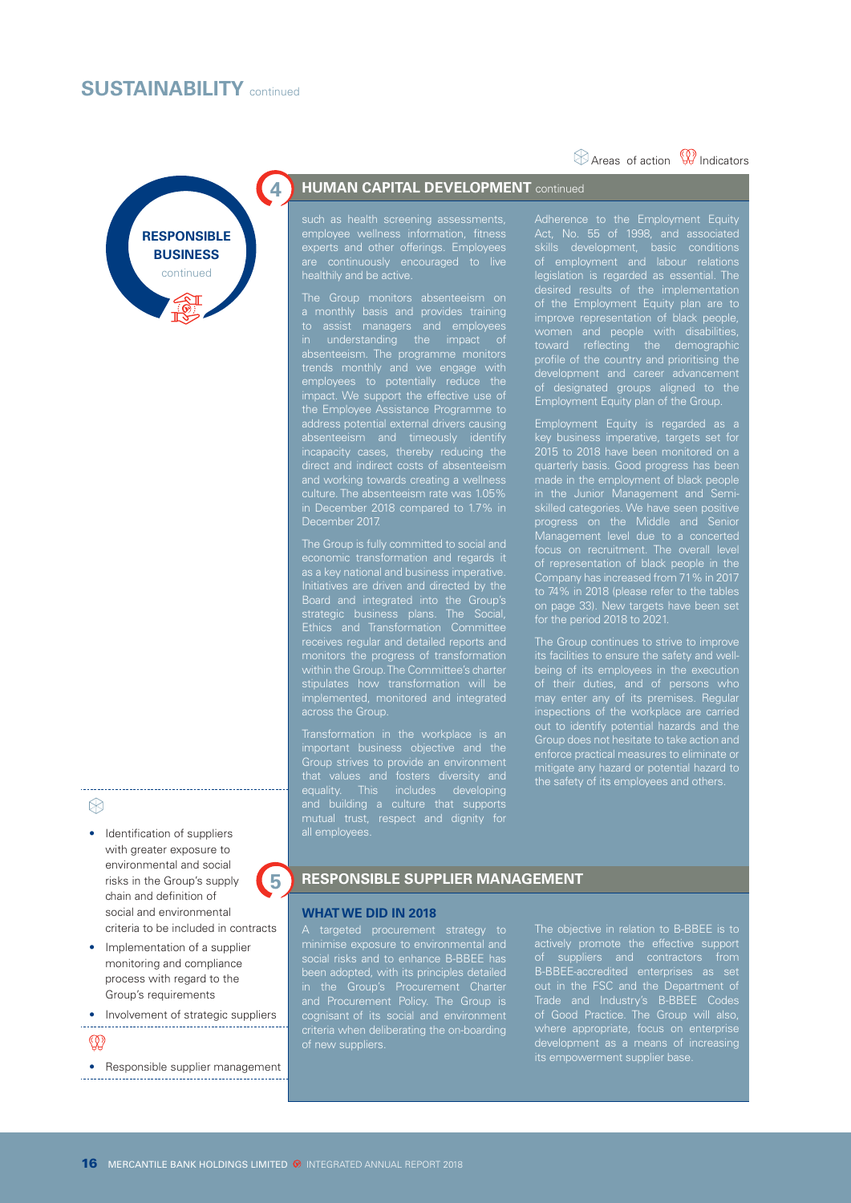# SUSTAINABILITY continued

Areas of action | Indicators

**RESPONSIBLE BUSINESS** continued

## 4 HUMAN CAPITAL DEVELOPMENT continued

such as health screening assessments, employee wellness information, fitness experts and other offerings. Employees are continuously encouraged to live healthily and be active.

The Group monitors absenteeism on a monthly basis and provides training to assist managers and employees in understanding the impact of absenteeism. The programme monitors trends monthly and we engage with employees to potentially reduce the impact. We support the effective use of the Employee Assistance Programme to address potential external drivers causing absenteeism and timeously identify incapacity cases, thereby reducing the direct and indirect costs of absenteeism and working towards creating a wellness culture. The absenteeism rate was 1.05% in December 2018 compared to 1.7% in December 2017.

The Group is fully committed to social and economic transformation and regards it as a key national and business imperative. Initiatives are driven and directed by the Board and integrated into the Group's strategic business plans. The Social, Ethics and Transformation Committee receives regular and detailed reports and monitors the progress of transformation within the Group. The Committee's charter stipulates how transformation will be implemented, monitored and integrated across the Group.

Transformation in the workplace is an important business objective and the Group strives to provide an environment that values and fosters diversity and equality. This includes developing and building a culture that supports mutual trust, respect and dignity for all employees.

Adherence to the Employment Equity Act, No. 55 of 1998, and associated skills development, basic conditions of employment and labour relations legislation is regarded as essential. The desired results of the implementation of the Employment Equity plan are to improve representation of black people, women and people with disabilities, toward reflecting the demographic profile of the country and prioritising the development and career advancement of designated groups aligned to the Employment Equity plan of the Group.

Employment Equity is regarded as a key business imperative, targets set for 2015 to 2018 have been monitored on a quarterly basis. Good progress has been made in the employment of black people in the Junior Management and Semi-skilled categories. We have seen positive progress on the Middle and Senior Management level due to a concerted focus on recruitment. The overall level of representation of black people in the Company has increased from 71% in 2017 to 74% in 2018 (please refer to the tables on page 33). New targets have been set for the period 2018 to 2021.

The Group continues to strive to improve its facilities to ensure the safety and well-being of its employees in the execution of their duties, and of persons who may enter any of its premises. Regular inspections of the workplace are carried out to identify potential hazards and the Group does not hesitate to take action and enforce practical measures to eliminate or mitigate any hazard or potential hazard to the safety of its employees and others.

**Areas of action**

- Identification of suppliers with greater exposure to environmental and social risks in the Group's supply chain and definition of social and environmental criteria to be included in contracts
- Implementation of a supplier monitoring and compliance process with regard to the Group's requirements
- Involvement of strategic suppliers

**Indicators**

- Responsible supplier management

## 5 RESPONSIBLE SUPPLIER MANAGEMENT

### WHAT WE DID IN 2018

A targeted procurement strategy to minimise exposure to environmental and social risks and to enhance B-BBEE has been adopted, with its principles detailed in the Group's Procurement Charter and Procurement Policy. The Group is cognisant of its social and environment criteria when deliberating the on-boarding of new suppliers.

The objective in relation to B-BBEE is to actively promote the effective support of suppliers and contractors from B-BBEE-accredited enterprises as set out in the FSC and the Department of Trade and Industry's B-BBEE Codes of Good Practice. The Group will also, where appropriate, focus on enterprise development as a means of increasing its empowerment supplier base.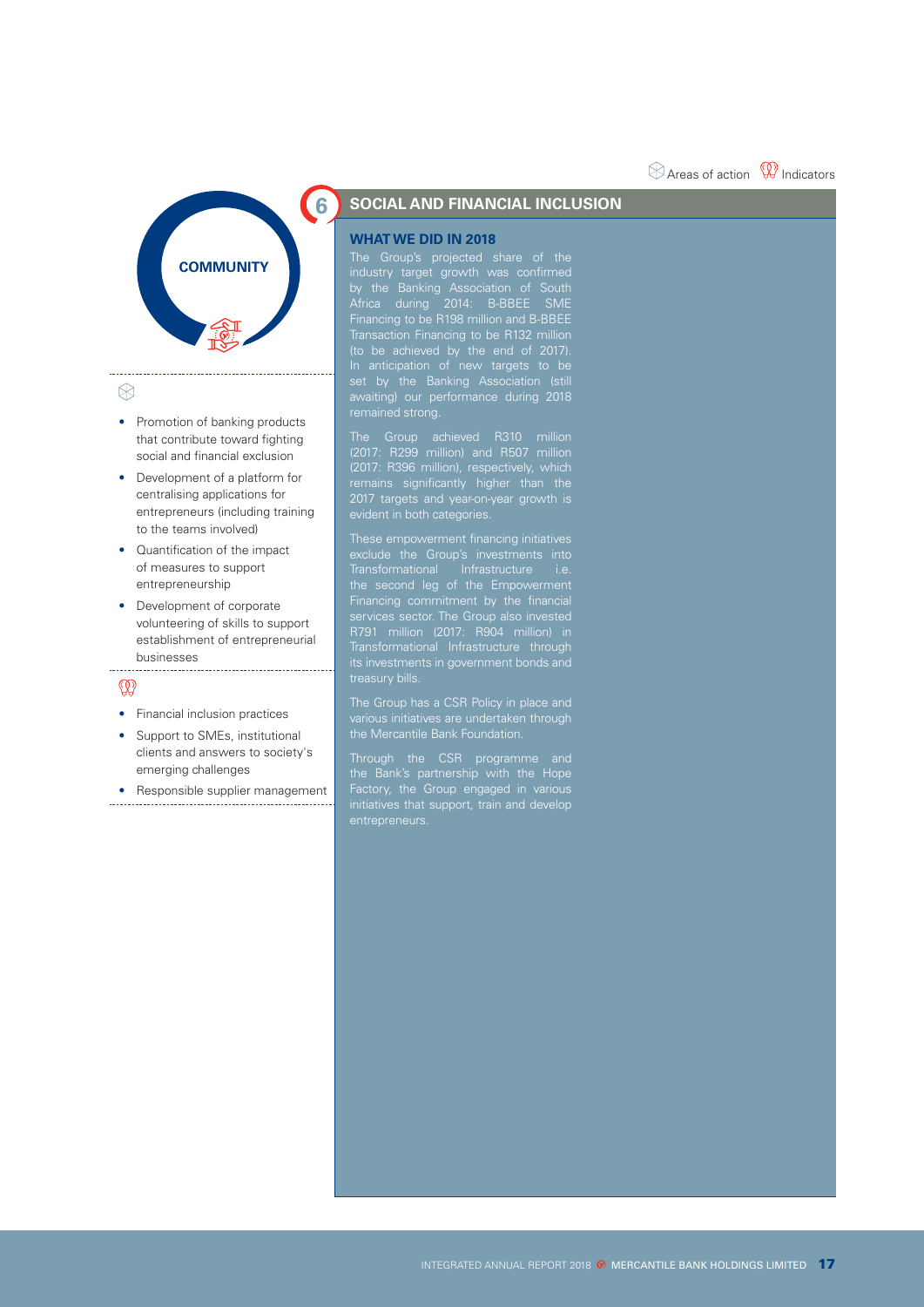Areas of action Indicators

COMMUNITY

- Promotion of banking products that contribute toward fighting social and financial exclusion
- Development of a platform for centralising applications for entrepreneurs (including training to the teams involved)
- Quantification of the impact of measures to support entrepreneurship
- Development of corporate volunteering of skills to support establishment of entrepreneurial businesses

- Financial inclusion practices
- Support to SMEs, institutional clients and answers to society's emerging challenges
- Responsible supplier management

## 6 SOCIAL AND FINANCIAL INCLUSION

### WHAT WE DID IN 2018

The Group's projected share of the industry target growth was confirmed by the Banking Association of South Africa during 2014: B-BBEE SME Financing to be R198 million and B-BBEE Transaction Financing to be R132 million (to be achieved by the end of 2017). In anticipation of new targets to be set by the Banking Association (still awaiting) our performance during 2018 remained strong.

The Group achieved R310 million (2017: R299 million) and R507 million (2017: R396 million), respectively, which remains significantly higher than the 2017 targets and year-on-year growth is evident in both categories.

These empowerment financing initiatives exclude the Group's investments into Transformational Infrastructure i.e. the second leg of the Empowerment Financing commitment by the financial services sector. The Group also invested R791 million (2017: R904 million) in Transformational Infrastructure through its investments in government bonds and treasury bills.

The Group has a CSR Policy in place and various initiatives are undertaken through the Mercantile Bank Foundation.

Through the CSR programme and the Bank's partnership with the Hope Factory, the Group engaged in various initiatives that support, train and develop entrepreneurs.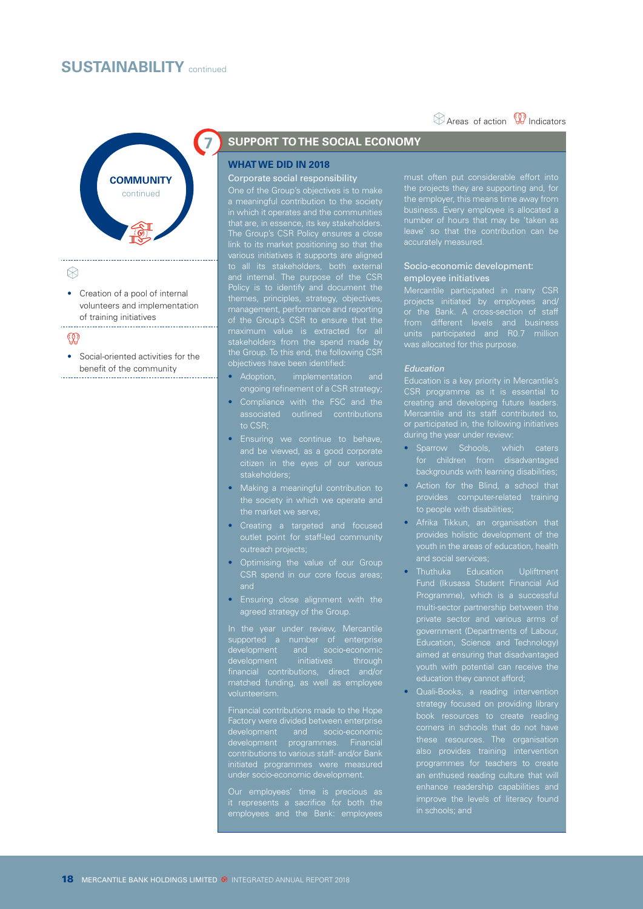# SUSTAINABILITY continued

Areas of action | Indicators

**COMMUNITY** continued

Areas of action:

- Creation of a pool of internal volunteers and implementation of training initiatives

Indicators:

- Social-oriented activities for the benefit of the community

## 7 SUPPORT TO THE SOCIAL ECONOMY

### WHAT WE DID IN 2018

#### Corporate social responsibility

One of the Group's objectives is to make a meaningful contribution to the society in which it operates and the communities that are, in essence, its key stakeholders. The Group's CSR Policy ensures a close link to its market positioning so that the various initiatives it supports are aligned to all its stakeholders, both external and internal. The purpose of the CSR Policy is to identify and document the themes, principles, strategy, objectives, management, performance and reporting of the Group's CSR to ensure that the maximum value is extracted for all stakeholders from the spend made by the Group. To this end, the following CSR objectives have been identified:

- Adoption, implementation and ongoing refinement of a CSR strategy;
- Compliance with the FSC and the associated outlined contributions to CSR;
- Ensuring we continue to behave, and be viewed, as a good corporate citizen in the eyes of our various stakeholders;
- Making a meaningful contribution to the society in which we operate and the market we serve;
- Creating a targeted and focused outlet point for staff-led community outreach projects;
- Optimising the value of our Group CSR spend in our core focus areas; and
- Ensuring close alignment with the agreed strategy of the Group.

In the year under review, Mercantile supported a number of enterprise development and socio-economic development initiatives through financial contributions, direct and/or matched funding, as well as employee volunteerism.

Financial contributions made to the Hope Factory were divided between enterprise development and socio-economic development programmes. Financial contributions to various staff- and/or Bank initiated programmes were measured under socio-economic development.

Our employees' time is precious as it represents a sacrifice for both the employees and the Bank: employees must often put considerable effort into the projects they are supporting and, for the employer, this means time away from business. Every employee is allocated a number of hours that may be 'taken as leave' so that the contribution can be accurately measured.

#### Socio-economic development: employee initiatives

Mercantile participated in many CSR projects initiated by employees and/or the Bank. A cross-section of staff from different levels and business units participated and R0.7 million was allocated for this purpose.

*Education*

Education is a key priority in Mercantile's CSR programme as it is essential to creating and developing future leaders. Mercantile and its staff contributed to, or participated in, the following initiatives during the year under review:

- Sparrow Schools, which caters for children from disadvantaged backgrounds with learning disabilities;
- Action for the Blind, a school that provides computer-related training to people with disabilities;
- Afrika Tikkun, an organisation that provides holistic development of the youth in the areas of education, health and social services;
- Thuthuka Education Upliftment Fund (Ikusasa Student Financial Aid Programme), which is a successful multi-sector partnership between the private sector and various arms of government (Departments of Labour, Education, Science and Technology) aimed at ensuring that disadvantaged youth with potential can receive the education they cannot afford;
- Quali-Books, a reading intervention strategy focused on providing library book resources to create reading corners in schools that do not have these resources. The organisation also provides training intervention programmes for teachers to create an enthused reading culture that will enhance readership capabilities and improve the levels of literacy found in schools; and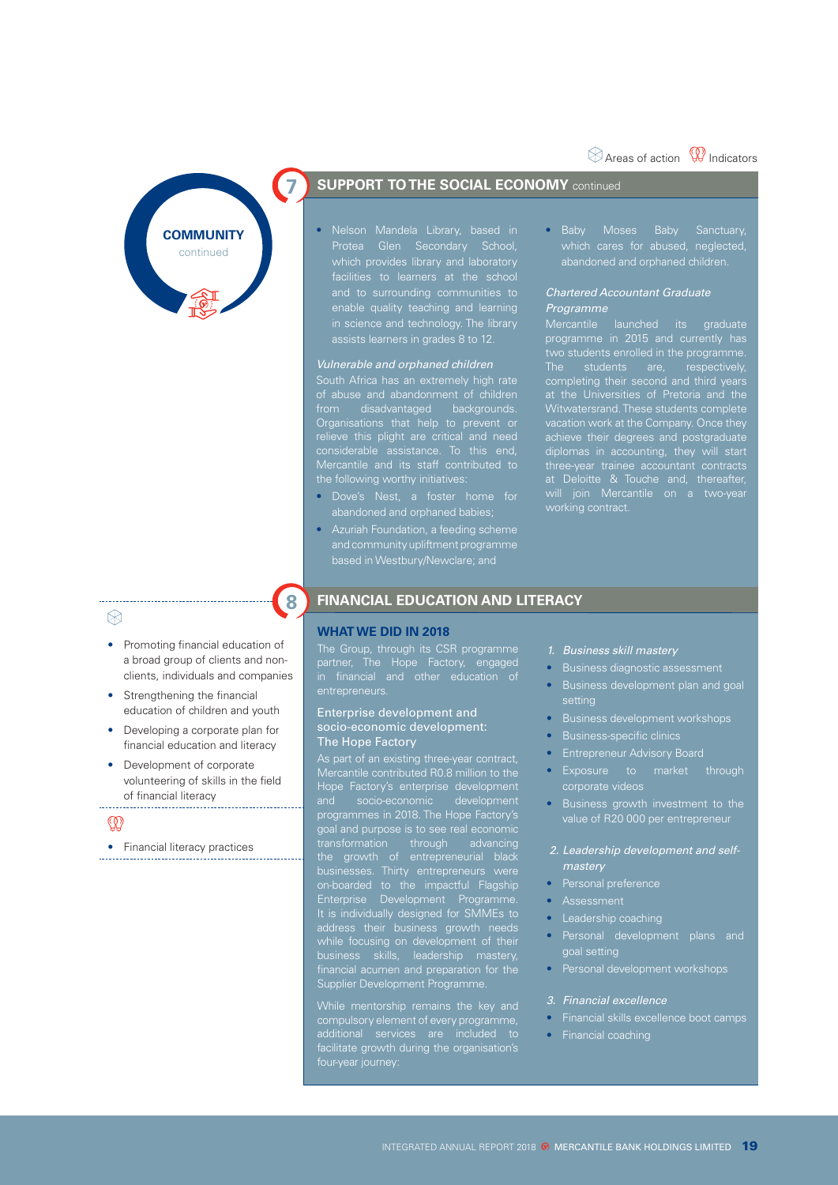Areas of action  Indicators

**COMMUNITY** continued

## 7 SUPPORT TO THE SOCIAL ECONOMY continued

- Nelson Mandela Library, based in Protea Glen Secondary School, which provides library and laboratory facilities to learners at the school and to surrounding communities to enable quality teaching and learning in science and technology. The library assists learners in grades 8 to 12.

*Vulnerable and orphaned children*

South Africa has an extremely high rate of abuse and abandonment of children from disadvantaged backgrounds. Organisations that help to prevent or relieve this plight are critical and need considerable assistance. To this end, Mercantile and its staff contributed to the following worthy initiatives:

- Dove's Nest, a foster home for abandoned and orphaned babies;
- Azuriah Foundation, a feeding scheme and community upliftment programme based in Westbury/Newclare; and
- Baby Moses Baby Sanctuary, which cares for abused, neglected, abandoned and orphaned children.

*Chartered Accountant Graduate Programme*

Mercantile launched its graduate programme in 2015 and currently has two students enrolled in the programme. The students are, respectively, completing their second and third years at the Universities of Pretoria and the Witwatersrand. These students complete vacation work at the Company. Once they achieve their degrees and postgraduate diplomas in accounting, they will start three-year trainee accountant contracts at Deloitte & Touche and, thereafter, will join Mercantile on a two-year working contract.

## 8 FINANCIAL EDUCATION AND LITERACY

Areas of action

- Promoting financial education of a broad group of clients and non-clients, individuals and companies
- Strengthening the financial education of children and youth
- Developing a corporate plan for financial education and literacy
- Development of corporate volunteering of skills in the field of financial literacy

Indicators

- Financial literacy practices

### WHAT WE DID IN 2018

The Group, through its CSR programme partner, The Hope Factory, engaged in financial and other education of entrepreneurs.

### Enterprise development and socio-economic development: The Hope Factory

As part of an existing three-year contract, Mercantile contributed R0.8 million to the Hope Factory's enterprise development and socio-economic development programmes in 2018. The Hope Factory's goal and purpose is to see real economic transformation through advancing the growth of entrepreneurial black businesses. Thirty entrepreneurs were on-boarded to the impactful Flagship Enterprise Development Programme. It is individually designed for SMMEs to address their business growth needs while focusing on development of their business skills, leadership mastery, financial acumen and preparation for the Supplier Development Programme.

While mentorship remains the key and compulsory element of every programme, additional services are included to facilitate growth during the organisation's four-year journey:

1. *Business skill mastery*
   - Business diagnostic assessment
   - Business development plan and goal setting
   - Business development workshops
   - Business-specific clinics
   - Entrepreneur Advisory Board
   - Exposure to market through corporate videos
   - Business growth investment to the value of R20 000 per entrepreneur

2. *Leadership development and self-mastery*
   - Personal preference
   - Assessment
   - Leadership coaching
   - Personal development plans and goal setting
   - Personal development workshops

3. *Financial excellence*
   - Financial skills excellence boot camps
   - Financial coaching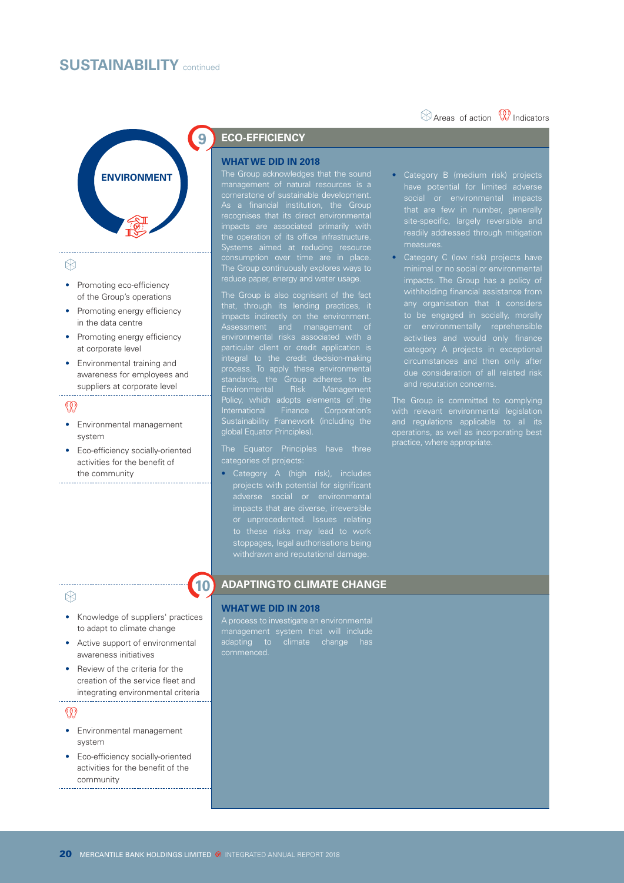# SUSTAINABILITY continued

Areas of action | Indicators

## ENVIRONMENT

**Areas of action (9)**

- Promoting eco-efficiency of the Group's operations
- Promoting energy efficiency in the data centre
- Promoting energy efficiency at corporate level
- Environmental training and awareness for employees and suppliers at corporate level

**Indicators (9)**

- Environmental management system
- Eco-efficiency socially-oriented activities for the benefit of the community

## 9 ECO-EFFICIENCY

### WHAT WE DID IN 2018

The Group acknowledges that the sound management of natural resources is a cornerstone of sustainable development. As a financial institution, the Group recognises that its direct environmental impacts are associated primarily with the operation of its office infrastructure. Systems aimed at reducing resource consumption over time are in place. The Group continuously explores ways to reduce paper, energy and water usage.

The Group is also cognisant of the fact that, through its lending practices, it impacts indirectly on the environment. Assessment and management of environmental risks associated with a particular client or credit application is integral to the credit decision-making process. To apply these environmental standards, the Group adheres to its Environmental Risk Management Policy, which adopts elements of the International Finance Corporation's Sustainability Framework (including the global Equator Principles).

The Equator Principles have three categories of projects:

- Category A (high risk), includes projects with potential for significant adverse social or environmental impacts that are diverse, irreversible or unprecedented. Issues relating to these risks may lead to work stoppages, legal authorisations being withdrawn and reputational damage.
- Category B (medium risk) projects have potential for limited adverse social or environmental impacts that are few in number, generally site-specific, largely reversible and readily addressed through mitigation measures.
- Category C (low risk) projects have minimal or no social or environmental impacts. The Group has a policy of withholding financial assistance from any organisation that it considers to be engaged in socially, morally or environmentally reprehensible activities and would only finance category A projects in exceptional circumstances and then only after due consideration of all related risk and reputation concerns.

The Group is committed to complying with relevant environmental legislation and regulations applicable to all its operations, as well as incorporating best practice, where appropriate.

**Areas of action (10)**

- Knowledge of suppliers' practices to adapt to climate change
- Active support of environmental awareness initiatives
- Review of the criteria for the creation of the service fleet and integrating environmental criteria

**Indicators (10)**

- Environmental management system
- Eco-efficiency socially-oriented activities for the benefit of the community

## 10 ADAPTING TO CLIMATE CHANGE

### WHAT WE DID IN 2018

A process to investigate an environmental management system that will include adapting to climate change has commenced.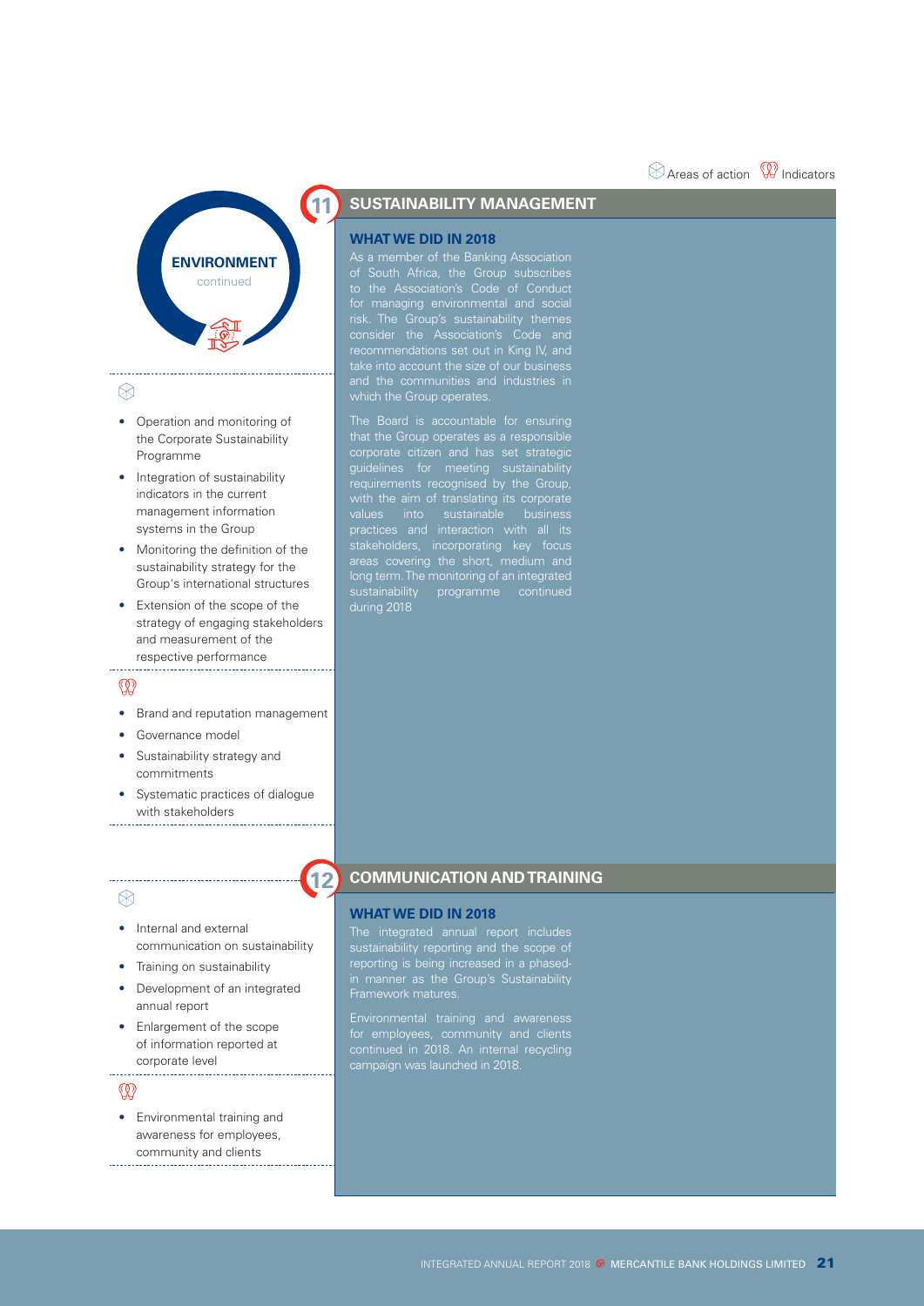Areas of action | Indicators

**ENVIRONMENT** continued

## 11 SUSTAINABILITY MANAGEMENT

**Areas of action**

- Operation and monitoring of the Corporate Sustainability Programme
- Integration of sustainability indicators in the current management information systems in the Group
- Monitoring the definition of the sustainability strategy for the Group's international structures
- Extension of the scope of the strategy of engaging stakeholders and measurement of the respective performance

**Indicators**

- Brand and reputation management
- Governance model
- Sustainability strategy and commitments
- Systematic practices of dialogue with stakeholders

### WHAT WE DID IN 2018

As a member of the Banking Association of South Africa, the Group subscribes to the Association's Code of Conduct for managing environmental and social risk. The Group's sustainability themes consider the Association's Code and recommendations set out in King IV, and take into account the size of our business and the communities and industries in which the Group operates.

The Board is accountable for ensuring that the Group operates as a responsible corporate citizen and has set strategic guidelines for meeting sustainability requirements recognised by the Group, with the aim of translating its corporate values into sustainable business practices and interaction with all its stakeholders, incorporating key focus areas covering the short, medium and long term. The monitoring of an integrated sustainability programme continued during 2018

## 12 COMMUNICATION AND TRAINING

**Areas of action**

- Internal and external communication on sustainability
- Training on sustainability
- Development of an integrated annual report
- Enlargement of the scope of information reported at corporate level

**Indicators**

- Environmental training and awareness for employees, community and clients

### WHAT WE DID IN 2018

The integrated annual report includes sustainability reporting and the scope of reporting is being increased in a phased-in manner as the Group's Sustainability Framework matures.

Environmental training and awareness for employees, community and clients continued in 2018. An internal recycling campaign was launched in 2018.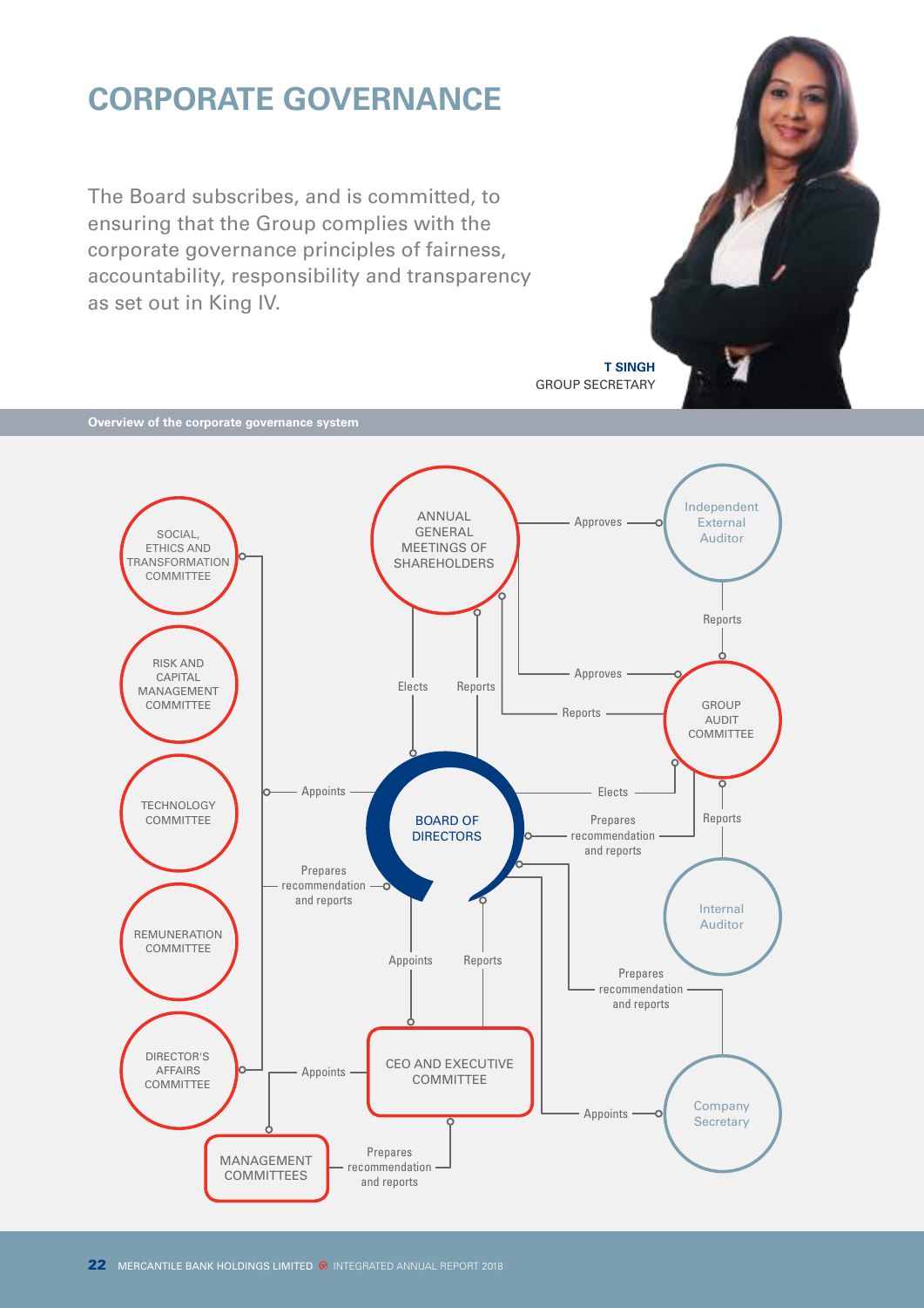# CORPORATE GOVERNANCE

The Board subscribes, and is committed, to ensuring that the Group complies with the corporate governance principles of fairness, accountability, responsibility and transparency as set out in King IV.

**T SINGH**
GROUP SECRETARY

**Overview of the corporate governance system**

ANNUAL GENERAL MEETINGS OF SHAREHOLDERS

Approves — Independent External Auditor

Reports

Approves — GROUP AUDIT COMMITTEE

Reports

Elects

Reports

SOCIAL, ETHICS AND TRANSFORMATION COMMITTEE

RISK AND CAPITAL MANAGEMENT COMMITTEE

TECHNOLOGY COMMITTEE

REMUNERATION COMMITTEE

DIRECTOR'S AFFAIRS COMMITTEE

Appoints

BOARD OF DIRECTORS

Elects

Prepares recommendation and reports

Reports

Prepares recommendation and reports

Internal Auditor

Appoints

Reports

Prepares recommendation and reports

CEO AND EXECUTIVE COMMITTEE

Appoints

Appoints — Company Secretary

MANAGEMENT COMMITTEES

Prepares recommendation and reports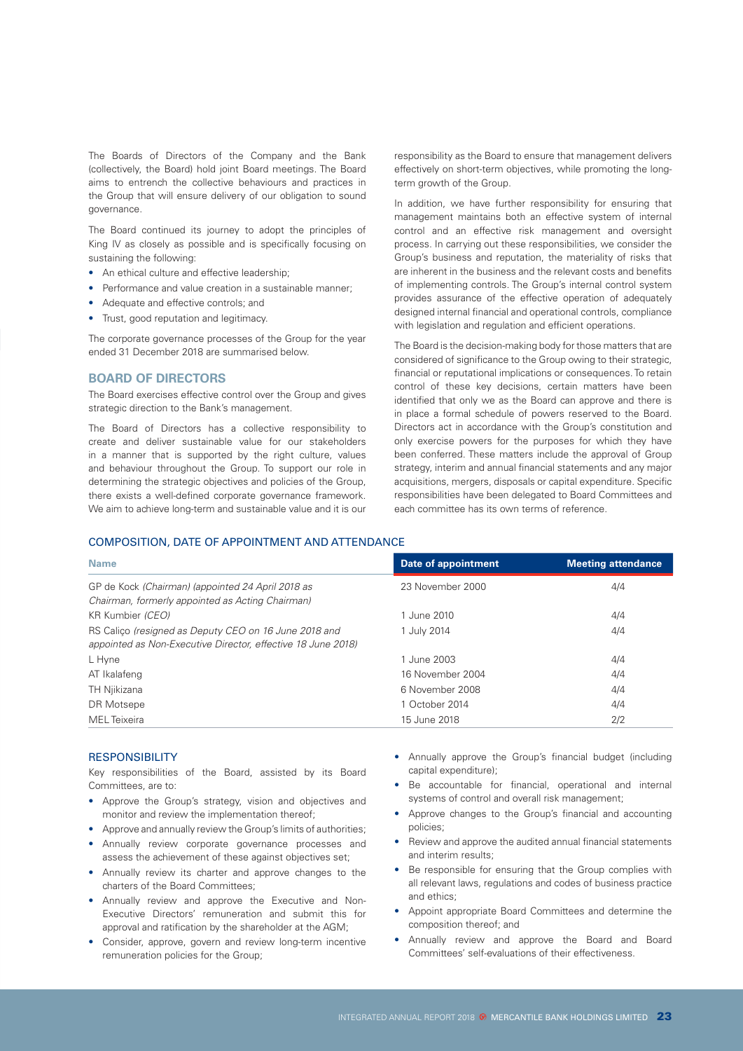The Boards of Directors of the Company and the Bank (collectively, the Board) hold joint Board meetings. The Board aims to entrench the collective behaviours and practices in the Group that will ensure delivery of our obligation to sound governance.

The Board continued its journey to adopt the principles of King IV as closely as possible and is specifically focusing on sustaining the following:

- An ethical culture and effective leadership;
- Performance and value creation in a sustainable manner;
- Adequate and effective controls; and
- Trust, good reputation and legitimacy.

The corporate governance processes of the Group for the year ended 31 December 2018 are summarised below.

## BOARD OF DIRECTORS

The Board exercises effective control over the Group and gives strategic direction to the Bank's management.

The Board of Directors has a collective responsibility to create and deliver sustainable value for our stakeholders in a manner that is supported by the right culture, values and behaviour throughout the Group. To support our role in determining the strategic objectives and policies of the Group, there exists a well-defined corporate governance framework. We aim to achieve long-term and sustainable value and it is our responsibility as the Board to ensure that management delivers effectively on short-term objectives, while promoting the long-term growth of the Group.

In addition, we have further responsibility for ensuring that management maintains both an effective system of internal control and an effective risk management and oversight process. In carrying out these responsibilities, we consider the Group's business and reputation, the materiality of risks that are inherent in the business and the relevant costs and benefits of implementing controls. The Group's internal control system provides assurance of the effective operation of adequately designed internal financial and operational controls, compliance with legislation and regulation and efficient operations.

The Board is the decision-making body for those matters that are considered of significance to the Group owing to their strategic, financial or reputational implications or consequences. To retain control of these key decisions, certain matters have been identified that only we as the Board can approve and there is in place a formal schedule of powers reserved to the Board. Directors act in accordance with the Group's constitution and only exercise powers for the purposes for which they have been conferred. These matters include the approval of Group strategy, interim and annual financial statements and any major acquisitions, mergers, disposals or capital expenditure. Specific responsibilities have been delegated to Board Committees and each committee has its own terms of reference.

### COMPOSITION, DATE OF APPOINTMENT AND ATTENDANCE

| Name | Date of appointment | Meeting attendance |
|---|---|---|
| GP de Kock *(Chairman) (appointed 24 April 2018 as Chairman, formerly appointed as Acting Chairman)* | 23 November 2000 | 4/4 |
| KR Kumbier *(CEO)* | 1 June 2010 | 4/4 |
| RS Caliço *(resigned as Deputy CEO on 16 June 2018 and appointed as Non-Executive Director, effective 18 June 2018)* | 1 July 2014 | 4/4 |
| L Hyne | 1 June 2003 | 4/4 |
| AT Ikalafeng | 16 November 2004 | 4/4 |
| TH Njikizana | 6 November 2008 | 4/4 |
| DR Motsepe | 1 October 2014 | 4/4 |
| MEL Teixeira | 15 June 2018 | 2/2 |

### RESPONSIBILITY

Key responsibilities of the Board, assisted by its Board Committees, are to:

- Approve the Group's strategy, vision and objectives and monitor and review the implementation thereof;
- Approve and annually review the Group's limits of authorities;
- Annually review corporate governance processes and assess the achievement of these against objectives set;
- Annually review its charter and approve changes to the charters of the Board Committees;
- Annually review and approve the Executive and Non-Executive Directors' remuneration and submit this for approval and ratification by the shareholder at the AGM;
- Consider, approve, govern and review long-term incentive remuneration policies for the Group;
- Annually approve the Group's financial budget (including capital expenditure);
- Be accountable for financial, operational and internal systems of control and overall risk management;
- Approve changes to the Group's financial and accounting policies;
- Review and approve the audited annual financial statements and interim results;
- Be responsible for ensuring that the Group complies with all relevant laws, regulations and codes of business practice and ethics;
- Appoint appropriate Board Committees and determine the composition thereof; and
- Annually review and approve the Board and Board Committees' self-evaluations of their effectiveness.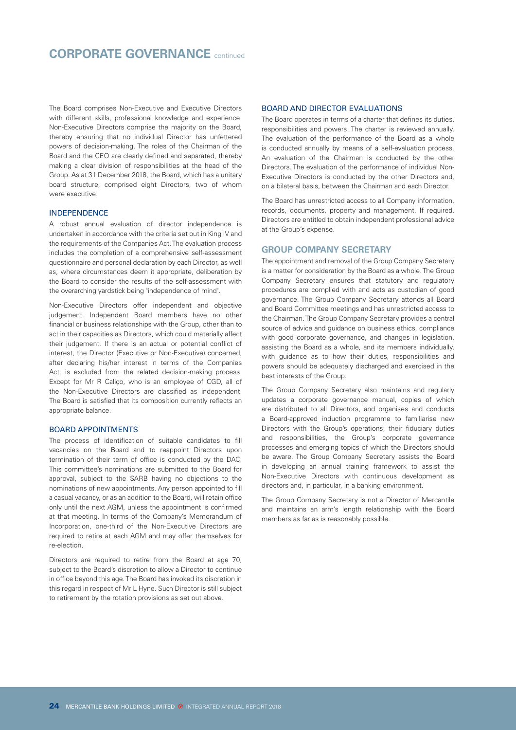# CORPORATE GOVERNANCE continued

The Board comprises Non-Executive and Executive Directors with different skills, professional knowledge and experience. Non-Executive Directors comprise the majority on the Board, thereby ensuring that no individual Director has unfettered powers of decision-making. The roles of the Chairman of the Board and the CEO are clearly defined and separated, thereby making a clear division of responsibilities at the head of the Group. As at 31 December 2018, the Board, which has a unitary board structure, comprised eight Directors, two of whom were executive.

### INDEPENDENCE

A robust annual evaluation of director independence is undertaken in accordance with the criteria set out in King IV and the requirements of the Companies Act. The evaluation process includes the completion of a comprehensive self-assessment questionnaire and personal declaration by each Director, as well as, where circumstances deem it appropriate, deliberation by the Board to consider the results of the self-assessment with the overarching yardstick being "independence of mind".

Non-Executive Directors offer independent and objective judgement. Independent Board members have no other financial or business relationships with the Group, other than to act in their capacities as Directors, which could materially affect their judgement. If there is an actual or potential conflict of interest, the Director (Executive or Non-Executive) concerned, after declaring his/her interest in terms of the Companies Act, is excluded from the related decision-making process. Except for Mr R Caliço, who is an employee of CGD, all of the Non-Executive Directors are classified as independent. The Board is satisfied that its composition currently reflects an appropriate balance.

### BOARD APPOINTMENTS

The process of identification of suitable candidates to fill vacancies on the Board and to reappoint Directors upon termination of their term of office is conducted by the DAC. This committee's nominations are submitted to the Board for approval, subject to the SARB having no objections to the nominations of new appointments. Any person appointed to fill a casual vacancy, or as an addition to the Board, will retain office only until the next AGM, unless the appointment is confirmed at that meeting. In terms of the Company's Memorandum of Incorporation, one-third of the Non-Executive Directors are required to retire at each AGM and may offer themselves for re-election.

Directors are required to retire from the Board at age 70, subject to the Board's discretion to allow a Director to continue in office beyond this age. The Board has invoked its discretion in this regard in respect of Mr L Hyne. Such Director is still subject to retirement by the rotation provisions as set out above.

### BOARD AND DIRECTOR EVALUATIONS

The Board operates in terms of a charter that defines its duties, responsibilities and powers. The charter is reviewed annually. The evaluation of the performance of the Board as a whole is conducted annually by means of a self-evaluation process. An evaluation of the Chairman is conducted by the other Directors. The evaluation of the performance of individual Non-Executive Directors is conducted by the other Directors and, on a bilateral basis, between the Chairman and each Director.

The Board has unrestricted access to all Company information, records, documents, property and management. If required, Directors are entitled to obtain independent professional advice at the Group's expense.

## GROUP COMPANY SECRETARY

The appointment and removal of the Group Company Secretary is a matter for consideration by the Board as a whole. The Group Company Secretary ensures that statutory and regulatory procedures are complied with and acts as custodian of good governance. The Group Company Secretary attends all Board and Board Committee meetings and has unrestricted access to the Chairman. The Group Company Secretary provides a central source of advice and guidance on business ethics, compliance with good corporate governance, and changes in legislation, assisting the Board as a whole, and its members individually, with guidance as to how their duties, responsibilities and powers should be adequately discharged and exercised in the best interests of the Group.

The Group Company Secretary also maintains and regularly updates a corporate governance manual, copies of which are distributed to all Directors, and organises and conducts a Board-approved induction programme to familiarise new Directors with the Group's operations, their fiduciary duties and responsibilities, the Group's corporate governance processes and emerging topics of which the Directors should be aware. The Group Company Secretary assists the Board in developing an annual training framework to assist the Non-Executive Directors with continuous development as directors and, in particular, in a banking environment.

The Group Company Secretary is not a Director of Mercantile and maintains an arm's length relationship with the Board members as far as is reasonably possible.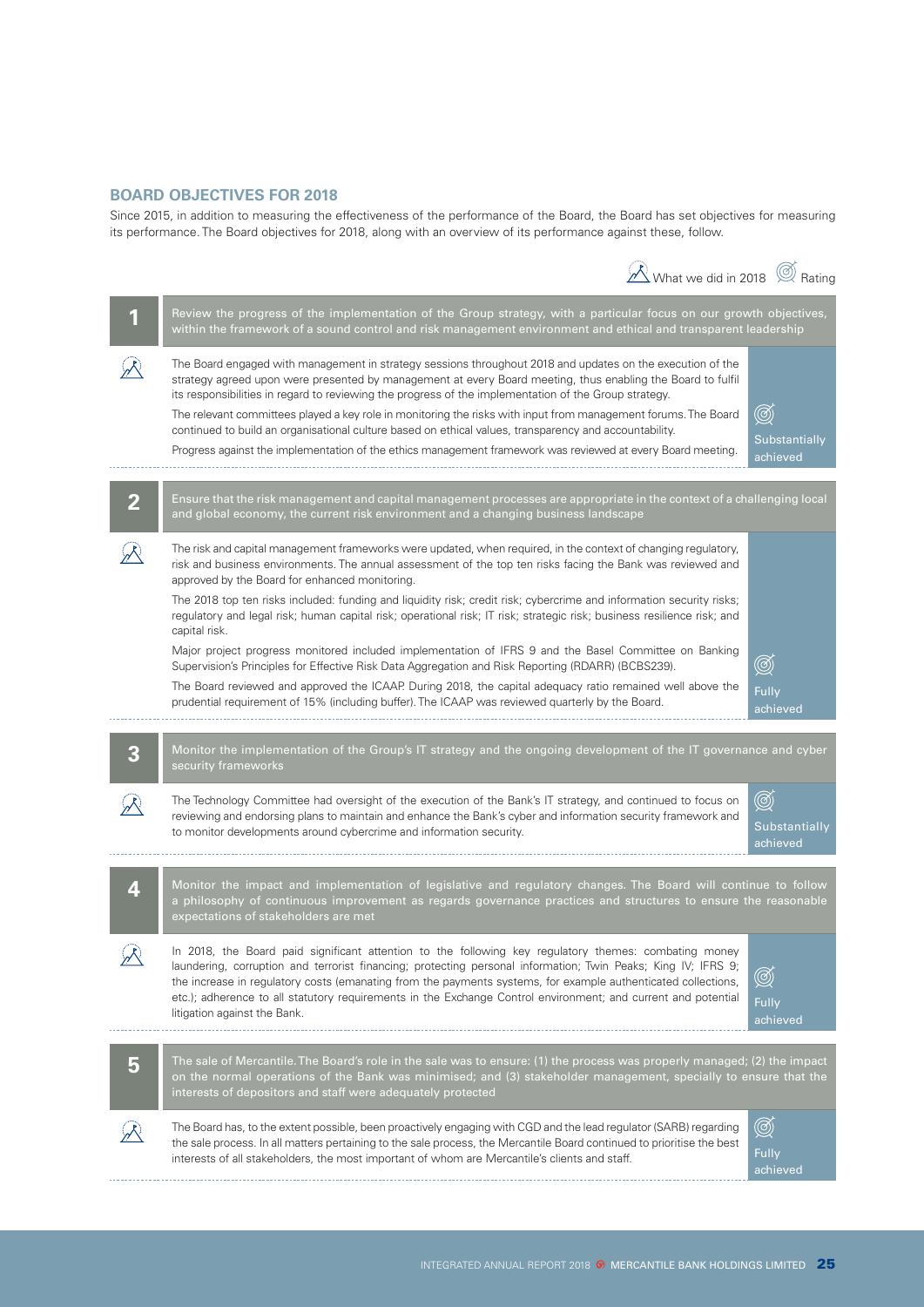## BOARD OBJECTIVES FOR 2018

Since 2015, in addition to measuring the effectiveness of the performance of the Board, the Board has set objectives for measuring its performance. The Board objectives for 2018, along with an overview of its performance against these, follow.

| # | Objective / What we did in 2018 | Rating |
|---|---|---|
| **1** | **Review the progress of the implementation of the Group strategy, with a particular focus on our growth objectives, within the framework of a sound control and risk management environment and ethical and transparent leadership** | |
| | The Board engaged with management in strategy sessions throughout 2018 and updates on the execution of the strategy agreed upon were presented by management at every Board meeting, thus enabling the Board to fulfil its responsibilities in regard to reviewing the progress of the implementation of the Group strategy. The relevant committees played a key role in monitoring the risks with input from management forums. The Board continued to build an organisational culture based on ethical values, transparency and accountability. Progress against the implementation of the ethics management framework was reviewed at every Board meeting. | Substantially achieved |
| **2** | **Ensure that the risk management and capital management processes are appropriate in the context of a challenging local and global economy, the current risk environment and a changing business landscape** | |
| | The risk and capital management frameworks were updated, when required, in the context of changing regulatory, risk and business environments. The annual assessment of the top ten risks facing the Bank was reviewed and approved by the Board for enhanced monitoring. The 2018 top ten risks included: funding and liquidity risk; credit risk; cybercrime and information security risks; regulatory and legal risk; human capital risk; operational risk; IT risk; strategic risk; business resilience risk; and capital risk. Major project progress monitored included implementation of IFRS 9 and the Basel Committee on Banking Supervision's Principles for Effective Risk Data Aggregation and Risk Reporting (RDARR) (BCBS239). The Board reviewed and approved the ICAAP. During 2018, the capital adequacy ratio remained well above the prudential requirement of 15% (including buffer). The ICAAP was reviewed quarterly by the Board. | Fully achieved |
| **3** | **Monitor the implementation of the Group's IT strategy and the ongoing development of the IT governance and cyber security frameworks** | |
| | The Technology Committee had oversight of the execution of the Bank's IT strategy, and continued to focus on reviewing and endorsing plans to maintain and enhance the Bank's cyber and information security framework and to monitor developments around cybercrime and information security. | Substantially achieved |
| **4** | **Monitor the impact and implementation of legislative and regulatory changes. The Board will continue to follow a philosophy of continuous improvement as regards governance practices and structures to ensure the reasonable expectations of stakeholders are met** | |
| | In 2018, the Board paid significant attention to the following key regulatory themes: combating money laundering, corruption and terrorist financing; protecting personal information; Twin Peaks; King IV; IFRS 9; the increase in regulatory costs (emanating from the payments systems, for example authenticated collections, etc.); adherence to all statutory requirements in the Exchange Control environment; and current and potential litigation against the Bank. | Fully achieved |
| **5** | **The sale of Mercantile. The Board's role in the sale was to ensure: (1) the process was properly managed; (2) the impact on the normal operations of the Bank was minimised; and (3) stakeholder management, specially to ensure that the interests of depositors and staff were adequately protected** | |
| | The Board has, to the extent possible, been proactively engaging with CGD and the lead regulator (SARB) regarding the sale process. In all matters pertaining to the sale process, the Mercantile Board continued to prioritise the best interests of all stakeholders, the most important of whom are Mercantile's clients and staff. | Fully achieved |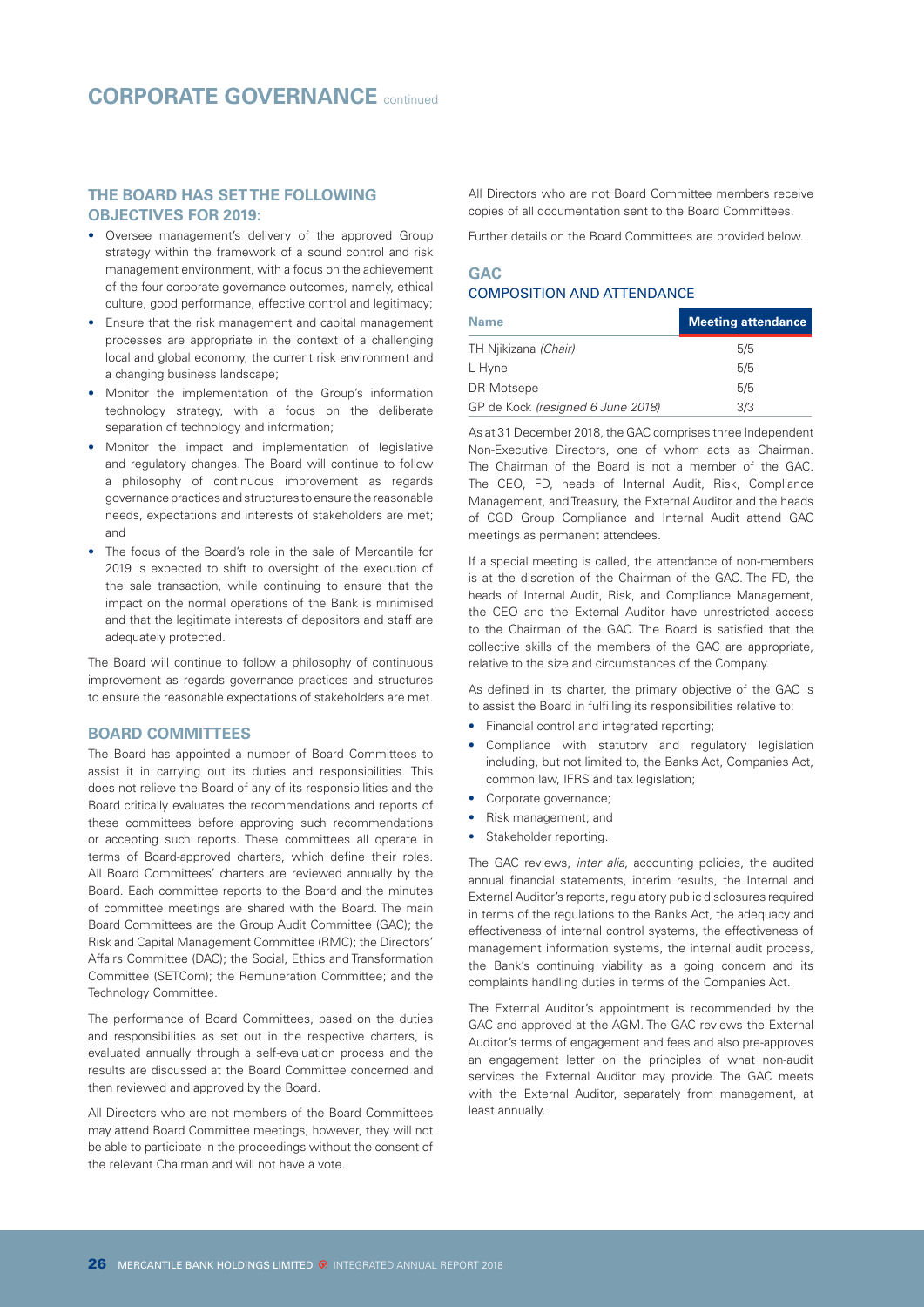# CORPORATE GOVERNANCE continued

## THE BOARD HAS SET THE FOLLOWING OBJECTIVES FOR 2019:

- Oversee management's delivery of the approved Group strategy within the framework of a sound control and risk management environment, with a focus on the achievement of the four corporate governance outcomes, namely, ethical culture, good performance, effective control and legitimacy;
- Ensure that the risk management and capital management processes are appropriate in the context of a challenging local and global economy, the current risk environment and a changing business landscape;
- Monitor the implementation of the Group's information technology strategy, with a focus on the deliberate separation of technology and information;
- Monitor the impact and implementation of legislative and regulatory changes. The Board will continue to follow a philosophy of continuous improvement as regards governance practices and structures to ensure the reasonable needs, expectations and interests of stakeholders are met; and
- The focus of the Board's role in the sale of Mercantile for 2019 is expected to shift to oversight of the execution of the sale transaction, while continuing to ensure that the impact on the normal operations of the Bank is minimised and that the legitimate interests of depositors and staff are adequately protected.

The Board will continue to follow a philosophy of continuous improvement as regards governance practices and structures to ensure the reasonable expectations of stakeholders are met.

## BOARD COMMITTEES

The Board has appointed a number of Board Committees to assist it in carrying out its duties and responsibilities. This does not relieve the Board of any of its responsibilities and the Board critically evaluates the recommendations and reports of these committees before approving such recommendations or accepting such reports. These committees all operate in terms of Board-approved charters, which define their roles. All Board Committees' charters are reviewed annually by the Board. Each committee reports to the Board and the minutes of committee meetings are shared with the Board. The main Board Committees are the Group Audit Committee (GAC); the Risk and Capital Management Committee (RMC); the Directors' Affairs Committee (DAC); the Social, Ethics and Transformation Committee (SETCom); the Remuneration Committee; and the Technology Committee.

The performance of Board Committees, based on the duties and responsibilities as set out in the respective charters, is evaluated annually through a self-evaluation process and the results are discussed at the Board Committee concerned and then reviewed and approved by the Board.

All Directors who are not members of the Board Committees may attend Board Committee meetings, however, they will not be able to participate in the proceedings without the consent of the relevant Chairman and will not have a vote.

All Directors who are not Board Committee members receive copies of all documentation sent to the Board Committees.

Further details on the Board Committees are provided below.

## GAC

### COMPOSITION AND ATTENDANCE

| Name | Meeting attendance |
|---|---|
| TH Njikizana *(Chair)* | 5/5 |
| L Hyne | 5/5 |
| DR Motsepe | 5/5 |
| GP de Kock *(resigned 6 June 2018)* | 3/3 |

As at 31 December 2018, the GAC comprises three Independent Non-Executive Directors, one of whom acts as Chairman. The Chairman of the Board is not a member of the GAC. The CEO, FD, heads of Internal Audit, Risk, Compliance Management, and Treasury, the External Auditor and the heads of CGD Group Compliance and Internal Audit attend GAC meetings as permanent attendees.

If a special meeting is called, the attendance of non-members is at the discretion of the Chairman of the GAC. The FD, the heads of Internal Audit, Risk, and Compliance Management, the CEO and the External Auditor have unrestricted access to the Chairman of the GAC. The Board is satisfied that the collective skills of the members of the GAC are appropriate, relative to the size and circumstances of the Company.

As defined in its charter, the primary objective of the GAC is to assist the Board in fulfilling its responsibilities relative to:

- Financial control and integrated reporting;
- Compliance with statutory and regulatory legislation including, but not limited to, the Banks Act, Companies Act, common law, IFRS and tax legislation;
- Corporate governance;
- Risk management; and
- Stakeholder reporting.

The GAC reviews, *inter alia*, accounting policies, the audited annual financial statements, interim results, the Internal and External Auditor's reports, regulatory public disclosures required in terms of the regulations to the Banks Act, the adequacy and effectiveness of internal control systems, the effectiveness of management information systems, the internal audit process, the Bank's continuing viability as a going concern and its complaints handling duties in terms of the Companies Act.

The External Auditor's appointment is recommended by the GAC and approved at the AGM. The GAC reviews the External Auditor's terms of engagement and fees and also pre-approves an engagement letter on the principles of what non-audit services the External Auditor may provide. The GAC meets with the External Auditor, separately from management, at least annually.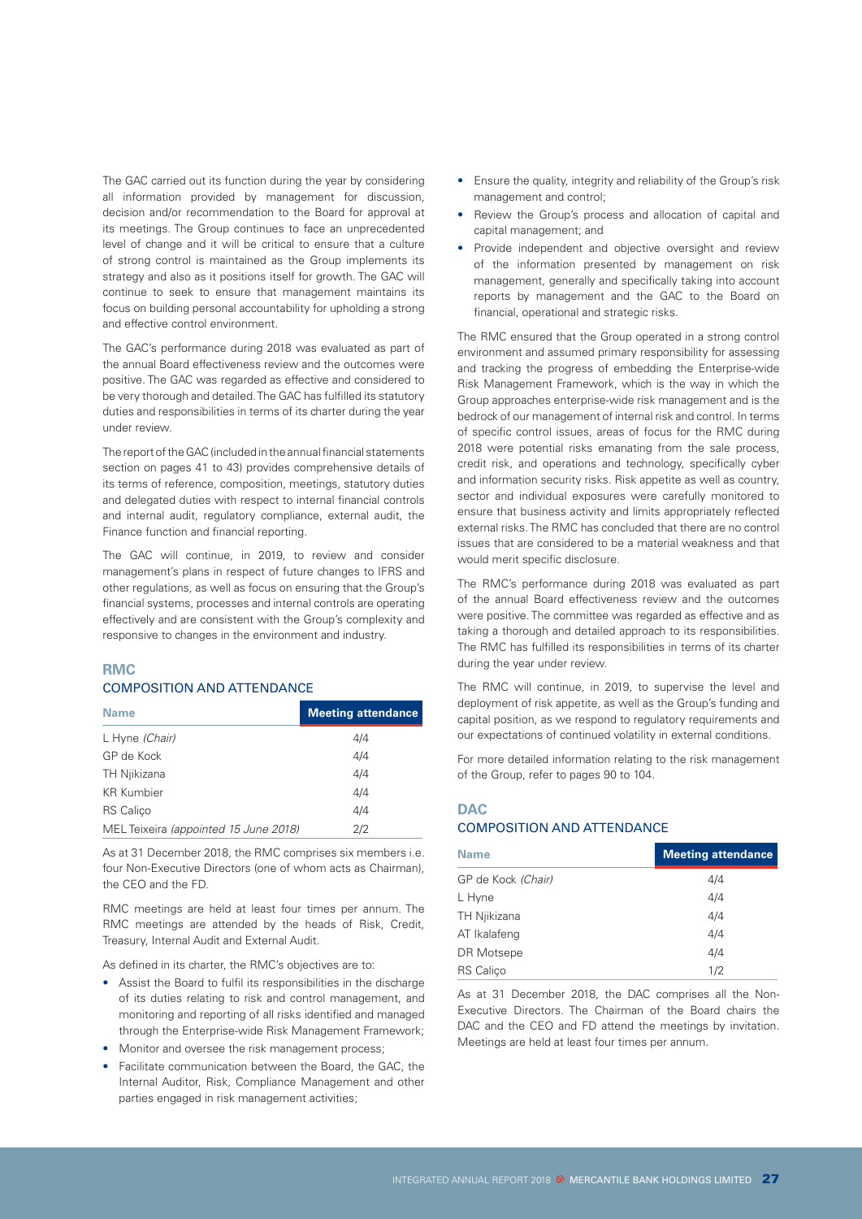The GAC carried out its function during the year by considering all information provided by management for discussion, decision and/or recommendation to the Board for approval at its meetings. The Group continues to face an unprecedented level of change and it will be critical to ensure that a culture of strong control is maintained as the Group implements its strategy and also as it positions itself for growth. The GAC will continue to seek to ensure that management maintains its focus on building personal accountability for upholding a strong and effective control environment.

The GAC's performance during 2018 was evaluated as part of the annual Board effectiveness review and the outcomes were positive. The GAC was regarded as effective and considered to be very thorough and detailed. The GAC has fulfilled its statutory duties and responsibilities in terms of its charter during the year under review.

The report of the GAC (included in the annual financial statements section on pages 41 to 43) provides comprehensive details of its terms of reference, composition, meetings, statutory duties and delegated duties with respect to internal financial controls and internal audit, regulatory compliance, external audit, the Finance function and financial reporting.

The GAC will continue, in 2019, to review and consider management's plans in respect of future changes to IFRS and other regulations, as well as focus on ensuring that the Group's financial systems, processes and internal controls are operating effectively and are consistent with the Group's complexity and responsive to changes in the environment and industry.

## RMC

### COMPOSITION AND ATTENDANCE

| Name | Meeting attendance |
|---|---|
| L Hyne *(Chair)* | 4/4 |
| GP de Kock | 4/4 |
| TH Njikizana | 4/4 |
| KR Kumbier | 4/4 |
| RS Caliço | 4/4 |
| MEL Teixeira *(appointed 15 June 2018)* | 2/2 |

As at 31 December 2018, the RMC comprises six members i.e. four Non-Executive Directors (one of whom acts as Chairman), the CEO and the FD.

RMC meetings are held at least four times per annum. The RMC meetings are attended by the heads of Risk, Credit, Treasury, Internal Audit and External Audit.

As defined in its charter, the RMC's objectives are to:

- Assist the Board to fulfil its responsibilities in the discharge of its duties relating to risk and control management, and monitoring and reporting of all risks identified and managed through the Enterprise-wide Risk Management Framework;
- Monitor and oversee the risk management process;
- Facilitate communication between the Board, the GAC, the Internal Auditor, Risk, Compliance Management and other parties engaged in risk management activities;
- Ensure the quality, integrity and reliability of the Group's risk management and control;
- Review the Group's process and allocation of capital and capital management; and
- Provide independent and objective oversight and review of the information presented by management on risk management, generally and specifically taking into account reports by management and the GAC to the Board on financial, operational and strategic risks.

The RMC ensured that the Group operated in a strong control environment and assumed primary responsibility for assessing and tracking the progress of embedding the Enterprise-wide Risk Management Framework, which is the way in which the Group approaches enterprise-wide risk management and is the bedrock of our management of internal risk and control. In terms of specific control issues, areas of focus for the RMC during 2018 were potential risks emanating from the sale process, credit risk, and operations and technology, specifically cyber and information security risks. Risk appetite as well as country, sector and individual exposures were carefully monitored to ensure that business activity and limits appropriately reflected external risks. The RMC has concluded that there are no control issues that are considered to be a material weakness and that would merit specific disclosure.

The RMC's performance during 2018 was evaluated as part of the annual Board effectiveness review and the outcomes were positive. The committee was regarded as effective and as taking a thorough and detailed approach to its responsibilities. The RMC has fulfilled its responsibilities in terms of its charter during the year under review.

The RMC will continue, in 2019, to supervise the level and deployment of risk appetite, as well as the Group's funding and capital position, as we respond to regulatory requirements and our expectations of continued volatility in external conditions.

For more detailed information relating to the risk management of the Group, refer to pages 90 to 104.

## DAC

### COMPOSITION AND ATTENDANCE

| Name | Meeting attendance |
|---|---|
| GP de Kock *(Chair)* | 4/4 |
| L Hyne | 4/4 |
| TH Njikizana | 4/4 |
| AT Ikalafeng | 4/4 |
| DR Motsepe | 4/4 |
| RS Caliço | 1/2 |

As at 31 December 2018, the DAC comprises all the Non-Executive Directors. The Chairman of the Board chairs the DAC and the CEO and FD attend the meetings by invitation. Meetings are held at least four times per annum.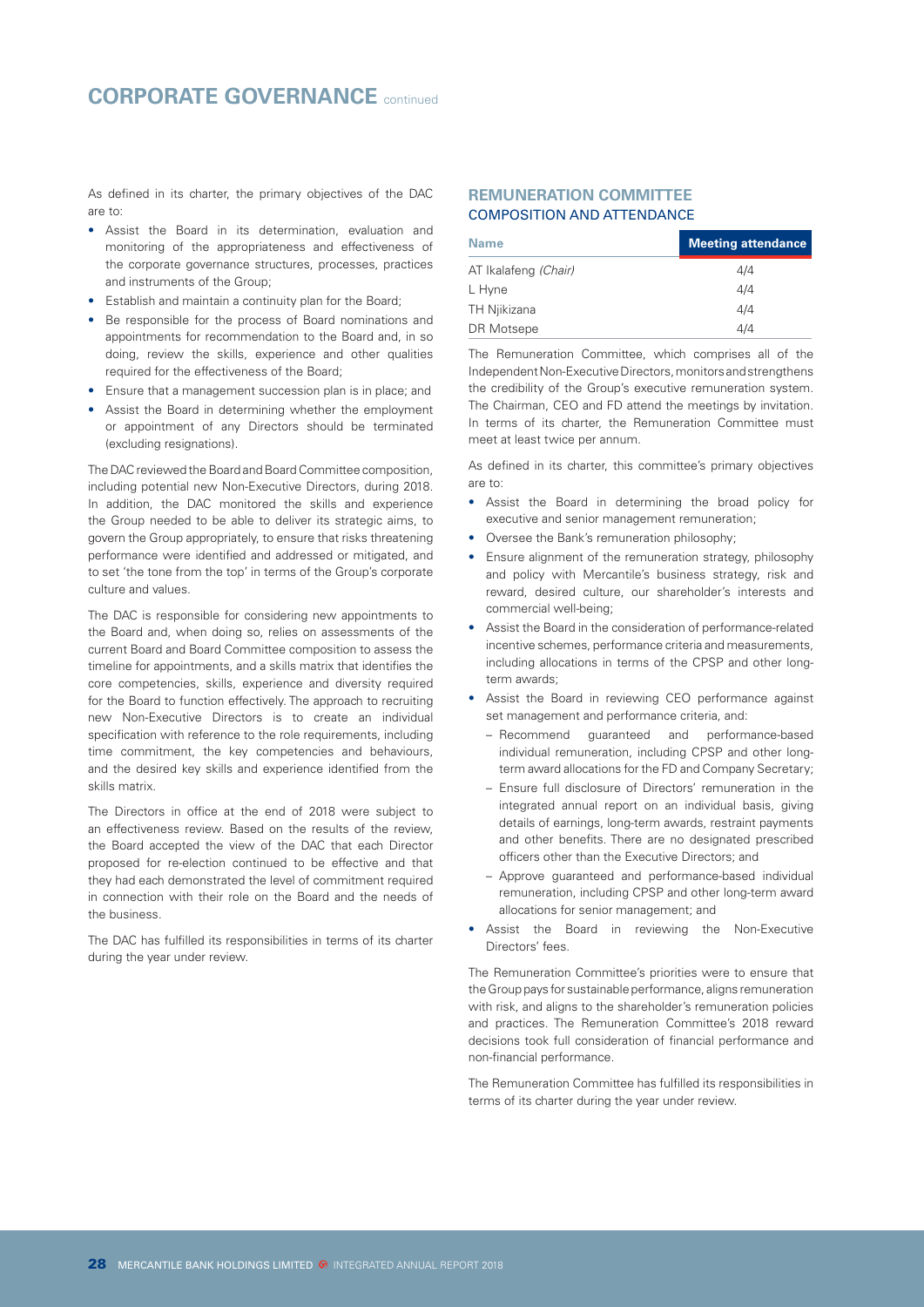As defined in its charter, the primary objectives of the DAC are to:

- Assist the Board in its determination, evaluation and monitoring of the appropriateness and effectiveness of the corporate governance structures, processes, practices and instruments of the Group;
- Establish and maintain a continuity plan for the Board;
- Be responsible for the process of Board nominations and appointments for recommendation to the Board and, in so doing, review the skills, experience and other qualities required for the effectiveness of the Board;
- Ensure that a management succession plan is in place; and
- Assist the Board in determining whether the employment or appointment of any Directors should be terminated (excluding resignations).

The DAC reviewed the Board and Board Committee composition, including potential new Non-Executive Directors, during 2018. In addition, the DAC monitored the skills and experience the Group needed to be able to deliver its strategic aims, to govern the Group appropriately, to ensure that risks threatening performance were identified and addressed or mitigated, and to set 'the tone from the top' in terms of the Group's corporate culture and values.

The DAC is responsible for considering new appointments to the Board and, when doing so, relies on assessments of the current Board and Board Committee composition to assess the timeline for appointments, and a skills matrix that identifies the core competencies, skills, experience and diversity required for the Board to function effectively. The approach to recruiting new Non-Executive Directors is to create an individual specification with reference to the role requirements, including time commitment, the key competencies and behaviours, and the desired key skills and experience identified from the skills matrix.

The Directors in office at the end of 2018 were subject to an effectiveness review. Based on the results of the review, the Board accepted the view of the DAC that each Director proposed for re-election continued to be effective and that they had each demonstrated the level of commitment required in connection with their role on the Board and the needs of the business.

The DAC has fulfilled its responsibilities in terms of its charter during the year under review.

## REMUNERATION COMMITTEE

### COMPOSITION AND ATTENDANCE

| Name | Meeting attendance |
|---|---|
| AT Ikalafeng *(Chair)* | 4/4 |
| L Hyne | 4/4 |
| TH Njikizana | 4/4 |
| DR Motsepe | 4/4 |

The Remuneration Committee, which comprises all of the Independent Non-Executive Directors, monitors and strengthens the credibility of the Group's executive remuneration system. The Chairman, CEO and FD attend the meetings by invitation. In terms of its charter, the Remuneration Committee must meet at least twice per annum.

As defined in its charter, this committee's primary objectives are to:

- Assist the Board in determining the broad policy for executive and senior management remuneration;
- Oversee the Bank's remuneration philosophy;
- Ensure alignment of the remuneration strategy, philosophy and policy with Mercantile's business strategy, risk and reward, desired culture, our shareholder's interests and commercial well-being;
- Assist the Board in the consideration of performance-related incentive schemes, performance criteria and measurements, including allocations in terms of the CPSP and other long-term awards;
- Assist the Board in reviewing CEO performance against set management and performance criteria, and:
  - Recommend guaranteed and performance-based individual remuneration, including CPSP and other long-term award allocations for the FD and Company Secretary;
  - Ensure full disclosure of Directors' remuneration in the integrated annual report on an individual basis, giving details of earnings, long-term awards, restraint payments and other benefits. There are no designated prescribed officers other than the Executive Directors; and
  - Approve guaranteed and performance-based individual remuneration, including CPSP and other long-term award allocations for senior management; and
- Assist the Board in reviewing the Non-Executive Directors' fees.

The Remuneration Committee's priorities were to ensure that the Group pays for sustainable performance, aligns remuneration with risk, and aligns to the shareholder's remuneration policies and practices. The Remuneration Committee's 2018 reward decisions took full consideration of financial performance and non-financial performance.

The Remuneration Committee has fulfilled its responsibilities in terms of its charter during the year under review.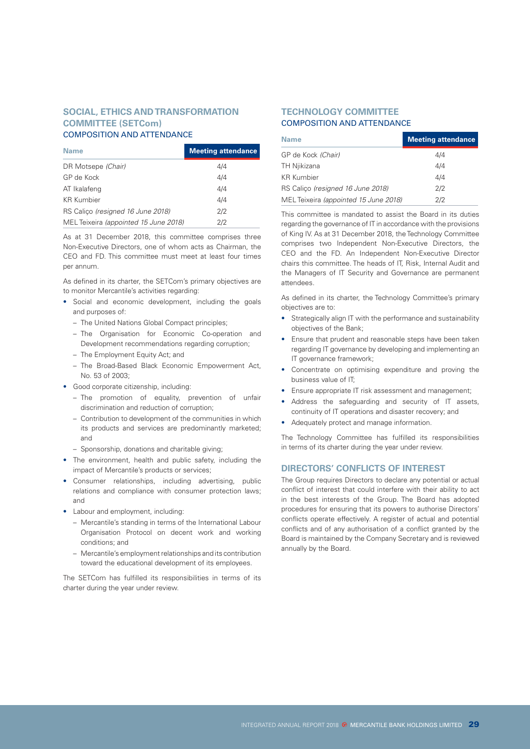## SOCIAL, ETHICS AND TRANSFORMATION COMMITTEE (SETCom)

### COMPOSITION AND ATTENDANCE

| Name | Meeting attendance |
|---|---|
| DR Motsepe *(Chair)* | 4/4 |
| GP de Kock | 4/4 |
| AT Ikalafeng | 4/4 |
| KR Kumbier | 4/4 |
| RS Caliço *(resigned 16 June 2018)* | 2/2 |
| MEL Teixeira *(appointed 15 June 2018)* | 2/2 |

As at 31 December 2018, this committee comprises three Non-Executive Directors, one of whom acts as Chairman, the CEO and FD. This committee must meet at least four times per annum.

As defined in its charter, the SETCom's primary objectives are to monitor Mercantile's activities regarding:

- Social and economic development, including the goals and purposes of:
  - The United Nations Global Compact principles;
  - The Organisation for Economic Co-operation and Development recommendations regarding corruption;
  - The Employment Equity Act; and
  - The Broad-Based Black Economic Empowerment Act, No. 53 of 2003;
- Good corporate citizenship, including:
  - The promotion of equality, prevention of unfair discrimination and reduction of corruption;
  - Contribution to development of the communities in which its products and services are predominantly marketed; and
  - Sponsorship, donations and charitable giving;
- The environment, health and public safety, including the impact of Mercantile's products or services;
- Consumer relationships, including advertising, public relations and compliance with consumer protection laws; and
- Labour and employment, including:
  - Mercantile's standing in terms of the International Labour Organisation Protocol on decent work and working conditions; and
  - Mercantile's employment relationships and its contribution toward the educational development of its employees.

The SETCom has fulfilled its responsibilities in terms of its charter during the year under review.

## TECHNOLOGY COMMITTEE

### COMPOSITION AND ATTENDANCE

| Name | Meeting attendance |
|---|---|
| GP de Kock *(Chair)* | 4/4 |
| TH Njikizana | 4/4 |
| KR Kumbier | 4/4 |
| RS Caliço *(resigned 16 June 2018)* | 2/2 |
| MEL Teixeira *(appointed 15 June 2018)* | 2/2 |

This committee is mandated to assist the Board in its duties regarding the governance of IT in accordance with the provisions of King IV. As at 31 December 2018, the Technology Committee comprises two Independent Non-Executive Directors, the CEO and the FD. An Independent Non-Executive Director chairs this committee. The heads of IT, Risk, Internal Audit and the Managers of IT Security and Governance are permanent attendees.

As defined in its charter, the Technology Committee's primary objectives are to:

- Strategically align IT with the performance and sustainability objectives of the Bank;
- Ensure that prudent and reasonable steps have been taken regarding IT governance by developing and implementing an IT governance framework;
- Concentrate on optimising expenditure and proving the business value of IT;
- Ensure appropriate IT risk assessment and management;
- Address the safeguarding and security of IT assets, continuity of IT operations and disaster recovery; and
- Adequately protect and manage information.

The Technology Committee has fulfilled its responsibilities in terms of its charter during the year under review.

## DIRECTORS' CONFLICTS OF INTEREST

The Group requires Directors to declare any potential or actual conflict of interest that could interfere with their ability to act in the best interests of the Group. The Board has adopted procedures for ensuring that its powers to authorise Directors' conflicts operate effectively. A register of actual and potential conflicts and of any authorisation of a conflict granted by the Board is maintained by the Company Secretary and is reviewed annually by the Board.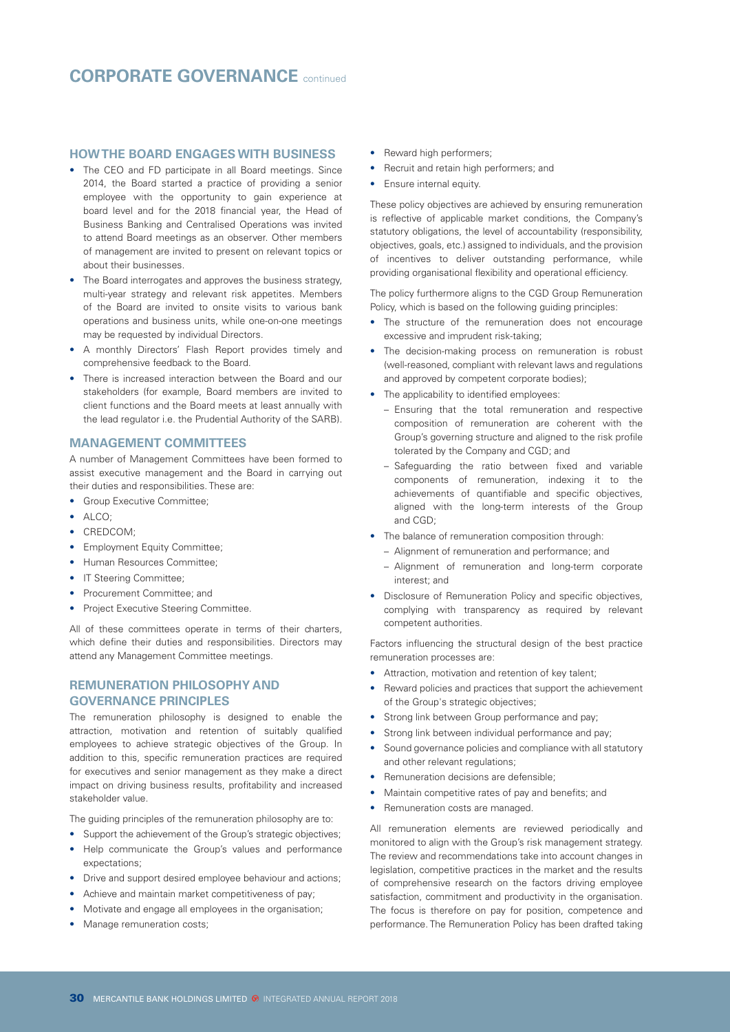## HOW THE BOARD ENGAGES WITH BUSINESS

- The CEO and FD participate in all Board meetings. Since 2014, the Board started a practice of providing a senior employee with the opportunity to gain experience at board level and for the 2018 financial year, the Head of Business Banking and Centralised Operations was invited to attend Board meetings as an observer. Other members of management are invited to present on relevant topics or about their businesses.
- The Board interrogates and approves the business strategy, multi-year strategy and relevant risk appetites. Members of the Board are invited to onsite visits to various bank operations and business units, while one-on-one meetings may be requested by individual Directors.
- A monthly Directors' Flash Report provides timely and comprehensive feedback to the Board.
- There is increased interaction between the Board and our stakeholders (for example, Board members are invited to client functions and the Board meets at least annually with the lead regulator i.e. the Prudential Authority of the SARB).

## MANAGEMENT COMMITTEES

A number of Management Committees have been formed to assist executive management and the Board in carrying out their duties and responsibilities. These are:

- Group Executive Committee;
- ALCO;
- CREDCOM;
- Employment Equity Committee;
- Human Resources Committee;
- IT Steering Committee;
- Procurement Committee; and
- Project Executive Steering Committee.

All of these committees operate in terms of their charters, which define their duties and responsibilities. Directors may attend any Management Committee meetings.

## REMUNERATION PHILOSOPHY AND GOVERNANCE PRINCIPLES

The remuneration philosophy is designed to enable the attraction, motivation and retention of suitably qualified employees to achieve strategic objectives of the Group. In addition to this, specific remuneration practices are required for executives and senior management as they make a direct impact on driving business results, profitability and increased stakeholder value.

The guiding principles of the remuneration philosophy are to:

- Support the achievement of the Group's strategic objectives;
- Help communicate the Group's values and performance expectations;
- Drive and support desired employee behaviour and actions;
- Achieve and maintain market competitiveness of pay;
- Motivate and engage all employees in the organisation;
- Manage remuneration costs;
- Reward high performers;
- Recruit and retain high performers; and
- Ensure internal equity.

These policy objectives are achieved by ensuring remuneration is reflective of applicable market conditions, the Company's statutory obligations, the level of accountability (responsibility, objectives, goals, etc.) assigned to individuals, and the provision of incentives to deliver outstanding performance, while providing organisational flexibility and operational efficiency.

The policy furthermore aligns to the CGD Group Remuneration Policy, which is based on the following guiding principles:

- The structure of the remuneration does not encourage excessive and imprudent risk-taking;
- The decision-making process on remuneration is robust (well-reasoned, compliant with relevant laws and regulations and approved by competent corporate bodies);
- The applicability to identified employees:
  - Ensuring that the total remuneration and respective composition of remuneration are coherent with the Group's governing structure and aligned to the risk profile tolerated by the Company and CGD; and
  - Safeguarding the ratio between fixed and variable components of remuneration, indexing it to the achievements of quantifiable and specific objectives, aligned with the long-term interests of the Group and CGD;
- The balance of remuneration composition through:
  - Alignment of remuneration and performance; and
  - Alignment of remuneration and long-term corporate interest; and
- Disclosure of Remuneration Policy and specific objectives, complying with transparency as required by relevant competent authorities.

Factors influencing the structural design of the best practice remuneration processes are:

- Attraction, motivation and retention of key talent;
- Reward policies and practices that support the achievement of the Group's strategic objectives;
- Strong link between Group performance and pay;
- Strong link between individual performance and pay;
- Sound governance policies and compliance with all statutory and other relevant regulations;
- Remuneration decisions are defensible;
- Maintain competitive rates of pay and benefits; and
- Remuneration costs are managed.

All remuneration elements are reviewed periodically and monitored to align with the Group's risk management strategy. The review and recommendations take into account changes in legislation, competitive practices in the market and the results of comprehensive research on the factors driving employee satisfaction, commitment and productivity in the organisation. The focus is therefore on pay for position, competence and performance. The Remuneration Policy has been drafted taking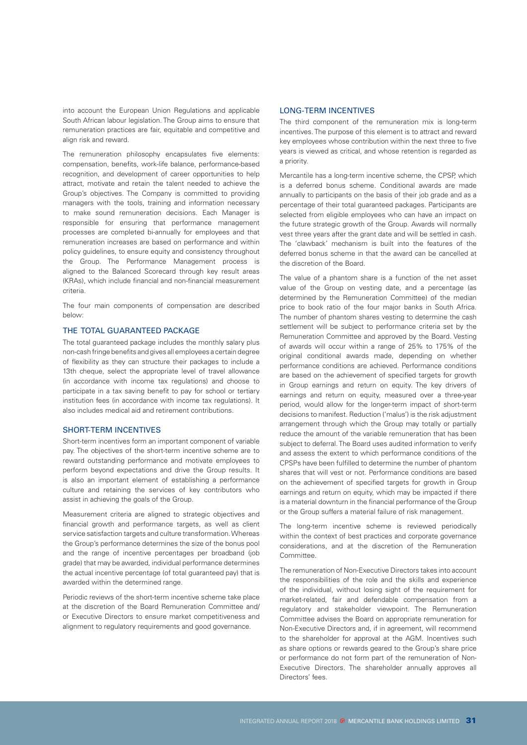into account the European Union Regulations and applicable South African labour legislation. The Group aims to ensure that remuneration practices are fair, equitable and competitive and align risk and reward.

The remuneration philosophy encapsulates five elements: compensation, benefits, work-life balance, performance-based recognition, and development of career opportunities to help attract, motivate and retain the talent needed to achieve the Group's objectives. The Company is committed to providing managers with the tools, training and information necessary to make sound remuneration decisions. Each Manager is responsible for ensuring that performance management processes are completed bi-annually for employees and that remuneration increases are based on performance and within policy guidelines, to ensure equity and consistency throughout the Group. The Performance Management process is aligned to the Balanced Scorecard through key result areas (KRAs), which include financial and non-financial measurement criteria.

The four main components of compensation are described below:

## THE TOTAL GUARANTEED PACKAGE

The total guaranteed package includes the monthly salary plus non-cash fringe benefits and gives all employees a certain degree of flexibility as they can structure their packages to include a 13th cheque, select the appropriate level of travel allowance (in accordance with income tax regulations) and choose to participate in a tax saving benefit to pay for school or tertiary institution fees (in accordance with income tax regulations). It also includes medical aid and retirement contributions.

## SHORT-TERM INCENTIVES

Short-term incentives form an important component of variable pay. The objectives of the short-term incentive scheme are to reward outstanding performance and motivate employees to perform beyond expectations and drive the Group results. It is also an important element of establishing a performance culture and retaining the services of key contributors who assist in achieving the goals of the Group.

Measurement criteria are aligned to strategic objectives and financial growth and performance targets, as well as client service satisfaction targets and culture transformation. Whereas the Group's performance determines the size of the bonus pool and the range of incentive percentages per broadband (job grade) that may be awarded, individual performance determines the actual incentive percentage (of total guaranteed pay) that is awarded within the determined range.

Periodic reviews of the short-term incentive scheme take place at the discretion of the Board Remuneration Committee and/or Executive Directors to ensure market competitiveness and alignment to regulatory requirements and good governance.

## LONG-TERM INCENTIVES

The third component of the remuneration mix is long-term incentives. The purpose of this element is to attract and reward key employees whose contribution within the next three to five years is viewed as critical, and whose retention is regarded as a priority.

Mercantile has a long-term incentive scheme, the CPSP, which is a deferred bonus scheme. Conditional awards are made annually to participants on the basis of their job grade and as a percentage of their total guaranteed packages. Participants are selected from eligible employees who can have an impact on the future strategic growth of the Group. Awards will normally vest three years after the grant date and will be settled in cash. The 'clawback' mechanism is built into the features of the deferred bonus scheme in that the award can be cancelled at the discretion of the Board.

The value of a phantom share is a function of the net asset value of the Group on vesting date, and a percentage (as determined by the Remuneration Committee) of the median price to book ratio of the four major banks in South Africa. The number of phantom shares vesting to determine the cash settlement will be subject to performance criteria set by the Remuneration Committee and approved by the Board. Vesting of awards will occur within a range of 25% to 175% of the original conditional awards made, depending on whether performance conditions are achieved. Performance conditions are based on the achievement of specified targets for growth in Group earnings and return on equity. The key drivers of earnings and return on equity, measured over a three-year period, would allow for the longer-term impact of short-term decisions to manifest. Reduction ('malus') is the risk adjustment arrangement through which the Group may totally or partially reduce the amount of the variable remuneration that has been subject to deferral. The Board uses audited information to verify and assess the extent to which performance conditions of the CPSPs have been fulfilled to determine the number of phantom shares that will vest or not. Performance conditions are based on the achievement of specified targets for growth in Group earnings and return on equity, which may be impacted if there is a material downturn in the financial performance of the Group or the Group suffers a material failure of risk management.

The long-term incentive scheme is reviewed periodically within the context of best practices and corporate governance considerations, and at the discretion of the Remuneration Committee.

The remuneration of Non-Executive Directors takes into account the responsibilities of the role and the skills and experience of the individual, without losing sight of the requirement for market-related, fair and defendable compensation from a regulatory and stakeholder viewpoint. The Remuneration Committee advises the Board on appropriate remuneration for Non-Executive Directors and, if in agreement, will recommend to the shareholder for approval at the AGM. Incentives such as share options or rewards geared to the Group's share price or performance do not form part of the remuneration of Non-Executive Directors. The shareholder annually approves all Directors' fees.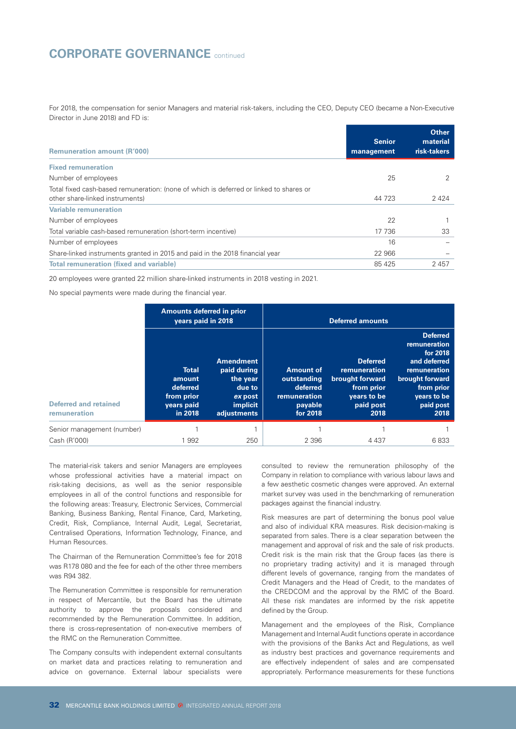# CORPORATE GOVERNANCE continued

For 2018, the compensation for senior Managers and material risk-takers, including the CEO, Deputy CEO (became a Non-Executive Director in June 2018) and FD is:

| Remuneration amount (R'000) | Senior management | Other material risk-takers |
|---|---|---|
| **Fixed remuneration** | | |
| Number of employees | 25 | 2 |
| Total fixed cash-based remuneration: (none of which is deferred or linked to shares or other share-linked instruments) | 44 723 | 2 424 |
| **Variable remuneration** | | |
| Number of employees | 22 | 1 |
| Total variable cash-based remuneration (short-term incentive) | 17 736 | 33 |
| Number of employees | 16 | – |
| Share-linked instruments granted in 2015 and paid in the 2018 financial year | 22 966 | – |
| **Total remuneration (fixed and variable)** | 85 425 | 2 457 |

20 employees were granted 22 million share-linked instruments in 2018 vesting in 2021.

No special payments were made during the financial year.

| Deferred and retained remuneration | Amounts deferred in prior years paid in 2018 | | Deferred amounts | | |
|---|---|---|---|---|---|
| | Total amount deferred from prior years paid in 2018 | Amendment paid during the year due to *ex post* implicit adjustments | Amount of outstanding deferred remuneration payable for 2018 | Deferred remuneration brought forward from prior years to be paid post 2018 | Deferred remuneration for 2018 and deferred remuneration brought forward from prior years to be paid post 2018 |
| Senior management (number) | 1 | 1 | 1 | 1 | 1 |
| Cash (R'000) | 1 992 | 250 | 2 396 | 4 437 | 6 833 |

The material-risk takers and senior Managers are employees whose professional activities have a material impact on risk-taking decisions, as well as the senior responsible employees in all of the control functions and responsible for the following areas: Treasury, Electronic Services, Commercial Banking, Business Banking, Rental Finance, Card, Marketing, Credit, Risk, Compliance, Internal Audit, Legal, Secretariat, Centralised Operations, Information Technology, Finance, and Human Resources.

The Chairman of the Remuneration Committee's fee for 2018 was R178 080 and the fee for each of the other three members was R94 382.

The Remuneration Committee is responsible for remuneration in respect of Mercantile, but the Board has the ultimate authority to approve the proposals considered and recommended by the Remuneration Committee. In addition, there is cross-representation of non-executive members of the RMC on the Remuneration Committee.

The Company consults with independent external consultants on market data and practices relating to remuneration and advice on governance. External labour specialists were consulted to review the remuneration philosophy of the Company in relation to compliance with various labour laws and a few aesthetic cosmetic changes were approved. An external market survey was used in the benchmarking of remuneration packages against the financial industry.

Risk measures are part of determining the bonus pool value and also of individual KRA measures. Risk decision-making is separated from sales. There is a clear separation between the management and approval of risk and the sale of risk products. Credit risk is the main risk that the Group faces (as there is no proprietary trading activity) and it is managed through different levels of governance, ranging from the mandates of Credit Managers and the Head of Credit, to the mandates of the CREDCOM and the approval by the RMC of the Board. All these risk mandates are informed by the risk appetite defined by the Group.

Management and the employees of the Risk, Compliance Management and Internal Audit functions operate in accordance with the provisions of the Banks Act and Regulations, as well as industry best practices and governance requirements and are effectively independent of sales and are compensated appropriately. Performance measurements for these functions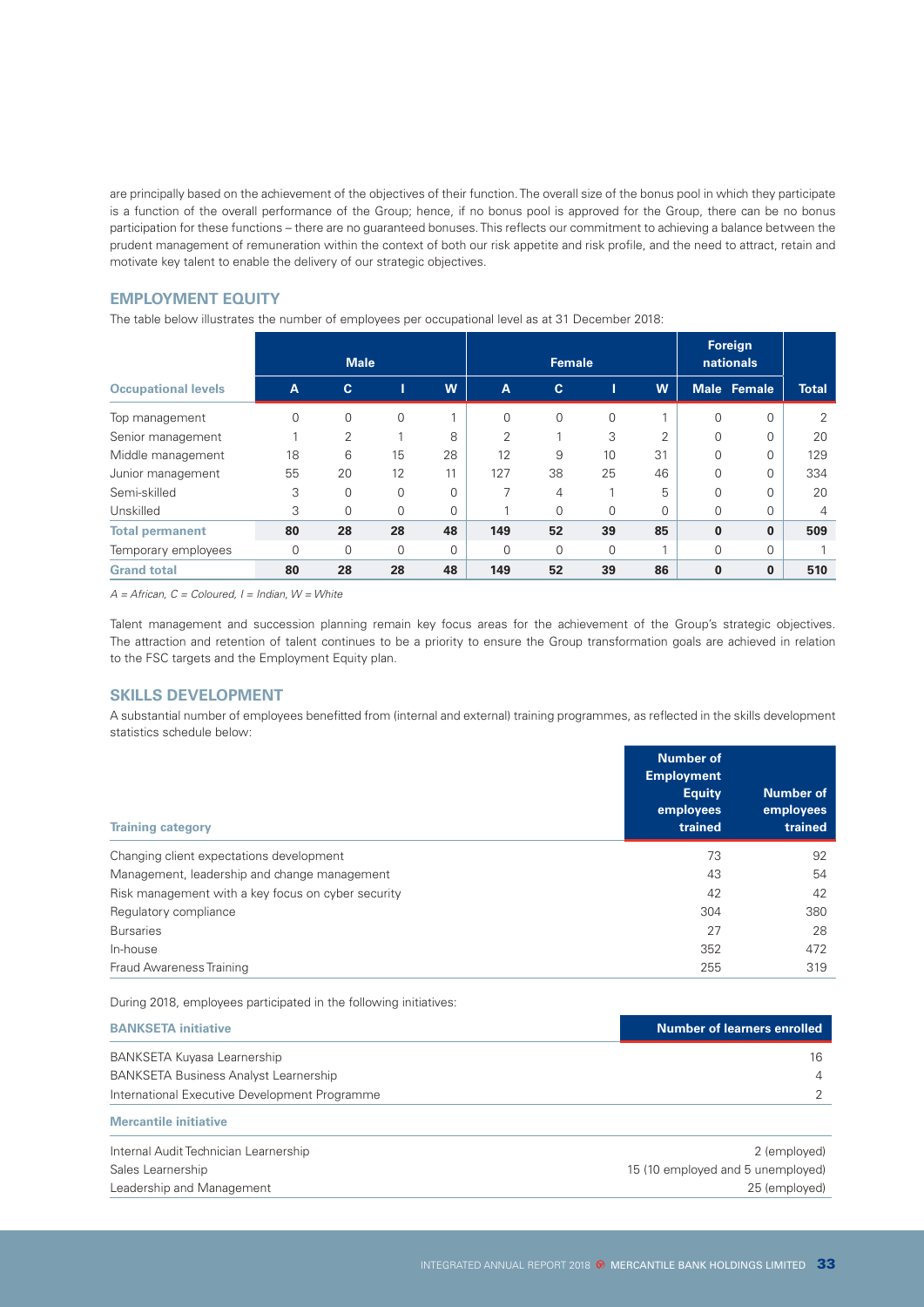are principally based on the achievement of the objectives of their function. The overall size of the bonus pool in which they participate is a function of the overall performance of the Group; hence, if no bonus pool is approved for the Group, there can be no bonus participation for these functions – there are no guaranteed bonuses. This reflects our commitment to achieving a balance between the prudent management of remuneration within the context of both our risk appetite and risk profile, and the need to attract, retain and motivate key talent to enable the delivery of our strategic objectives.

## EMPLOYMENT EQUITY

The table below illustrates the number of employees per occupational level as at 31 December 2018:

| | Male | | | | Female | | | | Foreign nationals | | |
|---|---|---|---|---|---|---|---|---|---|---|---|
| **Occupational levels** | **A** | **C** | **I** | **W** | **A** | **C** | **I** | **W** | **Male** | **Female** | **Total** |
| Top management | 0 | 0 | 0 | 1 | 0 | 0 | 0 | 1 | 0 | 0 | 2 |
| Senior management | 1 | 2 | 1 | 8 | 2 | 1 | 3 | 2 | 0 | 0 | 20 |
| Middle management | 18 | 6 | 15 | 28 | 12 | 9 | 10 | 31 | 0 | 0 | 129 |
| Junior management | 55 | 20 | 12 | 11 | 127 | 38 | 25 | 46 | 0 | 0 | 334 |
| Semi-skilled | 3 | 0 | 0 | 0 | 7 | 4 | 1 | 5 | 0 | 0 | 20 |
| Unskilled | 3 | 0 | 0 | 0 | 1 | 0 | 0 | 0 | 0 | 0 | 4 |
| **Total permanent** | **80** | **28** | **28** | **48** | **149** | **52** | **39** | **85** | **0** | **0** | **509** |
| Temporary employees | 0 | 0 | 0 | 0 | 0 | 0 | 0 | 1 | 0 | 0 | 1 |
| **Grand total** | **80** | **28** | **28** | **48** | **149** | **52** | **39** | **86** | **0** | **0** | **510** |

*A = African, C = Coloured, I = Indian, W = White*

Talent management and succession planning remain key focus areas for the achievement of the Group's strategic objectives. The attraction and retention of talent continues to be a priority to ensure the Group transformation goals are achieved in relation to the FSC targets and the Employment Equity plan.

## SKILLS DEVELOPMENT

A substantial number of employees benefitted from (internal and external) training programmes, as reflected in the skills development statistics schedule below:

| Training category | Number of Employment Equity employees trained | Number of employees trained |
|---|---|---|
| Changing client expectations development | 73 | 92 |
| Management, leadership and change management | 43 | 54 |
| Risk management with a key focus on cyber security | 42 | 42 |
| Regulatory compliance | 304 | 380 |
| Bursaries | 27 | 28 |
| In-house | 352 | 472 |
| Fraud Awareness Training | 255 | 319 |

During 2018, employees participated in the following initiatives:

| BANKSETA initiative | Number of learners enrolled |
|---|---|
| BANKSETA Kuyasa Learnership | 16 |
| BANKSETA Business Analyst Learnership | 4 |
| International Executive Development Programme | 2 |
| **Mercantile initiative** | |
| Internal Audit Technician Learnership | 2 (employed) |
| Sales Learnership | 15 (10 employed and 5 unemployed) |
| Leadership and Management | 25 (employed) |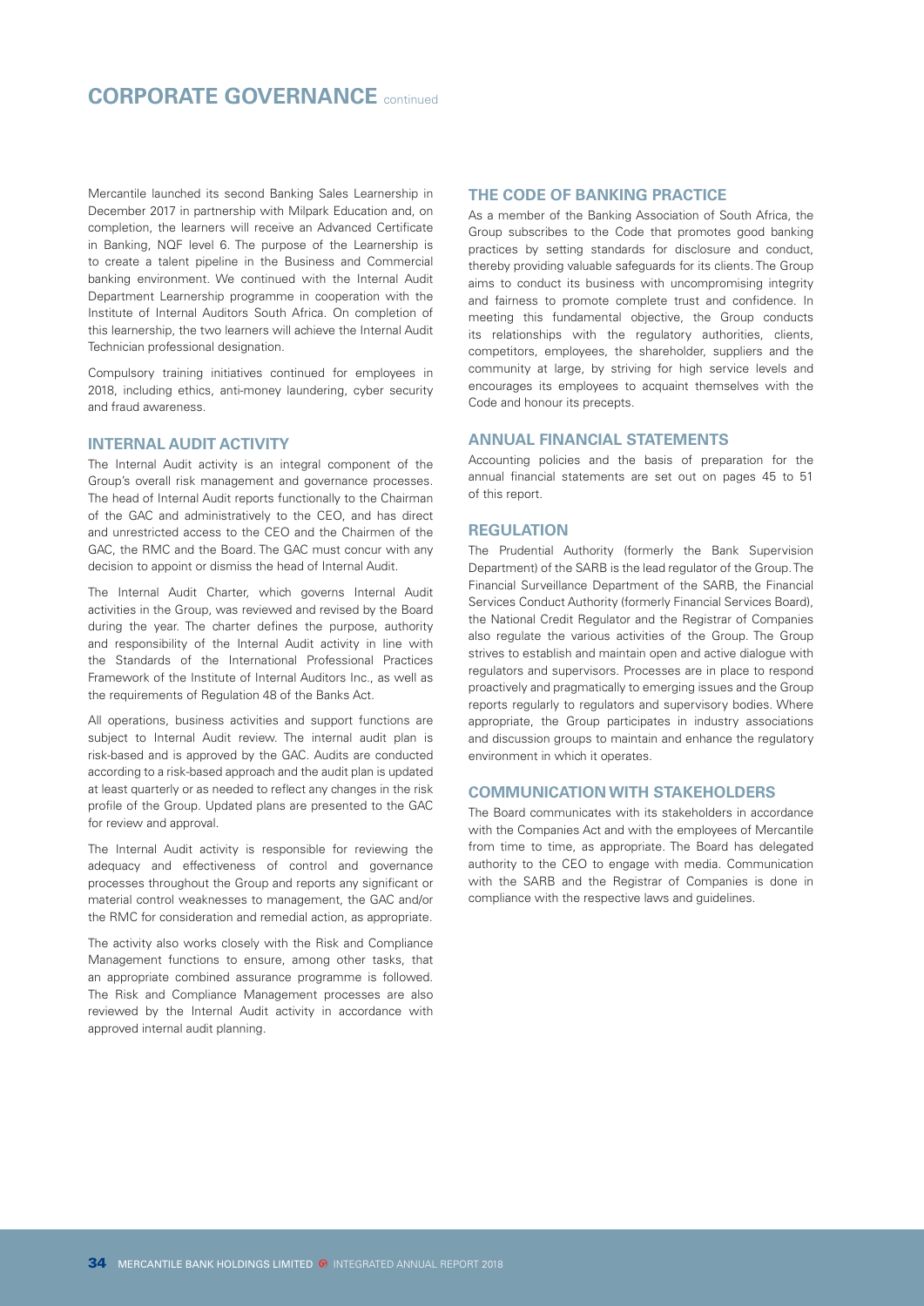# CORPORATE GOVERNANCE continued

Mercantile launched its second Banking Sales Learnership in December 2017 in partnership with Milpark Education and, on completion, the learners will receive an Advanced Certificate in Banking, NQF level 6. The purpose of the Learnership is to create a talent pipeline in the Business and Commercial banking environment. We continued with the Internal Audit Department Learnership programme in cooperation with the Institute of Internal Auditors South Africa. On completion of this learnership, the two learners will achieve the Internal Audit Technician professional designation.

Compulsory training initiatives continued for employees in 2018, including ethics, anti-money laundering, cyber security and fraud awareness.

## INTERNAL AUDIT ACTIVITY

The Internal Audit activity is an integral component of the Group's overall risk management and governance processes. The head of Internal Audit reports functionally to the Chairman of the GAC and administratively to the CEO, and has direct and unrestricted access to the CEO and the Chairmen of the GAC, the RMC and the Board. The GAC must concur with any decision to appoint or dismiss the head of Internal Audit.

The Internal Audit Charter, which governs Internal Audit activities in the Group, was reviewed and revised by the Board during the year. The charter defines the purpose, authority and responsibility of the Internal Audit activity in line with the Standards of the International Professional Practices Framework of the Institute of Internal Auditors Inc., as well as the requirements of Regulation 48 of the Banks Act.

All operations, business activities and support functions are subject to Internal Audit review. The internal audit plan is risk-based and is approved by the GAC. Audits are conducted according to a risk-based approach and the audit plan is updated at least quarterly or as needed to reflect any changes in the risk profile of the Group. Updated plans are presented to the GAC for review and approval.

The Internal Audit activity is responsible for reviewing the adequacy and effectiveness of control and governance processes throughout the Group and reports any significant or material control weaknesses to management, the GAC and/or the RMC for consideration and remedial action, as appropriate.

The activity also works closely with the Risk and Compliance Management functions to ensure, among other tasks, that an appropriate combined assurance programme is followed. The Risk and Compliance Management processes are also reviewed by the Internal Audit activity in accordance with approved internal audit planning.

## THE CODE OF BANKING PRACTICE

As a member of the Banking Association of South Africa, the Group subscribes to the Code that promotes good banking practices by setting standards for disclosure and conduct, thereby providing valuable safeguards for its clients. The Group aims to conduct its business with uncompromising integrity and fairness to promote complete trust and confidence. In meeting this fundamental objective, the Group conducts its relationships with the regulatory authorities, clients, competitors, employees, the shareholder, suppliers and the community at large, by striving for high service levels and encourages its employees to acquaint themselves with the Code and honour its precepts.

## ANNUAL FINANCIAL STATEMENTS

Accounting policies and the basis of preparation for the annual financial statements are set out on pages 45 to 51 of this report.

## REGULATION

The Prudential Authority (formerly the Bank Supervision Department) of the SARB is the lead regulator of the Group. The Financial Surveillance Department of the SARB, the Financial Services Conduct Authority (formerly Financial Services Board), the National Credit Regulator and the Registrar of Companies also regulate the various activities of the Group. The Group strives to establish and maintain open and active dialogue with regulators and supervisors. Processes are in place to respond proactively and pragmatically to emerging issues and the Group reports regularly to regulators and supervisory bodies. Where appropriate, the Group participates in industry associations and discussion groups to maintain and enhance the regulatory environment in which it operates.

## COMMUNICATION WITH STAKEHOLDERS

The Board communicates with its stakeholders in accordance with the Companies Act and with the employees of Mercantile from time to time, as appropriate. The Board has delegated authority to the CEO to engage with media. Communication with the SARB and the Registrar of Companies is done in compliance with the respective laws and guidelines.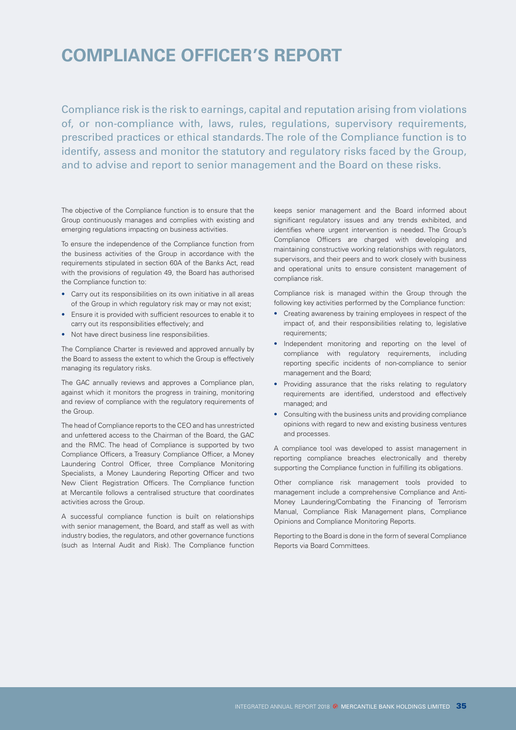# COMPLIANCE OFFICER'S REPORT

Compliance risk is the risk to earnings, capital and reputation arising from violations of, or non-compliance with, laws, rules, regulations, supervisory requirements, prescribed practices or ethical standards. The role of the Compliance function is to identify, assess and monitor the statutory and regulatory risks faced by the Group, and to advise and report to senior management and the Board on these risks.

The objective of the Compliance function is to ensure that the Group continuously manages and complies with existing and emerging regulations impacting on business activities.

To ensure the independence of the Compliance function from the business activities of the Group in accordance with the requirements stipulated in section 60A of the Banks Act, read with the provisions of regulation 49, the Board has authorised the Compliance function to:

- Carry out its responsibilities on its own initiative in all areas of the Group in which regulatory risk may or may not exist;
- Ensure it is provided with sufficient resources to enable it to carry out its responsibilities effectively; and
- Not have direct business line responsibilities.

The Compliance Charter is reviewed and approved annually by the Board to assess the extent to which the Group is effectively managing its regulatory risks.

The GAC annually reviews and approves a Compliance plan, against which it monitors the progress in training, monitoring and review of compliance with the regulatory requirements of the Group.

The head of Compliance reports to the CEO and has unrestricted and unfettered access to the Chairman of the Board, the GAC and the RMC. The head of Compliance is supported by two Compliance Officers, a Treasury Compliance Officer, a Money Laundering Control Officer, three Compliance Monitoring Specialists, a Money Laundering Reporting Officer and two New Client Registration Officers. The Compliance function at Mercantile follows a centralised structure that coordinates activities across the Group.

A successful compliance function is built on relationships with senior management, the Board, and staff as well as with industry bodies, the regulators, and other governance functions (such as Internal Audit and Risk). The Compliance function keeps senior management and the Board informed about significant regulatory issues and any trends exhibited, and identifies where urgent intervention is needed. The Group's Compliance Officers are charged with developing and maintaining constructive working relationships with regulators, supervisors, and their peers and to work closely with business and operational units to ensure consistent management of compliance risk.

Compliance risk is managed within the Group through the following key activities performed by the Compliance function:

- Creating awareness by training employees in respect of the impact of, and their responsibilities relating to, legislative requirements;
- Independent monitoring and reporting on the level of compliance with regulatory requirements, including reporting specific incidents of non-compliance to senior management and the Board;
- Providing assurance that the risks relating to regulatory requirements are identified, understood and effectively managed; and
- Consulting with the business units and providing compliance opinions with regard to new and existing business ventures and processes.

A compliance tool was developed to assist management in reporting compliance breaches electronically and thereby supporting the Compliance function in fulfilling its obligations.

Other compliance risk management tools provided to management include a comprehensive Compliance and Anti-Money Laundering/Combating the Financing of Terrorism Manual, Compliance Risk Management plans, Compliance Opinions and Compliance Monitoring Reports.

Reporting to the Board is done in the form of several Compliance Reports via Board Committees.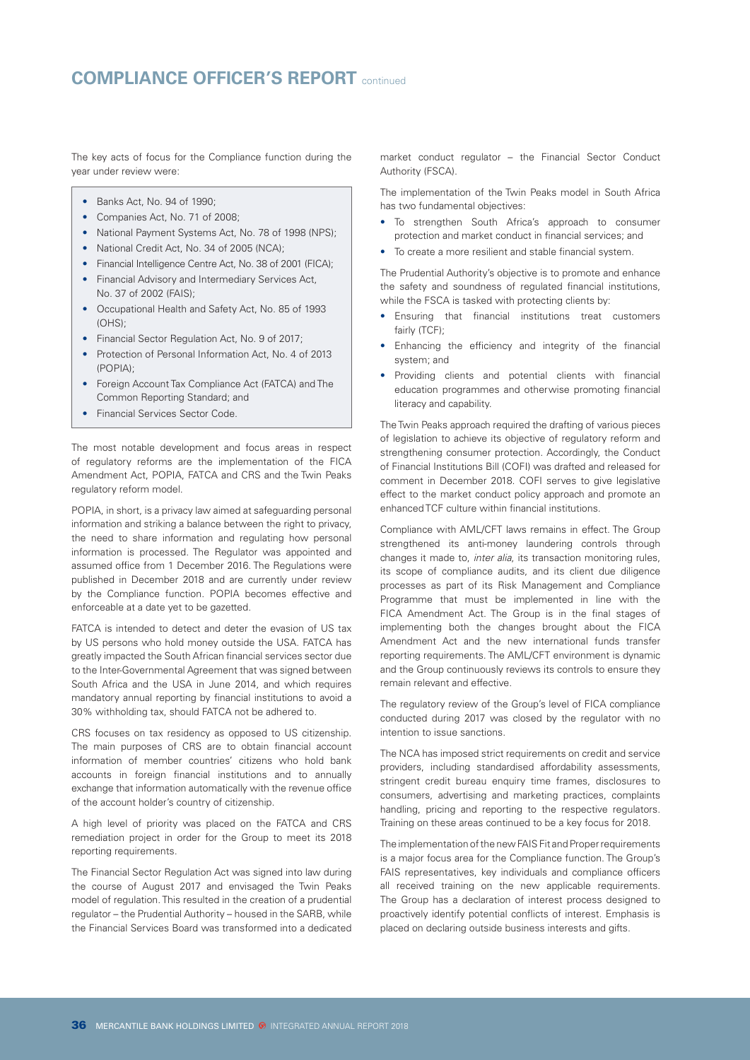## COMPLIANCE OFFICER'S REPORT continued

The key acts of focus for the Compliance function during the year under review were:

- Banks Act, No. 94 of 1990;
- Companies Act, No. 71 of 2008;
- National Payment Systems Act, No. 78 of 1998 (NPS);
- National Credit Act, No. 34 of 2005 (NCA);
- Financial Intelligence Centre Act, No. 38 of 2001 (FICA);
- Financial Advisory and Intermediary Services Act, No. 37 of 2002 (FAIS);
- Occupational Health and Safety Act, No. 85 of 1993 (OHS);
- Financial Sector Regulation Act, No. 9 of 2017;
- Protection of Personal Information Act, No. 4 of 2013 (POPIA);
- Foreign Account Tax Compliance Act (FATCA) and The Common Reporting Standard; and
- Financial Services Sector Code.

The most notable development and focus areas in respect of regulatory reforms are the implementation of the FICA Amendment Act, POPIA, FATCA and CRS and the Twin Peaks regulatory reform model.

POPIA, in short, is a privacy law aimed at safeguarding personal information and striking a balance between the right to privacy, the need to share information and regulating how personal information is processed. The Regulator was appointed and assumed office from 1 December 2016. The Regulations were published in December 2018 and are currently under review by the Compliance function. POPIA becomes effective and enforceable at a date yet to be gazetted.

FATCA is intended to detect and deter the evasion of US tax by US persons who hold money outside the USA. FATCA has greatly impacted the South African financial services sector due to the Inter-Governmental Agreement that was signed between South Africa and the USA in June 2014, and which requires mandatory annual reporting by financial institutions to avoid a 30% withholding tax, should FATCA not be adhered to.

CRS focuses on tax residency as opposed to US citizenship. The main purposes of CRS are to obtain financial account information of member countries' citizens who hold bank accounts in foreign financial institutions and to annually exchange that information automatically with the revenue office of the account holder's country of citizenship.

A high level of priority was placed on the FATCA and CRS remediation project in order for the Group to meet its 2018 reporting requirements.

The Financial Sector Regulation Act was signed into law during the course of August 2017 and envisaged the Twin Peaks model of regulation. This resulted in the creation of a prudential regulator – the Prudential Authority – housed in the SARB, while the Financial Services Board was transformed into a dedicated market conduct regulator – the Financial Sector Conduct Authority (FSCA).

The implementation of the Twin Peaks model in South Africa has two fundamental objectives:

- To strengthen South Africa's approach to consumer protection and market conduct in financial services; and
- To create a more resilient and stable financial system.

The Prudential Authority's objective is to promote and enhance the safety and soundness of regulated financial institutions, while the FSCA is tasked with protecting clients by:

- Ensuring that financial institutions treat customers fairly (TCF);
- Enhancing the efficiency and integrity of the financial system; and
- Providing clients and potential clients with financial education programmes and otherwise promoting financial literacy and capability.

The Twin Peaks approach required the drafting of various pieces of legislation to achieve its objective of regulatory reform and strengthening consumer protection. Accordingly, the Conduct of Financial Institutions Bill (COFI) was drafted and released for comment in December 2018. COFI serves to give legislative effect to the market conduct policy approach and promote an enhanced TCF culture within financial institutions.

Compliance with AML/CFT laws remains in effect. The Group strengthened its anti-money laundering controls through changes it made to, *inter alia*, its transaction monitoring rules, its scope of compliance audits, and its client due diligence processes as part of its Risk Management and Compliance Programme that must be implemented in line with the FICA Amendment Act. The Group is in the final stages of implementing both the changes brought about the FICA Amendment Act and the new international funds transfer reporting requirements. The AML/CFT environment is dynamic and the Group continuously reviews its controls to ensure they remain relevant and effective.

The regulatory review of the Group's level of FICA compliance conducted during 2017 was closed by the regulator with no intention to issue sanctions.

The NCA has imposed strict requirements on credit and service providers, including standardised affordability assessments, stringent credit bureau enquiry time frames, disclosures to consumers, advertising and marketing practices, complaints handling, pricing and reporting to the respective regulators. Training on these areas continued to be a key focus for 2018.

The implementation of the new FAIS Fit and Proper requirements is a major focus area for the Compliance function. The Group's FAIS representatives, key individuals and compliance officers all received training on the new applicable requirements. The Group has a declaration of interest process designed to proactively identify potential conflicts of interest. Emphasis is placed on declaring outside business interests and gifts.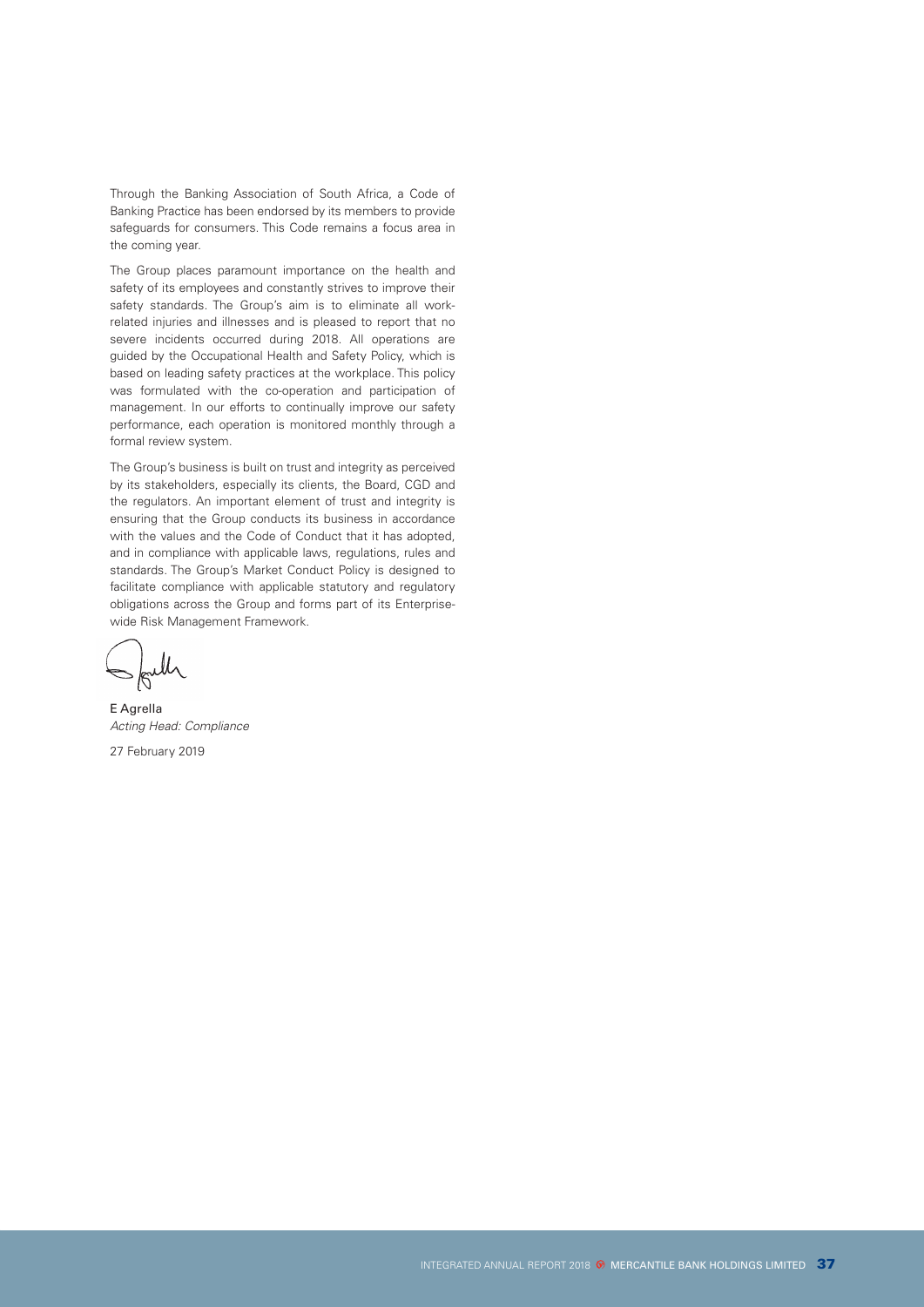Through the Banking Association of South Africa, a Code of Banking Practice has been endorsed by its members to provide safeguards for consumers. This Code remains a focus area in the coming year.

The Group places paramount importance on the health and safety of its employees and constantly strives to improve their safety standards. The Group's aim is to eliminate all work-related injuries and illnesses and is pleased to report that no severe incidents occurred during 2018. All operations are guided by the Occupational Health and Safety Policy, which is based on leading safety practices at the workplace. This policy was formulated with the co-operation and participation of management. In our efforts to continually improve our safety performance, each operation is monitored monthly through a formal review system.

The Group's business is built on trust and integrity as perceived by its stakeholders, especially its clients, the Board, CGD and the regulators. An important element of trust and integrity is ensuring that the Group conducts its business in accordance with the values and the Code of Conduct that it has adopted, and in compliance with applicable laws, regulations, rules and standards. The Group's Market Conduct Policy is designed to facilitate compliance with applicable statutory and regulatory obligations across the Group and forms part of its Enterprise-wide Risk Management Framework.

E Agrella
*Acting Head: Compliance*

27 February 2019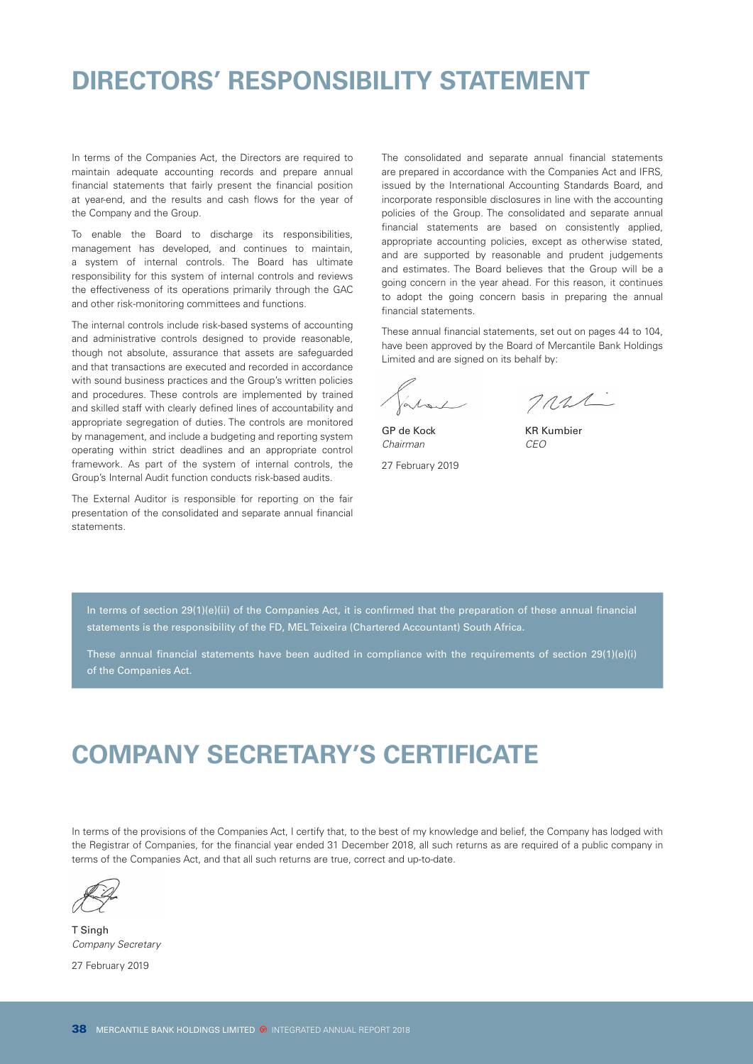# DIRECTORS' RESPONSIBILITY STATEMENT

In terms of the Companies Act, the Directors are required to maintain adequate accounting records and prepare annual financial statements that fairly present the financial position at year-end, and the results and cash flows for the year of the Company and the Group.

To enable the Board to discharge its responsibilities, management has developed, and continues to maintain, a system of internal controls. The Board has ultimate responsibility for this system of internal controls and reviews the effectiveness of its operations primarily through the GAC and other risk-monitoring committees and functions.

The internal controls include risk-based systems of accounting and administrative controls designed to provide reasonable, though not absolute, assurance that assets are safeguarded and that transactions are executed and recorded in accordance with sound business practices and the Group's written policies and procedures. These controls are implemented by trained and skilled staff with clearly defined lines of accountability and appropriate segregation of duties. The controls are monitored by management, and include a budgeting and reporting system operating within strict deadlines and an appropriate control framework. As part of the system of internal controls, the Group's Internal Audit function conducts risk-based audits.

The External Auditor is responsible for reporting on the fair presentation of the consolidated and separate annual financial statements.

The consolidated and separate annual financial statements are prepared in accordance with the Companies Act and IFRS, issued by the International Accounting Standards Board, and incorporate responsible disclosures in line with the accounting policies of the Group. The consolidated and separate annual financial statements are based on consistently applied, appropriate accounting policies, except as otherwise stated, and are supported by reasonable and prudent judgements and estimates. The Board believes that the Group will be a going concern in the year ahead. For this reason, it continues to adopt the going concern basis in preparing the annual financial statements.

These annual financial statements, set out on pages 44 to 104, have been approved by the Board of Mercantile Bank Holdings Limited and are signed on its behalf by:

GP de Kock
*Chairman*

KR Kumbier
*CEO*

27 February 2019

In terms of section 29(1)(e)(ii) of the Companies Act, it is confirmed that the preparation of these annual financial statements is the responsibility of the FD, MEL Teixeira (Chartered Accountant) South Africa.

These annual financial statements have been audited in compliance with the requirements of section 29(1)(e)(i) of the Companies Act.

# COMPANY SECRETARY'S CERTIFICATE

In terms of the provisions of the Companies Act, I certify that, to the best of my knowledge and belief, the Company has lodged with the Registrar of Companies, for the financial year ended 31 December 2018, all such returns as are required of a public company in terms of the Companies Act, and that all such returns are true, correct and up-to-date.

T Singh
*Company Secretary*

27 February 2019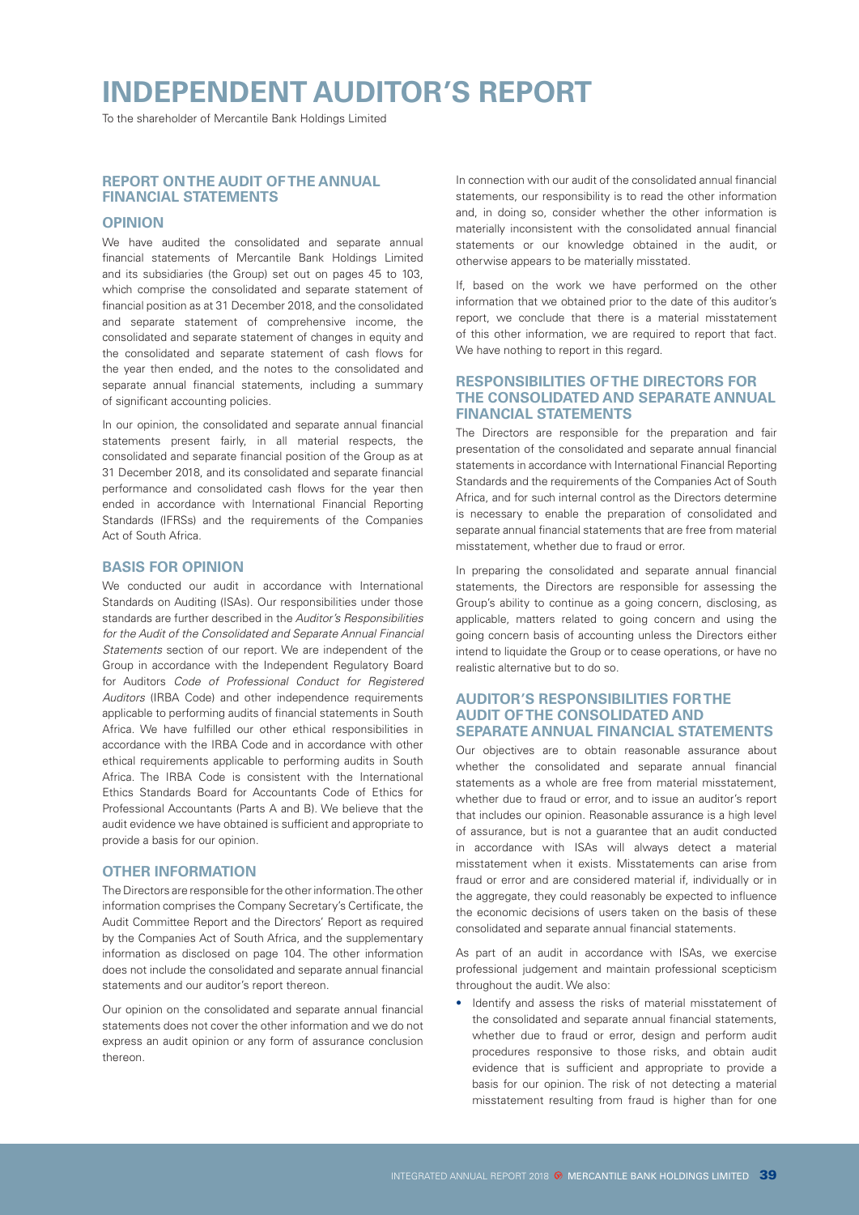# INDEPENDENT AUDITOR'S REPORT

To the shareholder of Mercantile Bank Holdings Limited

## REPORT ON THE AUDIT OF THE ANNUAL FINANCIAL STATEMENTS

### OPINION

We have audited the consolidated and separate annual financial statements of Mercantile Bank Holdings Limited and its subsidiaries (the Group) set out on pages 45 to 103, which comprise the consolidated and separate statement of financial position as at 31 December 2018, and the consolidated and separate statement of comprehensive income, the consolidated and separate statement of changes in equity and the consolidated and separate statement of cash flows for the year then ended, and the notes to the consolidated and separate annual financial statements, including a summary of significant accounting policies.

In our opinion, the consolidated and separate annual financial statements present fairly, in all material respects, the consolidated and separate financial position of the Group as at 31 December 2018, and its consolidated and separate financial performance and consolidated cash flows for the year then ended in accordance with International Financial Reporting Standards (IFRSs) and the requirements of the Companies Act of South Africa.

### BASIS FOR OPINION

We conducted our audit in accordance with International Standards on Auditing (ISAs). Our responsibilities under those standards are further described in the *Auditor's Responsibilities for the Audit of the Consolidated and Separate Annual Financial Statements* section of our report. We are independent of the Group in accordance with the Independent Regulatory Board for Auditors *Code of Professional Conduct for Registered Auditors* (IRBA Code) and other independence requirements applicable to performing audits of financial statements in South Africa. We have fulfilled our other ethical responsibilities in accordance with the IRBA Code and in accordance with other ethical requirements applicable to performing audits in South Africa. The IRBA Code is consistent with the International Ethics Standards Board for Accountants Code of Ethics for Professional Accountants (Parts A and B). We believe that the audit evidence we have obtained is sufficient and appropriate to provide a basis for our opinion.

### OTHER INFORMATION

The Directors are responsible for the other information. The other information comprises the Company Secretary's Certificate, the Audit Committee Report and the Directors' Report as required by the Companies Act of South Africa, and the supplementary information as disclosed on page 104. The other information does not include the consolidated and separate annual financial statements and our auditor's report thereon.

Our opinion on the consolidated and separate annual financial statements does not cover the other information and we do not express an audit opinion or any form of assurance conclusion thereon.

In connection with our audit of the consolidated annual financial statements, our responsibility is to read the other information and, in doing so, consider whether the other information is materially inconsistent with the consolidated annual financial statements or our knowledge obtained in the audit, or otherwise appears to be materially misstated.

If, based on the work we have performed on the other information that we obtained prior to the date of this auditor's report, we conclude that there is a material misstatement of this other information, we are required to report that fact. We have nothing to report in this regard.

### RESPONSIBILITIES OF THE DIRECTORS FOR THE CONSOLIDATED AND SEPARATE ANNUAL FINANCIAL STATEMENTS

The Directors are responsible for the preparation and fair presentation of the consolidated and separate annual financial statements in accordance with International Financial Reporting Standards and the requirements of the Companies Act of South Africa, and for such internal control as the Directors determine is necessary to enable the preparation of consolidated and separate annual financial statements that are free from material misstatement, whether due to fraud or error.

In preparing the consolidated and separate annual financial statements, the Directors are responsible for assessing the Group's ability to continue as a going concern, disclosing, as applicable, matters related to going concern and using the going concern basis of accounting unless the Directors either intend to liquidate the Group or to cease operations, or have no realistic alternative but to do so.

### AUDITOR'S RESPONSIBILITIES FOR THE AUDIT OF THE CONSOLIDATED AND SEPARATE ANNUAL FINANCIAL STATEMENTS

Our objectives are to obtain reasonable assurance about whether the consolidated and separate annual financial statements as a whole are free from material misstatement, whether due to fraud or error, and to issue an auditor's report that includes our opinion. Reasonable assurance is a high level of assurance, but is not a guarantee that an audit conducted in accordance with ISAs will always detect a material misstatement when it exists. Misstatements can arise from fraud or error and are considered material if, individually or in the aggregate, they could reasonably be expected to influence the economic decisions of users taken on the basis of these consolidated and separate annual financial statements.

As part of an audit in accordance with ISAs, we exercise professional judgement and maintain professional scepticism throughout the audit. We also:

- Identify and assess the risks of material misstatement of the consolidated and separate annual financial statements, whether due to fraud or error, design and perform audit procedures responsive to those risks, and obtain audit evidence that is sufficient and appropriate to provide a basis for our opinion. The risk of not detecting a material misstatement resulting from fraud is higher than for one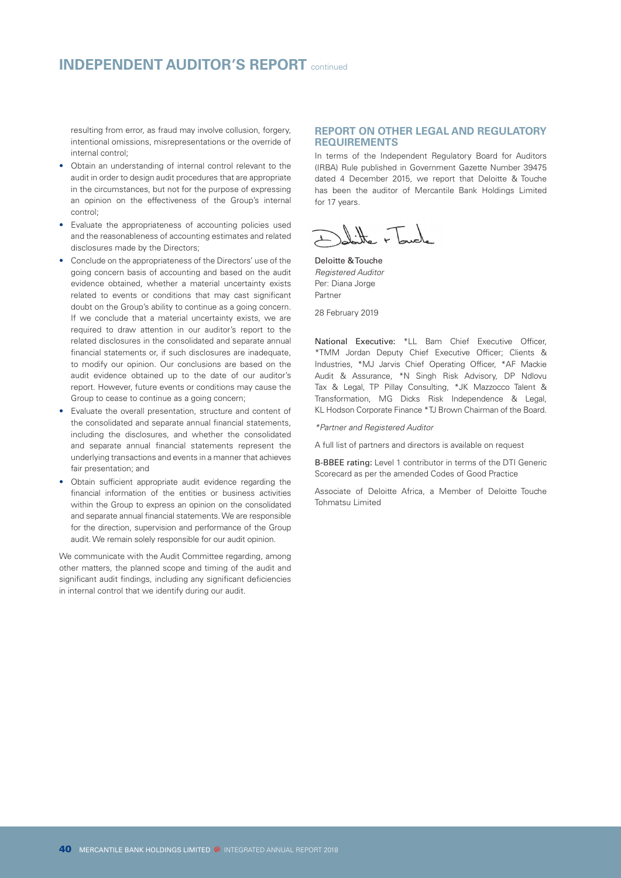resulting from error, as fraud may involve collusion, forgery, intentional omissions, misrepresentations or the override of internal control;

- Obtain an understanding of internal control relevant to the audit in order to design audit procedures that are appropriate in the circumstances, but not for the purpose of expressing an opinion on the effectiveness of the Group's internal control;
- Evaluate the appropriateness of accounting policies used and the reasonableness of accounting estimates and related disclosures made by the Directors;
- Conclude on the appropriateness of the Directors' use of the going concern basis of accounting and based on the audit evidence obtained, whether a material uncertainty exists related to events or conditions that may cast significant doubt on the Group's ability to continue as a going concern. If we conclude that a material uncertainty exists, we are required to draw attention in our auditor's report to the related disclosures in the consolidated and separate annual financial statements or, if such disclosures are inadequate, to modify our opinion. Our conclusions are based on the audit evidence obtained up to the date of our auditor's report. However, future events or conditions may cause the Group to cease to continue as a going concern;
- Evaluate the overall presentation, structure and content of the consolidated and separate annual financial statements, including the disclosures, and whether the consolidated and separate annual financial statements represent the underlying transactions and events in a manner that achieves fair presentation; and
- Obtain sufficient appropriate audit evidence regarding the financial information of the entities or business activities within the Group to express an opinion on the consolidated and separate annual financial statements. We are responsible for the direction, supervision and performance of the Group audit. We remain solely responsible for our audit opinion.

We communicate with the Audit Committee regarding, among other matters, the planned scope and timing of the audit and significant audit findings, including any significant deficiencies in internal control that we identify during our audit.

## REPORT ON OTHER LEGAL AND REGULATORY REQUIREMENTS

In terms of the Independent Regulatory Board for Auditors (IRBA) Rule published in Government Gazette Number 39475 dated 4 December 2015, we report that Deloitte & Touche has been the auditor of Mercantile Bank Holdings Limited for 17 years.

Deloitte & Touche
*Registered Auditor*
Per: Diana Jorge
Partner

28 February 2019

**National Executive:** *LL Bam Chief Executive Officer, *TMM Jordan Deputy Chief Executive Officer; Clients & Industries, *MJ Jarvis Chief Operating Officer, *AF Mackie Audit & Assurance, *N Singh Risk Advisory, DP Ndlovu Tax & Legal, TP Pillay Consulting, *JK Mazzocco Talent & Transformation, MG Dicks Risk Independence & Legal, KL Hodson Corporate Finance *TJ Brown Chairman of the Board.

*\*Partner and Registered Auditor*

A full list of partners and directors is available on request

**B-BBEE rating:** Level 1 contributor in terms of the DTI Generic Scorecard as per the amended Codes of Good Practice

Associate of Deloitte Africa, a Member of Deloitte Touche Tohmatsu Limited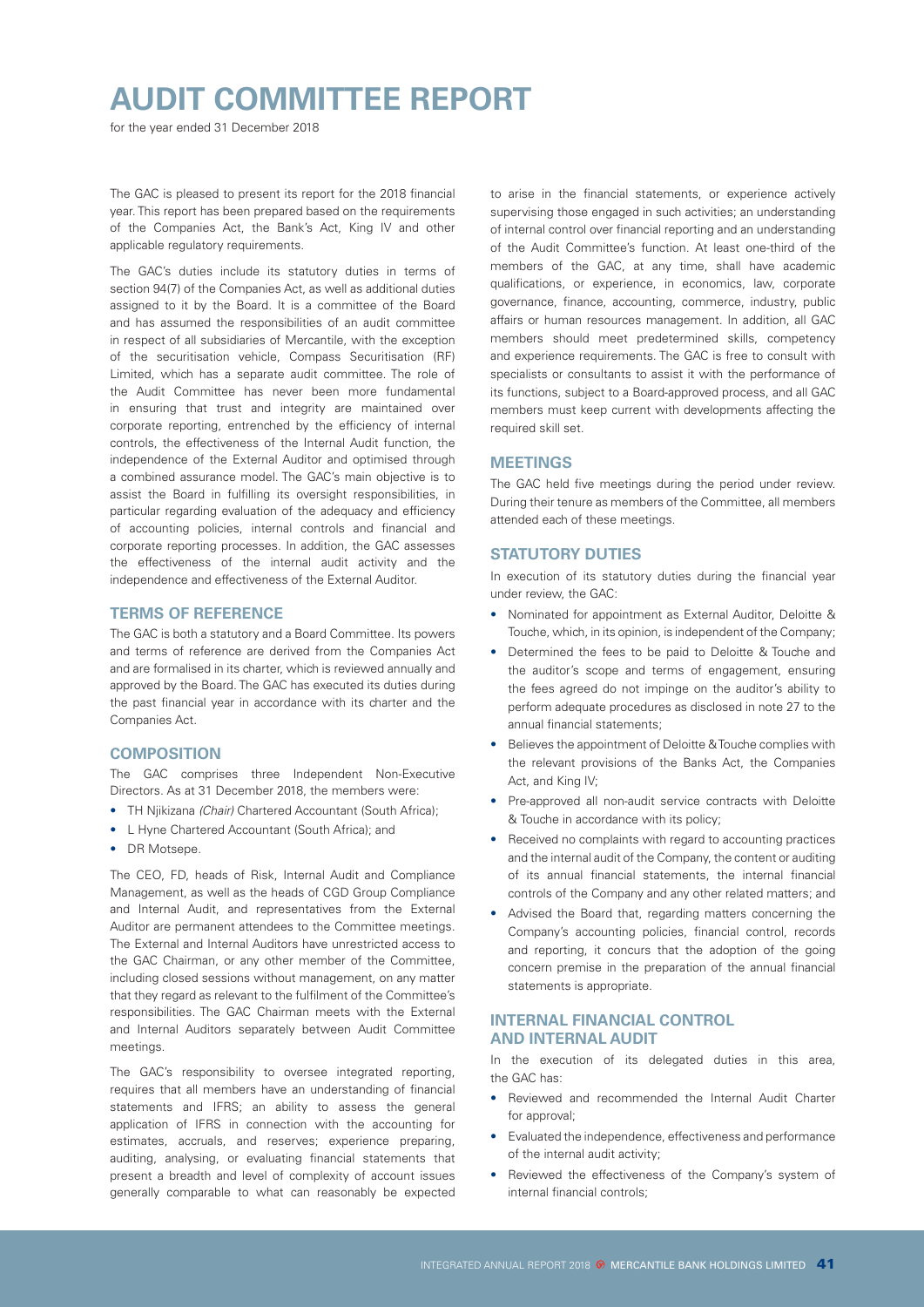# AUDIT COMMITTEE REPORT

for the year ended 31 December 2018

The GAC is pleased to present its report for the 2018 financial year. This report has been prepared based on the requirements of the Companies Act, the Bank's Act, King IV and other applicable regulatory requirements.

The GAC's duties include its statutory duties in terms of section 94(7) of the Companies Act, as well as additional duties assigned to it by the Board. It is a committee of the Board and has assumed the responsibilities of an audit committee in respect of all subsidiaries of Mercantile, with the exception of the securitisation vehicle, Compass Securitisation (RF) Limited, which has a separate audit committee. The role of the Audit Committee has never been more fundamental in ensuring that trust and integrity are maintained over corporate reporting, entrenched by the efficiency of internal controls, the effectiveness of the Internal Audit function, the independence of the External Auditor and optimised through a combined assurance model. The GAC's main objective is to assist the Board in fulfilling its oversight responsibilities, in particular regarding evaluation of the adequacy and efficiency of accounting policies, internal controls and financial and corporate reporting processes. In addition, the GAC assesses the effectiveness of the internal audit activity and the independence and effectiveness of the External Auditor.

## TERMS OF REFERENCE

The GAC is both a statutory and a Board Committee. Its powers and terms of reference are derived from the Companies Act and are formalised in its charter, which is reviewed annually and approved by the Board. The GAC has executed its duties during the past financial year in accordance with its charter and the Companies Act.

## COMPOSITION

The GAC comprises three Independent Non-Executive Directors. As at 31 December 2018, the members were:

- TH Njikizana *(Chair)* Chartered Accountant (South Africa);
- L Hyne Chartered Accountant (South Africa); and
- DR Motsepe.

The CEO, FD, heads of Risk, Internal Audit and Compliance Management, as well as the heads of CGD Group Compliance and Internal Audit, and representatives from the External Auditor are permanent attendees to the Committee meetings. The External and Internal Auditors have unrestricted access to the GAC Chairman, or any other member of the Committee, including closed sessions without management, on any matter that they regard as relevant to the fulfilment of the Committee's responsibilities. The GAC Chairman meets with the External and Internal Auditors separately between Audit Committee meetings.

The GAC's responsibility to oversee integrated reporting, requires that all members have an understanding of financial statements and IFRS; an ability to assess the general application of IFRS in connection with the accounting for estimates, accruals, and reserves; experience preparing, auditing, analysing, or evaluating financial statements that present a breadth and level of complexity of account issues generally comparable to what can reasonably be expected to arise in the financial statements, or experience actively supervising those engaged in such activities; an understanding of internal control over financial reporting and an understanding of the Audit Committee's function. At least one-third of the members of the GAC, at any time, shall have academic qualifications, or experience, in economics, law, corporate governance, finance, accounting, commerce, industry, public affairs or human resources management. In addition, all GAC members should meet predetermined skills, competency and experience requirements. The GAC is free to consult with specialists or consultants to assist it with the performance of its functions, subject to a Board-approved process, and all GAC members must keep current with developments affecting the required skill set.

## MEETINGS

The GAC held five meetings during the period under review. During their tenure as members of the Committee, all members attended each of these meetings.

## STATUTORY DUTIES

In execution of its statutory duties during the financial year under review, the GAC:

- Nominated for appointment as External Auditor, Deloitte & Touche, which, in its opinion, is independent of the Company;
- Determined the fees to be paid to Deloitte & Touche and the auditor's scope and terms of engagement, ensuring the fees agreed do not impinge on the auditor's ability to perform adequate procedures as disclosed in note 27 to the annual financial statements;
- Believes the appointment of Deloitte & Touche complies with the relevant provisions of the Banks Act, the Companies Act, and King IV;
- Pre-approved all non-audit service contracts with Deloitte & Touche in accordance with its policy;
- Received no complaints with regard to accounting practices and the internal audit of the Company, the content or auditing of its annual financial statements, the internal financial controls of the Company and any other related matters; and
- Advised the Board that, regarding matters concerning the Company's accounting policies, financial control, records and reporting, it concurs that the adoption of the going concern premise in the preparation of the annual financial statements is appropriate.

## INTERNAL FINANCIAL CONTROL AND INTERNAL AUDIT

In the execution of its delegated duties in this area, the GAC has:

- Reviewed and recommended the Internal Audit Charter for approval;
- Evaluated the independence, effectiveness and performance of the internal audit activity;
- Reviewed the effectiveness of the Company's system of internal financial controls;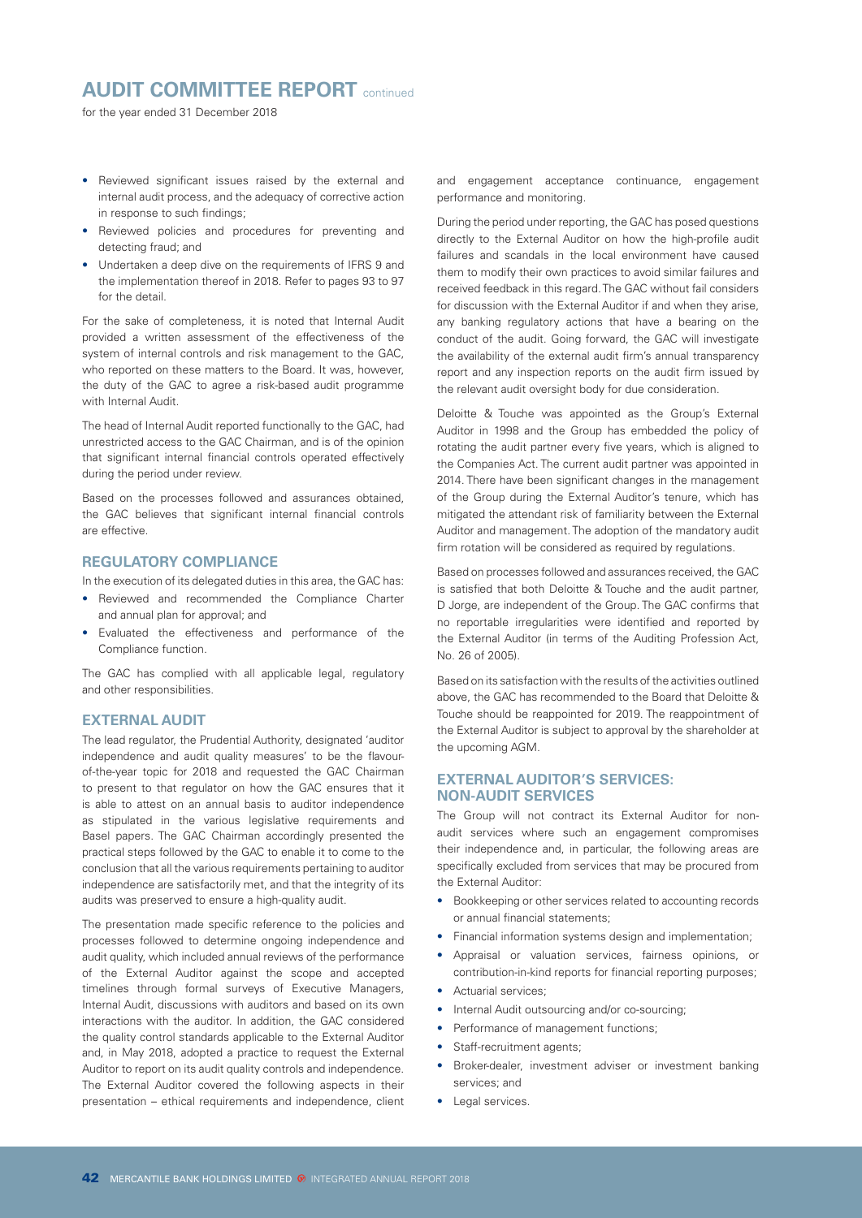- Reviewed significant issues raised by the external and internal audit process, and the adequacy of corrective action in response to such findings;
- Reviewed policies and procedures for preventing and detecting fraud; and
- Undertaken a deep dive on the requirements of IFRS 9 and the implementation thereof in 2018. Refer to pages 93 to 97 for the detail.

For the sake of completeness, it is noted that Internal Audit provided a written assessment of the effectiveness of the system of internal controls and risk management to the GAC, who reported on these matters to the Board. It was, however, the duty of the GAC to agree a risk-based audit programme with Internal Audit.

The head of Internal Audit reported functionally to the GAC, had unrestricted access to the GAC Chairman, and is of the opinion that significant internal financial controls operated effectively during the period under review.

Based on the processes followed and assurances obtained, the GAC believes that significant internal financial controls are effective.

## REGULATORY COMPLIANCE

In the execution of its delegated duties in this area, the GAC has:

- Reviewed and recommended the Compliance Charter and annual plan for approval; and
- Evaluated the effectiveness and performance of the Compliance function.

The GAC has complied with all applicable legal, regulatory and other responsibilities.

## EXTERNAL AUDIT

The lead regulator, the Prudential Authority, designated 'auditor independence and audit quality measures' to be the flavour-of-the-year topic for 2018 and requested the GAC Chairman to present to that regulator on how the GAC ensures that it is able to attest on an annual basis to auditor independence as stipulated in the various legislative requirements and Basel papers. The GAC Chairman accordingly presented the practical steps followed by the GAC to enable it to come to the conclusion that all the various requirements pertaining to auditor independence are satisfactorily met, and that the integrity of its audits was preserved to ensure a high-quality audit.

The presentation made specific reference to the policies and processes followed to determine ongoing independence and audit quality, which included annual reviews of the performance of the External Auditor against the scope and accepted timelines through formal surveys of Executive Managers, Internal Audit, discussions with auditors and based on its own interactions with the auditor. In addition, the GAC considered the quality control standards applicable to the External Auditor and, in May 2018, adopted a practice to request the External Auditor to report on its audit quality controls and independence. The External Auditor covered the following aspects in their presentation – ethical requirements and independence, client and engagement acceptance continuance, engagement performance and monitoring.

During the period under reporting, the GAC has posed questions directly to the External Auditor on how the high-profile audit failures and scandals in the local environment have caused them to modify their own practices to avoid similar failures and received feedback in this regard. The GAC without fail considers for discussion with the External Auditor if and when they arise, any banking regulatory actions that have a bearing on the conduct of the audit. Going forward, the GAC will investigate the availability of the external audit firm's annual transparency report and any inspection reports on the audit firm issued by the relevant audit oversight body for due consideration.

Deloitte & Touche was appointed as the Group's External Auditor in 1998 and the Group has embedded the policy of rotating the audit partner every five years, which is aligned to the Companies Act. The current audit partner was appointed in 2014. There have been significant changes in the management of the Group during the External Auditor's tenure, which has mitigated the attendant risk of familiarity between the External Auditor and management. The adoption of the mandatory audit firm rotation will be considered as required by regulations.

Based on processes followed and assurances received, the GAC is satisfied that both Deloitte & Touche and the audit partner, D Jorge, are independent of the Group. The GAC confirms that no reportable irregularities were identified and reported by the External Auditor (in terms of the Auditing Profession Act, No. 26 of 2005).

Based on its satisfaction with the results of the activities outlined above, the GAC has recommended to the Board that Deloitte & Touche should be reappointed for 2019. The reappointment of the External Auditor is subject to approval by the shareholder at the upcoming AGM.

## EXTERNAL AUDITOR'S SERVICES: NON-AUDIT SERVICES

The Group will not contract its External Auditor for non-audit services where such an engagement compromises their independence and, in particular, the following areas are specifically excluded from services that may be procured from the External Auditor:

- Bookkeeping or other services related to accounting records or annual financial statements;
- Financial information systems design and implementation;
- Appraisal or valuation services, fairness opinions, or contribution-in-kind reports for financial reporting purposes;
- Actuarial services;
- Internal Audit outsourcing and/or co-sourcing;
- Performance of management functions;
- Staff-recruitment agents;
- Broker-dealer, investment adviser or investment banking services; and
- Legal services.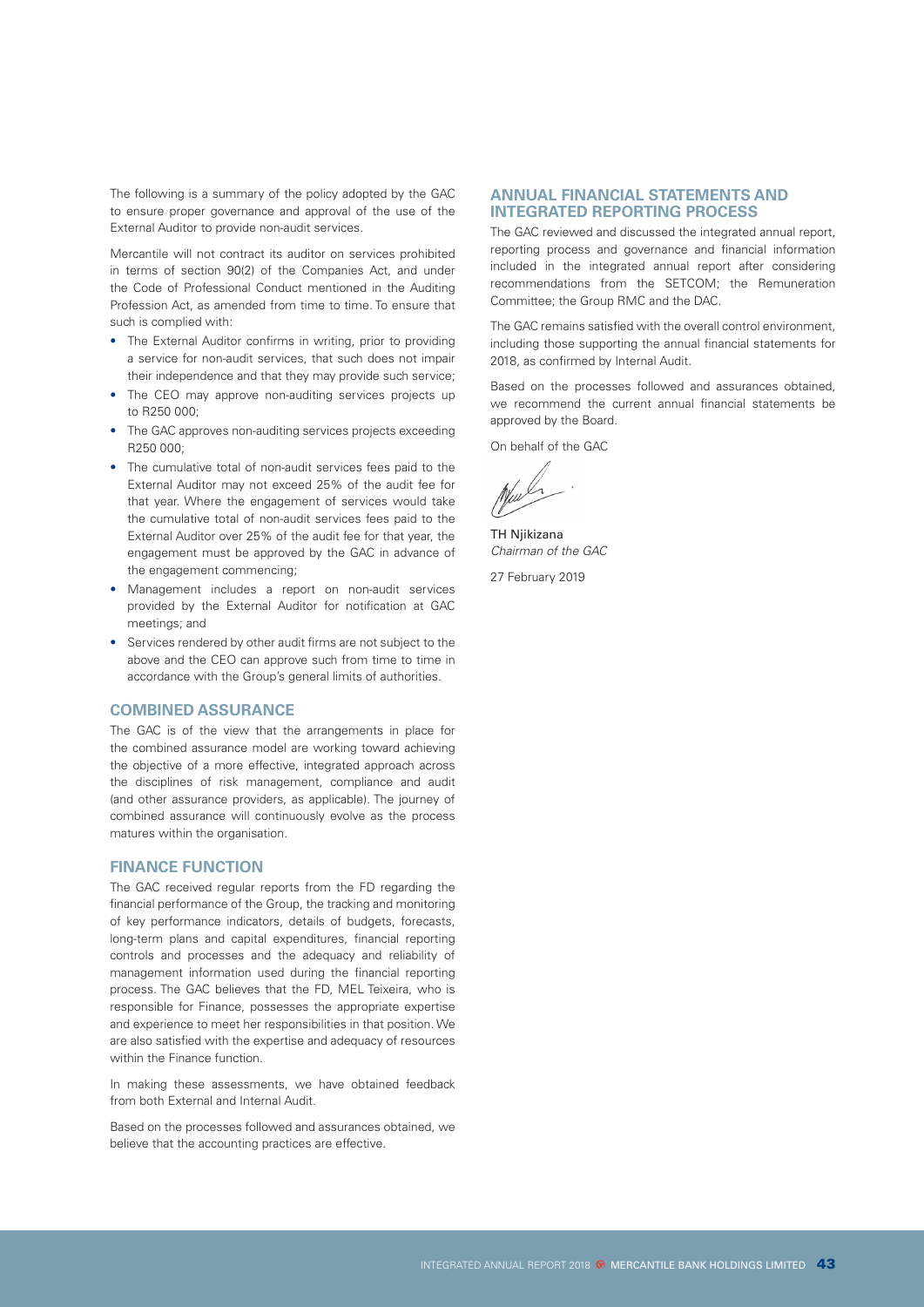The following is a summary of the policy adopted by the GAC to ensure proper governance and approval of the use of the External Auditor to provide non-audit services.

Mercantile will not contract its auditor on services prohibited in terms of section 90(2) of the Companies Act, and under the Code of Professional Conduct mentioned in the Auditing Profession Act, as amended from time to time. To ensure that such is complied with:

- The External Auditor confirms in writing, prior to providing a service for non-audit services, that such does not impair their independence and that they may provide such service;
- The CEO may approve non-auditing services projects up to R250 000;
- The GAC approves non-auditing services projects exceeding R250 000;
- The cumulative total of non-audit services fees paid to the External Auditor may not exceed 25% of the audit fee for that year. Where the engagement of services would take the cumulative total of non-audit services fees paid to the External Auditor over 25% of the audit fee for that year, the engagement must be approved by the GAC in advance of the engagement commencing;
- Management includes a report on non-audit services provided by the External Auditor for notification at GAC meetings; and
- Services rendered by other audit firms are not subject to the above and the CEO can approve such from time to time in accordance with the Group's general limits of authorities.

## COMBINED ASSURANCE

The GAC is of the view that the arrangements in place for the combined assurance model are working toward achieving the objective of a more effective, integrated approach across the disciplines of risk management, compliance and audit (and other assurance providers, as applicable). The journey of combined assurance will continuously evolve as the process matures within the organisation.

## FINANCE FUNCTION

The GAC received regular reports from the FD regarding the financial performance of the Group, the tracking and monitoring of key performance indicators, details of budgets, forecasts, long-term plans and capital expenditures, financial reporting controls and processes and the adequacy and reliability of management information used during the financial reporting process. The GAC believes that the FD, MEL Teixeira, who is responsible for Finance, possesses the appropriate expertise and experience to meet her responsibilities in that position. We are also satisfied with the expertise and adequacy of resources within the Finance function.

In making these assessments, we have obtained feedback from both External and Internal Audit.

Based on the processes followed and assurances obtained, we believe that the accounting practices are effective.

## ANNUAL FINANCIAL STATEMENTS AND INTEGRATED REPORTING PROCESS

The GAC reviewed and discussed the integrated annual report, reporting process and governance and financial information included in the integrated annual report after considering recommendations from the SETCOM; the Remuneration Committee; the Group RMC and the DAC.

The GAC remains satisfied with the overall control environment, including those supporting the annual financial statements for 2018, as confirmed by Internal Audit.

Based on the processes followed and assurances obtained, we recommend the current annual financial statements be approved by the Board.

On behalf of the GAC

TH Njikizana
*Chairman of the GAC*

27 February 2019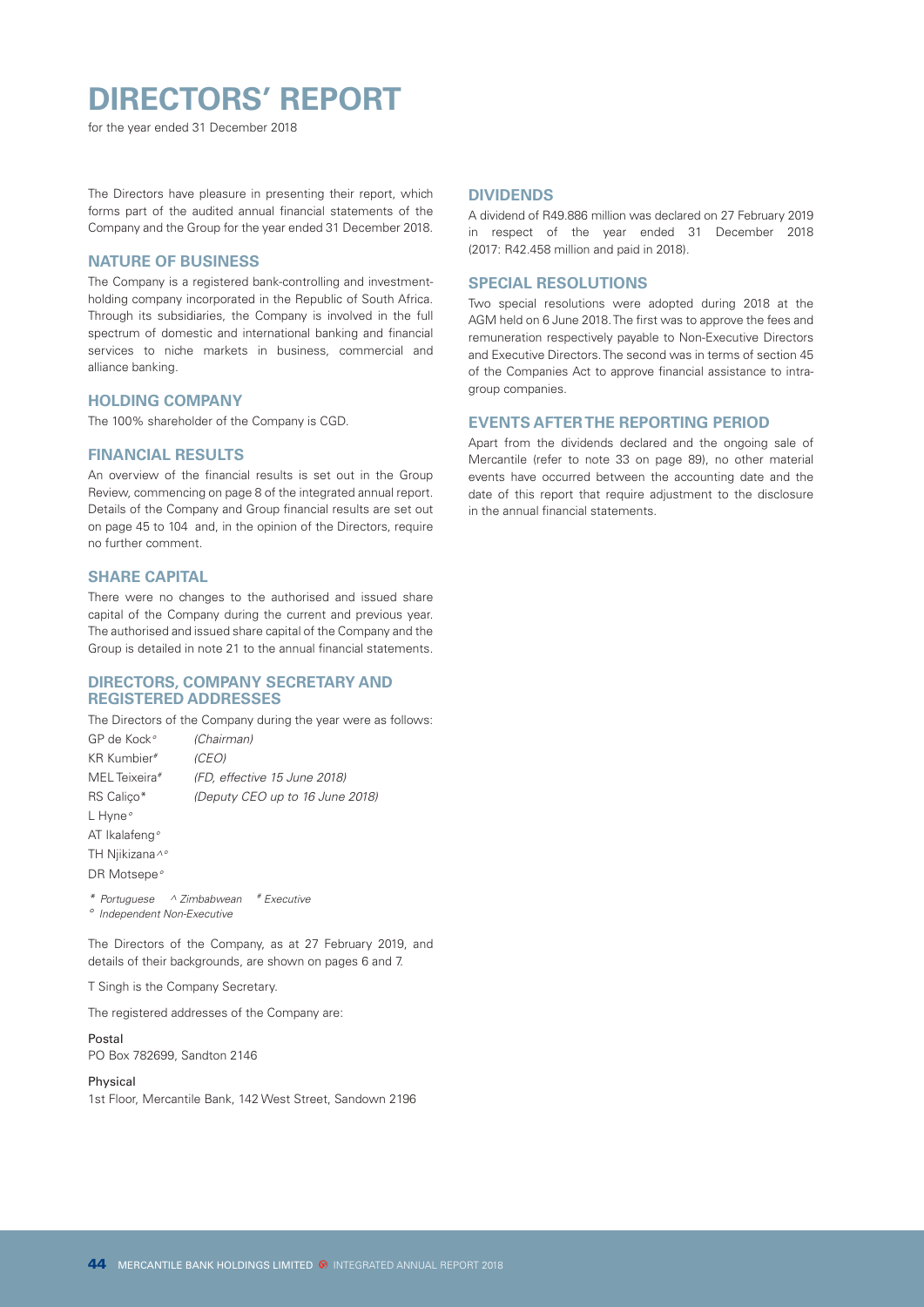# DIRECTORS' REPORT

for the year ended 31 December 2018

The Directors have pleasure in presenting their report, which forms part of the audited annual financial statements of the Company and the Group for the year ended 31 December 2018.

## NATURE OF BUSINESS

The Company is a registered bank-controlling and investment-holding company incorporated in the Republic of South Africa. Through its subsidiaries, the Company is involved in the full spectrum of domestic and international banking and financial services to niche markets in business, commercial and alliance banking.

## HOLDING COMPANY

The 100% shareholder of the Company is CGD.

## FINANCIAL RESULTS

An overview of the financial results is set out in the Group Review, commencing on page 8 of the integrated annual report. Details of the Company and Group financial results are set out on page 45 to 104 and, in the opinion of the Directors, require no further comment.

## SHARE CAPITAL

There were no changes to the authorised and issued share capital of the Company during the current and previous year. The authorised and issued share capital of the Company and the Group is detailed in note 21 to the annual financial statements.

## DIRECTORS, COMPANY SECRETARY AND REGISTERED ADDRESSES

The Directors of the Company during the year were as follows:

GP de Kock° *(Chairman)*
KR Kumbier# *(CEO)*
MEL Teixeira# *(FD, effective 15 June 2018)*
RS Caliço* *(Deputy CEO up to 16 June 2018)*
L Hyne°
AT Ikalafeng°
TH Njikizana^°
DR Motsepe°

*\* Portuguese ^ Zimbabwean # Executive*
*° Independent Non-Executive*

The Directors of the Company, as at 27 February 2019, and details of their backgrounds, are shown on pages 6 and 7.

T Singh is the Company Secretary.

The registered addresses of the Company are:

Postal
PO Box 782699, Sandton 2146

Physical
1st Floor, Mercantile Bank, 142 West Street, Sandown 2196

## DIVIDENDS

A dividend of R49.886 million was declared on 27 February 2019 in respect of the year ended 31 December 2018 (2017: R42.458 million and paid in 2018).

## SPECIAL RESOLUTIONS

Two special resolutions were adopted during 2018 at the AGM held on 6 June 2018. The first was to approve the fees and remuneration respectively payable to Non-Executive Directors and Executive Directors. The second was in terms of section 45 of the Companies Act to approve financial assistance to intra-group companies.

## EVENTS AFTER THE REPORTING PERIOD

Apart from the dividends declared and the ongoing sale of Mercantile (refer to note 33 on page 89), no other material events have occurred between the accounting date and the date of this report that require adjustment to the disclosure in the annual financial statements.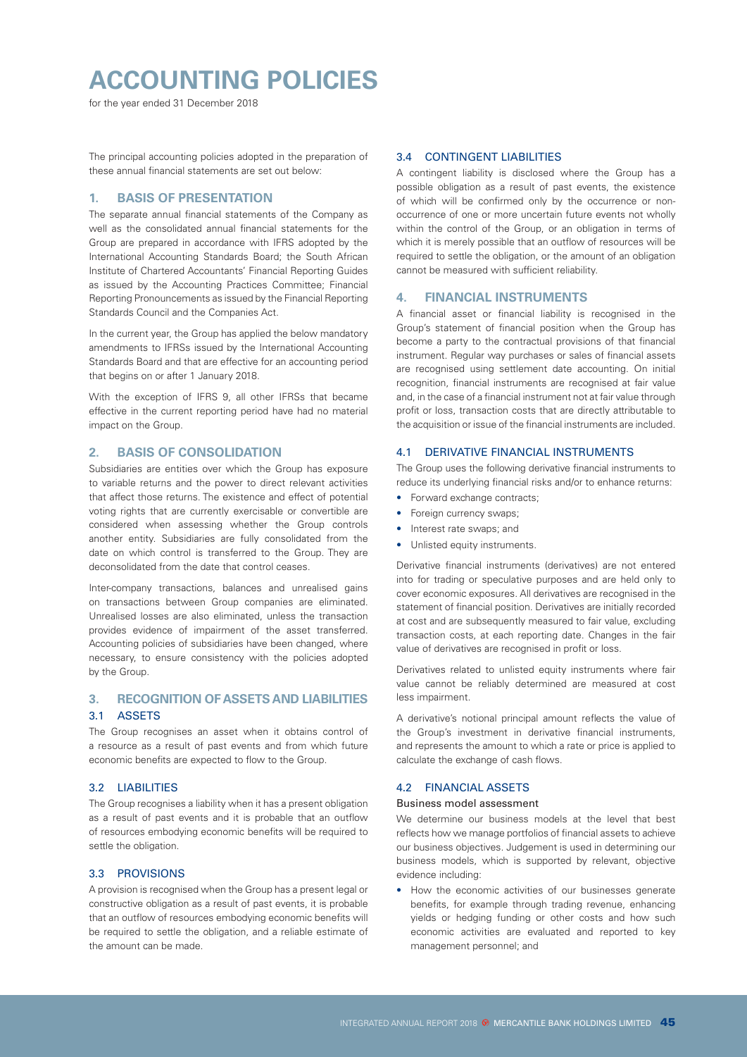# ACCOUNTING POLICIES

for the year ended 31 December 2018

The principal accounting policies adopted in the preparation of these annual financial statements are set out below:

## 1. BASIS OF PRESENTATION

The separate annual financial statements of the Company as well as the consolidated annual financial statements for the Group are prepared in accordance with IFRS adopted by the International Accounting Standards Board; the South African Institute of Chartered Accountants' Financial Reporting Guides as issued by the Accounting Practices Committee; Financial Reporting Pronouncements as issued by the Financial Reporting Standards Council and the Companies Act.

In the current year, the Group has applied the below mandatory amendments to IFRSs issued by the International Accounting Standards Board and that are effective for an accounting period that begins on or after 1 January 2018.

With the exception of IFRS 9, all other IFRSs that became effective in the current reporting period have had no material impact on the Group.

## 2. BASIS OF CONSOLIDATION

Subsidiaries are entities over which the Group has exposure to variable returns and the power to direct relevant activities that affect those returns. The existence and effect of potential voting rights that are currently exercisable or convertible are considered when assessing whether the Group controls another entity. Subsidiaries are fully consolidated from the date on which control is transferred to the Group. They are deconsolidated from the date that control ceases.

Inter-company transactions, balances and unrealised gains on transactions between Group companies are eliminated. Unrealised losses are also eliminated, unless the transaction provides evidence of impairment of the asset transferred. Accounting policies of subsidiaries have been changed, where necessary, to ensure consistency with the policies adopted by the Group.

## 3. RECOGNITION OF ASSETS AND LIABILITIES

### 3.1 ASSETS

The Group recognises an asset when it obtains control of a resource as a result of past events and from which future economic benefits are expected to flow to the Group.

### 3.2 LIABILITIES

The Group recognises a liability when it has a present obligation as a result of past events and it is probable that an outflow of resources embodying economic benefits will be required to settle the obligation.

### 3.3 PROVISIONS

A provision is recognised when the Group has a present legal or constructive obligation as a result of past events, it is probable that an outflow of resources embodying economic benefits will be required to settle the obligation, and a reliable estimate of the amount can be made.

### 3.4 CONTINGENT LIABILITIES

A contingent liability is disclosed where the Group has a possible obligation as a result of past events, the existence of which will be confirmed only by the occurrence or non-occurrence of one or more uncertain future events not wholly within the control of the Group, or an obligation in terms of which it is merely possible that an outflow of resources will be required to settle the obligation, or the amount of an obligation cannot be measured with sufficient reliability.

## 4. FINANCIAL INSTRUMENTS

A financial asset or financial liability is recognised in the Group's statement of financial position when the Group has become a party to the contractual provisions of that financial instrument. Regular way purchases or sales of financial assets are recognised using settlement date accounting. On initial recognition, financial instruments are recognised at fair value and, in the case of a financial instrument not at fair value through profit or loss, transaction costs that are directly attributable to the acquisition or issue of the financial instruments are included.

### 4.1 DERIVATIVE FINANCIAL INSTRUMENTS

The Group uses the following derivative financial instruments to reduce its underlying financial risks and/or to enhance returns:

- Forward exchange contracts;
- Foreign currency swaps;
- Interest rate swaps; and
- Unlisted equity instruments.

Derivative financial instruments (derivatives) are not entered into for trading or speculative purposes and are held only to cover economic exposures. All derivatives are recognised in the statement of financial position. Derivatives are initially recorded at cost and are subsequently measured to fair value, excluding transaction costs, at each reporting date. Changes in the fair value of derivatives are recognised in profit or loss.

Derivatives related to unlisted equity instruments where fair value cannot be reliably determined are measured at cost less impairment.

A derivative's notional principal amount reflects the value of the Group's investment in derivative financial instruments, and represents the amount to which a rate or price is applied to calculate the exchange of cash flows.

### 4.2 FINANCIAL ASSETS

#### Business model assessment

We determine our business models at the level that best reflects how we manage portfolios of financial assets to achieve our business objectives. Judgement is used in determining our business models, which is supported by relevant, objective evidence including:

- How the economic activities of our businesses generate benefits, for example through trading revenue, enhancing yields or hedging funding or other costs and how such economic activities are evaluated and reported to key management personnel; and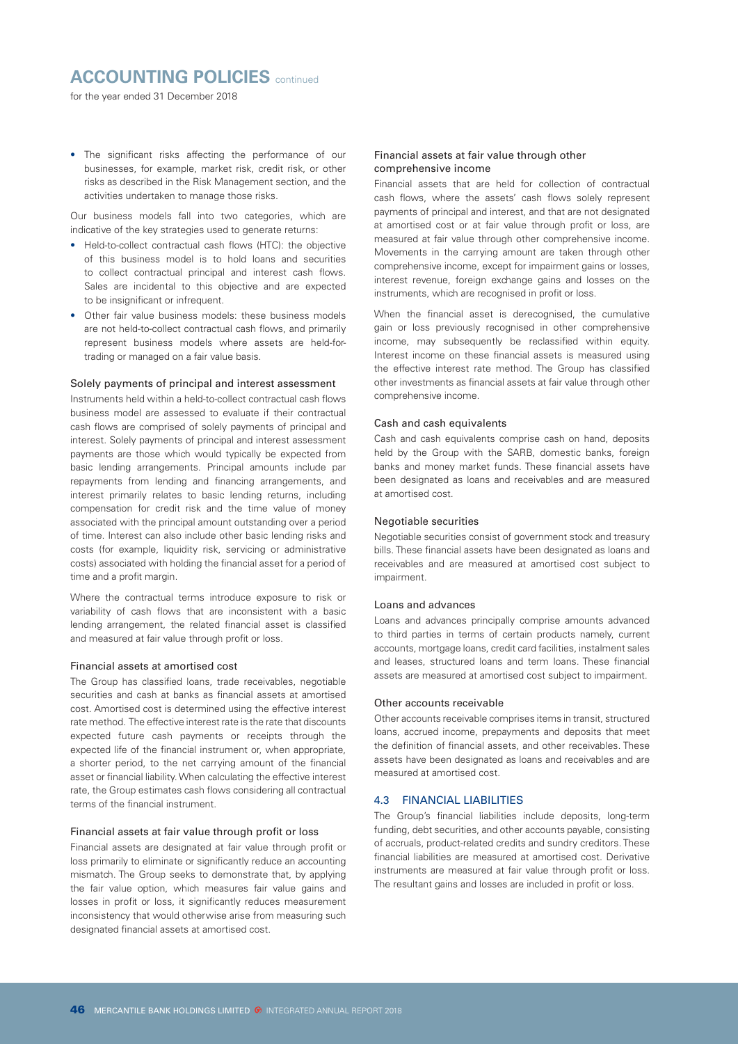- The significant risks affecting the performance of our businesses, for example, market risk, credit risk, or other risks as described in the Risk Management section, and the activities undertaken to manage those risks.

Our business models fall into two categories, which are indicative of the key strategies used to generate returns:

- Held-to-collect contractual cash flows (HTC): the objective of this business model is to hold loans and securities to collect contractual principal and interest cash flows. Sales are incidental to this objective and are expected to be insignificant or infrequent.
- Other fair value business models: these business models are not held-to-collect contractual cash flows, and primarily represent business models where assets are held-for-trading or managed on a fair value basis.

#### Solely payments of principal and interest assessment

Instruments held within a held-to-collect contractual cash flows business model are assessed to evaluate if their contractual cash flows are comprised of solely payments of principal and interest. Solely payments of principal and interest assessment payments are those which would typically be expected from basic lending arrangements. Principal amounts include par repayments from lending and financing arrangements, and interest primarily relates to basic lending returns, including compensation for credit risk and the time value of money associated with the principal amount outstanding over a period of time. Interest can also include other basic lending risks and costs (for example, liquidity risk, servicing or administrative costs) associated with holding the financial asset for a period of time and a profit margin.

Where the contractual terms introduce exposure to risk or variability of cash flows that are inconsistent with a basic lending arrangement, the related financial asset is classified and measured at fair value through profit or loss.

#### Financial assets at amortised cost

The Group has classified loans, trade receivables, negotiable securities and cash at banks as financial assets at amortised cost. Amortised cost is determined using the effective interest rate method. The effective interest rate is the rate that discounts expected future cash payments or receipts through the expected life of the financial instrument or, when appropriate, a shorter period, to the net carrying amount of the financial asset or financial liability. When calculating the effective interest rate, the Group estimates cash flows considering all contractual terms of the financial instrument.

#### Financial assets at fair value through profit or loss

Financial assets are designated at fair value through profit or loss primarily to eliminate or significantly reduce an accounting mismatch. The Group seeks to demonstrate that, by applying the fair value option, which measures fair value gains and losses in profit or loss, it significantly reduces measurement inconsistency that would otherwise arise from measuring such designated financial assets at amortised cost.

#### Financial assets at fair value through other comprehensive income

Financial assets that are held for collection of contractual cash flows, where the assets' cash flows solely represent payments of principal and interest, and that are not designated at amortised cost or at fair value through profit or loss, are measured at fair value through other comprehensive income. Movements in the carrying amount are taken through other comprehensive income, except for impairment gains or losses, interest revenue, foreign exchange gains and losses on the instruments, which are recognised in profit or loss.

When the financial asset is derecognised, the cumulative gain or loss previously recognised in other comprehensive income, may subsequently be reclassified within equity. Interest income on these financial assets is measured using the effective interest rate method. The Group has classified other investments as financial assets at fair value through other comprehensive income.

#### Cash and cash equivalents

Cash and cash equivalents comprise cash on hand, deposits held by the Group with the SARB, domestic banks, foreign banks and money market funds. These financial assets have been designated as loans and receivables and are measured at amortised cost.

#### Negotiable securities

Negotiable securities consist of government stock and treasury bills. These financial assets have been designated as loans and receivables and are measured at amortised cost subject to impairment.

#### Loans and advances

Loans and advances principally comprise amounts advanced to third parties in terms of certain products namely, current accounts, mortgage loans, credit card facilities, instalment sales and leases, structured loans and term loans. These financial assets are measured at amortised cost subject to impairment.

#### Other accounts receivable

Other accounts receivable comprises items in transit, structured loans, accrued income, prepayments and deposits that meet the definition of financial assets, and other receivables. These assets have been designated as loans and receivables and are measured at amortised cost.

### 4.3 FINANCIAL LIABILITIES

The Group's financial liabilities include deposits, long-term funding, debt securities, and other accounts payable, consisting of accruals, product-related credits and sundry creditors. These financial liabilities are measured at amortised cost. Derivative instruments are measured at fair value through profit or loss. The resultant gains and losses are included in profit or loss.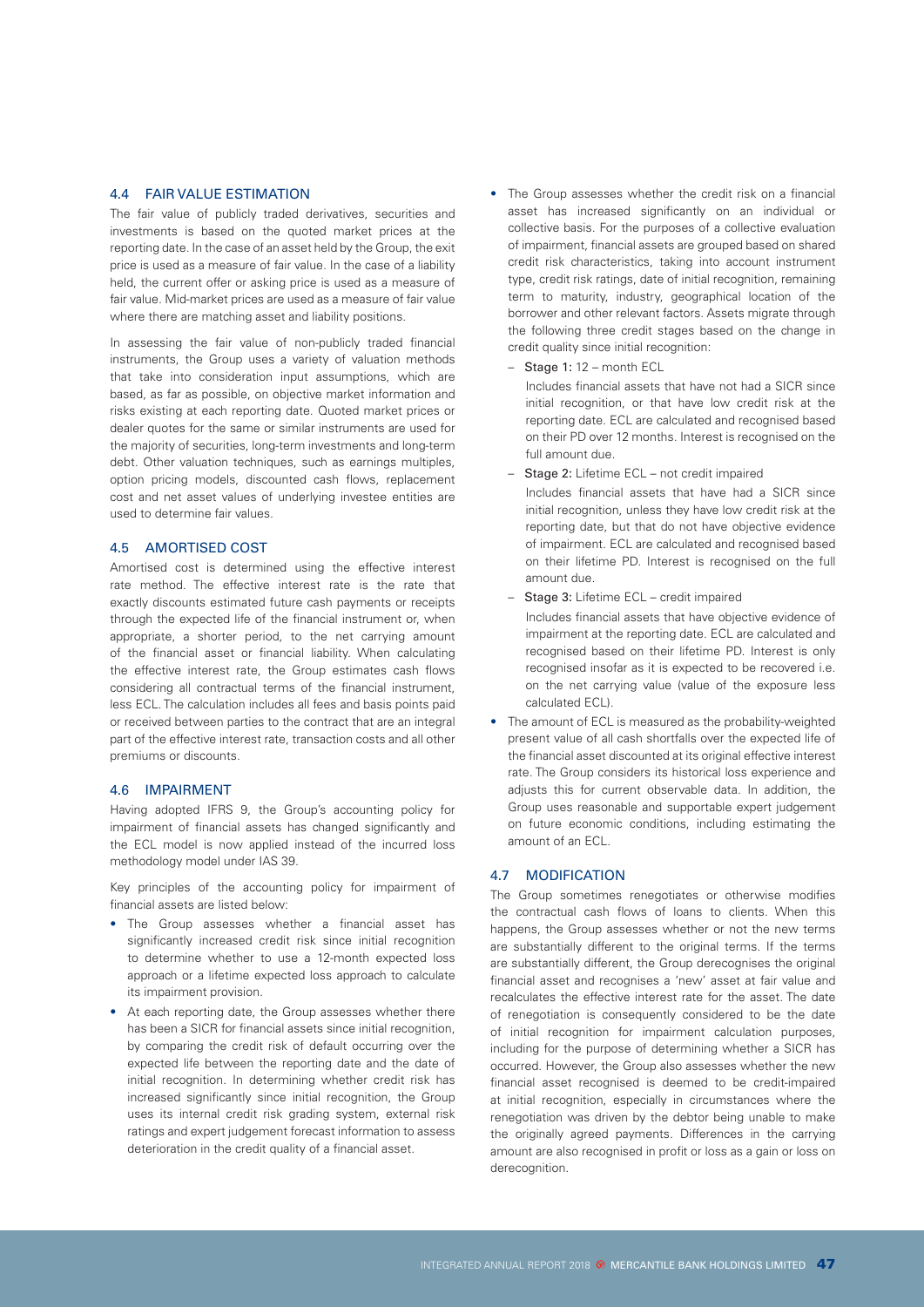### 4.4 FAIR VALUE ESTIMATION

The fair value of publicly traded derivatives, securities and investments is based on the quoted market prices at the reporting date. In the case of an asset held by the Group, the exit price is used as a measure of fair value. In the case of a liability held, the current offer or asking price is used as a measure of fair value. Mid-market prices are used as a measure of fair value where there are matching asset and liability positions.

In assessing the fair value of non-publicly traded financial instruments, the Group uses a variety of valuation methods that take into consideration input assumptions, which are based, as far as possible, on objective market information and risks existing at each reporting date. Quoted market prices or dealer quotes for the same or similar instruments are used for the majority of securities, long-term investments and long-term debt. Other valuation techniques, such as earnings multiples, option pricing models, discounted cash flows, replacement cost and net asset values of underlying investee entities are used to determine fair values.

### 4.5 AMORTISED COST

Amortised cost is determined using the effective interest rate method. The effective interest rate is the rate that exactly discounts estimated future cash payments or receipts through the expected life of the financial instrument or, when appropriate, a shorter period, to the net carrying amount of the financial asset or financial liability. When calculating the effective interest rate, the Group estimates cash flows considering all contractual terms of the financial instrument, less ECL. The calculation includes all fees and basis points paid or received between parties to the contract that are an integral part of the effective interest rate, transaction costs and all other premiums or discounts.

### 4.6 IMPAIRMENT

Having adopted IFRS 9, the Group's accounting policy for impairment of financial assets has changed significantly and the ECL model is now applied instead of the incurred loss methodology model under IAS 39.

Key principles of the accounting policy for impairment of financial assets are listed below:

- The Group assesses whether a financial asset has significantly increased credit risk since initial recognition to determine whether to use a 12-month expected loss approach or a lifetime expected loss approach to calculate its impairment provision.
- At each reporting date, the Group assesses whether there has been a SICR for financial assets since initial recognition, by comparing the credit risk of default occurring over the expected life between the reporting date and the date of initial recognition. In determining whether credit risk has increased significantly since initial recognition, the Group uses its internal credit risk grading system, external risk ratings and expert judgement forecast information to assess deterioration in the credit quality of a financial asset.
- The Group assesses whether the credit risk on a financial asset has increased significantly on an individual or collective basis. For the purposes of a collective evaluation of impairment, financial assets are grouped based on shared credit risk characteristics, taking into account instrument type, credit risk ratings, date of initial recognition, remaining term to maturity, industry, geographical location of the borrower and other relevant factors. Assets migrate through the following three credit stages based on the change in credit quality since initial recognition:
  - **Stage 1:** 12 – month ECL

    Includes financial assets that have not had a SICR since initial recognition, or that have low credit risk at the reporting date. ECL are calculated and recognised based on their PD over 12 months. Interest is recognised on the full amount due.
  - **Stage 2:** Lifetime ECL – not credit impaired

    Includes financial assets that have had a SICR since initial recognition, unless they have low credit risk at the reporting date, but that do not have objective evidence of impairment. ECL are calculated and recognised based on their lifetime PD. Interest is recognised on the full amount due.
  - **Stage 3:** Lifetime ECL – credit impaired

    Includes financial assets that have objective evidence of impairment at the reporting date. ECL are calculated and recognised based on their lifetime PD. Interest is only recognised insofar as it is expected to be recovered i.e. on the net carrying value (value of the exposure less calculated ECL).
- The amount of ECL is measured as the probability-weighted present value of all cash shortfalls over the expected life of the financial asset discounted at its original effective interest rate. The Group considers its historical loss experience and adjusts this for current observable data. In addition, the Group uses reasonable and supportable expert judgement on future economic conditions, including estimating the amount of an ECL.

### 4.7 MODIFICATION

The Group sometimes renegotiates or otherwise modifies the contractual cash flows of loans to clients. When this happens, the Group assesses whether or not the new terms are substantially different to the original terms. If the terms are substantially different, the Group derecognises the original financial asset and recognises a 'new' asset at fair value and recalculates the effective interest rate for the asset. The date of renegotiation is consequently considered to be the date of initial recognition for impairment calculation purposes, including for the purpose of determining whether a SICR has occurred. However, the Group also assesses whether the new financial asset recognised is deemed to be credit-impaired at initial recognition, especially in circumstances where the renegotiation was driven by the debtor being unable to make the originally agreed payments. Differences in the carrying amount are also recognised in profit or loss as a gain or loss on derecognition.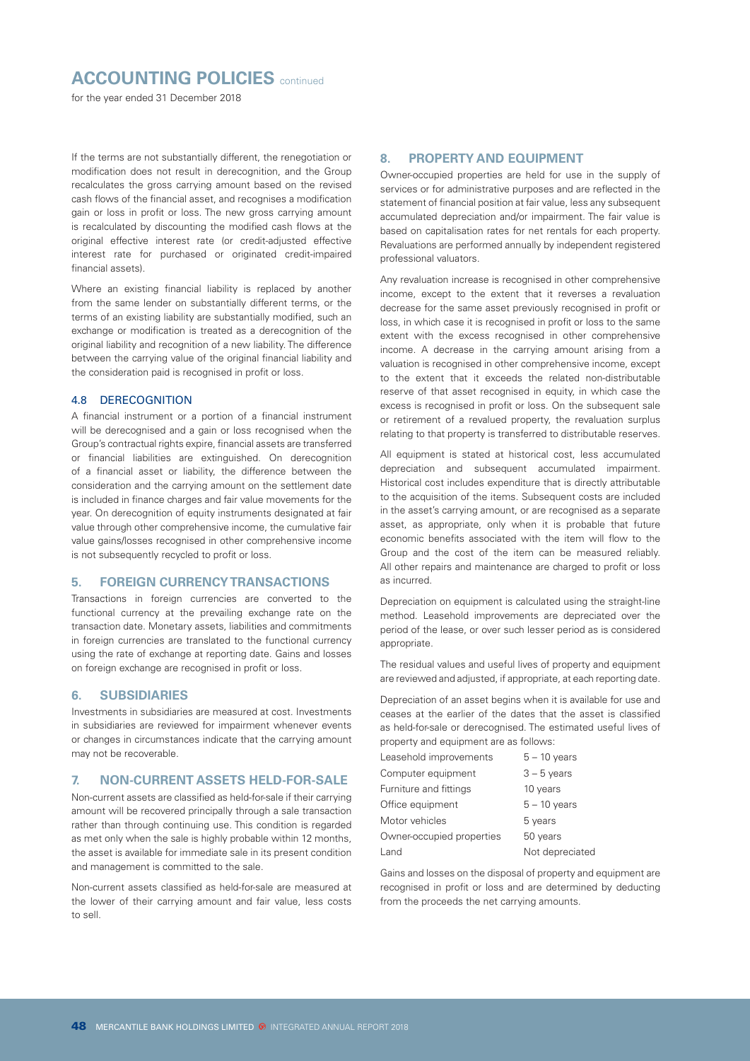If the terms are not substantially different, the renegotiation or modification does not result in derecognition, and the Group recalculates the gross carrying amount based on the revised cash flows of the financial asset, and recognises a modification gain or loss in profit or loss. The new gross carrying amount is recalculated by discounting the modified cash flows at the original effective interest rate (or credit-adjusted effective interest rate for purchased or originated credit-impaired financial assets).

Where an existing financial liability is replaced by another from the same lender on substantially different terms, or the terms of an existing liability are substantially modified, such an exchange or modification is treated as a derecognition of the original liability and recognition of a new liability. The difference between the carrying value of the original financial liability and the consideration paid is recognised in profit or loss.

### 4.8 DERECOGNITION

A financial instrument or a portion of a financial instrument will be derecognised and a gain or loss recognised when the Group's contractual rights expire, financial assets are transferred or financial liabilities are extinguished. On derecognition of a financial asset or liability, the difference between the consideration and the carrying amount on the settlement date is included in finance charges and fair value movements for the year. On derecognition of equity instruments designated at fair value through other comprehensive income, the cumulative fair value gains/losses recognised in other comprehensive income is not subsequently recycled to profit or loss.

## 5. FOREIGN CURRENCY TRANSACTIONS

Transactions in foreign currencies are converted to the functional currency at the prevailing exchange rate on the transaction date. Monetary assets, liabilities and commitments in foreign currencies are translated to the functional currency using the rate of exchange at reporting date. Gains and losses on foreign exchange are recognised in profit or loss.

## 6. SUBSIDIARIES

Investments in subsidiaries are measured at cost. Investments in subsidiaries are reviewed for impairment whenever events or changes in circumstances indicate that the carrying amount may not be recoverable.

## 7. NON-CURRENT ASSETS HELD-FOR-SALE

Non-current assets are classified as held-for-sale if their carrying amount will be recovered principally through a sale transaction rather than through continuing use. This condition is regarded as met only when the sale is highly probable within 12 months, the asset is available for immediate sale in its present condition and management is committed to the sale.

Non-current assets classified as held-for-sale are measured at the lower of their carrying amount and fair value, less costs to sell.

## 8. PROPERTY AND EQUIPMENT

Owner-occupied properties are held for use in the supply of services or for administrative purposes and are reflected in the statement of financial position at fair value, less any subsequent accumulated depreciation and/or impairment. The fair value is based on capitalisation rates for net rentals for each property. Revaluations are performed annually by independent registered professional valuators.

Any revaluation increase is recognised in other comprehensive income, except to the extent that it reverses a revaluation decrease for the same asset previously recognised in profit or loss, in which case it is recognised in profit or loss to the same extent with the excess recognised in other comprehensive income. A decrease in the carrying amount arising from a valuation is recognised in other comprehensive income, except to the extent that it exceeds the related non-distributable reserve of that asset recognised in equity, in which case the excess is recognised in profit or loss. On the subsequent sale or retirement of a revalued property, the revaluation surplus relating to that property is transferred to distributable reserves.

All equipment is stated at historical cost, less accumulated depreciation and subsequent accumulated impairment. Historical cost includes expenditure that is directly attributable to the acquisition of the items. Subsequent costs are included in the asset's carrying amount, or are recognised as a separate asset, as appropriate, only when it is probable that future economic benefits associated with the item will flow to the Group and the cost of the item can be measured reliably. All other repairs and maintenance are charged to profit or loss as incurred.

Depreciation on equipment is calculated using the straight-line method. Leasehold improvements are depreciated over the period of the lease, or over such lesser period as is considered appropriate.

The residual values and useful lives of property and equipment are reviewed and adjusted, if appropriate, at each reporting date.

Depreciation of an asset begins when it is available for use and ceases at the earlier of the dates that the asset is classified as held-for-sale or derecognised. The estimated useful lives of property and equipment are as follows:

| | |
|---|---|
| Leasehold improvements | 5 – 10 years |
| Computer equipment | 3 – 5 years |
| Furniture and fittings | 10 years |
| Office equipment | 5 – 10 years |
| Motor vehicles | 5 years |
| Owner-occupied properties | 50 years |
| Land | Not depreciated |

Gains and losses on the disposal of property and equipment are recognised in profit or loss and are determined by deducting from the proceeds the net carrying amounts.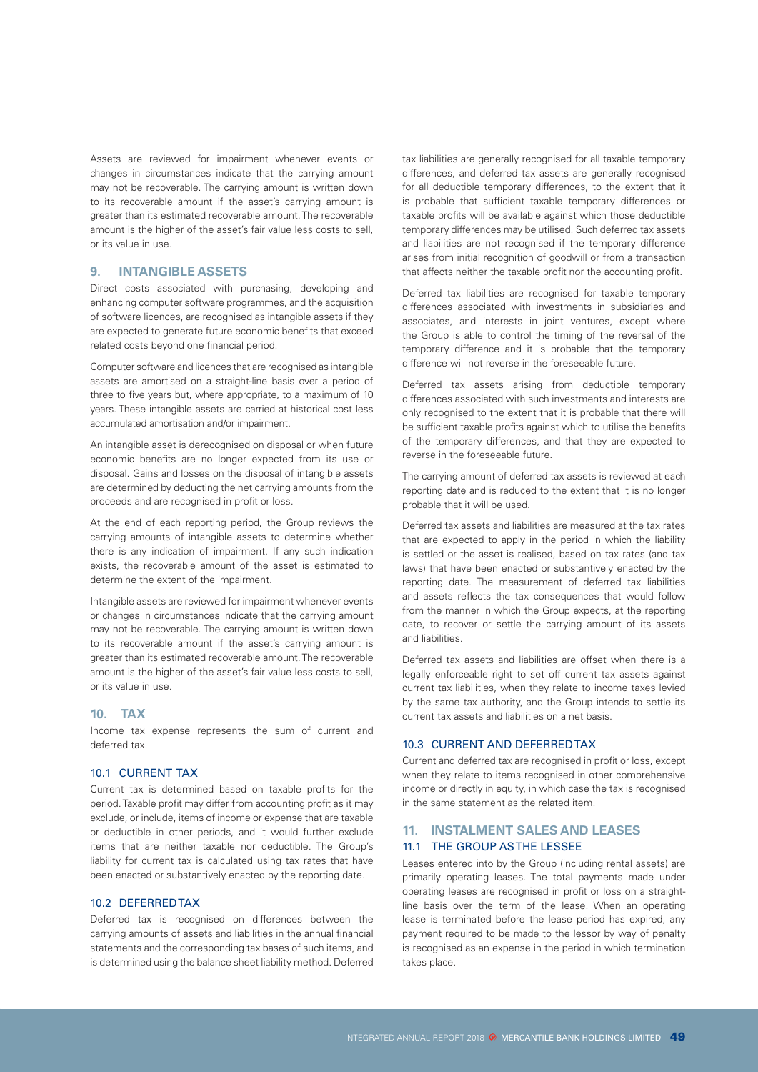Assets are reviewed for impairment whenever events or changes in circumstances indicate that the carrying amount may not be recoverable. The carrying amount is written down to its recoverable amount if the asset's carrying amount is greater than its estimated recoverable amount. The recoverable amount is the higher of the asset's fair value less costs to sell, or its value in use.

## 9. INTANGIBLE ASSETS

Direct costs associated with purchasing, developing and enhancing computer software programmes, and the acquisition of software licences, are recognised as intangible assets if they are expected to generate future economic benefits that exceed related costs beyond one financial period.

Computer software and licences that are recognised as intangible assets are amortised on a straight-line basis over a period of three to five years but, where appropriate, to a maximum of 10 years. These intangible assets are carried at historical cost less accumulated amortisation and/or impairment.

An intangible asset is derecognised on disposal or when future economic benefits are no longer expected from its use or disposal. Gains and losses on the disposal of intangible assets are determined by deducting the net carrying amounts from the proceeds and are recognised in profit or loss.

At the end of each reporting period, the Group reviews the carrying amounts of intangible assets to determine whether there is any indication of impairment. If any such indication exists, the recoverable amount of the asset is estimated to determine the extent of the impairment.

Intangible assets are reviewed for impairment whenever events or changes in circumstances indicate that the carrying amount may not be recoverable. The carrying amount is written down to its recoverable amount if the asset's carrying amount is greater than its estimated recoverable amount. The recoverable amount is the higher of the asset's fair value less costs to sell, or its value in use.

## 10. TAX

Income tax expense represents the sum of current and deferred tax.

### 10.1 CURRENT TAX

Current tax is determined based on taxable profits for the period. Taxable profit may differ from accounting profit as it may exclude, or include, items of income or expense that are taxable or deductible in other periods, and it would further exclude items that are neither taxable nor deductible. The Group's liability for current tax is calculated using tax rates that have been enacted or substantively enacted by the reporting date.

### 10.2 DEFERRED TAX

Deferred tax is recognised on differences between the carrying amounts of assets and liabilities in the annual financial statements and the corresponding tax bases of such items, and is determined using the balance sheet liability method. Deferred tax liabilities are generally recognised for all taxable temporary differences, and deferred tax assets are generally recognised for all deductible temporary differences, to the extent that it is probable that sufficient taxable temporary differences or taxable profits will be available against which those deductible temporary differences may be utilised. Such deferred tax assets and liabilities are not recognised if the temporary difference arises from initial recognition of goodwill or from a transaction that affects neither the taxable profit nor the accounting profit.

Deferred tax liabilities are recognised for taxable temporary differences associated with investments in subsidiaries and associates, and interests in joint ventures, except where the Group is able to control the timing of the reversal of the temporary difference and it is probable that the temporary difference will not reverse in the foreseeable future.

Deferred tax assets arising from deductible temporary differences associated with such investments and interests are only recognised to the extent that it is probable that there will be sufficient taxable profits against which to utilise the benefits of the temporary differences, and that they are expected to reverse in the foreseeable future.

The carrying amount of deferred tax assets is reviewed at each reporting date and is reduced to the extent that it is no longer probable that it will be used.

Deferred tax assets and liabilities are measured at the tax rates that are expected to apply in the period in which the liability is settled or the asset is realised, based on tax rates (and tax laws) that have been enacted or substantively enacted by the reporting date. The measurement of deferred tax liabilities and assets reflects the tax consequences that would follow from the manner in which the Group expects, at the reporting date, to recover or settle the carrying amount of its assets and liabilities.

Deferred tax assets and liabilities are offset when there is a legally enforceable right to set off current tax assets against current tax liabilities, when they relate to income taxes levied by the same tax authority, and the Group intends to settle its current tax assets and liabilities on a net basis.

### 10.3 CURRENT AND DEFERRED TAX

Current and deferred tax are recognised in profit or loss, except when they relate to items recognised in other comprehensive income or directly in equity, in which case the tax is recognised in the same statement as the related item.

## 11. INSTALMENT SALES AND LEASES

### 11.1 THE GROUP AS THE LESSEE

Leases entered into by the Group (including rental assets) are primarily operating leases. The total payments made under operating leases are recognised in profit or loss on a straight-line basis over the term of the lease. When an operating lease is terminated before the lease period has expired, any payment required to be made to the lessor by way of penalty is recognised as an expense in the period in which termination takes place.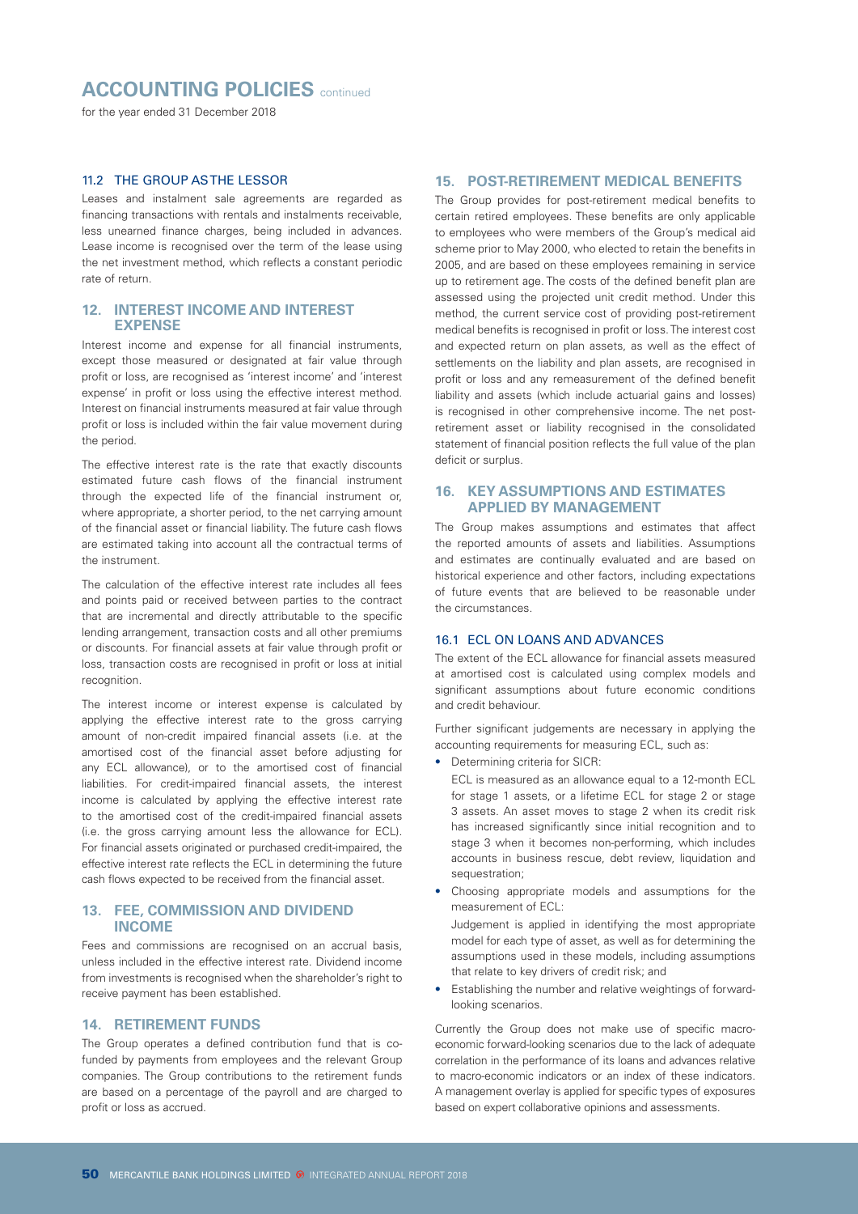# ACCOUNTING POLICIES continued

for the year ended 31 December 2018

### 11.2 THE GROUP AS THE LESSOR

Leases and instalment sale agreements are regarded as financing transactions with rentals and instalments receivable, less unearned finance charges, being included in advances. Lease income is recognised over the term of the lease using the net investment method, which reflects a constant periodic rate of return.

## 12. INTEREST INCOME AND INTEREST EXPENSE

Interest income and expense for all financial instruments, except those measured or designated at fair value through profit or loss, are recognised as 'interest income' and 'interest expense' in profit or loss using the effective interest method. Interest on financial instruments measured at fair value through profit or loss is included within the fair value movement during the period.

The effective interest rate is the rate that exactly discounts estimated future cash flows of the financial instrument through the expected life of the financial instrument or, where appropriate, a shorter period, to the net carrying amount of the financial asset or financial liability. The future cash flows are estimated taking into account all the contractual terms of the instrument.

The calculation of the effective interest rate includes all fees and points paid or received between parties to the contract that are incremental and directly attributable to the specific lending arrangement, transaction costs and all other premiums or discounts. For financial assets at fair value through profit or loss, transaction costs are recognised in profit or loss at initial recognition.

The interest income or interest expense is calculated by applying the effective interest rate to the gross carrying amount of non-credit impaired financial assets (i.e. at the amortised cost of the financial asset before adjusting for any ECL allowance), or to the amortised cost of financial liabilities. For credit-impaired financial assets, the interest income is calculated by applying the effective interest rate to the amortised cost of the credit-impaired financial assets (i.e. the gross carrying amount less the allowance for ECL). For financial assets originated or purchased credit-impaired, the effective interest rate reflects the ECL in determining the future cash flows expected to be received from the financial asset.

## 13. FEE, COMMISSION AND DIVIDEND INCOME

Fees and commissions are recognised on an accrual basis, unless included in the effective interest rate. Dividend income from investments is recognised when the shareholder's right to receive payment has been established.

## 14. RETIREMENT FUNDS

The Group operates a defined contribution fund that is co-funded by payments from employees and the relevant Group companies. The Group contributions to the retirement funds are based on a percentage of the payroll and are charged to profit or loss as accrued.

## 15. POST-RETIREMENT MEDICAL BENEFITS

The Group provides for post-retirement medical benefits to certain retired employees. These benefits are only applicable to employees who were members of the Group's medical aid scheme prior to May 2000, who elected to retain the benefits in 2005, and are based on these employees remaining in service up to retirement age. The costs of the defined benefit plan are assessed using the projected unit credit method. Under this method, the current service cost of providing post-retirement medical benefits is recognised in profit or loss. The interest cost and expected return on plan assets, as well as the effect of settlements on the liability and plan assets, are recognised in profit or loss and any remeasurement of the defined benefit liability and assets (which include actuarial gains and losses) is recognised in other comprehensive income. The net post-retirement asset or liability recognised in the consolidated statement of financial position reflects the full value of the plan deficit or surplus.

## 16. KEY ASSUMPTIONS AND ESTIMATES APPLIED BY MANAGEMENT

The Group makes assumptions and estimates that affect the reported amounts of assets and liabilities. Assumptions and estimates are continually evaluated and are based on historical experience and other factors, including expectations of future events that are believed to be reasonable under the circumstances.

### 16.1 ECL ON LOANS AND ADVANCES

The extent of the ECL allowance for financial assets measured at amortised cost is calculated using complex models and significant assumptions about future economic conditions and credit behaviour.

Further significant judgements are necessary in applying the accounting requirements for measuring ECL, such as:

- Determining criteria for SICR:

  ECL is measured as an allowance equal to a 12-month ECL for stage 1 assets, or a lifetime ECL for stage 2 or stage 3 assets. An asset moves to stage 2 when its credit risk has increased significantly since initial recognition and to stage 3 when it becomes non-performing, which includes accounts in business rescue, debt review, liquidation and sequestration;
- Choosing appropriate models and assumptions for the measurement of ECL:

  Judgement is applied in identifying the most appropriate model for each type of asset, as well as for determining the assumptions used in these models, including assumptions that relate to key drivers of credit risk; and
- Establishing the number and relative weightings of forward-looking scenarios.

Currently the Group does not make use of specific macro-economic forward-looking scenarios due to the lack of adequate correlation in the performance of its loans and advances relative to macro-economic indicators or an index of these indicators. A management overlay is applied for specific types of exposures based on expert collaborative opinions and assessments.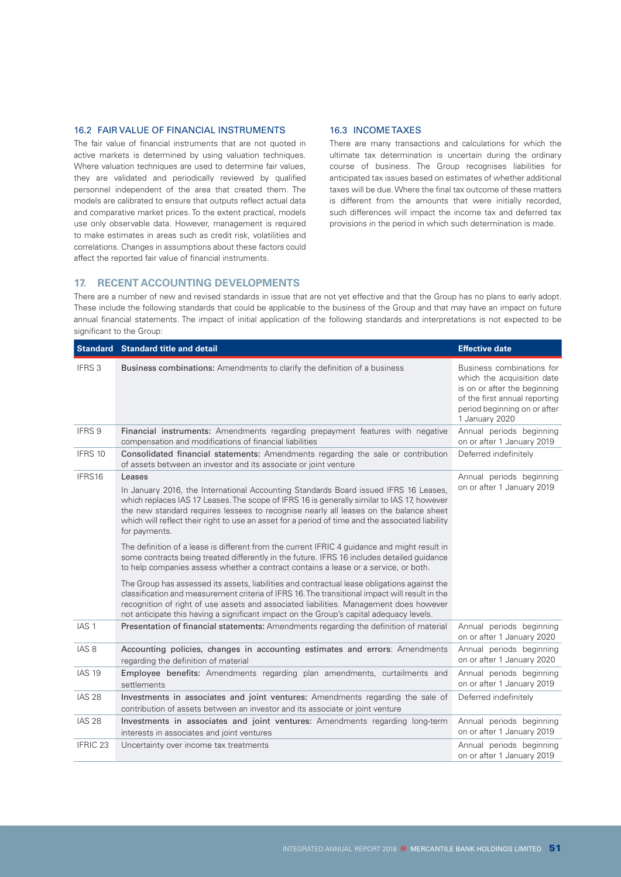### 16.2 FAIR VALUE OF FINANCIAL INSTRUMENTS

The fair value of financial instruments that are not quoted in active markets is determined by using valuation techniques. Where valuation techniques are used to determine fair values, they are validated and periodically reviewed by qualified personnel independent of the area that created them. The models are calibrated to ensure that outputs reflect actual data and comparative market prices. To the extent practical, models use only observable data. However, management is required to make estimates in areas such as credit risk, volatilities and correlations. Changes in assumptions about these factors could affect the reported fair value of financial instruments.

### 16.3 INCOME TAXES

There are many transactions and calculations for which the ultimate tax determination is uncertain during the ordinary course of business. The Group recognises liabilities for anticipated tax issues based on estimates of whether additional taxes will be due. Where the final tax outcome of these matters is different from the amounts that were initially recorded, such differences will impact the income tax and deferred tax provisions in the period in which such determination is made.

## 17. RECENT ACCOUNTING DEVELOPMENTS

There are a number of new and revised standards in issue that are not yet effective and that the Group has no plans to early adopt. These include the following standards that could be applicable to the business of the Group and that may have an impact on future annual financial statements. The impact of initial application of the following standards and interpretations is not expected to be significant to the Group:

| Standard | Standard title and detail | Effective date |
|---|---|---|
| IFRS 3 | **Business combinations:** Amendments to clarify the definition of a business | Business combinations for which the acquisition date is on or after the beginning of the first annual reporting period beginning on or after 1 January 2020 |
| IFRS 9 | **Financial instruments:** Amendments regarding prepayment features with negative compensation and modifications of financial liabilities | Annual periods beginning on or after 1 January 2019 |
| IFRS 10 | **Consolidated financial statements:** Amendments regarding the sale or contribution of assets between an investor and its associate or joint venture | Deferred indefinitely |
| IFRS16 | Leases<br><br>In January 2016, the International Accounting Standards Board issued IFRS 16 Leases, which replaces IAS 17 Leases. The scope of IFRS 16 is generally similar to IAS 17, however the new standard requires lessees to recognise nearly all leases on the balance sheet which will reflect their right to use an asset for a period of time and the associated liability for payments.<br><br>The definition of a lease is different from the current IFRIC 4 guidance and might result in some contracts being treated differently in the future. IFRS 16 includes detailed guidance to help companies assess whether a contract contains a lease or a service, or both.<br><br>The Group has assessed its assets, liabilities and contractual lease obligations against the classification and measurement criteria of IFRS 16. The transitional impact will result in the recognition of right of use assets and associated liabilities. Management does however not anticipate this having a significant impact on the Group's capital adequacy levels. | Annual periods beginning on or after 1 January 2019 |
| IAS 1 | **Presentation of financial statements:** Amendments regarding the definition of material | Annual periods beginning on or after 1 January 2020 |
| IAS 8 | **Accounting policies, changes in accounting estimates and errors**: Amendments regarding the definition of material | Annual periods beginning on or after 1 January 2020 |
| IAS 19 | **Employee benefits:** Amendments regarding plan amendments, curtailments and settlements | Annual periods beginning on or after 1 January 2019 |
| IAS 28 | **Investments in associates and joint ventures:** Amendments regarding the sale of contribution of assets between an investor and its associate or joint venture | Deferred indefinitely |
| IAS 28 | **Investments in associates and joint ventures:** Amendments regarding long-term interests in associates and joint ventures | Annual periods beginning on or after 1 January 2019 |
| IFRIC 23 | Uncertainty over income tax treatments | Annual periods beginning on or after 1 January 2019 |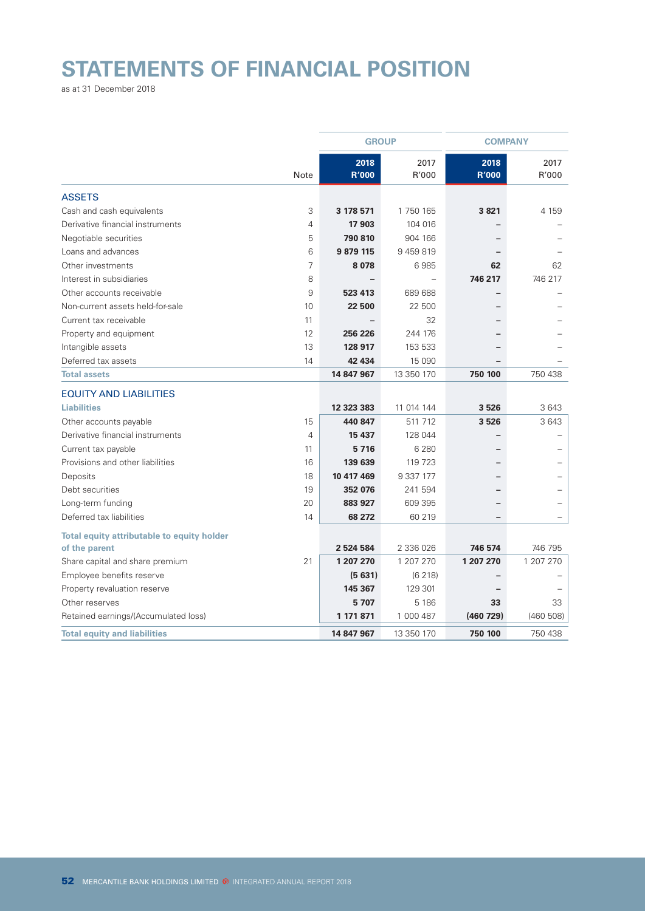# STATEMENTS OF FINANCIAL POSITION

as at 31 December 2018

| | | GROUP | | COMPANY | |
|---|---|---|---|---|---|
| | Note | **2018 R'000** | 2017 R'000 | **2018 R'000** | 2017 R'000 |
| **ASSETS** | | | | | |
| Cash and cash equivalents | 3 | **3 178 571** | 1 750 165 | **3 821** | 4 159 |
| Derivative financial instruments | 4 | **17 903** | 104 016 | **–** | – |
| Negotiable securities | 5 | **790 810** | 904 166 | **–** | – |
| Loans and advances | 6 | **9 879 115** | 9 459 819 | **–** | – |
| Other investments | 7 | **8 078** | 6 985 | **62** | 62 |
| Interest in subsidiaries | 8 | **–** | – | **746 217** | 746 217 |
| Other accounts receivable | 9 | **523 413** | 689 688 | **–** | – |
| Non-current assets held-for-sale | 10 | **22 500** | 22 500 | **–** | – |
| Current tax receivable | 11 | **–** | 32 | **–** | – |
| Property and equipment | 12 | **256 226** | 244 176 | **–** | – |
| Intangible assets | 13 | **128 917** | 153 533 | **–** | – |
| Deferred tax assets | 14 | **42 434** | 15 090 | **–** | – |
| **Total assets** | | **14 847 967** | 13 350 170 | **750 100** | 750 438 |
| **EQUITY AND LIABILITIES** | | | | | |
| **Liabilities** | | **12 323 383** | 11 014 144 | **3 526** | 3 643 |
| Other accounts payable | 15 | **440 847** | 511 712 | **3 526** | 3 643 |
| Derivative financial instruments | 4 | **15 437** | 128 044 | **–** | – |
| Current tax payable | 11 | **5 716** | 6 280 | **–** | – |
| Provisions and other liabilities | 16 | **139 639** | 119 723 | **–** | – |
| Deposits | 18 | **10 417 469** | 9 337 177 | **–** | – |
| Debt securities | 19 | **352 076** | 241 594 | **–** | – |
| Long-term funding | 20 | **883 927** | 609 395 | **–** | – |
| Deferred tax liabilities | 14 | **68 272** | 60 219 | **–** | – |
| **Total equity attributable to equity holder of the parent** | | **2 524 584** | 2 336 026 | **746 574** | 746 795 |
| Share capital and share premium | 21 | **1 207 270** | 1 207 270 | **1 207 270** | 1 207 270 |
| Employee benefits reserve | | **(5 631)** | (6 218) | **–** | – |
| Property revaluation reserve | | **145 367** | 129 301 | **–** | – |
| Other reserves | | **5 707** | 5 186 | **33** | 33 |
| Retained earnings/(Accumulated loss) | | **1 171 871** | 1 000 487 | **(460 729)** | (460 508) |
| **Total equity and liabilities** | | **14 847 967** | 13 350 170 | **750 100** | 750 438 |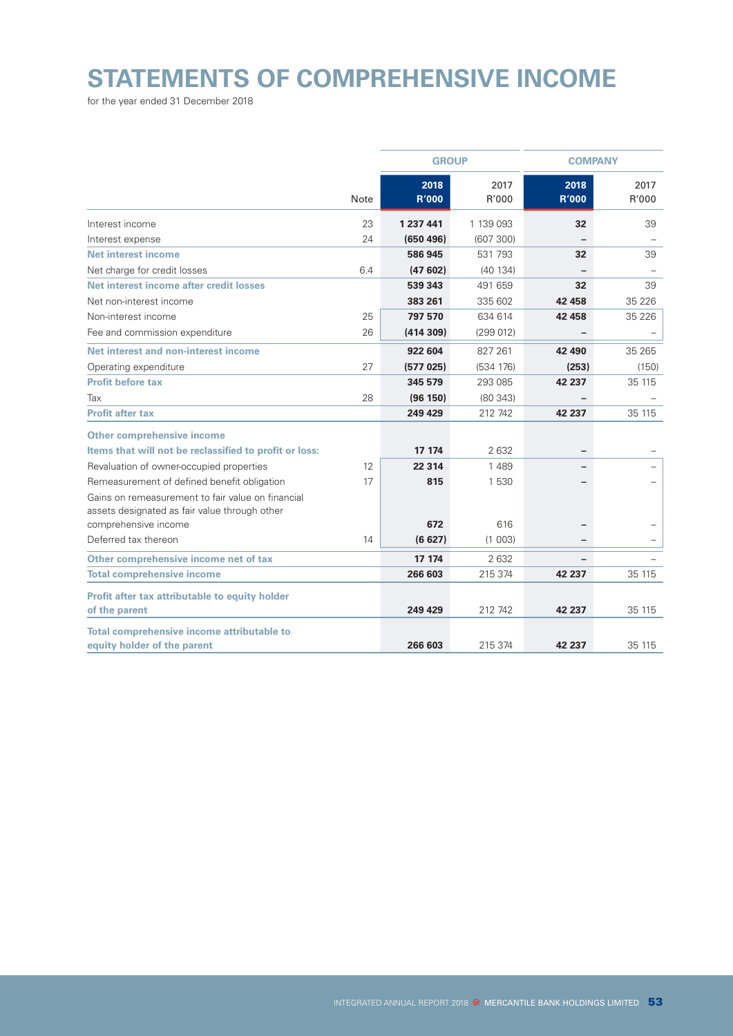# STATEMENTS OF COMPREHENSIVE INCOME

for the year ended 31 December 2018

| | | GROUP | | COMPANY | |
|---|---|---|---|---|---|
| | Note | **2018 R'000** | 2017 R'000 | **2018 R'000** | 2017 R'000 |
| Interest income | 23 | **1 237 441** | 1 139 093 | **32** | 39 |
| Interest expense | 24 | **(650 496)** | (607 300) | **–** | – |
| **Net interest income** | | **586 945** | 531 793 | **32** | 39 |
| Net charge for credit losses | 6.4 | **(47 602)** | (40 134) | **–** | – |
| **Net interest income after credit losses** | | **539 343** | 491 659 | **32** | 39 |
| Net non-interest income | | **383 261** | 335 602 | **42 458** | 35 226 |
| Non-interest income | 25 | **797 570** | 634 614 | **42 458** | 35 226 |
| Fee and commission expenditure | 26 | **(414 309)** | (299 012) | **–** | – |
| **Net interest and non-interest income** | | **922 604** | 827 261 | **42 490** | 35 265 |
| Operating expenditure | 27 | **(577 025)** | (534 176) | **(253)** | (150) |
| **Profit before tax** | | **345 579** | 293 085 | **42 237** | 35 115 |
| Tax | 28 | **(96 150)** | (80 343) | **–** | – |
| **Profit after tax** | | **249 429** | 212 742 | **42 237** | 35 115 |
| **Other comprehensive income** | | | | | |
| **Items that will not be reclassified to profit or loss:** | | **17 174** | 2 632 | **–** | – |
| Revaluation of owner-occupied properties | 12 | **22 314** | 1 489 | **–** | – |
| Remeasurement of defined benefit obligation | 17 | **815** | 1 530 | **–** | – |
| Gains on remeasurement to fair value on financial assets designated as fair value through other comprehensive income | | **672** | 616 | **–** | – |
| Deferred tax thereon | 14 | **(6 627)** | (1 003) | **–** | – |
| **Other comprehensive income net of tax** | | **17 174** | 2 632 | **–** | – |
| **Total comprehensive income** | | **266 603** | 215 374 | **42 237** | 35 115 |
| **Profit after tax attributable to equity holder of the parent** | | **249 429** | 212 742 | **42 237** | 35 115 |
| **Total comprehensive income attributable to equity holder of the parent** | | **266 603** | 215 374 | **42 237** | 35 115 |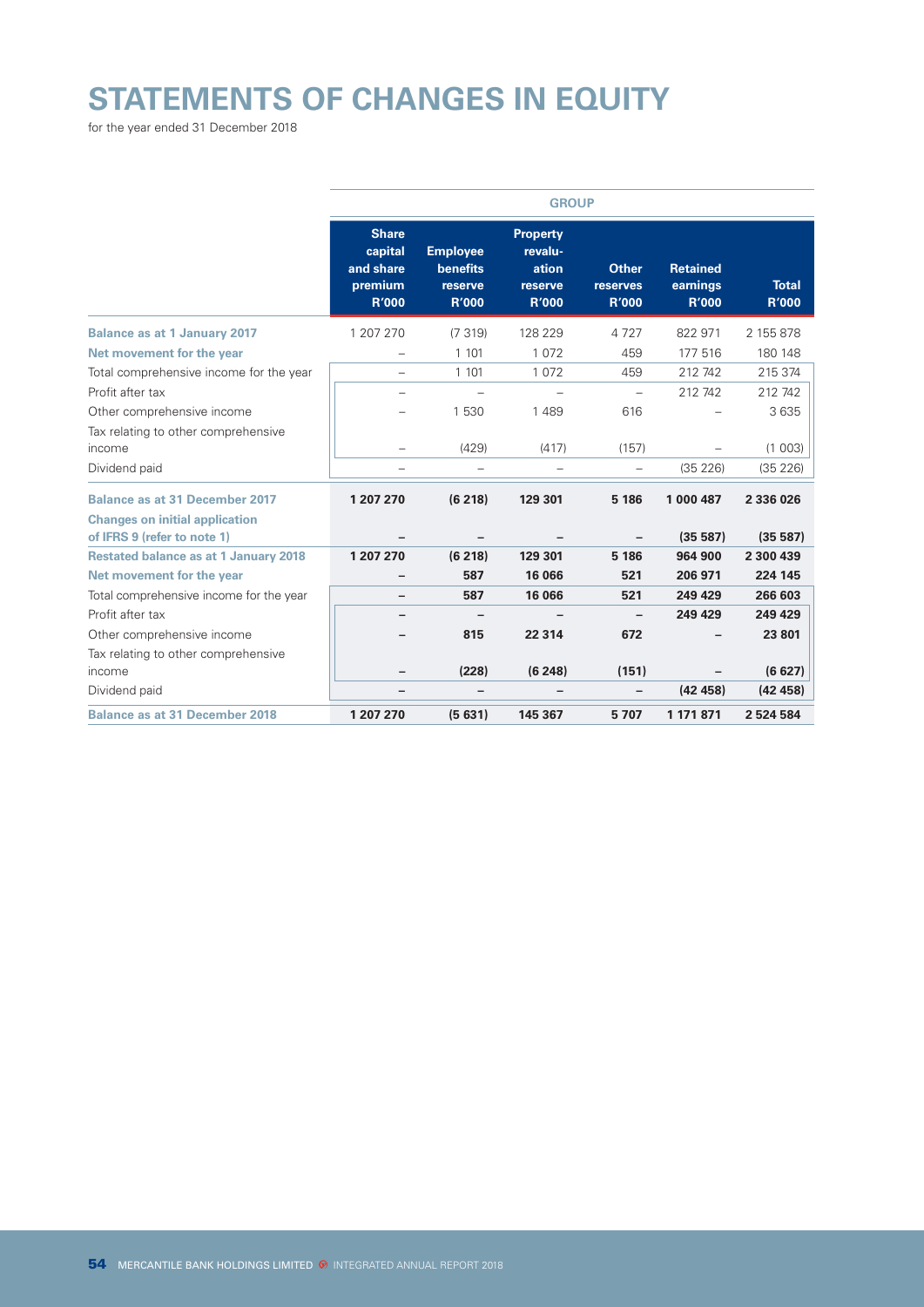# STATEMENTS OF CHANGES IN EQUITY

for the year ended 31 December 2018

| | GROUP | | | | | |
|---|---|---|---|---|---|---|
| | **Share capital and share premium R'000** | **Employee benefits reserve R'000** | **Property revaluation reserve R'000** | **Other reserves R'000** | **Retained earnings R'000** | **Total R'000** |
| **Balance as at 1 January 2017** | 1 207 270 | (7 319) | 128 229 | 4 727 | 822 971 | 2 155 878 |
| **Net movement for the year** | – | 1 101 | 1 072 | 459 | 177 516 | 180 148 |
| Total comprehensive income for the year | – | 1 101 | 1 072 | 459 | 212 742 | 215 374 |
| Profit after tax | – | – | – | – | 212 742 | 212 742 |
| Other comprehensive income | – | 1 530 | 1 489 | 616 | – | 3 635 |
| Tax relating to other comprehensive income | – | (429) | (417) | (157) | – | (1 003) |
| Dividend paid | – | – | – | – | (35 226) | (35 226) |
| **Balance as at 31 December 2017** | **1 207 270** | **(6 218)** | **129 301** | **5 186** | **1 000 487** | **2 336 026** |
| **Changes on initial application of IFRS 9 (refer to note 1)** | **–** | **–** | **–** | **–** | **(35 587)** | **(35 587)** |
| **Restated balance as at 1 January 2018** | **1 207 270** | **(6 218)** | **129 301** | **5 186** | **964 900** | **2 300 439** |
| **Net movement for the year** | **–** | **587** | **16 066** | **521** | **206 971** | **224 145** |
| Total comprehensive income for the year | **–** | **587** | **16 066** | **521** | **249 429** | **266 603** |
| Profit after tax | **–** | **–** | **–** | **–** | **249 429** | **249 429** |
| Other comprehensive income | **–** | **815** | **22 314** | **672** | **–** | **23 801** |
| Tax relating to other comprehensive income | **–** | **(228)** | **(6 248)** | **(151)** | **–** | **(6 627)** |
| Dividend paid | **–** | **–** | **–** | **–** | **(42 458)** | **(42 458)** |
| **Balance as at 31 December 2018** | **1 207 270** | **(5 631)** | **145 367** | **5 707** | **1 171 871** | **2 524 584** |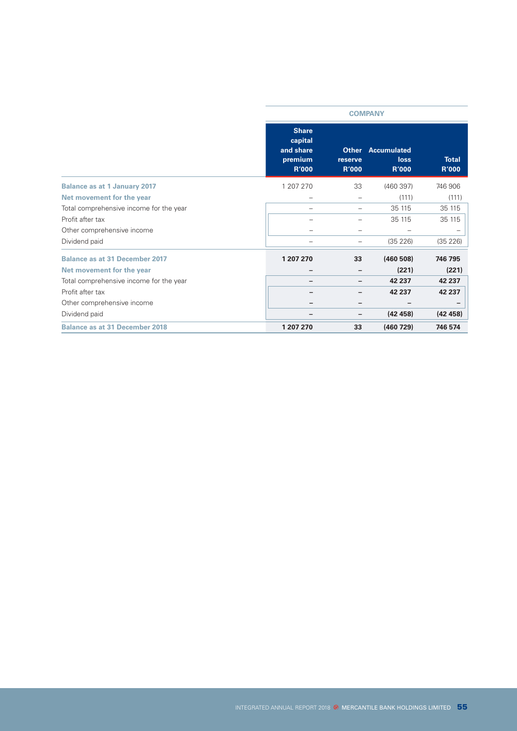| | COMPANY | | | |
|---|---|---|---|---|
| | Share capital and share premium R'000 | Other reserve R'000 | Accumulated loss R'000 | Total R'000 |
| **Balance as at 1 January 2017** | 1 207 270 | 33 | (460 397) | 746 906 |
| **Net movement for the year** | – | – | (111) | (111) |
| Total comprehensive income for the year | – | – | 35 115 | 35 115 |
| Profit after tax | – | – | 35 115 | 35 115 |
| Other comprehensive income | – | – | – | – |
| Dividend paid | – | – | (35 226) | (35 226) |
| **Balance as at 31 December 2017** | **1 207 270** | **33** | **(460 508)** | **746 795** |
| **Net movement for the year** | **–** | **–** | **(221)** | **(221)** |
| Total comprehensive income for the year | **–** | **–** | **42 237** | **42 237** |
| Profit after tax | **–** | **–** | **42 237** | **42 237** |
| Other comprehensive income | **–** | **–** | **–** | **–** |
| Dividend paid | **–** | **–** | **(42 458)** | **(42 458)** |
| **Balance as at 31 December 2018** | **1 207 270** | **33** | **(460 729)** | **746 574** |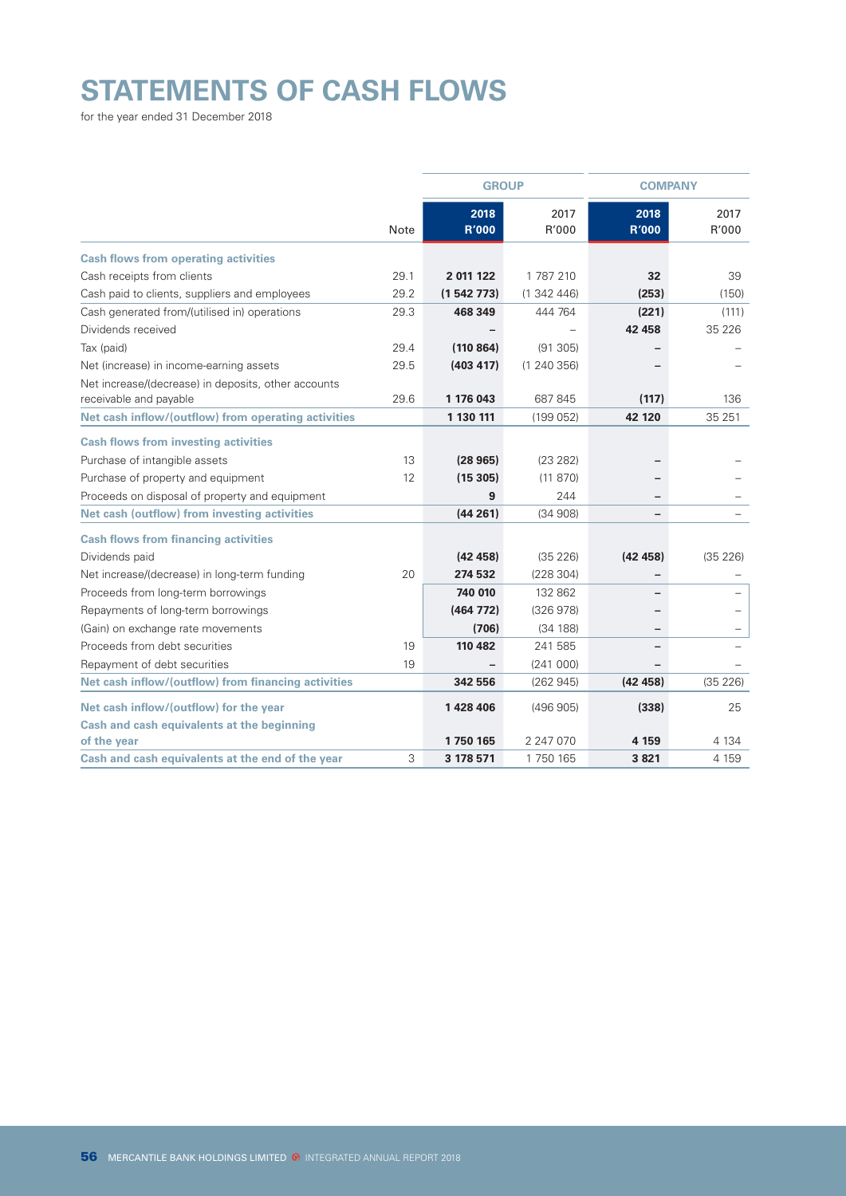# STATEMENTS OF CASH FLOWS

for the year ended 31 December 2018

| | | GROUP | | COMPANY | |
|---|---|---|---|---|---|
| | Note | **2018 R'000** | 2017 R'000 | **2018 R'000** | 2017 R'000 |
| **Cash flows from operating activities** | | | | | |
| Cash receipts from clients | 29.1 | **2 011 122** | 1 787 210 | **32** | 39 |
| Cash paid to clients, suppliers and employees | 29.2 | **(1 542 773)** | (1 342 446) | **(253)** | (150) |
| Cash generated from/(utilised in) operations | 29.3 | **468 349** | 444 764 | **(221)** | (111) |
| Dividends received | | **–** | – | **42 458** | 35 226 |
| Tax (paid) | 29.4 | **(110 864)** | (91 305) | **–** | – |
| Net (increase) in income-earning assets | 29.5 | **(403 417)** | (1 240 356) | **–** | – |
| Net increase/(decrease) in deposits, other accounts receivable and payable | 29.6 | **1 176 043** | 687 845 | **(117)** | 136 |
| **Net cash inflow/(outflow) from operating activities** | | **1 130 111** | (199 052) | **42 120** | 35 251 |
| **Cash flows from investing activities** | | | | | |
| Purchase of intangible assets | 13 | **(28 965)** | (23 282) | **–** | – |
| Purchase of property and equipment | 12 | **(15 305)** | (11 870) | **–** | – |
| Proceeds on disposal of property and equipment | | **9** | 244 | **–** | – |
| **Net cash (outflow) from investing activities** | | **(44 261)** | (34 908) | **–** | – |
| **Cash flows from financing activities** | | | | | |
| Dividends paid | | **(42 458)** | (35 226) | **(42 458)** | (35 226) |
| Net increase/(decrease) in long-term funding | 20 | **274 532** | (228 304) | **–** | – |
| Proceeds from long-term borrowings | | **740 010** | 132 862 | **–** | – |
| Repayments of long-term borrowings | | **(464 772)** | (326 978) | **–** | – |
| (Gain) on exchange rate movements | | **(706)** | (34 188) | **–** | – |
| Proceeds from debt securities | 19 | **110 482** | 241 585 | **–** | – |
| Repayment of debt securities | 19 | **–** | (241 000) | **–** | – |
| **Net cash inflow/(outflow) from financing activities** | | **342 556** | (262 945) | **(42 458)** | (35 226) |
| **Net cash inflow/(outflow) for the year** | | **1 428 406** | (496 905) | **(338)** | 25 |
| **Cash and cash equivalents at the beginning of the year** | | **1 750 165** | 2 247 070 | **4 159** | 4 134 |
| **Cash and cash equivalents at the end of the year** | 3 | **3 178 571** | 1 750 165 | **3 821** | 4 159 |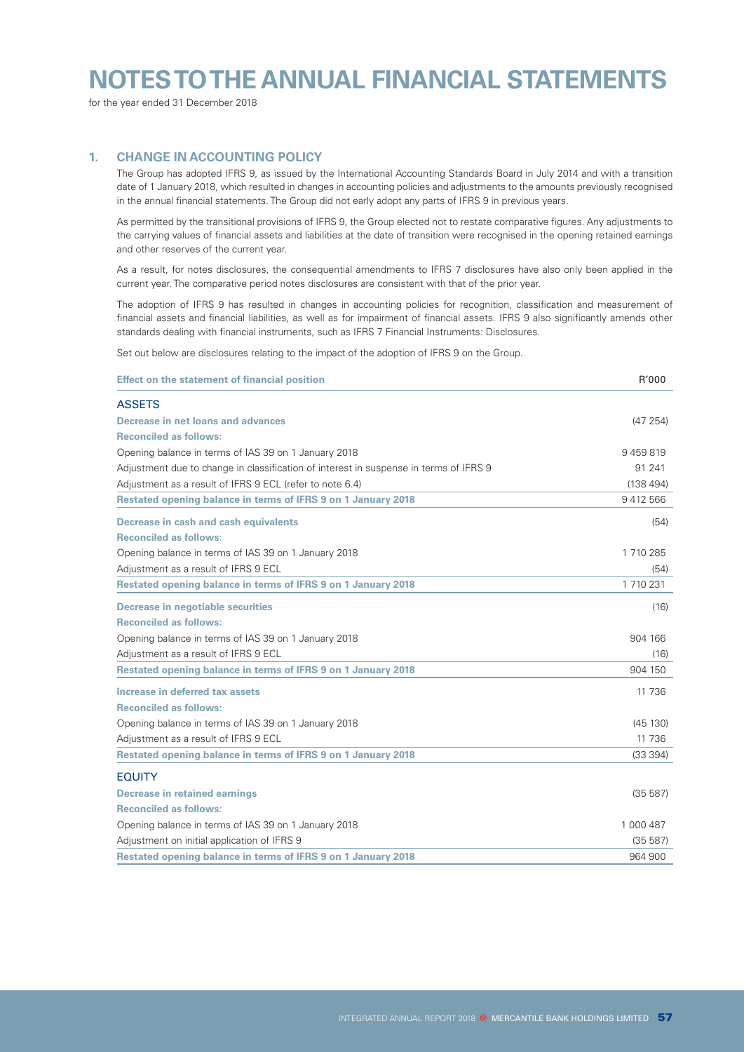# NOTES TO THE ANNUAL FINANCIAL STATEMENTS

for the year ended 31 December 2018

## 1. CHANGE IN ACCOUNTING POLICY

The Group has adopted IFRS 9, as issued by the International Accounting Standards Board in July 2014 and with a transition date of 1 January 2018, which resulted in changes in accounting policies and adjustments to the amounts previously recognised in the annual financial statements. The Group did not early adopt any parts of IFRS 9 in previous years.

As permitted by the transitional provisions of IFRS 9, the Group elected not to restate comparative figures. Any adjustments to the carrying values of financial assets and liabilities at the date of transition were recognised in the opening retained earnings and other reserves of the current year.

As a result, for notes disclosures, the consequential amendments to IFRS 7 disclosures have also only been applied in the current year. The comparative period notes disclosures are consistent with that of the prior year.

The adoption of IFRS 9 has resulted in changes in accounting policies for recognition, classification and measurement of financial assets and financial liabilities, as well as for impairment of financial assets. IFRS 9 also significantly amends other standards dealing with financial instruments, such as IFRS 7 Financial Instruments: Disclosures.

Set out below are disclosures relating to the impact of the adoption of IFRS 9 on the Group.

| **Effect on the statement of financial position** | R'000 |
|---|---|
| **ASSETS** | |
| **Decrease in net loans and advances** | (47 254) |
| **Reconciled as follows:** | |
| Opening balance in terms of IAS 39 on 1 January 2018 | 9 459 819 |
| Adjustment due to change in classification of interest in suspense in terms of IFRS 9 | 91 241 |
| Adjustment as a result of IFRS 9 ECL (refer to note 6.4) | (138 494) |
| **Restated opening balance in terms of IFRS 9 on 1 January 2018** | 9 412 566 |
| **Decrease in cash and cash equivalents** | (54) |
| **Reconciled as follows:** | |
| Opening balance in terms of IAS 39 on 1 January 2018 | 1 710 285 |
| Adjustment as a result of IFRS 9 ECL | (54) |
| **Restated opening balance in terms of IFRS 9 on 1 January 2018** | 1 710 231 |
| **Decrease in negotiable securities** | (16) |
| **Reconciled as follows:** | |
| Opening balance in terms of IAS 39 on 1 January 2018 | 904 166 |
| Adjustment as a result of IFRS 9 ECL | (16) |
| **Restated opening balance in terms of IFRS 9 on 1 January 2018** | 904 150 |
| **Increase in deferred tax assets** | 11 736 |
| **Reconciled as follows:** | |
| Opening balance in terms of IAS 39 on 1 January 2018 | (45 130) |
| Adjustment as a result of IFRS 9 ECL | 11 736 |
| **Restated opening balance in terms of IFRS 9 on 1 January 2018** | (33 394) |
| **EQUITY** | |
| **Decrease in retained earnings** | (35 587) |
| **Reconciled as follows:** | |
| Opening balance in terms of IAS 39 on 1 January 2018 | 1 000 487 |
| Adjustment on initial application of IFRS 9 | (35 587) |
| **Restated opening balance in terms of IFRS 9 on 1 January 2018** | 964 900 |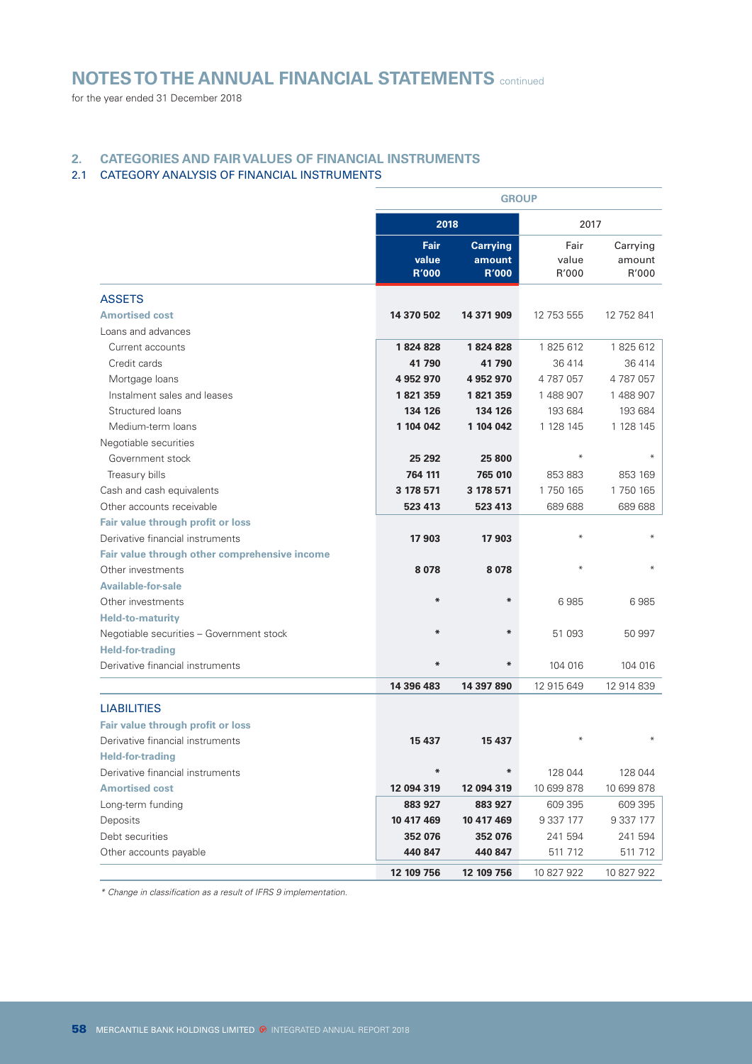# NOTES TO THE ANNUAL FINANCIAL STATEMENTS continued

for the year ended 31 December 2018

## 2. CATEGORIES AND FAIR VALUES OF FINANCIAL INSTRUMENTS

### 2.1 CATEGORY ANALYSIS OF FINANCIAL INSTRUMENTS

| | GROUP | | | |
|---|---|---|---|---|
| | 2018 | | 2017 | |
| | Fair value R'000 | Carrying amount R'000 | Fair value R'000 | Carrying amount R'000 |
| **ASSETS** | | | | |
| **Amortised cost** | **14 370 502** | **14 371 909** | 12 753 555 | 12 752 841 |
| Loans and advances | | | | |
| Current accounts | **1 824 828** | **1 824 828** | 1 825 612 | 1 825 612 |
| Credit cards | **41 790** | **41 790** | 36 414 | 36 414 |
| Mortgage loans | **4 952 970** | **4 952 970** | 4 787 057 | 4 787 057 |
| Instalment sales and leases | **1 821 359** | **1 821 359** | 1 488 907 | 1 488 907 |
| Structured loans | **134 126** | **134 126** | 193 684 | 193 684 |
| Medium-term loans | **1 104 042** | **1 104 042** | 1 128 145 | 1 128 145 |
| Negotiable securities | | | | |
| Government stock | **25 292** | **25 800** | * | * |
| Treasury bills | **764 111** | **765 010** | 853 883 | 853 169 |
| Cash and cash equivalents | **3 178 571** | **3 178 571** | 1 750 165 | 1 750 165 |
| Other accounts receivable | **523 413** | **523 413** | 689 688 | 689 688 |
| **Fair value through profit or loss** | | | | |
| Derivative financial instruments | **17 903** | **17 903** | * | * |
| **Fair value through other comprehensive income** | | | | |
| Other investments | **8 078** | **8 078** | * | * |
| **Available-for-sale** | | | | |
| Other investments | * | * | 6 985 | 6 985 |
| **Held-to-maturity** | | | | |
| Negotiable securities – Government stock | * | * | 51 093 | 50 997 |
| **Held-for-trading** | | | | |
| Derivative financial instruments | * | * | 104 016 | 104 016 |
| | **14 396 483** | **14 397 890** | 12 915 649 | 12 914 839 |
| **LIABILITIES** | | | | |
| **Fair value through profit or loss** | | | | |
| Derivative financial instruments | **15 437** | **15 437** | * | * |
| **Held-for-trading** | | | | |
| Derivative financial instruments | * | * | 128 044 | 128 044 |
| **Amortised cost** | **12 094 319** | **12 094 319** | 10 699 878 | 10 699 878 |
| Long-term funding | **883 927** | **883 927** | 609 395 | 609 395 |
| Deposits | **10 417 469** | **10 417 469** | 9 337 177 | 9 337 177 |
| Debt securities | **352 076** | **352 076** | 241 594 | 241 594 |
| Other accounts payable | **440 847** | **440 847** | 511 712 | 511 712 |
| | **12 109 756** | **12 109 756** | 10 827 922 | 10 827 922 |

*\* Change in classification as a result of IFRS 9 implementation.*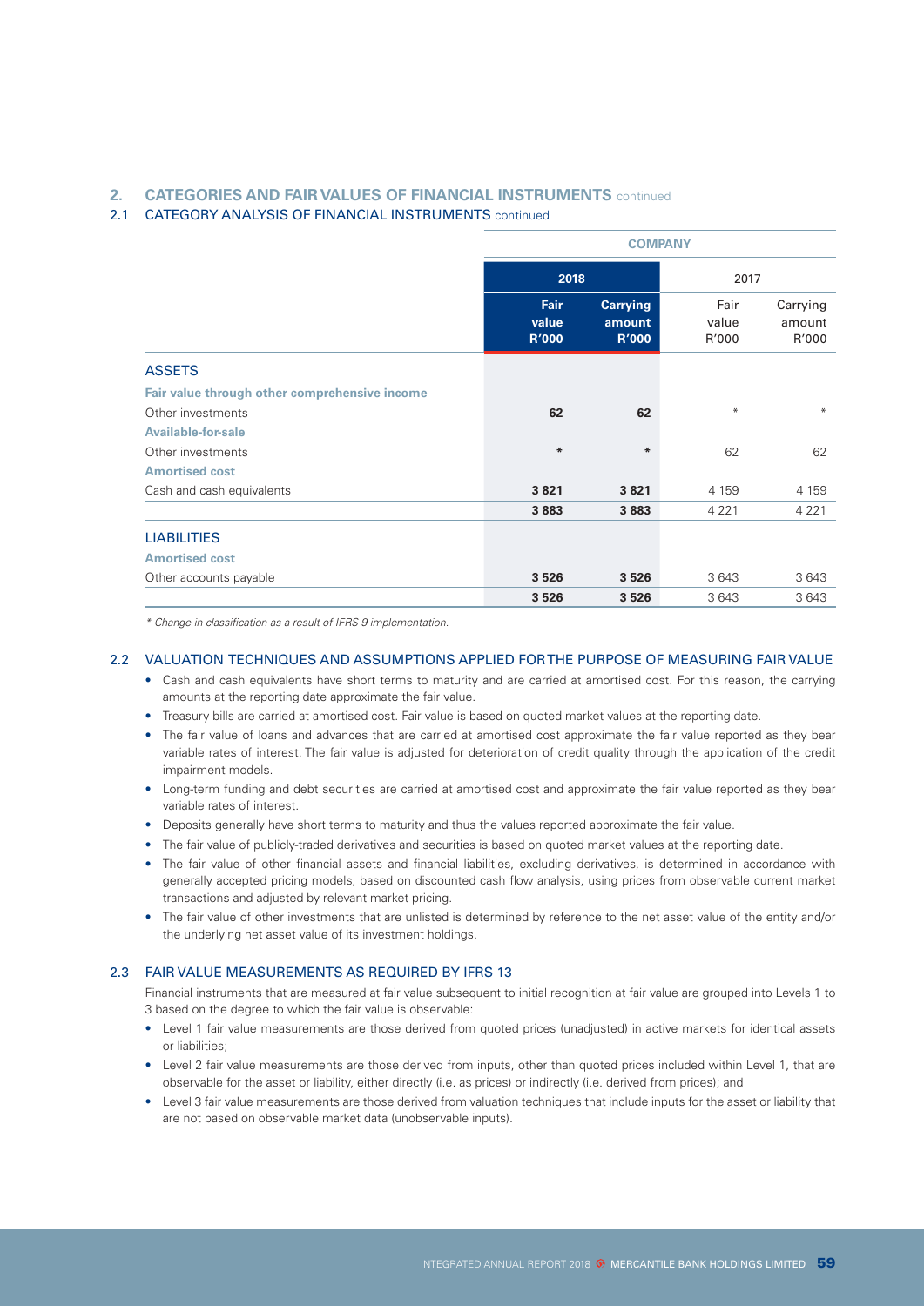## 2. CATEGORIES AND FAIR VALUES OF FINANCIAL INSTRUMENTS continued

### 2.1 CATEGORY ANALYSIS OF FINANCIAL INSTRUMENTS continued

| | COMPANY | | | |
|---|---|---|---|---|
| | **2018** | | 2017 | |
| | **Fair value R'000** | **Carrying amount R'000** | Fair value R'000 | Carrying amount R'000 |
| **ASSETS** | | | | |
| **Fair value through other comprehensive income** | | | | |
| Other investments | **62** | **62** | * | * |
| **Available-for-sale** | | | | |
| Other investments | * | * | 62 | 62 |
| **Amortised cost** | | | | |
| Cash and cash equivalents | **3 821** | **3 821** | 4 159 | 4 159 |
| | **3 883** | **3 883** | 4 221 | 4 221 |
| **LIABILITIES** | | | | |
| **Amortised cost** | | | | |
| Other accounts payable | **3 526** | **3 526** | 3 643 | 3 643 |
| | **3 526** | **3 526** | 3 643 | 3 643 |

*\* Change in classification as a result of IFRS 9 implementation.*

### 2.2 VALUATION TECHNIQUES AND ASSUMPTIONS APPLIED FOR THE PURPOSE OF MEASURING FAIR VALUE

- Cash and cash equivalents have short terms to maturity and are carried at amortised cost. For this reason, the carrying amounts at the reporting date approximate the fair value.
- Treasury bills are carried at amortised cost. Fair value is based on quoted market values at the reporting date.
- The fair value of loans and advances that are carried at amortised cost approximate the fair value reported as they bear variable rates of interest. The fair value is adjusted for deterioration of credit quality through the application of the credit impairment models.
- Long-term funding and debt securities are carried at amortised cost and approximate the fair value reported as they bear variable rates of interest.
- Deposits generally have short terms to maturity and thus the values reported approximate the fair value.
- The fair value of publicly-traded derivatives and securities is based on quoted market values at the reporting date.
- The fair value of other financial assets and financial liabilities, excluding derivatives, is determined in accordance with generally accepted pricing models, based on discounted cash flow analysis, using prices from observable current market transactions and adjusted by relevant market pricing.
- The fair value of other investments that are unlisted is determined by reference to the net asset value of the entity and/or the underlying net asset value of its investment holdings.

### 2.3 FAIR VALUE MEASUREMENTS AS REQUIRED BY IFRS 13

Financial instruments that are measured at fair value subsequent to initial recognition at fair value are grouped into Levels 1 to 3 based on the degree to which the fair value is observable:

- Level 1 fair value measurements are those derived from quoted prices (unadjusted) in active markets for identical assets or liabilities;
- Level 2 fair value measurements are those derived from inputs, other than quoted prices included within Level 1, that are observable for the asset or liability, either directly (i.e. as prices) or indirectly (i.e. derived from prices); and
- Level 3 fair value measurements are those derived from valuation techniques that include inputs for the asset or liability that are not based on observable market data (unobservable inputs).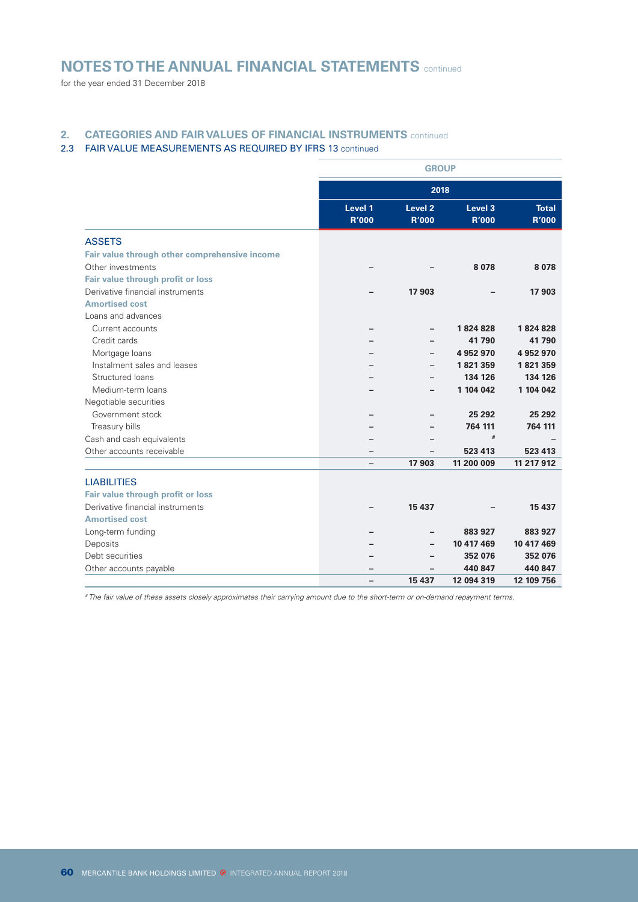# NOTES TO THE ANNUAL FINANCIAL STATEMENTS continued

for the year ended 31 December 2018

## 2. CATEGORIES AND FAIR VALUES OF FINANCIAL INSTRUMENTS continued

### 2.3 FAIR VALUE MEASUREMENTS AS REQUIRED BY IFRS 13 continued

| | GROUP | | | |
|---|---|---|---|---|
| | 2018 | | | |
| | Level 1 R'000 | Level 2 R'000 | Level 3 R'000 | Total R'000 |
| **ASSETS** | | | | |
| **Fair value through other comprehensive income** | | | | |
| Other investments | – | – | 8 078 | 8 078 |
| **Fair value through profit or loss** | | | | |
| Derivative financial instruments | – | 17 903 | – | 17 903 |
| **Amortised cost** | | | | |
| Loans and advances | | | | |
| Current accounts | – | – | 1 824 828 | 1 824 828 |
| Credit cards | – | – | 41 790 | 41 790 |
| Mortgage loans | – | – | 4 952 970 | 4 952 970 |
| Instalment sales and leases | – | – | 1 821 359 | 1 821 359 |
| Structured loans | – | – | 134 126 | 134 126 |
| Medium-term loans | – | – | 1 104 042 | 1 104 042 |
| Negotiable securities | | | | |
| Government stock | – | – | 25 292 | 25 292 |
| Treasury bills | – | – | 764 111 | 764 111 |
| Cash and cash equivalents | – | – | # | – |
| Other accounts receivable | – | – | 523 413 | 523 413 |
| | – | 17 903 | 11 200 009 | 11 217 912 |
| **LIABILITIES** | | | | |
| **Fair value through profit or loss** | | | | |
| Derivative financial instruments | – | 15 437 | – | 15 437 |
| **Amortised cost** | | | | |
| Long-term funding | – | – | 883 927 | 883 927 |
| Deposits | – | – | 10 417 469 | 10 417 469 |
| Debt securities | – | – | 352 076 | 352 076 |
| Other accounts payable | – | – | 440 847 | 440 847 |
| | – | 15 437 | 12 094 319 | 12 109 756 |

*# The fair value of these assets closely approximates their carrying amount due to the short-term or on-demand repayment terms.*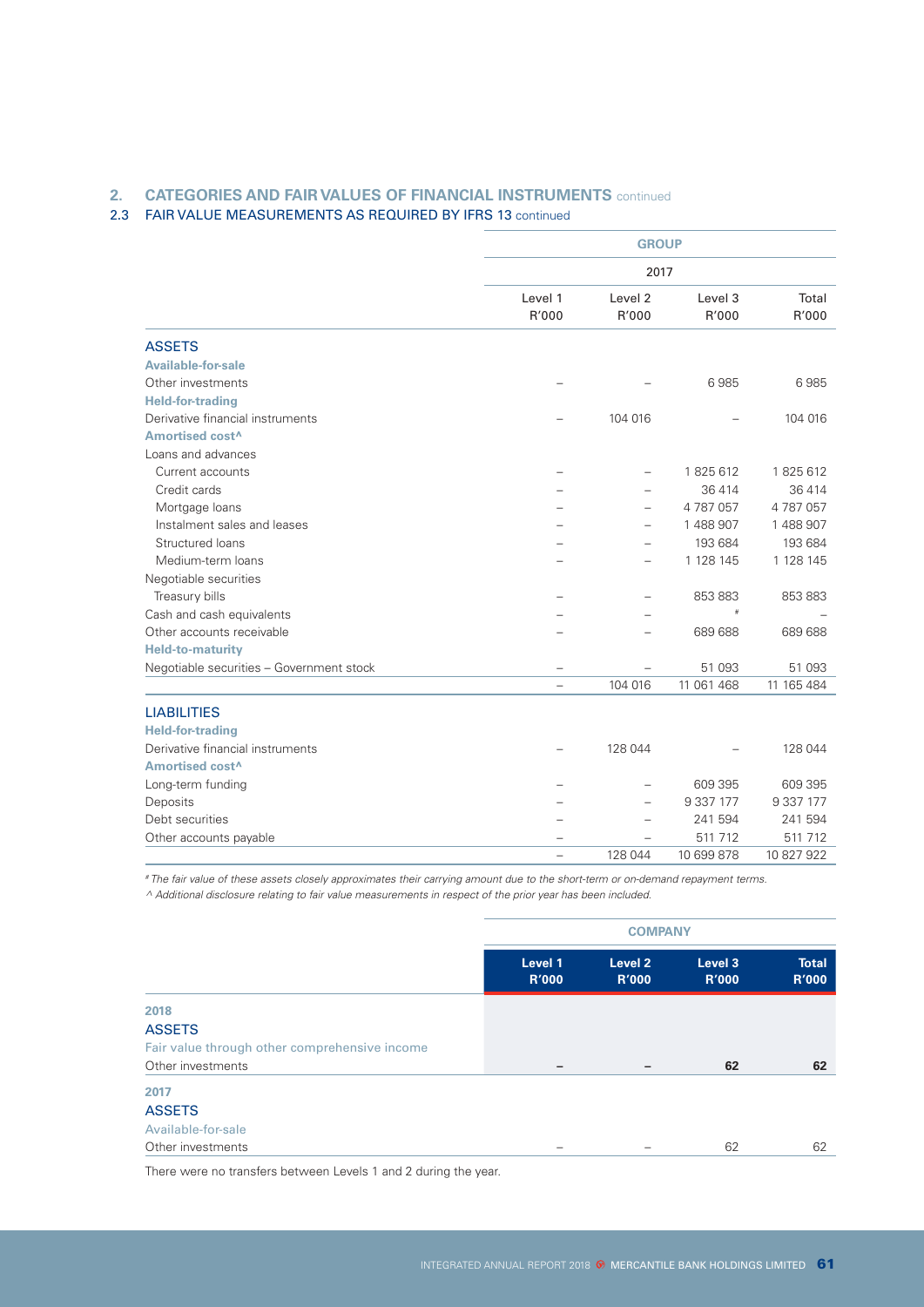## 2. CATEGORIES AND FAIR VALUES OF FINANCIAL INSTRUMENTS continued

### 2.3 FAIR VALUE MEASUREMENTS AS REQUIRED BY IFRS 13 continued

| | GROUP | | | |
|---|---|---|---|---|
| | 2017 | | | |
| | Level 1 R'000 | Level 2 R'000 | Level 3 R'000 | Total R'000 |
| **ASSETS** | | | | |
| **Available-for-sale** | | | | |
| Other investments | – | – | 6 985 | 6 985 |
| **Held-for-trading** | | | | |
| Derivative financial instruments | – | 104 016 | – | 104 016 |
| **Amortised cost^** | | | | |
| Loans and advances | | | | |
| Current accounts | – | – | 1 825 612 | 1 825 612 |
| Credit cards | – | – | 36 414 | 36 414 |
| Mortgage loans | – | – | 4 787 057 | 4 787 057 |
| Instalment sales and leases | – | – | 1 488 907 | 1 488 907 |
| Structured loans | – | – | 193 684 | 193 684 |
| Medium-term loans | – | – | 1 128 145 | 1 128 145 |
| Negotiable securities | | | | |
| Treasury bills | – | – | 853 883 | 853 883 |
| Cash and cash equivalents | – | – | # | – |
| Other accounts receivable | – | – | 689 688 | 689 688 |
| **Held-to-maturity** | | | | |
| Negotiable securities – Government stock | – | – | 51 093 | 51 093 |
| | – | 104 016 | 11 061 468 | 11 165 484 |
| **LIABILITIES** | | | | |
| **Held-for-trading** | | | | |
| Derivative financial instruments | – | 128 044 | – | 128 044 |
| **Amortised cost^** | | | | |
| Long-term funding | – | – | 609 395 | 609 395 |
| Deposits | – | – | 9 337 177 | 9 337 177 |
| Debt securities | – | – | 241 594 | 241 594 |
| Other accounts payable | – | – | 511 712 | 511 712 |
| | – | 128 044 | 10 699 878 | 10 827 922 |

*# The fair value of these assets closely approximates their carrying amount due to the short-term or on-demand repayment terms.*
*^ Additional disclosure relating to fair value measurements in respect of the prior year has been included.*

| | COMPANY | | | |
|---|---|---|---|---|
| | **Level 1 R'000** | **Level 2 R'000** | **Level 3 R'000** | **Total R'000** |
| **2018** | | | | |
| **ASSETS** | | | | |
| Fair value through other comprehensive income | | | | |
| Other investments | **–** | **–** | **62** | **62** |
| **2017** | | | | |
| **ASSETS** | | | | |
| Available-for-sale | | | | |
| Other investments | – | – | 62 | 62 |

There were no transfers between Levels 1 and 2 during the year.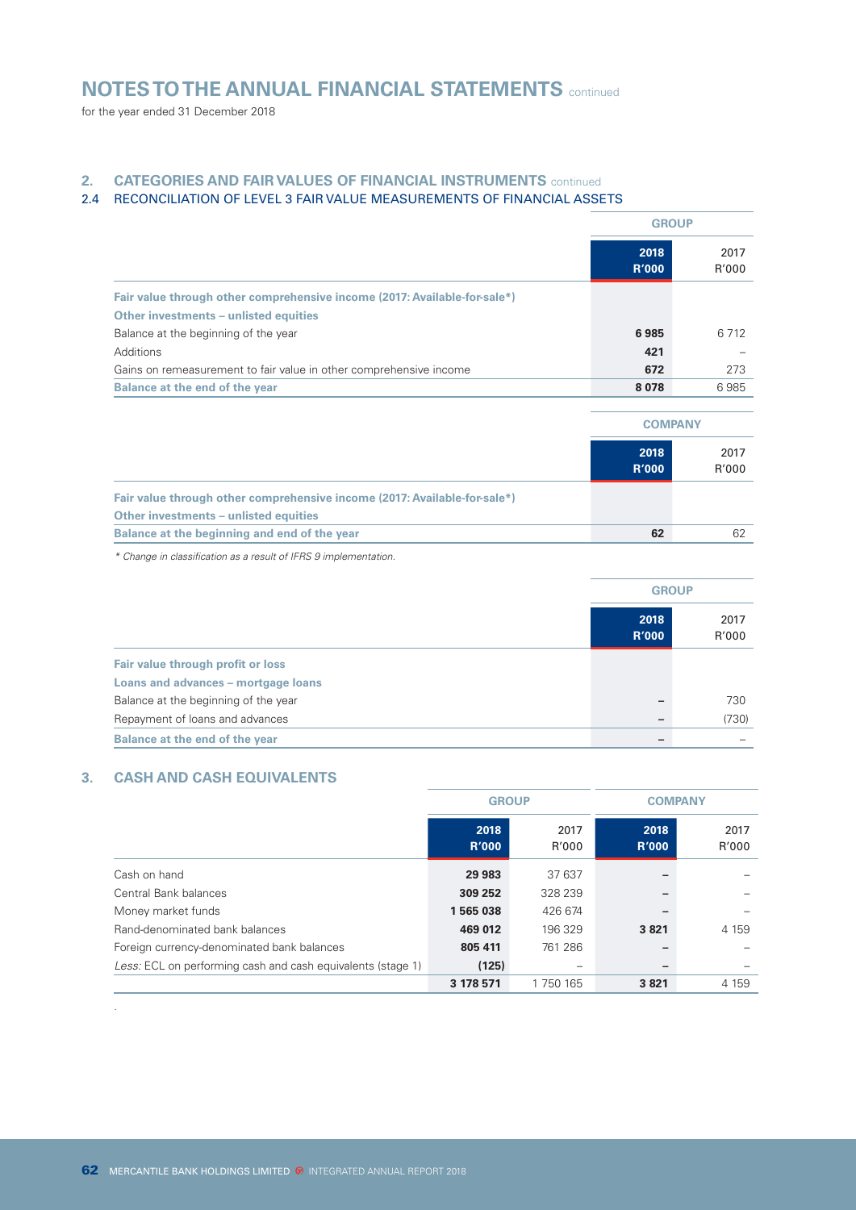# NOTES TO THE ANNUAL FINANCIAL STATEMENTS continued

for the year ended 31 December 2018

## 2. CATEGORIES AND FAIR VALUES OF FINANCIAL INSTRUMENTS continued

### 2.4 RECONCILIATION OF LEVEL 3 FAIR VALUE MEASUREMENTS OF FINANCIAL ASSETS

| | GROUP | |
|---|---|---|
| | **2018 R'000** | 2017 R'000 |
| **Fair value through other comprehensive income (2017: Available-for-sale*)** | | |
| **Other investments – unlisted equities** | | |
| Balance at the beginning of the year | **6 985** | 6 712 |
| Additions | **421** | – |
| Gains on remeasurement to fair value in other comprehensive income | **672** | 273 |
| **Balance at the end of the year** | **8 078** | 6 985 |

| | COMPANY | |
|---|---|---|
| | **2018 R'000** | 2017 R'000 |
| **Fair value through other comprehensive income (2017: Available-for-sale*)** | | |
| **Other investments – unlisted equities** | | |
| **Balance at the beginning and end of the year** | **62** | 62 |

*\* Change in classification as a result of IFRS 9 implementation.*

| | GROUP | |
|---|---|---|
| | **2018 R'000** | 2017 R'000 |
| **Fair value through profit or loss** | | |
| **Loans and advances – mortgage loans** | | |
| Balance at the beginning of the year | **–** | 730 |
| Repayment of loans and advances | **–** | (730) |
| **Balance at the end of the year** | **–** | – |

## 3. CASH AND CASH EQUIVALENTS

| | GROUP | | COMPANY | |
|---|---|---|---|---|
| | **2018 R'000** | 2017 R'000 | **2018 R'000** | 2017 R'000 |
| Cash on hand | **29 983** | 37 637 | **–** | – |
| Central Bank balances | **309 252** | 328 239 | **–** | – |
| Money market funds | **1 565 038** | 426 674 | **–** | – |
| Rand-denominated bank balances | **469 012** | 196 329 | **3 821** | 4 159 |
| Foreign currency-denominated bank balances | **805 411** | 761 286 | **–** | – |
| *Less:* ECL on performing cash and cash equivalents (stage 1) | **(125)** | – | **–** | – |
| | **3 178 571** | 1 750 165 | **3 821** | 4 159 |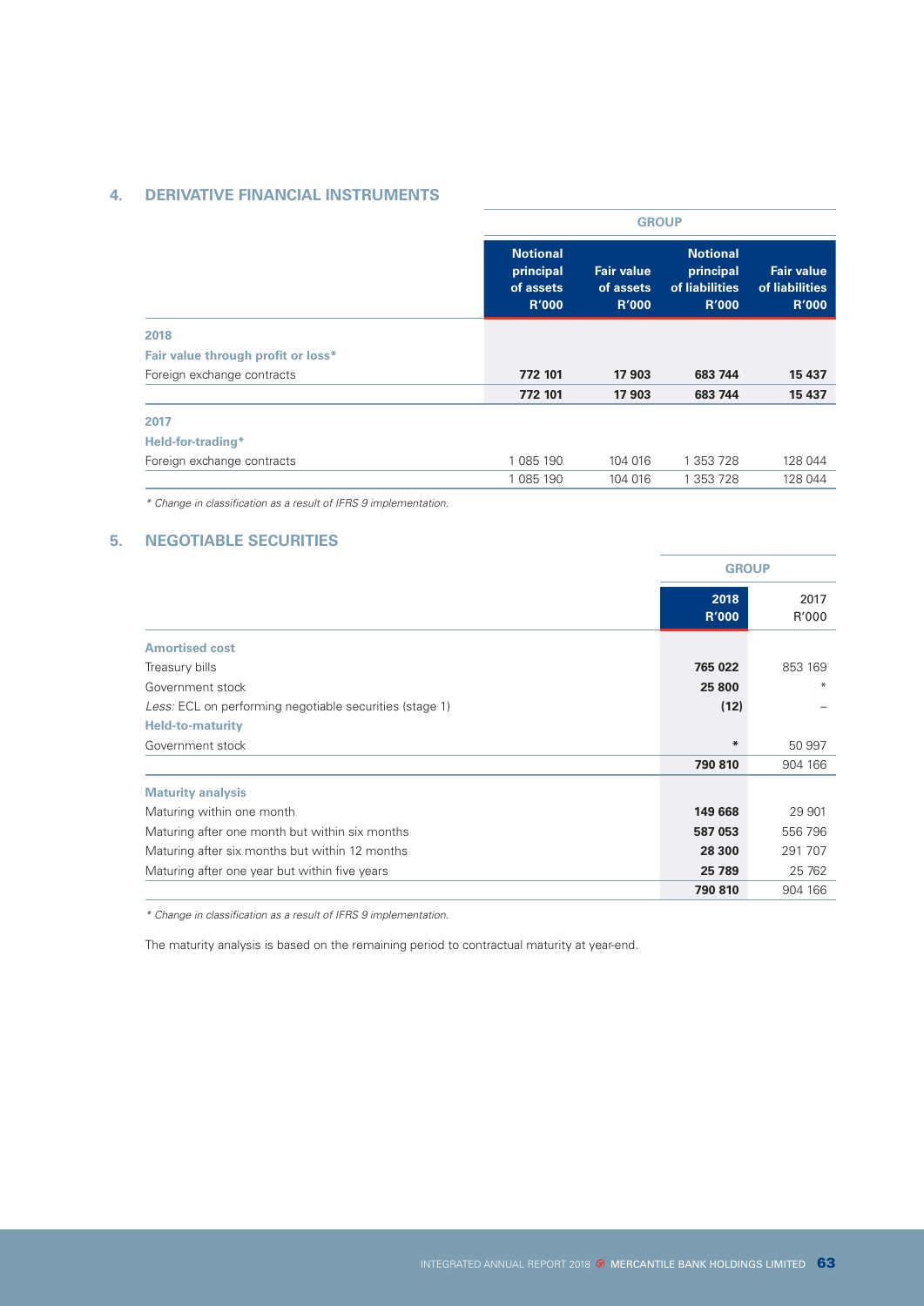## 4. DERIVATIVE FINANCIAL INSTRUMENTS

| | GROUP | | | |
|---|---|---|---|---|
| | **Notional principal of assets R'000** | **Fair value of assets R'000** | **Notional principal of liabilities R'000** | **Fair value of liabilities R'000** |
| **2018** | | | | |
| **Fair value through profit or loss*** | | | | |
| Foreign exchange contracts | **772 101** | **17 903** | **683 744** | **15 437** |
| | **772 101** | **17 903** | **683 744** | **15 437** |
| **2017** | | | | |
| **Held-for-trading*** | | | | |
| Foreign exchange contracts | 1 085 190 | 104 016 | 1 353 728 | 128 044 |
| | 1 085 190 | 104 016 | 1 353 728 | 128 044 |

*\* Change in classification as a result of IFRS 9 implementation.*

## 5. NEGOTIABLE SECURITIES

| | GROUP | |
|---|---|---|
| | **2018 R'000** | 2017 R'000 |
| **Amortised cost** | | |
| Treasury bills | **765 022** | 853 169 |
| Government stock | **25 800** | * |
| *Less:* ECL on performing negotiable securities (stage 1) | **(12)** | – |
| **Held-to-maturity** | | |
| Government stock | * | 50 997 |
| | **790 810** | 904 166 |
| **Maturity analysis** | | |
| Maturing within one month | **149 668** | 29 901 |
| Maturing after one month but within six months | **587 053** | 556 796 |
| Maturing after six months but within 12 months | **28 300** | 291 707 |
| Maturing after one year but within five years | **25 789** | 25 762 |
| | **790 810** | 904 166 |

*\* Change in classification as a result of IFRS 9 implementation.*

The maturity analysis is based on the remaining period to contractual maturity at year-end.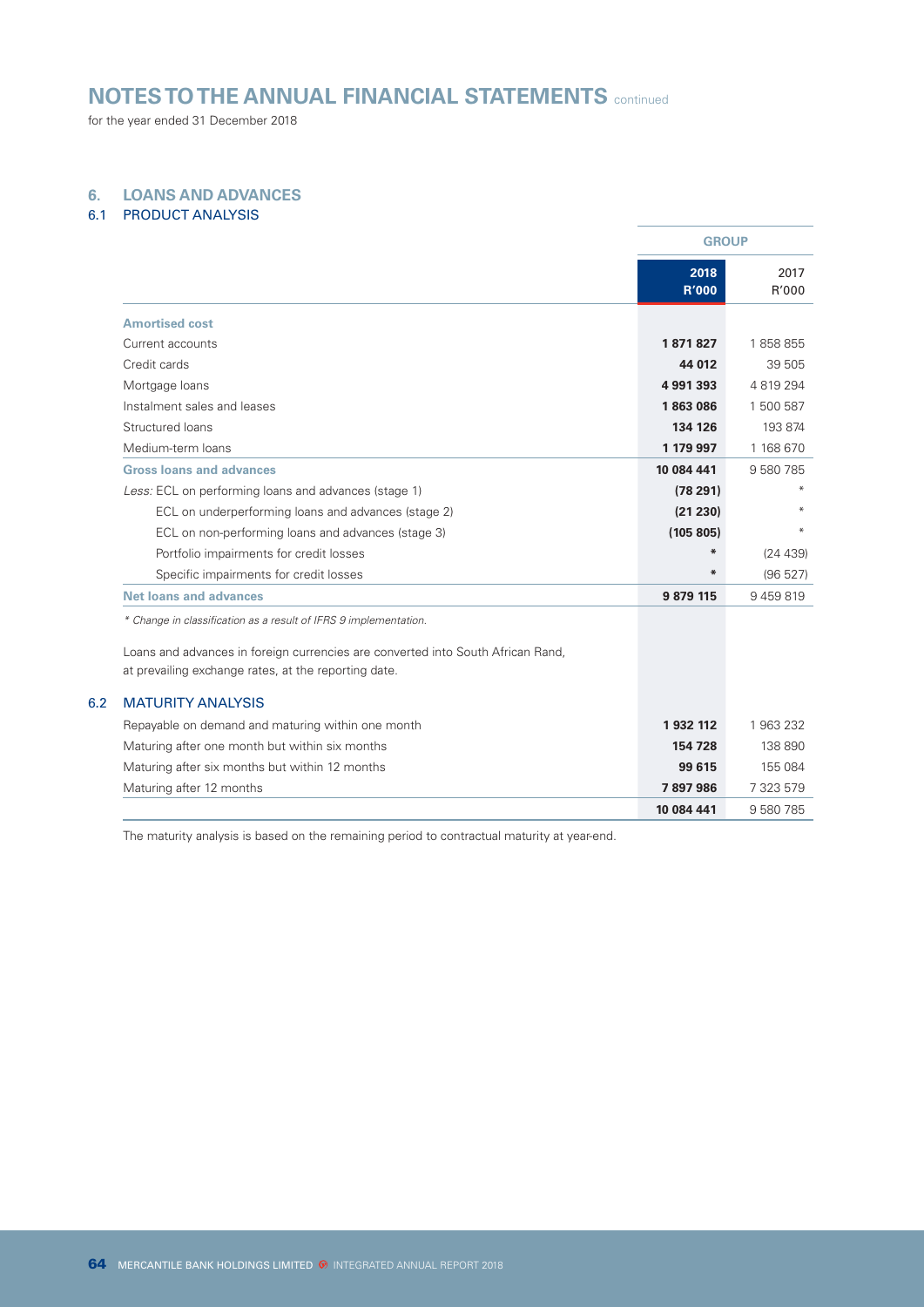# NOTES TO THE ANNUAL FINANCIAL STATEMENTS continued

for the year ended 31 December 2018

## 6. LOANS AND ADVANCES

### 6.1 PRODUCT ANALYSIS

| | GROUP | |
|---|---|---|
| | **2018 R'000** | 2017 R'000 |
| **Amortised cost** | | |
| Current accounts | **1 871 827** | 1 858 855 |
| Credit cards | **44 012** | 39 505 |
| Mortgage loans | **4 991 393** | 4 819 294 |
| Instalment sales and leases | **1 863 086** | 1 500 587 |
| Structured loans | **134 126** | 193 874 |
| Medium-term loans | **1 179 997** | 1 168 670 |
| **Gross loans and advances** | **10 084 441** | 9 580 785 |
| *Less:* ECL on performing loans and advances (stage 1) | **(78 291)** | * |
| ECL on underperforming loans and advances (stage 2) | **(21 230)** | * |
| ECL on non-performing loans and advances (stage 3) | **(105 805)** | * |
| Portfolio impairments for credit losses | **\*** | (24 439) |
| Specific impairments for credit losses | **\*** | (96 527) |
| **Net loans and advances** | **9 879 115** | 9 459 819 |

*\* Change in classification as a result of IFRS 9 implementation.*

Loans and advances in foreign currencies are converted into South African Rand, at prevailing exchange rates, at the reporting date.

### 6.2 MATURITY ANALYSIS

| | 2018 R'000 | 2017 R'000 |
|---|---|---|
| Repayable on demand and maturing within one month | **1 932 112** | 1 963 232 |
| Maturing after one month but within six months | **154 728** | 138 890 |
| Maturing after six months but within 12 months | **99 615** | 155 084 |
| Maturing after 12 months | **7 897 986** | 7 323 579 |
| | **10 084 441** | 9 580 785 |

The maturity analysis is based on the remaining period to contractual maturity at year-end.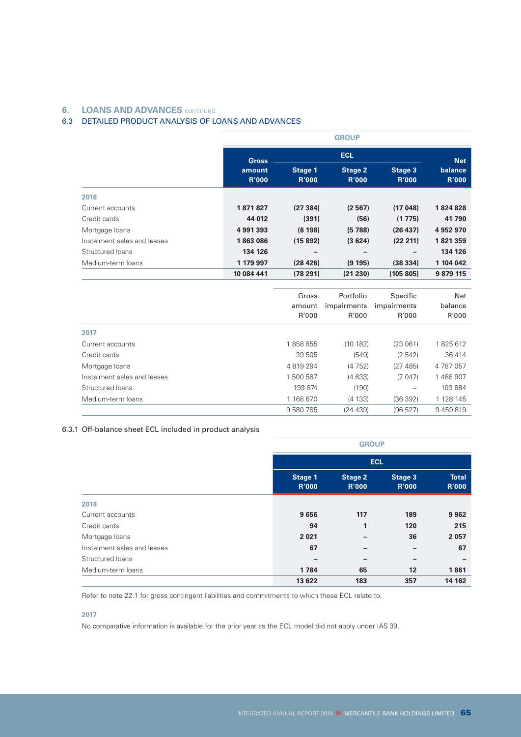## 6. LOANS AND ADVANCES continued

### 6.3 DETAILED PRODUCT ANALYSIS OF LOANS AND ADVANCES

| | GROUP | | | | |
|---|---|---|---|---|---|
| | Gross amount R'000 | ECL | | | Net balance R'000 |
| | | Stage 1 R'000 | Stage 2 R'000 | Stage 3 R'000 | |
| **2018** | | | | | |
| Current accounts | **1 871 827** | **(27 384)** | **(2 567)** | **(17 048)** | **1 824 828** |
| Credit cards | **44 012** | **(391)** | **(56)** | **(1 775)** | **41 790** |
| Mortgage loans | **4 991 393** | **(6 198)** | **(5 788)** | **(26 437)** | **4 952 970** |
| Instalment sales and leases | **1 863 086** | **(15 892)** | **(3 624)** | **(22 211)** | **1 821 359** |
| Structured loans | **134 126** | **–** | **–** | **–** | **134 126** |
| Medium-term loans | **1 179 997** | **(28 426)** | **(9 195)** | **(38 334)** | **1 104 042** |
| | **10 084 441** | **(78 291)** | **(21 230)** | **(105 805)** | **9 879 115** |

| | Gross amount R'000 | Portfolio impairments R'000 | Specific impairments R'000 | Net balance R'000 |
|---|---|---|---|---|
| **2017** | | | | |
| Current accounts | 1 858 855 | (10 182) | (23 061) | 1 825 612 |
| Credit cards | 39 505 | (549) | (2 542) | 36 414 |
| Mortgage loans | 4 819 294 | (4 752) | (27 485) | 4 787 057 |
| Instalment sales and leases | 1 500 587 | (4 633) | (7 047) | 1 488 907 |
| Structured loans | 193 874 | (190) | – | 193 684 |
| Medium-term loans | 1 168 670 | (4 133) | (36 392) | 1 128 145 |
| | 9 580 785 | (24 439) | (96 527) | 9 459 819 |

#### 6.3.1 Off-balance sheet ECL included in product analysis

| | GROUP | | | |
|---|---|---|---|---|
| | ECL | | | |
| | Stage 1 R'000 | Stage 2 R'000 | Stage 3 R'000 | Total R'000 |
| **2018** | | | | |
| Current accounts | **9 656** | **117** | **189** | **9 962** |
| Credit cards | **94** | **1** | **120** | **215** |
| Mortgage loans | **2 021** | **–** | **36** | **2 057** |
| Instalment sales and leases | **67** | **–** | **–** | **67** |
| Structured loans | **–** | **–** | **–** | **–** |
| Medium-term loans | **1 784** | **65** | **12** | **1 861** |
| | **13 622** | **183** | **357** | **14 162** |

Refer to note 22.1 for gross contingent liabilities and commitments to which these ECL relate to.

**2017**

No comparative information is available for the prior year as the ECL model did not apply under IAS 39.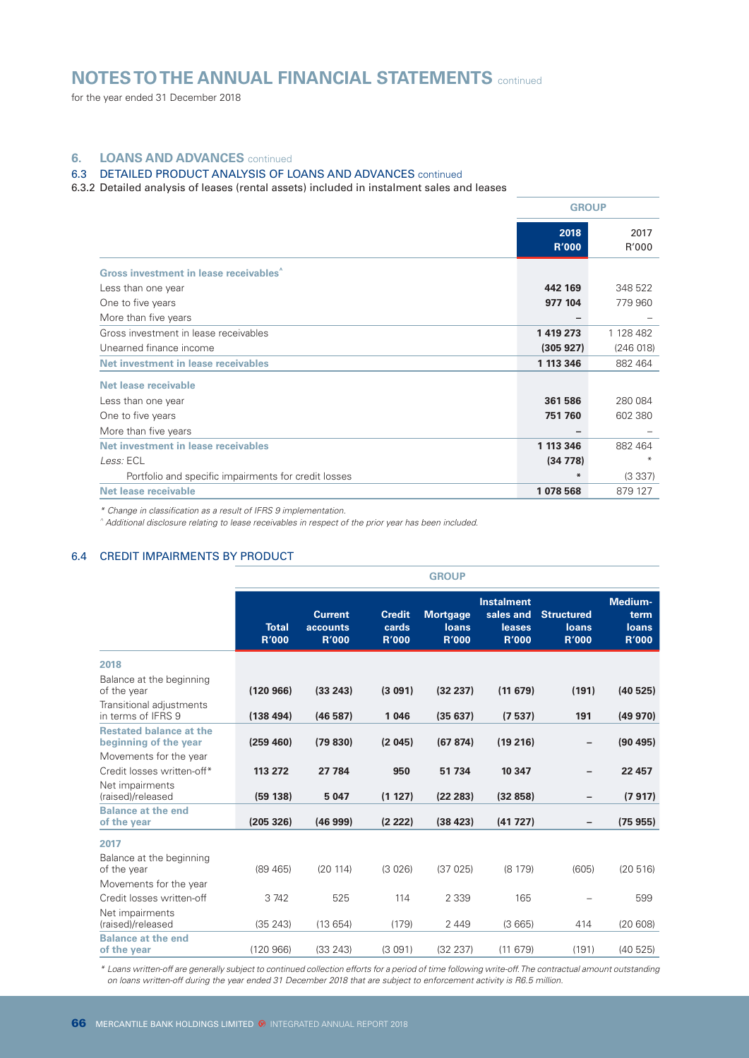# NOTES TO THE ANNUAL FINANCIAL STATEMENTS continued

for the year ended 31 December 2018

## 6. LOANS AND ADVANCES continued

### 6.3 DETAILED PRODUCT ANALYSIS OF LOANS AND ADVANCES continued

#### 6.3.2 Detailed analysis of leases (rental assets) included in instalment sales and leases

| | GROUP | |
|---|---|---|
| | 2018 R'000 | 2017 R'000 |
| **Gross investment in lease receivables^** | | |
| Less than one year | **442 169** | 348 522 |
| One to five years | **977 104** | 779 960 |
| More than five years | **–** | – |
| Gross investment in lease receivables | **1 419 273** | 1 128 482 |
| Unearned finance income | **(305 927)** | (246 018) |
| **Net investment in lease receivables** | **1 113 346** | 882 464 |
| **Net lease receivable** | | |
| Less than one year | **361 586** | 280 084 |
| One to five years | **751 760** | 602 380 |
| More than five years | **–** | – |
| **Net investment in lease receivables** | **1 113 346** | 882 464 |
| *Less:* ECL | **(34 778)** | * |
| Portfolio and specific impairments for credit losses | ***** | (3 337) |
| **Net lease receivable** | **1 078 568** | 879 127 |

*\* Change in classification as a result of IFRS 9 implementation.*

*^ Additional disclosure relating to lease receivables in respect of the prior year has been included.*

### 6.4 CREDIT IMPAIRMENTS BY PRODUCT

| | GROUP | | | | | | |
|---|---|---|---|---|---|---|---|
| | Total R'000 | Current accounts R'000 | Credit cards R'000 | Mortgage loans R'000 | Instalment sales and leases R'000 | Structured loans R'000 | Medium-term loans R'000 |
| **2018** | | | | | | | |
| Balance at the beginning of the year | **(120 966)** | **(33 243)** | **(3 091)** | **(32 237)** | **(11 679)** | **(191)** | **(40 525)** |
| Transitional adjustments in terms of IFRS 9 | **(138 494)** | **(46 587)** | **1 046** | **(35 637)** | **(7 537)** | **191** | **(49 970)** |
| **Restated balance at the beginning of the year** | **(259 460)** | **(79 830)** | **(2 045)** | **(67 874)** | **(19 216)** | **–** | **(90 495)** |
| Movements for the year | | | | | | | |
| Credit losses written-off* | **113 272** | **27 784** | **950** | **51 734** | **10 347** | **–** | **22 457** |
| Net impairments (raised)/released | **(59 138)** | **5 047** | **(1 127)** | **(22 283)** | **(32 858)** | **–** | **(7 917)** |
| **Balance at the end of the year** | **(205 326)** | **(46 999)** | **(2 222)** | **(38 423)** | **(41 727)** | **–** | **(75 955)** |
| **2017** | | | | | | | |
| Balance at the beginning of the year | (89 465) | (20 114) | (3 026) | (37 025) | (8 179) | (605) | (20 516) |
| Movements for the year | | | | | | | |
| Credit losses written-off | 3 742 | 525 | 114 | 2 339 | 165 | – | 599 |
| Net impairments (raised)/released | (35 243) | (13 654) | (179) | 2 449 | (3 665) | 414 | (20 608) |
| **Balance at the end of the year** | (120 966) | (33 243) | (3 091) | (32 237) | (11 679) | (191) | (40 525) |

*\* Loans written-off are generally subject to continued collection efforts for a period of time following write-off. The contractual amount outstanding on loans written-off during the year ended 31 December 2018 that are subject to enforcement activity is R6.5 million.*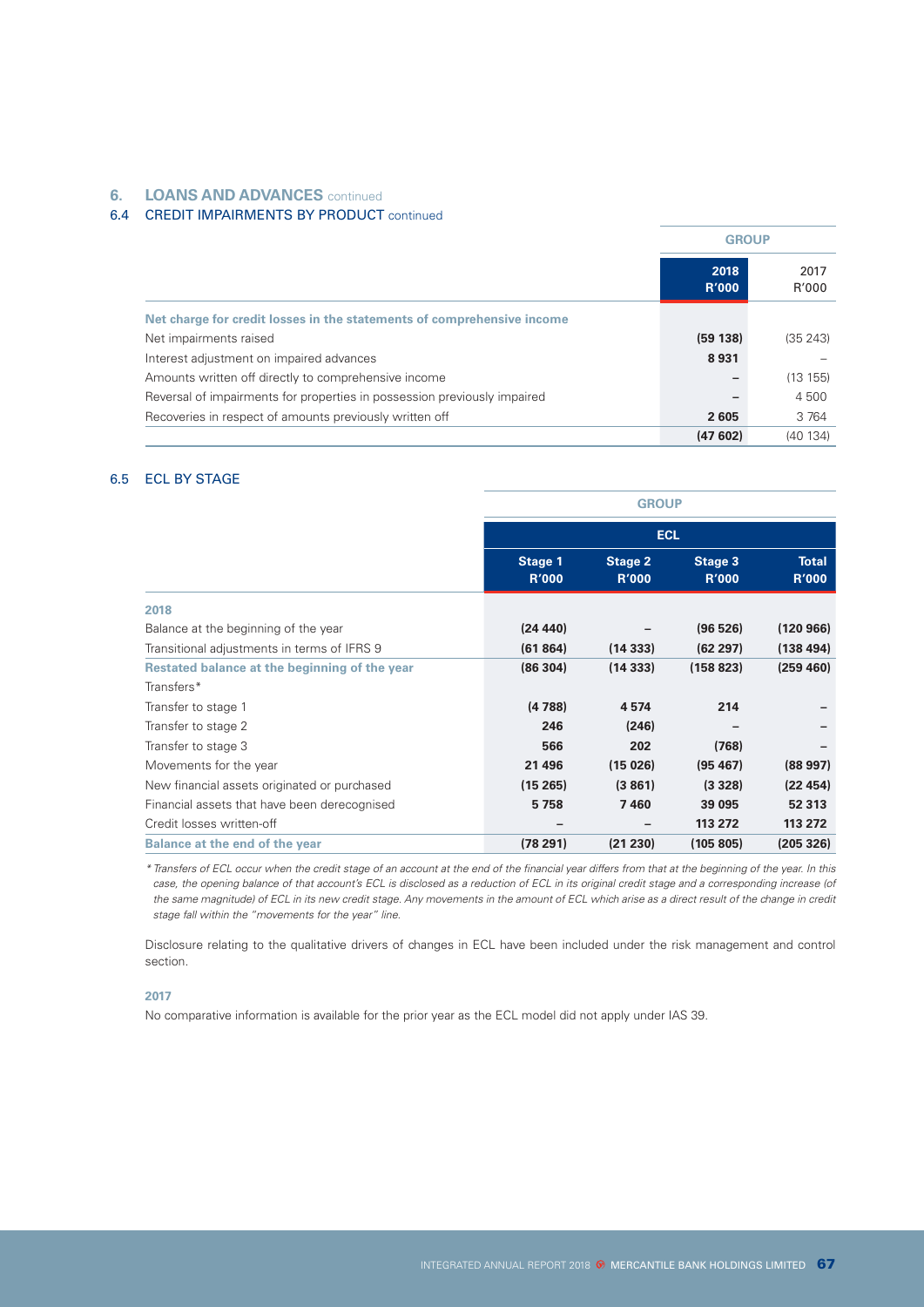## 6. LOANS AND ADVANCES continued

### 6.4 CREDIT IMPAIRMENTS BY PRODUCT continued

| | GROUP | |
|---|---|---|
| | **2018 R'000** | 2017 R'000 |
| **Net charge for credit losses in the statements of comprehensive income** | | |
| Net impairments raised | **(59 138)** | (35 243) |
| Interest adjustment on impaired advances | **8 931** | – |
| Amounts written off directly to comprehensive income | **–** | (13 155) |
| Reversal of impairments for properties in possession previously impaired | **–** | 4 500 |
| Recoveries in respect of amounts previously written off | **2 605** | 3 764 |
| | **(47 602)** | (40 134) |

### 6.5 ECL BY STAGE

| | GROUP | | | |
|---|---|---|---|---|
| | ECL | | | |
| | **Stage 1 R'000** | **Stage 2 R'000** | **Stage 3 R'000** | **Total R'000** |
| **2018** | | | | |
| Balance at the beginning of the year | **(24 440)** | **–** | **(96 526)** | **(120 966)** |
| Transitional adjustments in terms of IFRS 9 | **(61 864)** | **(14 333)** | **(62 297)** | **(138 494)** |
| **Restated balance at the beginning of the year** | **(86 304)** | **(14 333)** | **(158 823)** | **(259 460)** |
| Transfers* | | | | |
| Transfer to stage 1 | **(4 788)** | **4 574** | **214** | **–** |
| Transfer to stage 2 | **246** | **(246)** | **–** | **–** |
| Transfer to stage 3 | **566** | **202** | **(768)** | **–** |
| Movements for the year | **21 496** | **(15 026)** | **(95 467)** | **(88 997)** |
| New financial assets originated or purchased | **(15 265)** | **(3 861)** | **(3 328)** | **(22 454)** |
| Financial assets that have been derecognised | **5 758** | **7 460** | **39 095** | **52 313** |
| Credit losses written-off | **–** | **–** | **113 272** | **113 272** |
| **Balance at the end of the year** | **(78 291)** | **(21 230)** | **(105 805)** | **(205 326)** |

*\* Transfers of ECL occur when the credit stage of an account at the end of the financial year differs from that at the beginning of the year. In this case, the opening balance of that account's ECL is disclosed as a reduction of ECL in its original credit stage and a corresponding increase (of the same magnitude) of ECL in its new credit stage. Any movements in the amount of ECL which arise as a direct result of the change in credit stage fall within the "movements for the year" line.*

Disclosure relating to the qualitative drivers of changes in ECL have been included under the risk management and control section.

**2017**

No comparative information is available for the prior year as the ECL model did not apply under IAS 39.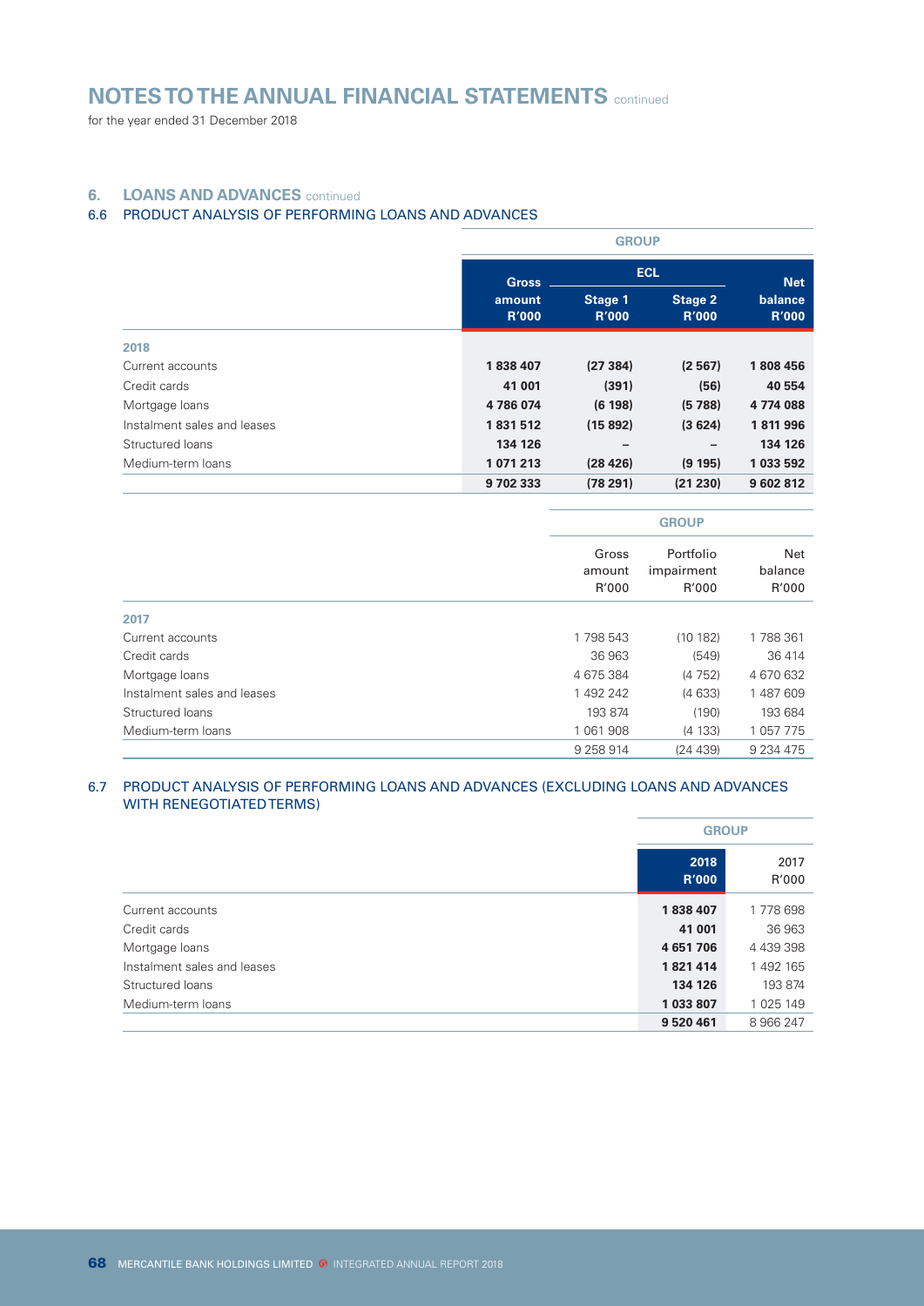# NOTES TO THE ANNUAL FINANCIAL STATEMENTS continued

for the year ended 31 December 2018

## 6. LOANS AND ADVANCES continued

### 6.6 PRODUCT ANALYSIS OF PERFORMING LOANS AND ADVANCES

| | GROUP | | | |
|---|---|---|---|---|
| | | ECL | | |
| | Gross amount R'000 | Stage 1 R'000 | Stage 2 R'000 | Net balance R'000 |
| **2018** | | | | |
| Current accounts | **1 838 407** | **(27 384)** | **(2 567)** | **1 808 456** |
| Credit cards | **41 001** | **(391)** | **(56)** | **40 554** |
| Mortgage loans | **4 786 074** | **(6 198)** | **(5 788)** | **4 774 088** |
| Instalment sales and leases | **1 831 512** | **(15 892)** | **(3 624)** | **1 811 996** |
| Structured loans | **134 126** | **–** | **–** | **134 126** |
| Medium-term loans | **1 071 213** | **(28 426)** | **(9 195)** | **1 033 592** |
| | **9 702 333** | **(78 291)** | **(21 230)** | **9 602 812** |

| | GROUP | | |
|---|---|---|---|
| | Gross amount R'000 | Portfolio impairment R'000 | Net balance R'000 |
| **2017** | | | |
| Current accounts | 1 798 543 | (10 182) | 1 788 361 |
| Credit cards | 36 963 | (549) | 36 414 |
| Mortgage loans | 4 675 384 | (4 752) | 4 670 632 |
| Instalment sales and leases | 1 492 242 | (4 633) | 1 487 609 |
| Structured loans | 193 874 | (190) | 193 684 |
| Medium-term loans | 1 061 908 | (4 133) | 1 057 775 |
| | 9 258 914 | (24 439) | 9 234 475 |

### 6.7 PRODUCT ANALYSIS OF PERFORMING LOANS AND ADVANCES (EXCLUDING LOANS AND ADVANCES WITH RENEGOTIATED TERMS)

| | GROUP | |
|---|---|---|
| | **2018 R'000** | 2017 R'000 |
| Current accounts | **1 838 407** | 1 778 698 |
| Credit cards | **41 001** | 36 963 |
| Mortgage loans | **4 651 706** | 4 439 398 |
| Instalment sales and leases | **1 821 414** | 1 492 165 |
| Structured loans | **134 126** | 193 874 |
| Medium-term loans | **1 033 807** | 1 025 149 |
| | **9 520 461** | 8 966 247 |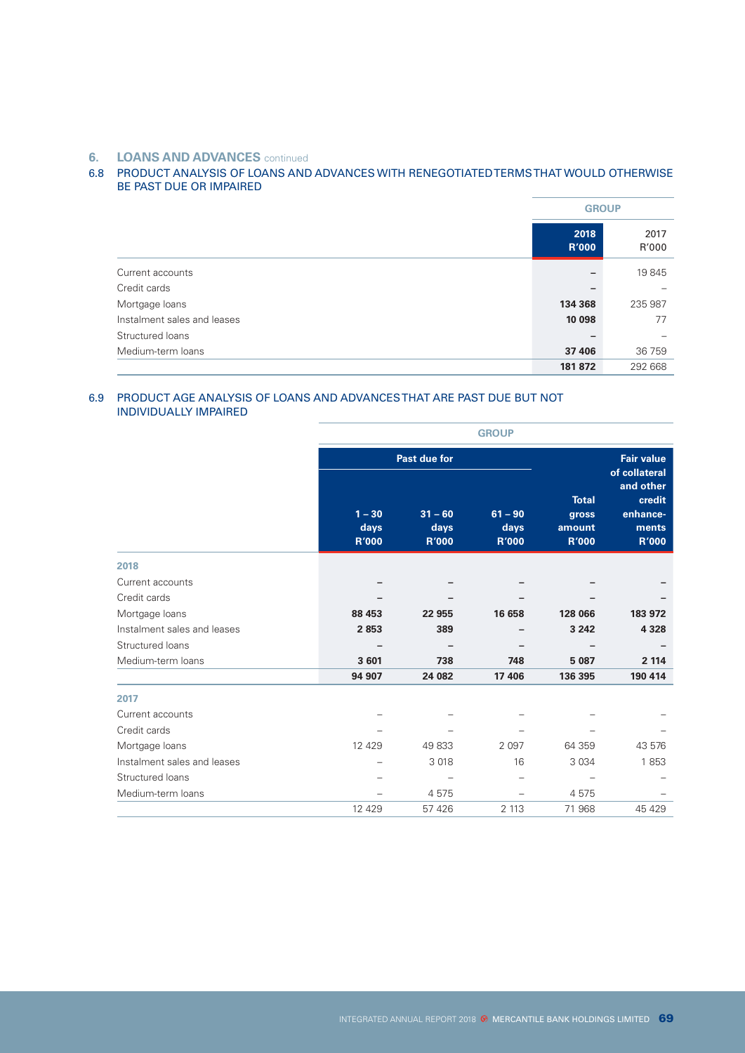## 6. LOANS AND ADVANCES continued

### 6.8 PRODUCT ANALYSIS OF LOANS AND ADVANCES WITH RENEGOTIATED TERMS THAT WOULD OTHERWISE BE PAST DUE OR IMPAIRED

| | GROUP | |
|---|---|---|
| | **2018 R'000** | 2017 R'000 |
| Current accounts | **–** | 19 845 |
| Credit cards | **–** | – |
| Mortgage loans | **134 368** | 235 987 |
| Instalment sales and leases | **10 098** | 77 |
| Structured loans | **–** | – |
| Medium-term loans | **37 406** | 36 759 |
| | **181 872** | 292 668 |

### 6.9 PRODUCT AGE ANALYSIS OF LOANS AND ADVANCES THAT ARE PAST DUE BUT NOT INDIVIDUALLY IMPAIRED

| | GROUP | | | | |
|---|---|---|---|---|---|
| | **Past due for** | | | | |
| | **1 – 30 days R'000** | **31 – 60 days R'000** | **61 – 90 days R'000** | **Total gross amount R'000** | **Fair value of collateral and other credit enhancements R'000** |
| **2018** | | | | | |
| Current accounts | **–** | **–** | **–** | **–** | **–** |
| Credit cards | **–** | **–** | **–** | **–** | **–** |
| Mortgage loans | **88 453** | **22 955** | **16 658** | **128 066** | **183 972** |
| Instalment sales and leases | **2 853** | **389** | **–** | **3 242** | **4 328** |
| Structured loans | **–** | **–** | **–** | **–** | **–** |
| Medium-term loans | **3 601** | **738** | **748** | **5 087** | **2 114** |
| | **94 907** | **24 082** | **17 406** | **136 395** | **190 414** |
| **2017** | | | | | |
| Current accounts | – | – | – | – | – |
| Credit cards | – | – | – | – | – |
| Mortgage loans | 12 429 | 49 833 | 2 097 | 64 359 | 43 576 |
| Instalment sales and leases | – | 3 018 | 16 | 3 034 | 1 853 |
| Structured loans | – | – | – | – | – |
| Medium-term loans | – | 4 575 | – | 4 575 | – |
| | 12 429 | 57 426 | 2 113 | 71 968 | 45 429 |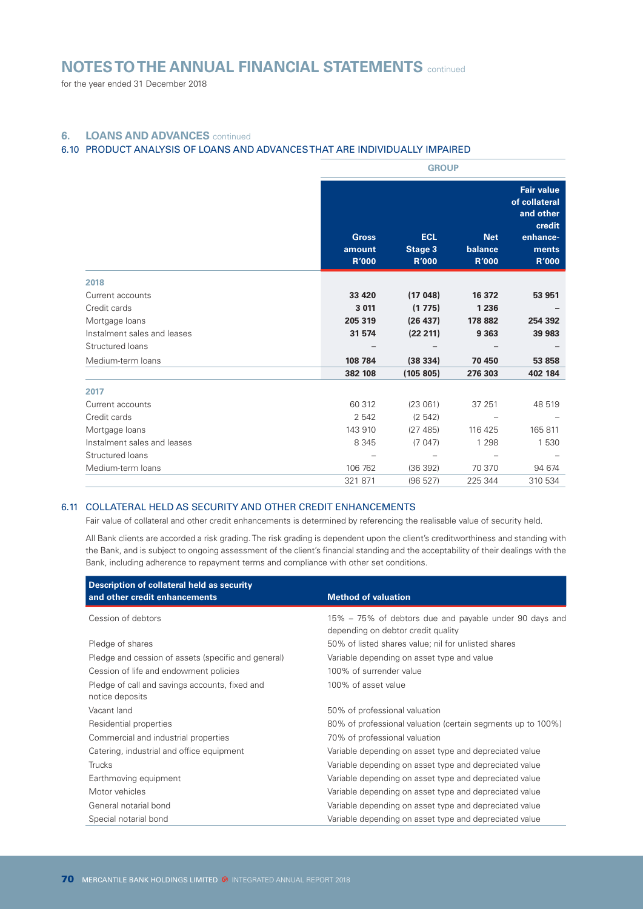# NOTES TO THE ANNUAL FINANCIAL STATEMENTS continued

for the year ended 31 December 2018

## 6. LOANS AND ADVANCES continued

### 6.10 PRODUCT ANALYSIS OF LOANS AND ADVANCES THAT ARE INDIVIDUALLY IMPAIRED

| | GROUP | | | |
|---|---|---|---|---|
| | **Gross amount R'000** | **ECL Stage 3 R'000** | **Net balance R'000** | **Fair value of collateral and other credit enhancements R'000** |
| **2018** | | | | |
| Current accounts | **33 420** | **(17 048)** | **16 372** | **53 951** |
| Credit cards | **3 011** | **(1 775)** | **1 236** | **–** |
| Mortgage loans | **205 319** | **(26 437)** | **178 882** | **254 392** |
| Instalment sales and leases | **31 574** | **(22 211)** | **9 363** | **39 983** |
| Structured loans | **–** | **–** | **–** | **–** |
| Medium-term loans | **108 784** | **(38 334)** | **70 450** | **53 858** |
| | **382 108** | **(105 805)** | **276 303** | **402 184** |
| **2017** | | | | |
| Current accounts | 60 312 | (23 061) | 37 251 | 48 519 |
| Credit cards | 2 542 | (2 542) | – | – |
| Mortgage loans | 143 910 | (27 485) | 116 425 | 165 811 |
| Instalment sales and leases | 8 345 | (7 047) | 1 298 | 1 530 |
| Structured loans | – | – | – | – |
| Medium-term loans | 106 762 | (36 392) | 70 370 | 94 674 |
| | 321 871 | (96 527) | 225 344 | 310 534 |

### 6.11 COLLATERAL HELD AS SECURITY AND OTHER CREDIT ENHANCEMENTS

Fair value of collateral and other credit enhancements is determined by referencing the realisable value of security held.

All Bank clients are accorded a risk grading. The risk grading is dependent upon the client's creditworthiness and standing with the Bank, and is subject to ongoing assessment of the client's financial standing and the acceptability of their dealings with the Bank, including adherence to repayment terms and compliance with other set conditions.

| Description of collateral held as security and other credit enhancements | Method of valuation |
|---|---|
| Cession of debtors | 15% – 75% of debtors due and payable under 90 days and depending on debtor credit quality |
| Pledge of shares | 50% of listed shares value; nil for unlisted shares |
| Pledge and cession of assets (specific and general) | Variable depending on asset type and value |
| Cession of life and endowment policies | 100% of surrender value |
| Pledge of call and savings accounts, fixed and notice deposits | 100% of asset value |
| Vacant land | 50% of professional valuation |
| Residential properties | 80% of professional valuation (certain segments up to 100%) |
| Commercial and industrial properties | 70% of professional valuation |
| Catering, industrial and office equipment | Variable depending on asset type and depreciated value |
| Trucks | Variable depending on asset type and depreciated value |
| Earthmoving equipment | Variable depending on asset type and depreciated value |
| Motor vehicles | Variable depending on asset type and depreciated value |
| General notarial bond | Variable depending on asset type and depreciated value |
| Special notarial bond | Variable depending on asset type and depreciated value |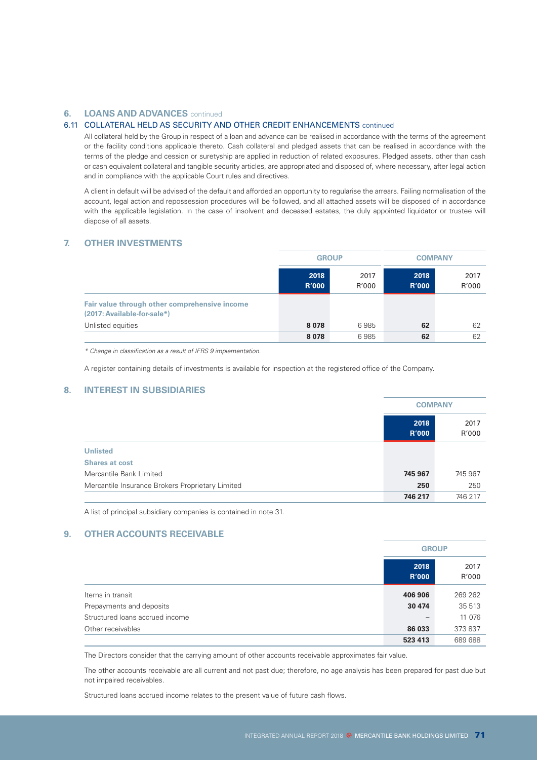## 6. LOANS AND ADVANCES continued

### 6.11 COLLATERAL HELD AS SECURITY AND OTHER CREDIT ENHANCEMENTS continued

All collateral held by the Group in respect of a loan and advance can be realised in accordance with the terms of the agreement or the facility conditions applicable thereto. Cash collateral and pledged assets that can be realised in accordance with the terms of the pledge and cession or suretyship are applied in reduction of related exposures. Pledged assets, other than cash or cash equivalent collateral and tangible security articles, are appropriated and disposed of, where necessary, after legal action and in compliance with the applicable Court rules and directives.

A client in default will be advised of the default and afforded an opportunity to regularise the arrears. Failing normalisation of the account, legal action and repossession procedures will be followed, and all attached assets will be disposed of in accordance with the applicable legislation. In the case of insolvent and deceased estates, the duly appointed liquidator or trustee will dispose of all assets.

## 7. OTHER INVESTMENTS

| | GROUP | | COMPANY | |
|---|---|---|---|---|
| | **2018 R'000** | 2017 R'000 | **2018 R'000** | 2017 R'000 |
| **Fair value through other comprehensive income (2017: Available-for-sale*)** | | | | |
| Unlisted equities | **8 078** | 6 985 | **62** | 62 |
| | **8 078** | 6 985 | **62** | 62 |

*\* Change in classification as a result of IFRS 9 implementation.*

A register containing details of investments is available for inspection at the registered office of the Company.

## 8. INTEREST IN SUBSIDIARIES

| | COMPANY | |
|---|---|---|
| | **2018 R'000** | 2017 R'000 |
| **Unlisted** | | |
| **Shares at cost** | | |
| Mercantile Bank Limited | **745 967** | 745 967 |
| Mercantile Insurance Brokers Proprietary Limited | **250** | 250 |
| | **746 217** | 746 217 |

A list of principal subsidiary companies is contained in note 31.

## 9. OTHER ACCOUNTS RECEIVABLE

| | GROUP | |
|---|---|---|
| | **2018 R'000** | 2017 R'000 |
| Items in transit | **406 906** | 269 262 |
| Prepayments and deposits | **30 474** | 35 513 |
| Structured loans accrued income | **–** | 11 076 |
| Other receivables | **86 033** | 373 837 |
| | **523 413** | 689 688 |

The Directors consider that the carrying amount of other accounts receivable approximates fair value.

The other accounts receivable are all current and not past due; therefore, no age analysis has been prepared for past due but not impaired receivables.

Structured loans accrued income relates to the present value of future cash flows.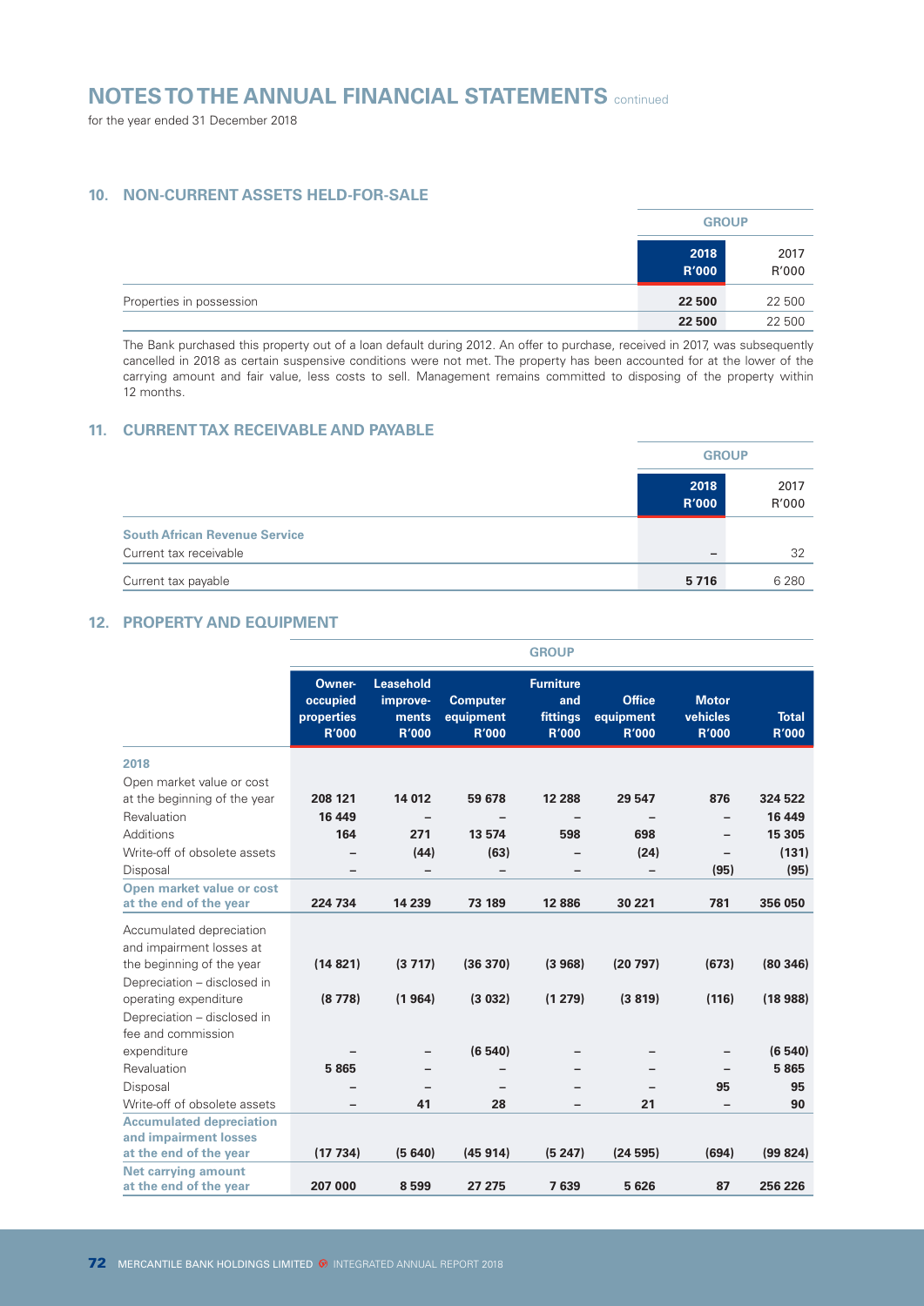# NOTES TO THE ANNUAL FINANCIAL STATEMENTS continued

for the year ended 31 December 2018

## 10. NON-CURRENT ASSETS HELD-FOR-SALE

| | GROUP | |
|---|---|---|
| | **2018 R'000** | 2017 R'000 |
| Properties in possession | **22 500** | 22 500 |
| | **22 500** | 22 500 |

The Bank purchased this property out of a loan default during 2012. An offer to purchase, received in 2017, was subsequently cancelled in 2018 as certain suspensive conditions were not met. The property has been accounted for at the lower of the carrying amount and fair value, less costs to sell. Management remains committed to disposing of the property within 12 months.

## 11. CURRENT TAX RECEIVABLE AND PAYABLE

| | GROUP | |
|---|---|---|
| | **2018 R'000** | 2017 R'000 |
| **South African Revenue Service** | | |
| Current tax receivable | **–** | 32 |
| Current tax payable | **5 716** | 6 280 |

## 12. PROPERTY AND EQUIPMENT

| | GROUP | | | | | | |
|---|---|---|---|---|---|---|---|
| | **Owner-occupied properties R'000** | **Leasehold improvements R'000** | **Computer equipment R'000** | **Furniture and fittings R'000** | **Office equipment R'000** | **Motor vehicles R'000** | **Total R'000** |
| **2018** | | | | | | | |
| Open market value or cost at the beginning of the year | **208 121** | **14 012** | **59 678** | **12 288** | **29 547** | **876** | **324 522** |
| Revaluation | **16 449** | **–** | **–** | **–** | **–** | **–** | **16 449** |
| Additions | **164** | **271** | **13 574** | **598** | **698** | **–** | **15 305** |
| Write-off of obsolete assets | **–** | **(44)** | **(63)** | **–** | **(24)** | **–** | **(131)** |
| Disposal | **–** | **–** | **–** | **–** | **–** | **(95)** | **(95)** |
| **Open market value or cost at the end of the year** | **224 734** | **14 239** | **73 189** | **12 886** | **30 221** | **781** | **356 050** |
| Accumulated depreciation and impairment losses at the beginning of the year | **(14 821)** | **(3 717)** | **(36 370)** | **(3 968)** | **(20 797)** | **(673)** | **(80 346)** |
| Depreciation – disclosed in operating expenditure | **(8 778)** | **(1 964)** | **(3 032)** | **(1 279)** | **(3 819)** | **(116)** | **(18 988)** |
| Depreciation – disclosed in fee and commission expenditure | **–** | **–** | **(6 540)** | **–** | **–** | **–** | **(6 540)** |
| Revaluation | **5 865** | **–** | **–** | **–** | **–** | **–** | **5 865** |
| Disposal | **–** | **–** | **–** | **–** | **–** | **95** | **95** |
| Write-off of obsolete assets | **–** | **41** | **28** | **–** | **21** | **–** | **90** |
| **Accumulated depreciation and impairment losses at the end of the year** | **(17 734)** | **(5 640)** | **(45 914)** | **(5 247)** | **(24 595)** | **(694)** | **(99 824)** |
| **Net carrying amount at the end of the year** | **207 000** | **8 599** | **27 275** | **7 639** | **5 626** | **87** | **256 226** |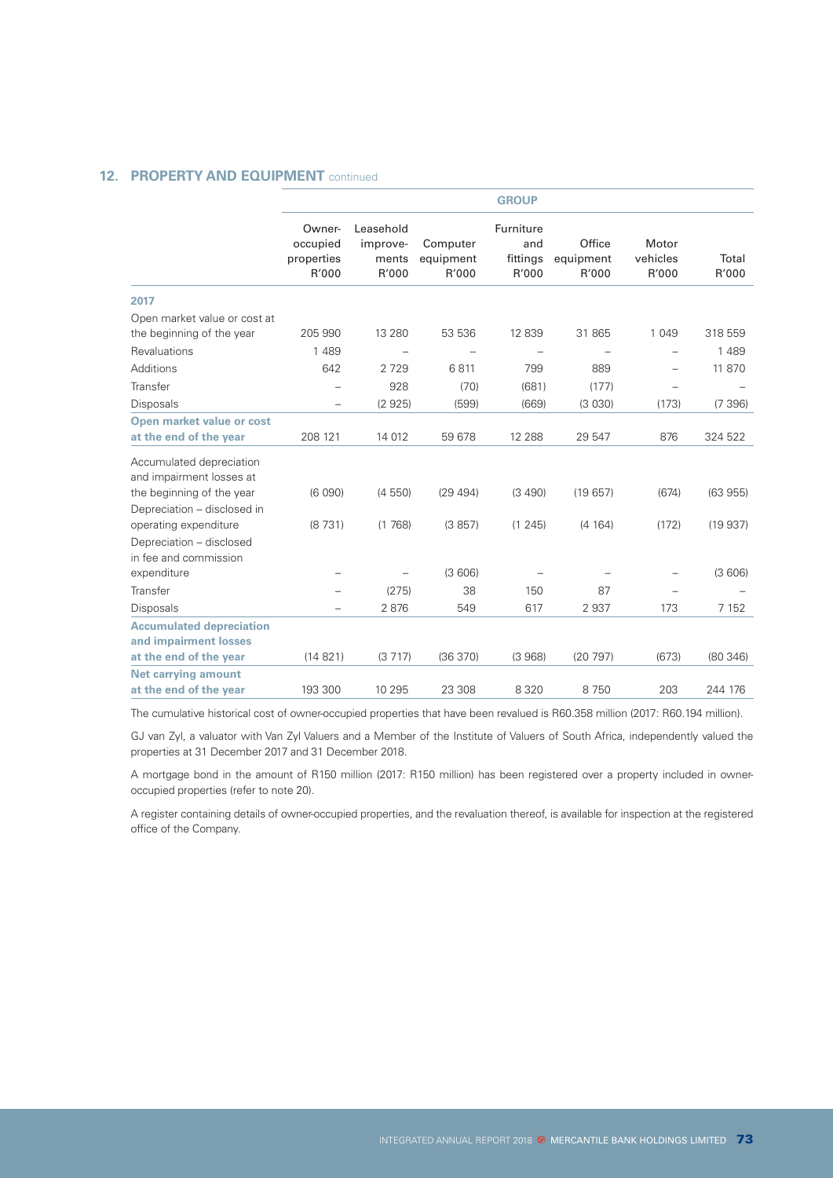## 12. PROPERTY AND EQUIPMENT continued

| | GROUP | | | | | | |
|---|---|---|---|---|---|---|---|
| | Owner-occupied properties R'000 | Leasehold improvements R'000 | Computer equipment R'000 | Furniture and fittings R'000 | Office equipment R'000 | Motor vehicles R'000 | Total R'000 |
| **2017** | | | | | | | |
| Open market value or cost at the beginning of the year | 205 990 | 13 280 | 53 536 | 12 839 | 31 865 | 1 049 | 318 559 |
| Revaluations | 1 489 | – | – | – | – | – | 1 489 |
| Additions | 642 | 2 729 | 6 811 | 799 | 889 | – | 11 870 |
| Transfer | – | 928 | (70) | (681) | (177) | – | – |
| Disposals | – | (2 925) | (599) | (669) | (3 030) | (173) | (7 396) |
| **Open market value or cost at the end of the year** | 208 121 | 14 012 | 59 678 | 12 288 | 29 547 | 876 | 324 522 |
| Accumulated depreciation and impairment losses at the beginning of the year | (6 090) | (4 550) | (29 494) | (3 490) | (19 657) | (674) | (63 955) |
| Depreciation – disclosed in operating expenditure | (8 731) | (1 768) | (3 857) | (1 245) | (4 164) | (172) | (19 937) |
| Depreciation – disclosed in fee and commission expenditure | – | – | (3 606) | – | – | – | (3 606) |
| Transfer | – | (275) | 38 | 150 | 87 | – | – |
| Disposals | – | 2 876 | 549 | 617 | 2 937 | 173 | 7 152 |
| **Accumulated depreciation and impairment losses at the end of the year** | (14 821) | (3 717) | (36 370) | (3 968) | (20 797) | (673) | (80 346) |
| **Net carrying amount at the end of the year** | 193 300 | 10 295 | 23 308 | 8 320 | 8 750 | 203 | 244 176 |

The cumulative historical cost of owner-occupied properties that have been revalued is R60.358 million (2017: R60.194 million).

GJ van Zyl, a valuator with Van Zyl Valuers and a Member of the Institute of Valuers of South Africa, independently valued the properties at 31 December 2017 and 31 December 2018.

A mortgage bond in the amount of R150 million (2017: R150 million) has been registered over a property included in owner-occupied properties (refer to note 20).

A register containing details of owner-occupied properties, and the revaluation thereof, is available for inspection at the registered office of the Company.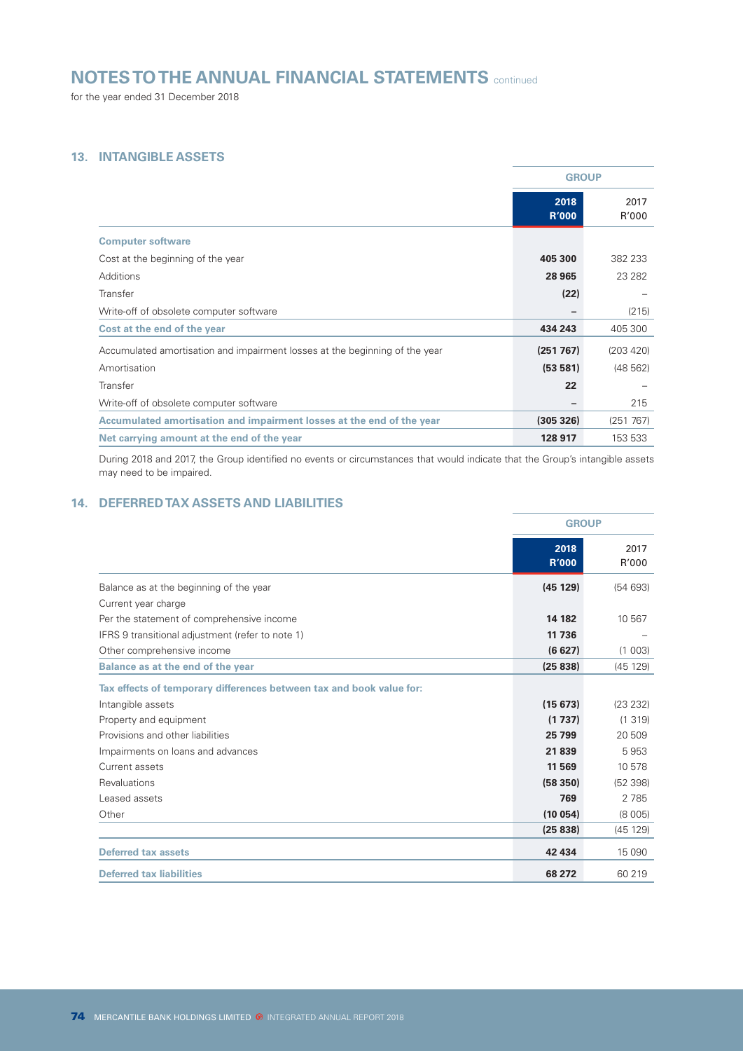# NOTES TO THE ANNUAL FINANCIAL STATEMENTS continued

for the year ended 31 December 2018

## 13. INTANGIBLE ASSETS

| | GROUP | |
|---|---|---|
| | **2018 R'000** | 2017 R'000 |
| **Computer software** | | |
| Cost at the beginning of the year | **405 300** | 382 233 |
| Additions | **28 965** | 23 282 |
| Transfer | **(22)** | – |
| Write-off of obsolete computer software | **–** | (215) |
| **Cost at the end of the year** | **434 243** | 405 300 |
| Accumulated amortisation and impairment losses at the beginning of the year | **(251 767)** | (203 420) |
| Amortisation | **(53 581)** | (48 562) |
| Transfer | **22** | – |
| Write-off of obsolete computer software | **–** | 215 |
| **Accumulated amortisation and impairment losses at the end of the year** | **(305 326)** | (251 767) |
| **Net carrying amount at the end of the year** | **128 917** | 153 533 |

During 2018 and 2017, the Group identified no events or circumstances that would indicate that the Group's intangible assets may need to be impaired.

## 14. DEFERRED TAX ASSETS AND LIABILITIES

| | GROUP | |
|---|---|---|
| | **2018 R'000** | 2017 R'000 |
| Balance as at the beginning of the year | **(45 129)** | (54 693) |
| Current year charge | | |
| Per the statement of comprehensive income | **14 182** | 10 567 |
| IFRS 9 transitional adjustment (refer to note 1) | **11 736** | – |
| Other comprehensive income | **(6 627)** | (1 003) |
| **Balance as at the end of the year** | **(25 838)** | (45 129) |
| **Tax effects of temporary differences between tax and book value for:** | | |
| Intangible assets | **(15 673)** | (23 232) |
| Property and equipment | **(1 737)** | (1 319) |
| Provisions and other liabilities | **25 799** | 20 509 |
| Impairments on loans and advances | **21 839** | 5 953 |
| Current assets | **11 569** | 10 578 |
| Revaluations | **(58 350)** | (52 398) |
| Leased assets | **769** | 2 785 |
| Other | **(10 054)** | (8 005) |
| | **(25 838)** | (45 129) |
| **Deferred tax assets** | **42 434** | 15 090 |
| **Deferred tax liabilities** | **68 272** | 60 219 |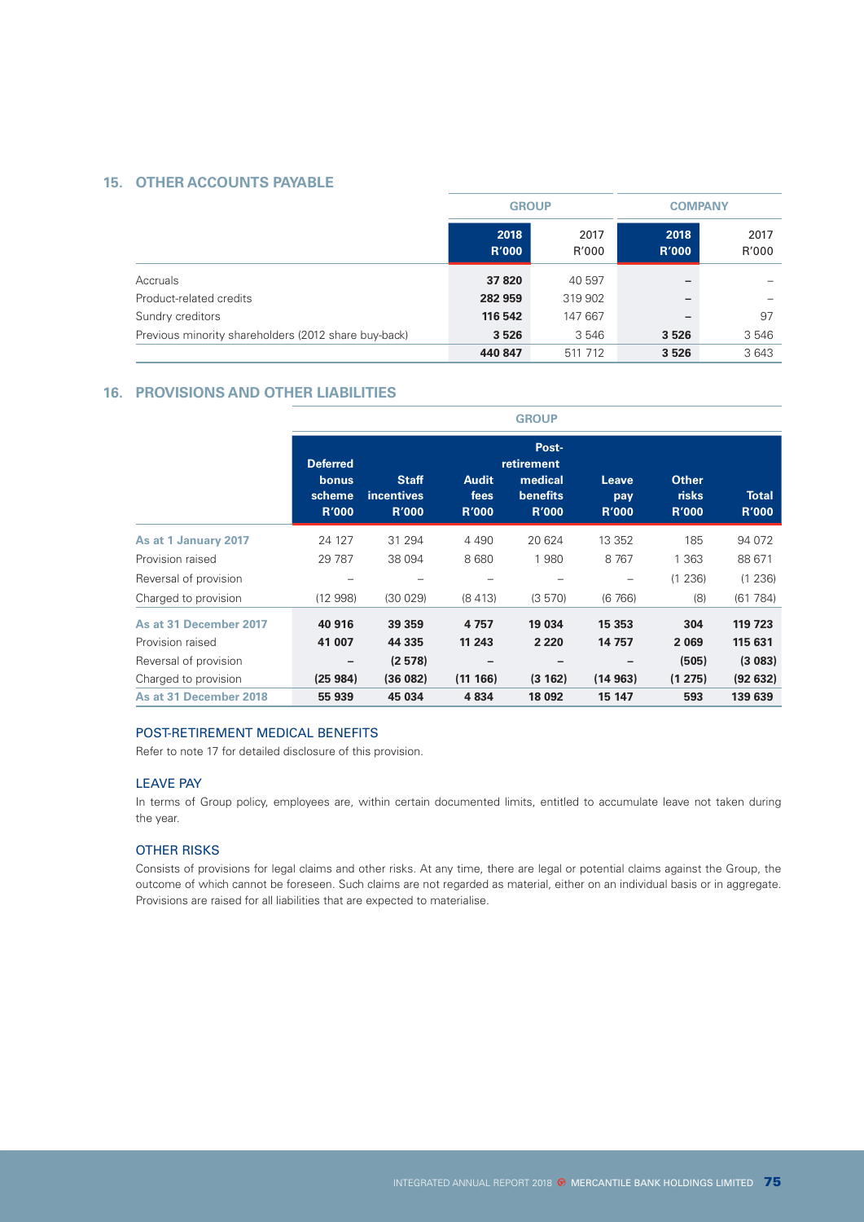## 15. OTHER ACCOUNTS PAYABLE

| | GROUP | | COMPANY | |
|---|---|---|---|---|
| | **2018 R'000** | 2017 R'000 | **2018 R'000** | 2017 R'000 |
| Accruals | **37 820** | 40 597 | **–** | – |
| Product-related credits | **282 959** | 319 902 | **–** | – |
| Sundry creditors | **116 542** | 147 667 | **–** | 97 |
| Previous minority shareholders (2012 share buy-back) | **3 526** | 3 546 | **3 526** | 3 546 |
| | **440 847** | 511 712 | **3 526** | 3 643 |

## 16. PROVISIONS AND OTHER LIABILITIES

| | GROUP | | | | | | |
|---|---|---|---|---|---|---|---|
| | **Deferred bonus scheme R'000** | **Staff incentives R'000** | **Audit fees R'000** | **Post-retirement medical benefits R'000** | **Leave pay R'000** | **Other risks R'000** | **Total R'000** |
| **As at 1 January 2017** | 24 127 | 31 294 | 4 490 | 20 624 | 13 352 | 185 | 94 072 |
| Provision raised | 29 787 | 38 094 | 8 680 | 1 980 | 8 767 | 1 363 | 88 671 |
| Reversal of provision | – | – | – | – | – | (1 236) | (1 236) |
| Charged to provision | (12 998) | (30 029) | (8 413) | (3 570) | (6 766) | (8) | (61 784) |
| **As at 31 December 2017** | **40 916** | **39 359** | **4 757** | **19 034** | **15 353** | **304** | **119 723** |
| Provision raised | **41 007** | **44 335** | **11 243** | **2 220** | **14 757** | **2 069** | **115 631** |
| Reversal of provision | **–** | **(2 578)** | **–** | **–** | **–** | **(505)** | **(3 083)** |
| Charged to provision | **(25 984)** | **(36 082)** | **(11 166)** | **(3 162)** | **(14 963)** | **(1 275)** | **(92 632)** |
| **As at 31 December 2018** | **55 939** | **45 034** | **4 834** | **18 092** | **15 147** | **593** | **139 639** |

### POST-RETIREMENT MEDICAL BENEFITS

Refer to note 17 for detailed disclosure of this provision.

### LEAVE PAY

In terms of Group policy, employees are, within certain documented limits, entitled to accumulate leave not taken during the year.

### OTHER RISKS

Consists of provisions for legal claims and other risks. At any time, there are legal or potential claims against the Group, the outcome of which cannot be foreseen. Such claims are not regarded as material, either on an individual basis or in aggregate. Provisions are raised for all liabilities that are expected to materialise.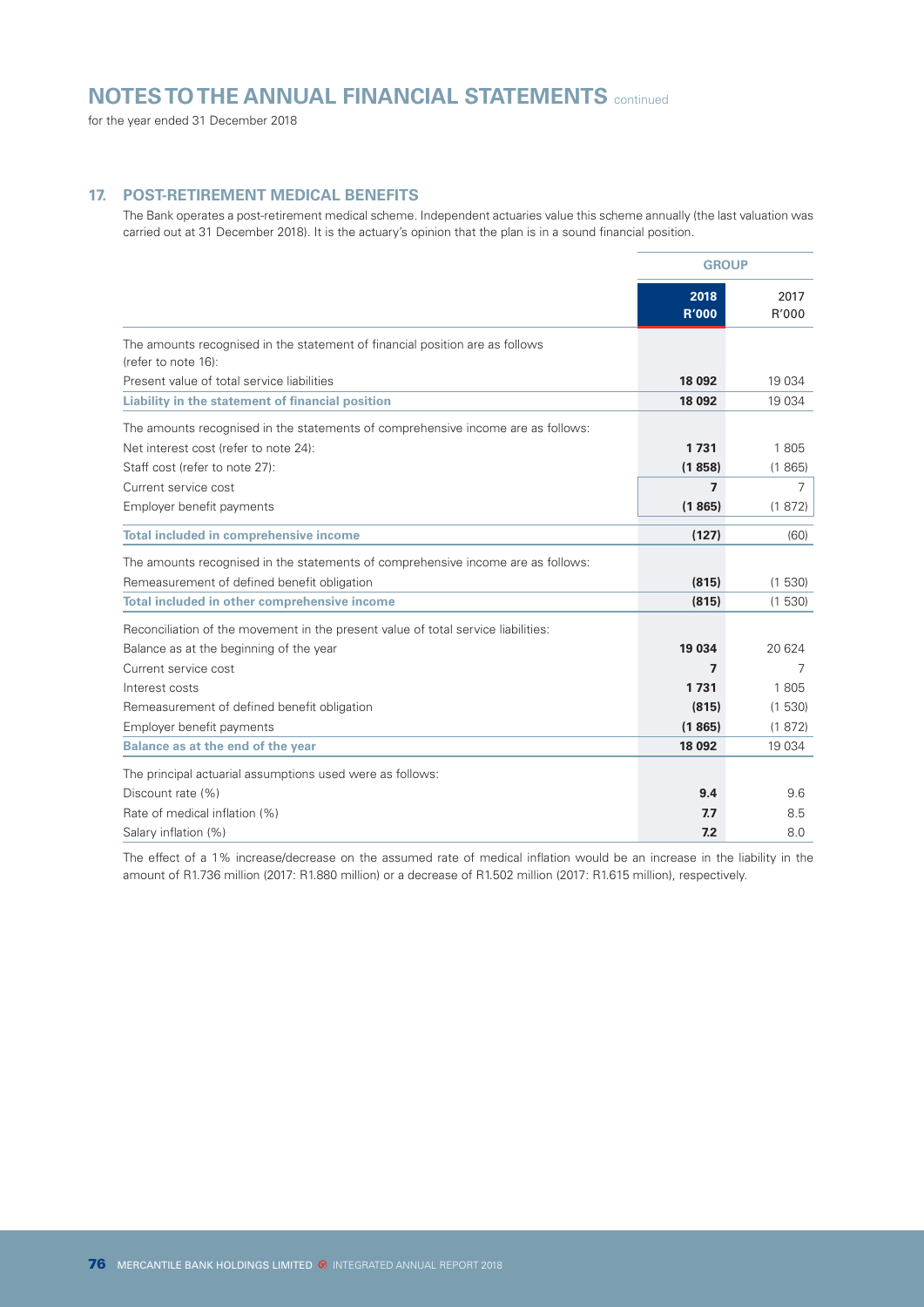# NOTES TO THE ANNUAL FINANCIAL STATEMENTS continued

for the year ended 31 December 2018

## 17. POST-RETIREMENT MEDICAL BENEFITS

The Bank operates a post-retirement medical scheme. Independent actuaries value this scheme annually (the last valuation was carried out at 31 December 2018). It is the actuary's opinion that the plan is in a sound financial position.

| | GROUP | |
|---|---|---|
| | **2018 R'000** | 2017 R'000 |
| The amounts recognised in the statement of financial position are as follows (refer to note 16): | | |
| Present value of total service liabilities | **18 092** | 19 034 |
| **Liability in the statement of financial position** | **18 092** | 19 034 |
| The amounts recognised in the statements of comprehensive income are as follows: | | |
| Net interest cost (refer to note 24): | **1 731** | 1 805 |
| Staff cost (refer to note 27): | **(1 858)** | (1 865) |
| Current service cost | **7** | 7 |
| Employer benefit payments | **(1 865)** | (1 872) |
| **Total included in comprehensive income** | **(127)** | (60) |
| The amounts recognised in the statements of comprehensive income are as follows: | | |
| Remeasurement of defined benefit obligation | **(815)** | (1 530) |
| **Total included in other comprehensive income** | **(815)** | (1 530) |
| Reconciliation of the movement in the present value of total service liabilities: | | |
| Balance as at the beginning of the year | **19 034** | 20 624 |
| Current service cost | **7** | 7 |
| Interest costs | **1 731** | 1 805 |
| Remeasurement of defined benefit obligation | **(815)** | (1 530) |
| Employer benefit payments | **(1 865)** | (1 872) |
| **Balance as at the end of the year** | **18 092** | 19 034 |
| The principal actuarial assumptions used were as follows: | | |
| Discount rate (%) | **9.4** | 9.6 |
| Rate of medical inflation (%) | **7.7** | 8.5 |
| Salary inflation (%) | **7.2** | 8.0 |

The effect of a 1% increase/decrease on the assumed rate of medical inflation would be an increase in the liability in the amount of R1.736 million (2017: R1.880 million) or a decrease of R1.502 million (2017: R1.615 million), respectively.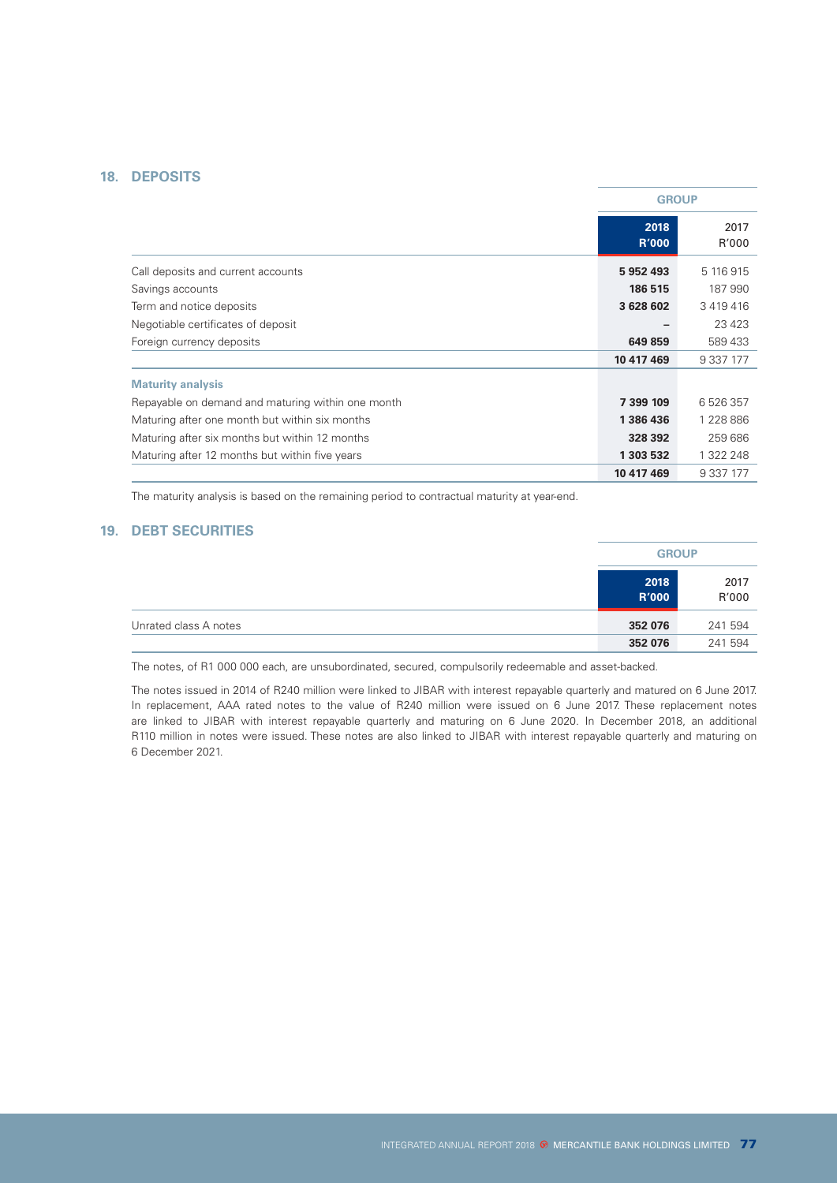## 18. DEPOSITS

| | GROUP | |
|---|---|---|
| | **2018 R'000** | 2017 R'000 |
| Call deposits and current accounts | **5 952 493** | 5 116 915 |
| Savings accounts | **186 515** | 187 990 |
| Term and notice deposits | **3 628 602** | 3 419 416 |
| Negotiable certificates of deposit | **–** | 23 423 |
| Foreign currency deposits | **649 859** | 589 433 |
| | **10 417 469** | 9 337 177 |
| **Maturity analysis** | | |
| Repayable on demand and maturing within one month | **7 399 109** | 6 526 357 |
| Maturing after one month but within six months | **1 386 436** | 1 228 886 |
| Maturing after six months but within 12 months | **328 392** | 259 686 |
| Maturing after 12 months but within five years | **1 303 532** | 1 322 248 |
| | **10 417 469** | 9 337 177 |

The maturity analysis is based on the remaining period to contractual maturity at year-end.

## 19. DEBT SECURITIES

| | GROUP | |
|---|---|---|
| | **2018 R'000** | 2017 R'000 |
| Unrated class A notes | **352 076** | 241 594 |
| | **352 076** | 241 594 |

The notes, of R1 000 000 each, are unsubordinated, secured, compulsorily redeemable and asset-backed.

The notes issued in 2014 of R240 million were linked to JIBAR with interest repayable quarterly and matured on 6 June 2017. In replacement, AAA rated notes to the value of R240 million were issued on 6 June 2017. These replacement notes are linked to JIBAR with interest repayable quarterly and maturing on 6 June 2020. In December 2018, an additional R110 million in notes were issued. These notes are also linked to JIBAR with interest repayable quarterly and maturing on 6 December 2021.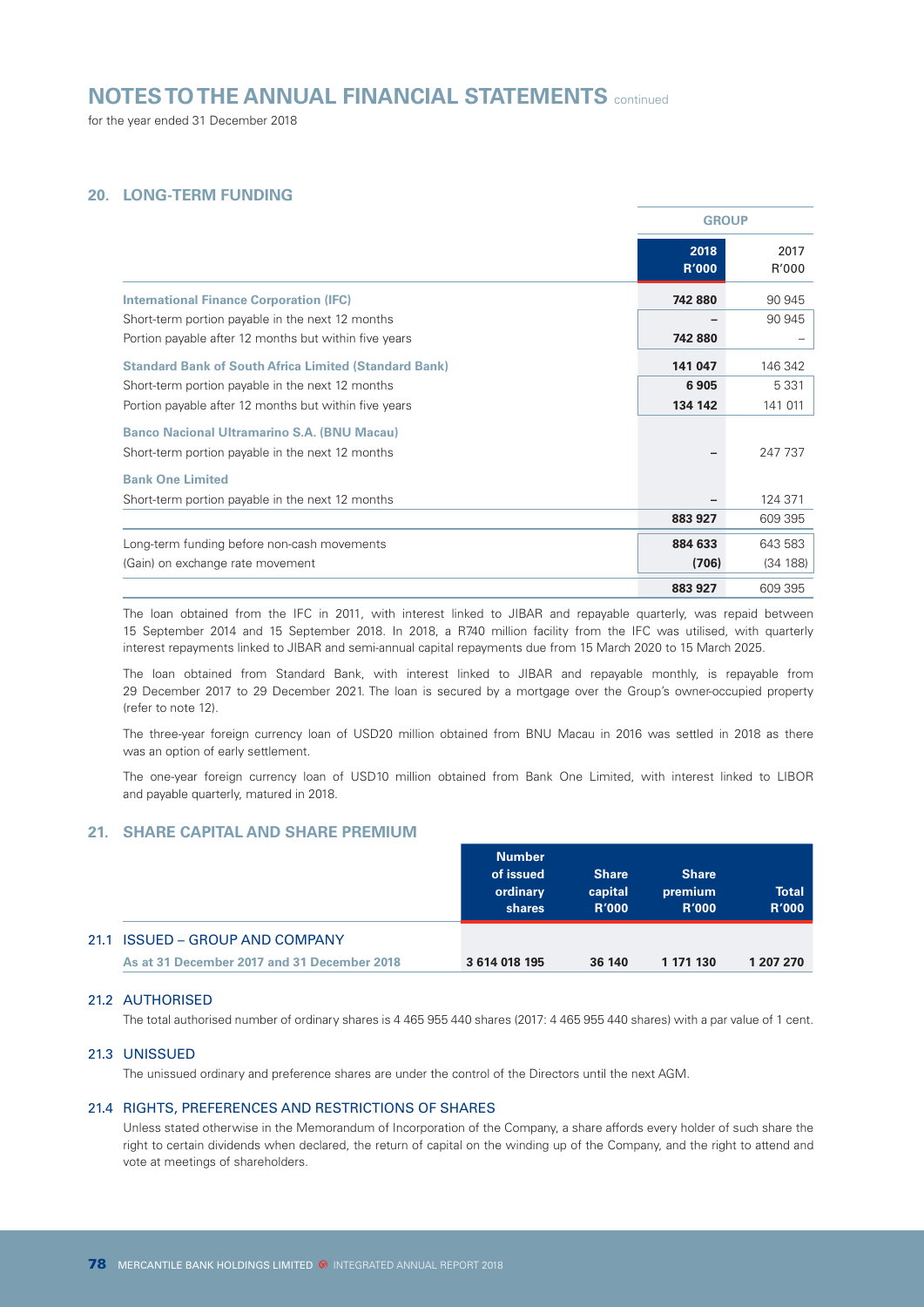# NOTES TO THE ANNUAL FINANCIAL STATEMENTS continued

for the year ended 31 December 2018

## 20. LONG-TERM FUNDING

| | GROUP | |
|---|---|---|
| | **2018 R'000** | 2017 R'000 |
| **International Finance Corporation (IFC)** | **742 880** | 90 945 |
| Short-term portion payable in the next 12 months | **–** | 90 945 |
| Portion payable after 12 months but within five years | **742 880** | – |
| **Standard Bank of South Africa Limited (Standard Bank)** | **141 047** | 146 342 |
| Short-term portion payable in the next 12 months | **6 905** | 5 331 |
| Portion payable after 12 months but within five years | **134 142** | 141 011 |
| **Banco Nacional Ultramarino S.A. (BNU Macau)** | | |
| Short-term portion payable in the next 12 months | **–** | 247 737 |
| **Bank One Limited** | | |
| Short-term portion payable in the next 12 months | **–** | 124 371 |
| | **883 927** | 609 395 |
| Long-term funding before non-cash movements | **884 633** | 643 583 |
| (Gain) on exchange rate movement | **(706)** | (34 188) |
| | **883 927** | 609 395 |

The loan obtained from the IFC in 2011, with interest linked to JIBAR and repayable quarterly, was repaid between 15 September 2014 and 15 September 2018. In 2018, a R740 million facility from the IFC was utilised, with quarterly interest repayments linked to JIBAR and semi-annual capital repayments due from 15 March 2020 to 15 March 2025.

The loan obtained from Standard Bank, with interest linked to JIBAR and repayable monthly, is repayable from 29 December 2017 to 29 December 2021. The loan is secured by a mortgage over the Group's owner-occupied property (refer to note 12).

The three-year foreign currency loan of USD20 million obtained from BNU Macau in 2016 was settled in 2018 as there was an option of early settlement.

The one-year foreign currency loan of USD10 million obtained from Bank One Limited, with interest linked to LIBOR and payable quarterly, matured in 2018.

## 21. SHARE CAPITAL AND SHARE PREMIUM

| | Number of issued ordinary shares | Share capital R'000 | Share premium R'000 | Total R'000 |
|---|---|---|---|---|
| **21.1 ISSUED – GROUP AND COMPANY** | | | | |
| **As at 31 December 2017 and 31 December 2018** | **3 614 018 195** | **36 140** | **1 171 130** | **1 207 270** |

### 21.2 AUTHORISED

The total authorised number of ordinary shares is 4 465 955 440 shares (2017: 4 465 955 440 shares) with a par value of 1 cent.

### 21.3 UNISSUED

The unissued ordinary and preference shares are under the control of the Directors until the next AGM.

### 21.4 RIGHTS, PREFERENCES AND RESTRICTIONS OF SHARES

Unless stated otherwise in the Memorandum of Incorporation of the Company, a share affords every holder of such share the right to certain dividends when declared, the return of capital on the winding up of the Company, and the right to attend and vote at meetings of shareholders.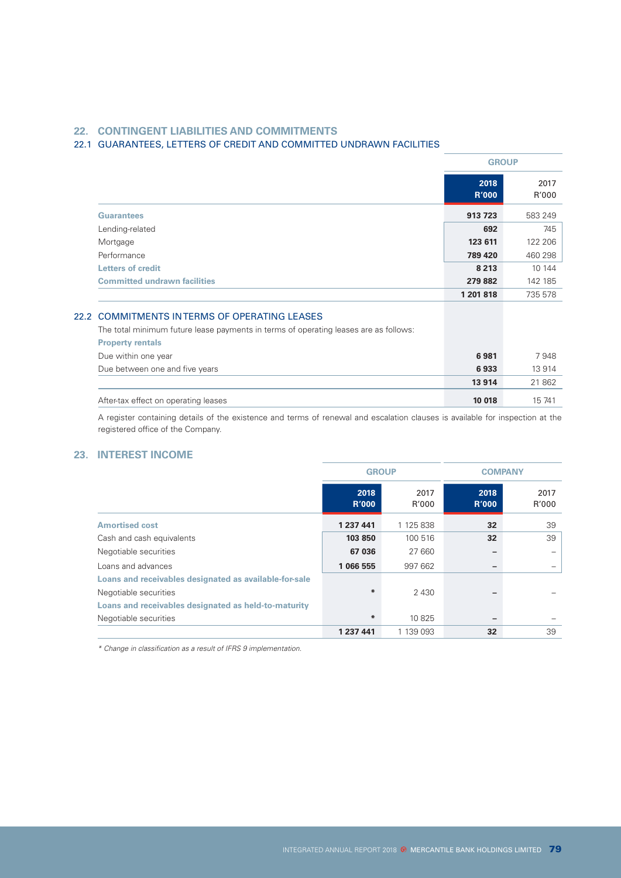## 22. CONTINGENT LIABILITIES AND COMMITMENTS

### 22.1 GUARANTEES, LETTERS OF CREDIT AND COMMITTED UNDRAWN FACILITIES

| | GROUP | |
|---|---|---|
| | **2018 R'000** | 2017 R'000 |
| **Guarantees** | **913 723** | 583 249 |
| Lending-related | **692** | 745 |
| Mortgage | **123 611** | 122 206 |
| Performance | **789 420** | 460 298 |
| **Letters of credit** | **8 213** | 10 144 |
| **Committed undrawn facilities** | **279 882** | 142 185 |
| | **1 201 818** | 735 578 |

### 22.2 COMMITMENTS IN TERMS OF OPERATING LEASES

The total minimum future lease payments in terms of operating leases are as follows:

| | **2018 R'000** | 2017 R'000 |
|---|---|---|
| **Property rentals** | | |
| Due within one year | **6 981** | 7 948 |
| Due between one and five years | **6 933** | 13 914 |
| | **13 914** | 21 862 |
| After-tax effect on operating leases | **10 018** | 15 741 |

A register containing details of the existence and terms of renewal and escalation clauses is available for inspection at the registered office of the Company.

## 23. INTEREST INCOME

| | GROUP | | COMPANY | |
|---|---|---|---|---|
| | **2018 R'000** | 2017 R'000 | **2018 R'000** | 2017 R'000 |
| **Amortised cost** | **1 237 441** | 1 125 838 | **32** | 39 |
| Cash and cash equivalents | **103 850** | 100 516 | **32** | 39 |
| Negotiable securities | **67 036** | 27 660 | **–** | – |
| Loans and advances | **1 066 555** | 997 662 | **–** | – |
| **Loans and receivables designated as available-for-sale** | | | | |
| Negotiable securities | ***** | 2 430 | **–** | – |
| **Loans and receivables designated as held-to-maturity** | | | | |
| Negotiable securities | ***** | 10 825 | **–** | – |
| | **1 237 441** | 1 139 093 | **32** | 39 |

*\* Change in classification as a result of IFRS 9 implementation.*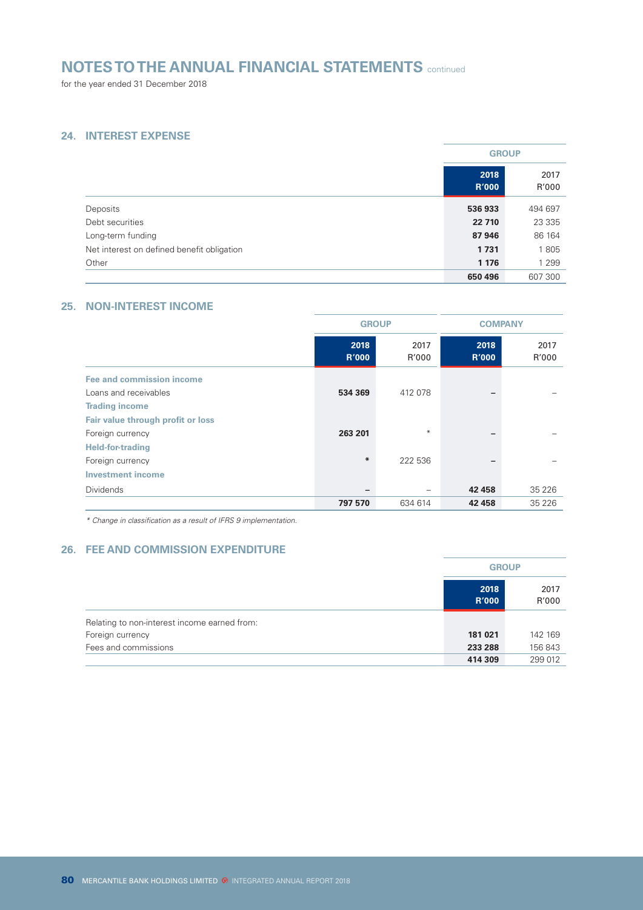# NOTES TO THE ANNUAL FINANCIAL STATEMENTS continued

for the year ended 31 December 2018

## 24. INTEREST EXPENSE

| | GROUP | |
|---|---|---|
| | **2018 R'000** | 2017 R'000 |
| Deposits | **536 933** | 494 697 |
| Debt securities | **22 710** | 23 335 |
| Long-term funding | **87 946** | 86 164 |
| Net interest on defined benefit obligation | **1 731** | 1 805 |
| Other | **1 176** | 1 299 |
| | **650 496** | 607 300 |

## 25. NON-INTEREST INCOME

| | GROUP | | COMPANY | |
|---|---|---|---|---|
| | **2018 R'000** | 2017 R'000 | **2018 R'000** | 2017 R'000 |
| **Fee and commission income** | | | | |
| Loans and receivables | **534 369** | 412 078 | **–** | – |
| **Trading income** | | | | |
| **Fair value through profit or loss** | | | | |
| Foreign currency | **263 201** | * | **–** | – |
| **Held-for-trading** | | | | |
| Foreign currency | **\*** | 222 536 | **–** | – |
| **Investment income** | | | | |
| Dividends | **–** | – | **42 458** | 35 226 |
| | **797 570** | 634 614 | **42 458** | 35 226 |

*\* Change in classification as a result of IFRS 9 implementation.*

## 26. FEE AND COMMISSION EXPENDITURE

| | GROUP | |
|---|---|---|
| | **2018 R'000** | 2017 R'000 |
| Relating to non-interest income earned from: | | |
| Foreign currency | **181 021** | 142 169 |
| Fees and commissions | **233 288** | 156 843 |
| | **414 309** | 299 012 |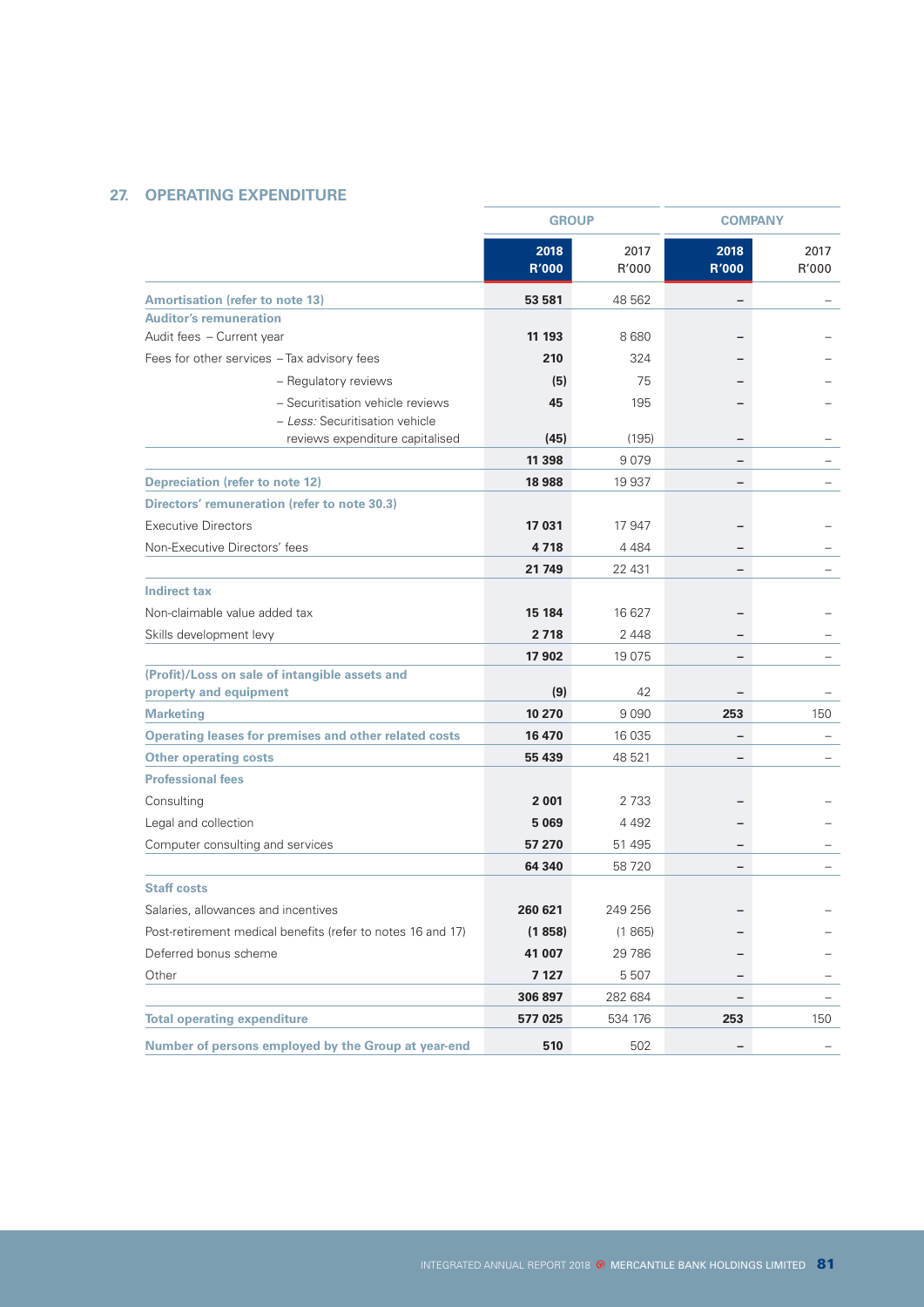## 27. OPERATING EXPENDITURE

| | GROUP | | COMPANY | |
|---|---|---|---|---|
| | **2018 R'000** | 2017 R'000 | **2018 R'000** | 2017 R'000 |
| **Amortisation (refer to note 13)** | **53 581** | 48 562 | **–** | – |
| **Auditor's remuneration** | | | | |
| Audit fees – Current year | **11 193** | 8 680 | **–** | – |
| Fees for other services – Tax advisory fees | **210** | 324 | **–** | – |
| – Regulatory reviews | **(5)** | 75 | **–** | – |
| – Securitisation vehicle reviews | **45** | 195 | **–** | – |
| – *Less:* Securitisation vehicle reviews expenditure capitalised | **(45)** | (195) | **–** | – |
| | **11 398** | 9 079 | **–** | – |
| **Depreciation (refer to note 12)** | **18 988** | 19 937 | **–** | – |
| **Directors' remuneration (refer to note 30.3)** | | | | |
| Executive Directors | **17 031** | 17 947 | **–** | – |
| Non-Executive Directors' fees | **4 718** | 4 484 | **–** | – |
| | **21 749** | 22 431 | **–** | – |
| **Indirect tax** | | | | |
| Non-claimable value added tax | **15 184** | 16 627 | **–** | – |
| Skills development levy | **2 718** | 2 448 | **–** | – |
| | **17 902** | 19 075 | **–** | – |
| **(Profit)/Loss on sale of intangible assets and property and equipment** | **(9)** | 42 | **–** | – |
| **Marketing** | **10 270** | 9 090 | **253** | 150 |
| **Operating leases for premises and other related costs** | **16 470** | 16 035 | **–** | – |
| **Other operating costs** | **55 439** | 48 521 | **–** | – |
| **Professional fees** | | | | |
| Consulting | **2 001** | 2 733 | **–** | – |
| Legal and collection | **5 069** | 4 492 | **–** | – |
| Computer consulting and services | **57 270** | 51 495 | **–** | – |
| | **64 340** | 58 720 | **–** | – |
| **Staff costs** | | | | |
| Salaries, allowances and incentives | **260 621** | 249 256 | **–** | – |
| Post-retirement medical benefits (refer to notes 16 and 17) | **(1 858)** | (1 865) | **–** | – |
| Deferred bonus scheme | **41 007** | 29 786 | **–** | – |
| Other | **7 127** | 5 507 | **–** | – |
| | **306 897** | 282 684 | **–** | – |
| **Total operating expenditure** | **577 025** | 534 176 | **253** | 150 |
| **Number of persons employed by the Group at year-end** | **510** | 502 | **–** | – |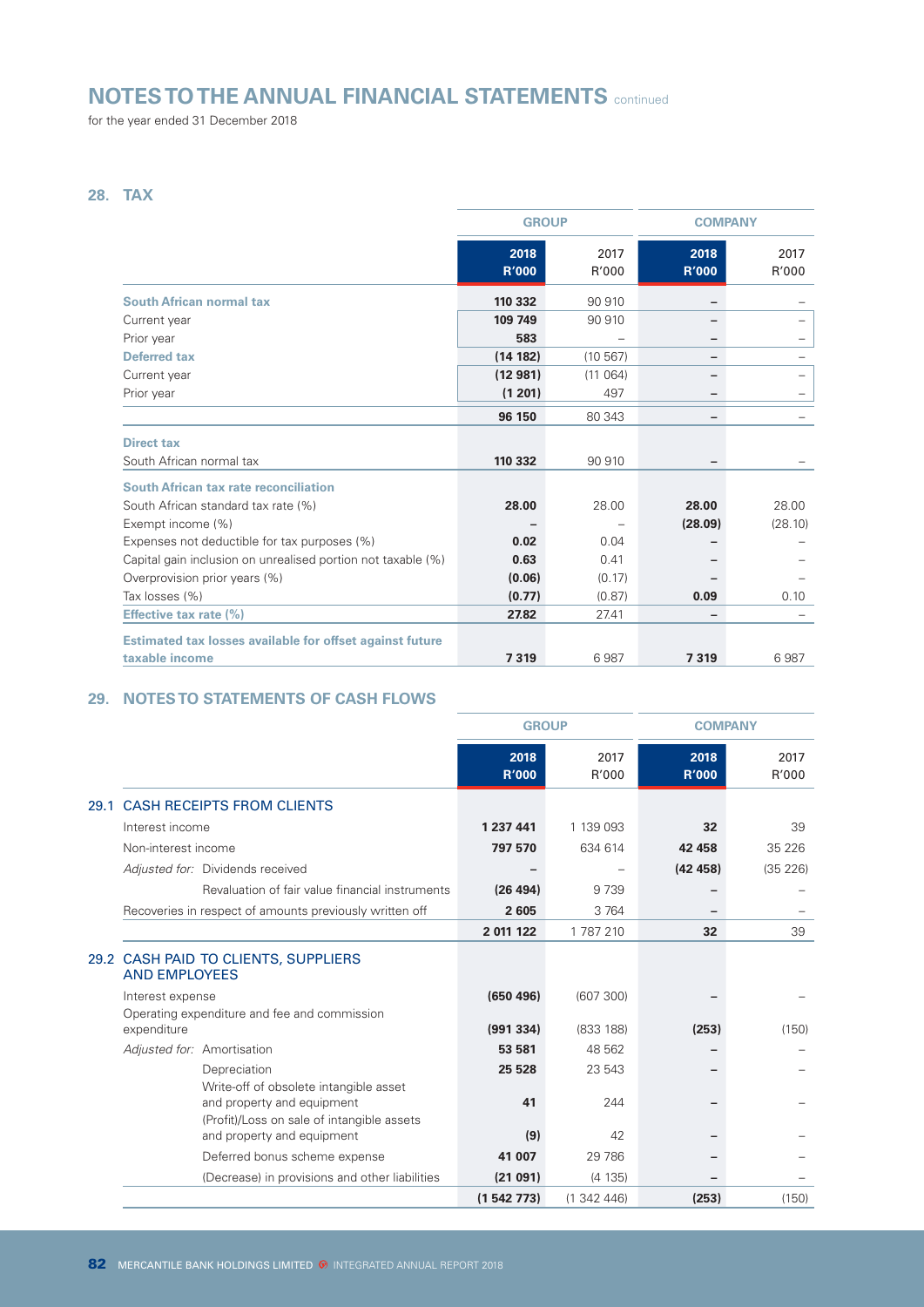# NOTES TO THE ANNUAL FINANCIAL STATEMENTS continued

for the year ended 31 December 2018

## 28. TAX

| | GROUP | | COMPANY | |
|---|---|---|---|---|
| | **2018 R'000** | 2017 R'000 | **2018 R'000** | 2017 R'000 |
| **South African normal tax** | **110 332** | 90 910 | **–** | – |
| Current year | **109 749** | 90 910 | **–** | – |
| Prior year | **583** | – | **–** | – |
| **Deferred tax** | **(14 182)** | (10 567) | **–** | – |
| Current year | **(12 981)** | (11 064) | **–** | – |
| Prior year | **(1 201)** | 497 | **–** | – |
| | **96 150** | 80 343 | **–** | – |
| **Direct tax** | | | | |
| South African normal tax | **110 332** | 90 910 | **–** | – |
| **South African tax rate reconciliation** | | | | |
| South African standard tax rate (%) | **28.00** | 28.00 | **28.00** | 28.00 |
| Exempt income (%) | **–** | – | **(28.09)** | (28.10) |
| Expenses not deductible for tax purposes (%) | **0.02** | 0.04 | **–** | – |
| Capital gain inclusion on unrealised portion not taxable (%) | **0.63** | 0.41 | **–** | – |
| Overprovision prior years (%) | **(0.06)** | (0.17) | **–** | – |
| Tax losses (%) | **(0.77)** | (0.87) | **0.09** | 0.10 |
| **Effective tax rate (%)** | **27.82** | 27.41 | **–** | – |
| **Estimated tax losses available for offset against future taxable income** | **7 319** | 6 987 | **7 319** | 6 987 |

## 29. NOTES TO STATEMENTS OF CASH FLOWS

| | GROUP | | COMPANY | |
|---|---|---|---|---|
| | **2018 R'000** | 2017 R'000 | **2018 R'000** | 2017 R'000 |
| **29.1 CASH RECEIPTS FROM CLIENTS** | | | | |
| Interest income | **1 237 441** | 1 139 093 | **32** | 39 |
| Non-interest income | **797 570** | 634 614 | **42 458** | 35 226 |
| *Adjusted for:* Dividends received | **–** | – | **(42 458)** | (35 226) |
| Revaluation of fair value financial instruments | **(26 494)** | 9 739 | **–** | – |
| Recoveries in respect of amounts previously written off | **2 605** | 3 764 | **–** | – |
| | **2 011 122** | 1 787 210 | **32** | 39 |
| **29.2 CASH PAID TO CLIENTS, SUPPLIERS AND EMPLOYEES** | | | | |
| Interest expense | **(650 496)** | (607 300) | **–** | – |
| Operating expenditure and fee and commission expenditure | **(991 334)** | (833 188) | **(253)** | (150) |
| *Adjusted for:* Amortisation | **53 581** | 48 562 | **–** | – |
| Depreciation | **25 528** | 23 543 | **–** | – |
| Write-off of obsolete intangible asset and property and equipment | **41** | 244 | **–** | – |
| (Profit)/Loss on sale of intangible assets and property and equipment | **(9)** | 42 | **–** | – |
| Deferred bonus scheme expense | **41 007** | 29 786 | **–** | – |
| (Decrease) in provisions and other liabilities | **(21 091)** | (4 135) | **–** | – |
| | **(1 542 773)** | (1 342 446) | **(253)** | (150) |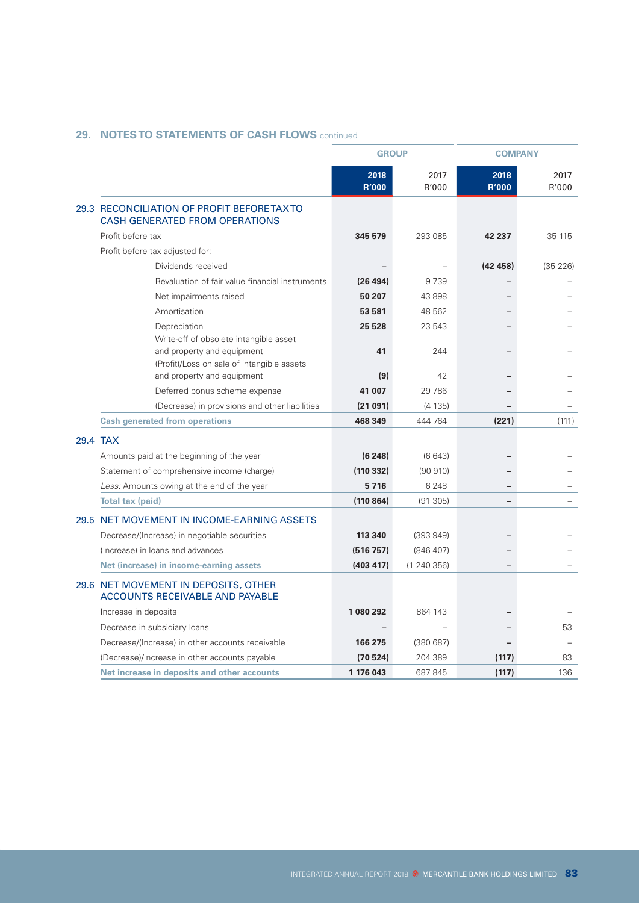## 29. NOTES TO STATEMENTS OF CASH FLOWS continued

| | GROUP | | COMPANY | |
|---|---|---|---|---|
| | **2018 R'000** | 2017 R'000 | **2018 R'000** | 2017 R'000 |
| **29.3 RECONCILIATION OF PROFIT BEFORE TAX TO CASH GENERATED FROM OPERATIONS** | | | | |
| Profit before tax | **345 579** | 293 085 | **42 237** | 35 115 |
| Profit before tax adjusted for: | | | | |
| Dividends received | **–** | – | **(42 458)** | (35 226) |
| Revaluation of fair value financial instruments | **(26 494)** | 9 739 | **–** | – |
| Net impairments raised | **50 207** | 43 898 | **–** | – |
| Amortisation | **53 581** | 48 562 | **–** | – |
| Depreciation | **25 528** | 23 543 | **–** | – |
| Write-off of obsolete intangible asset and property and equipment | **41** | 244 | **–** | – |
| (Profit)/Loss on sale of intangible assets and property and equipment | **(9)** | 42 | **–** | – |
| Deferred bonus scheme expense | **41 007** | 29 786 | **–** | – |
| (Decrease) in provisions and other liabilities | **(21 091)** | (4 135) | **–** | – |
| **Cash generated from operations** | **468 349** | 444 764 | **(221)** | (111) |
| **29.4 TAX** | | | | |
| Amounts paid at the beginning of the year | **(6 248)** | (6 643) | **–** | – |
| Statement of comprehensive income (charge) | **(110 332)** | (90 910) | **–** | – |
| *Less:* Amounts owing at the end of the year | **5 716** | 6 248 | **–** | – |
| **Total tax (paid)** | **(110 864)** | (91 305) | **–** | – |
| **29.5 NET MOVEMENT IN INCOME-EARNING ASSETS** | | | | |
| Decrease/(Increase) in negotiable securities | **113 340** | (393 949) | **–** | – |
| (Increase) in loans and advances | **(516 757)** | (846 407) | **–** | – |
| **Net (increase) in income-earning assets** | **(403 417)** | (1 240 356) | **–** | – |
| **29.6 NET MOVEMENT IN DEPOSITS, OTHER ACCOUNTS RECEIVABLE AND PAYABLE** | | | | |
| Increase in deposits | **1 080 292** | 864 143 | **–** | – |
| Decrease in subsidiary loans | **–** | – | **–** | 53 |
| Decrease/(Increase) in other accounts receivable | **166 275** | (380 687) | **–** | – |
| (Decrease)/Increase in other accounts payable | **(70 524)** | 204 389 | **(117)** | 83 |
| **Net increase in deposits and other accounts** | **1 176 043** | 687 845 | **(117)** | 136 |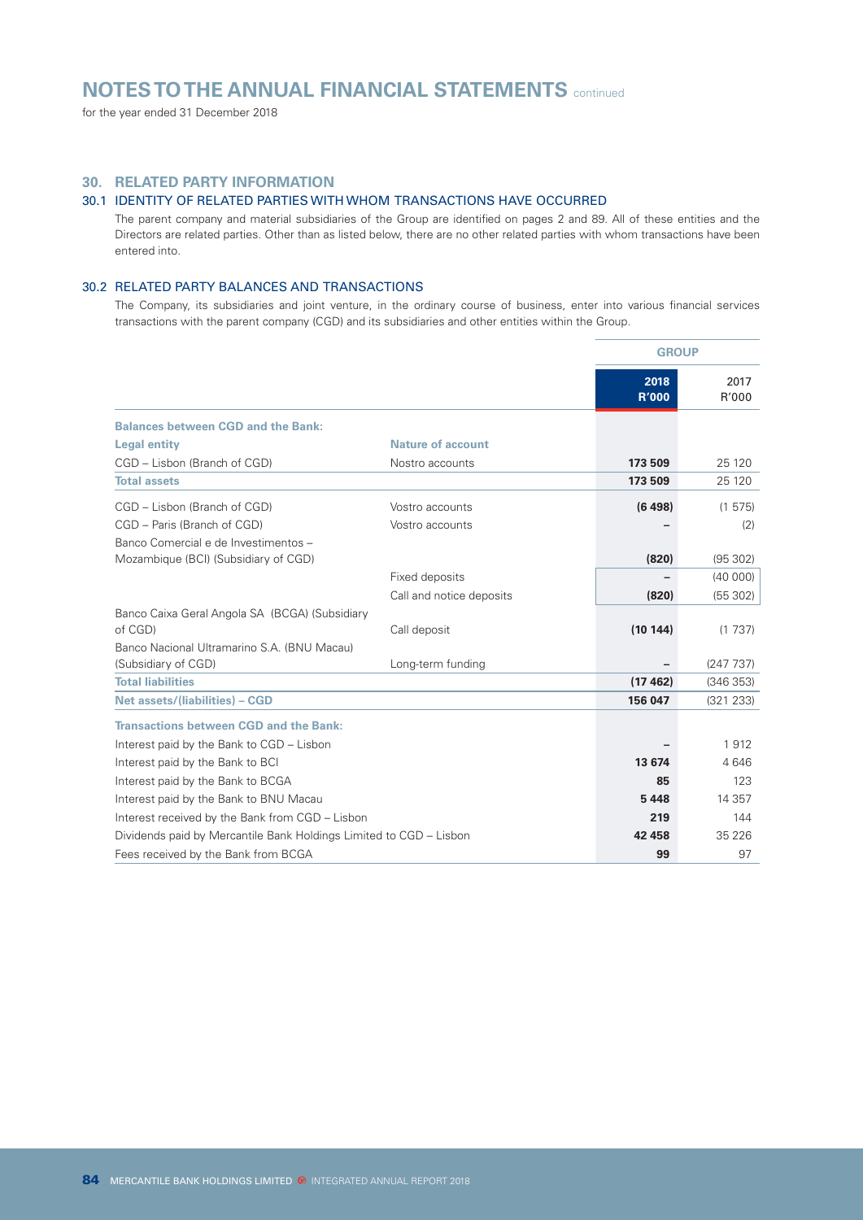# NOTES TO THE ANNUAL FINANCIAL STATEMENTS continued

for the year ended 31 December 2018

## 30. RELATED PARTY INFORMATION

### 30.1 IDENTITY OF RELATED PARTIES WITH WHOM TRANSACTIONS HAVE OCCURRED

The parent company and material subsidiaries of the Group are identified on pages 2 and 89. All of these entities and the Directors are related parties. Other than as listed below, there are no other related parties with whom transactions have been entered into.

### 30.2 RELATED PARTY BALANCES AND TRANSACTIONS

The Company, its subsidiaries and joint venture, in the ordinary course of business, enter into various financial services transactions with the parent company (CGD) and its subsidiaries and other entities within the Group.

| | | GROUP | |
|---|---|---|---|
| | | **2018 R'000** | 2017 R'000 |
| **Balances between CGD and the Bank:** | | | |
| **Legal entity** | **Nature of account** | | |
| CGD – Lisbon (Branch of CGD) | Nostro accounts | **173 509** | 25 120 |
| **Total assets** | | **173 509** | 25 120 |
| CGD – Lisbon (Branch of CGD) | Vostro accounts | **(6 498)** | (1 575) |
| CGD – Paris (Branch of CGD) | Vostro accounts | **–** | (2) |
| Banco Comercial e de Investimentos – Mozambique (BCI) (Subsidiary of CGD) | | **(820)** | (95 302) |
| | Fixed deposits | **–** | (40 000) |
| | Call and notice deposits | **(820)** | (55 302) |
| Banco Caixa Geral Angola SA (BCGA) (Subsidiary of CGD) | Call deposit | **(10 144)** | (1 737) |
| Banco Nacional Ultramarino S.A. (BNU Macau) (Subsidiary of CGD) | Long-term funding | **–** | (247 737) |
| **Total liabilities** | | **(17 462)** | (346 353) |
| **Net assets/(liabilities) – CGD** | | **156 047** | (321 233) |
| **Transactions between CGD and the Bank:** | | | |
| Interest paid by the Bank to CGD – Lisbon | | **–** | 1 912 |
| Interest paid by the Bank to BCI | | **13 674** | 4 646 |
| Interest paid by the Bank to BCGA | | **85** | 123 |
| Interest paid by the Bank to BNU Macau | | **5 448** | 14 357 |
| Interest received by the Bank from CGD – Lisbon | | **219** | 144 |
| Dividends paid by Mercantile Bank Holdings Limited to CGD – Lisbon | | **42 458** | 35 226 |
| Fees received by the Bank from BCGA | | **99** | 97 |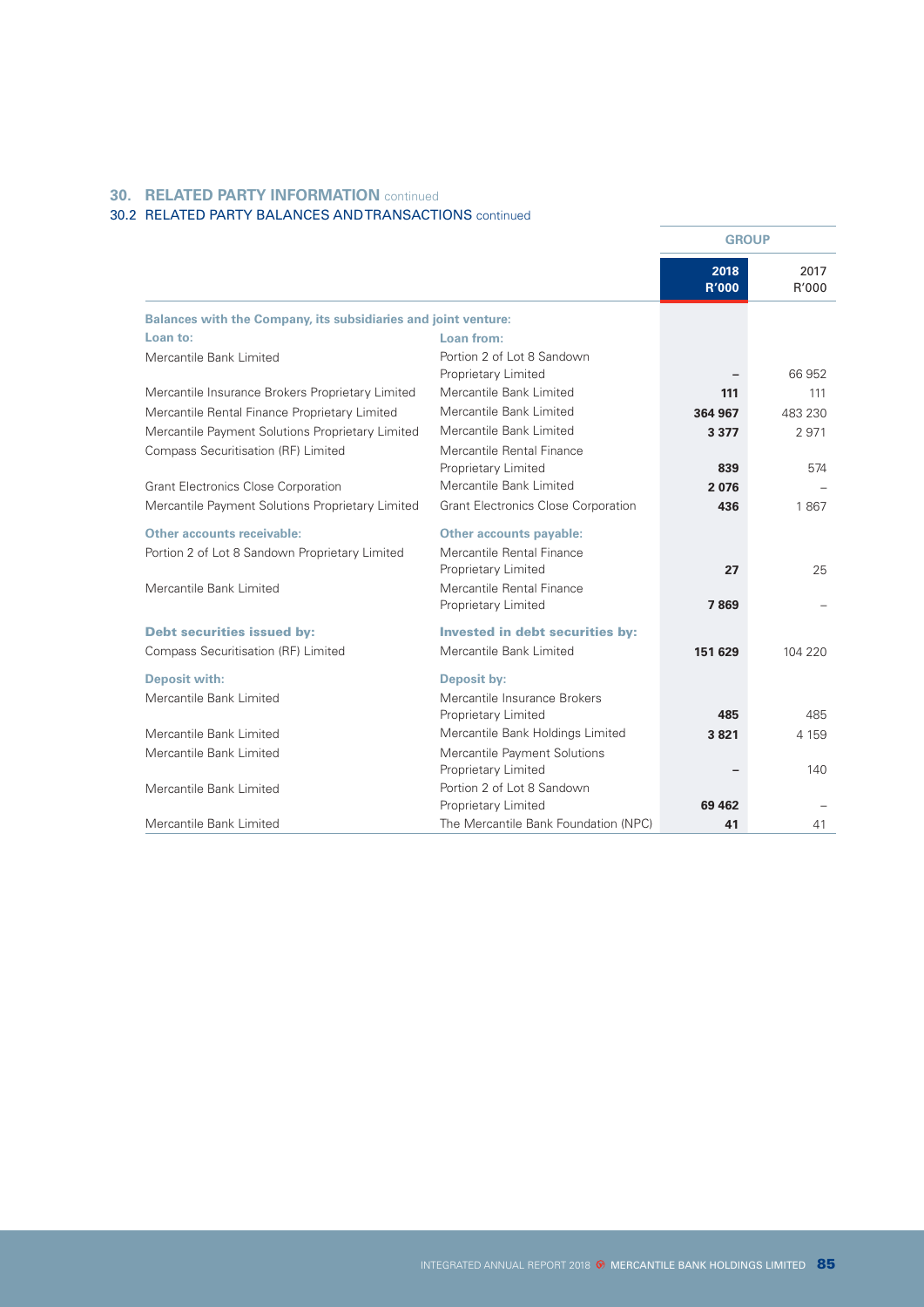## 30. RELATED PARTY INFORMATION continued

### 30.2 RELATED PARTY BALANCES AND TRANSACTIONS continued

| | | GROUP | |
|---|---|---|---|
| | | **2018 R'000** | 2017 R'000 |
| **Balances with the Company, its subsidiaries and joint venture:** | | | |
| **Loan to:** | **Loan from:** | | |
| Mercantile Bank Limited | Portion 2 of Lot 8 Sandown Proprietary Limited | **–** | 66 952 |
| Mercantile Insurance Brokers Proprietary Limited | Mercantile Bank Limited | **111** | 111 |
| Mercantile Rental Finance Proprietary Limited | Mercantile Bank Limited | **364 967** | 483 230 |
| Mercantile Payment Solutions Proprietary Limited | Mercantile Bank Limited | **3 377** | 2 971 |
| Compass Securitisation (RF) Limited | Mercantile Rental Finance Proprietary Limited | **839** | 574 |
| Grant Electronics Close Corporation | Mercantile Bank Limited | **2 076** | – |
| Mercantile Payment Solutions Proprietary Limited | Grant Electronics Close Corporation | **436** | 1 867 |
| **Other accounts receivable:** | **Other accounts payable:** | | |
| Portion 2 of Lot 8 Sandown Proprietary Limited | Mercantile Rental Finance Proprietary Limited | **27** | 25 |
| Mercantile Bank Limited | Mercantile Rental Finance Proprietary Limited | **7 869** | – |
| **Debt securities issued by:** | **Invested in debt securities by:** | | |
| Compass Securitisation (RF) Limited | Mercantile Bank Limited | **151 629** | 104 220 |
| **Deposit with:** | **Deposit by:** | | |
| Mercantile Bank Limited | Mercantile Insurance Brokers Proprietary Limited | **485** | 485 |
| Mercantile Bank Limited | Mercantile Bank Holdings Limited | **3 821** | 4 159 |
| Mercantile Bank Limited | Mercantile Payment Solutions Proprietary Limited | **–** | 140 |
| Mercantile Bank Limited | Portion 2 of Lot 8 Sandown Proprietary Limited | **69 462** | – |
| Mercantile Bank Limited | The Mercantile Bank Foundation (NPC) | **41** | 41 |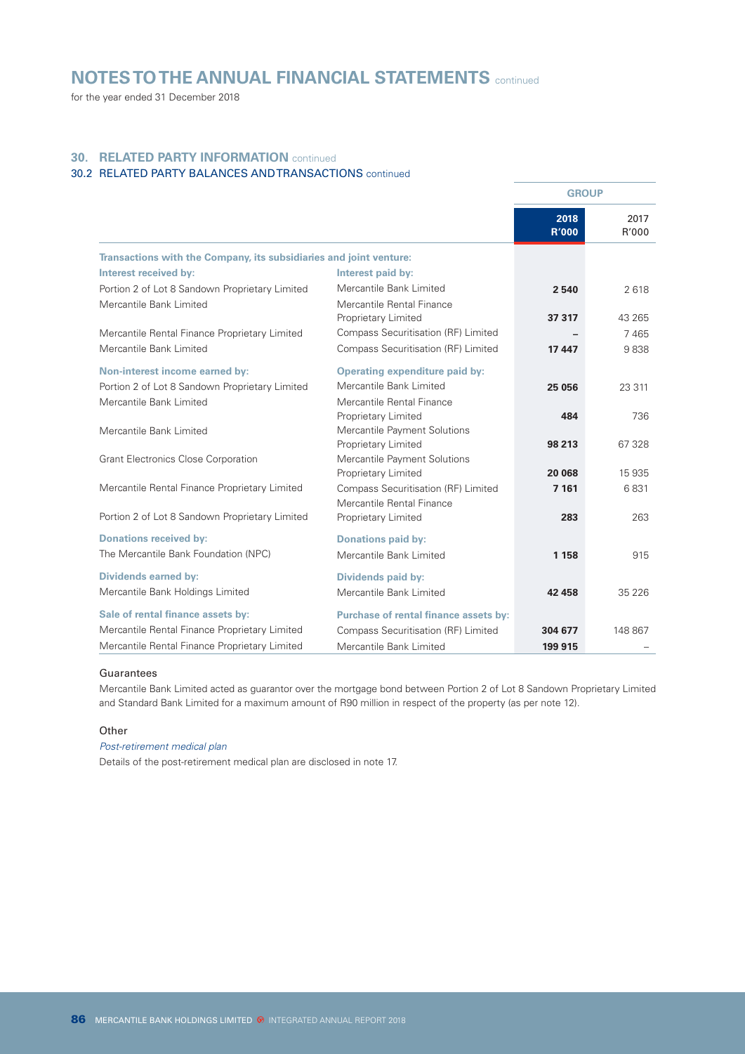# NOTES TO THE ANNUAL FINANCIAL STATEMENTS continued

for the year ended 31 December 2018

## 30. RELATED PARTY INFORMATION continued

### 30.2 RELATED PARTY BALANCES AND TRANSACTIONS continued

| | | GROUP | |
|---|---|---|---|
| | | **2018 R'000** | 2017 R'000 |
| **Transactions with the Company, its subsidiaries and joint venture:** | | | |
| **Interest received by:** | **Interest paid by:** | | |
| Portion 2 of Lot 8 Sandown Proprietary Limited | Mercantile Bank Limited | **2 540** | 2 618 |
| Mercantile Bank Limited | Mercantile Rental Finance Proprietary Limited | **37 317** | 43 265 |
| Mercantile Rental Finance Proprietary Limited | Compass Securitisation (RF) Limited | **–** | 7 465 |
| Mercantile Bank Limited | Compass Securitisation (RF) Limited | **17 447** | 9 838 |
| **Non-interest income earned by:** | **Operating expenditure paid by:** | | |
| Portion 2 of Lot 8 Sandown Proprietary Limited | Mercantile Bank Limited | **25 056** | 23 311 |
| Mercantile Bank Limited | Mercantile Rental Finance Proprietary Limited | **484** | 736 |
| Mercantile Bank Limited | Mercantile Payment Solutions Proprietary Limited | **98 213** | 67 328 |
| Grant Electronics Close Corporation | Mercantile Payment Solutions Proprietary Limited | **20 068** | 15 935 |
| Mercantile Rental Finance Proprietary Limited | Compass Securitisation (RF) Limited | **7 161** | 6 831 |
| Portion 2 of Lot 8 Sandown Proprietary Limited | Mercantile Rental Finance Proprietary Limited | **283** | 263 |
| **Donations received by:** | **Donations paid by:** | | |
| The Mercantile Bank Foundation (NPC) | Mercantile Bank Limited | **1 158** | 915 |
| **Dividends earned by:** | **Dividends paid by:** | | |
| Mercantile Bank Holdings Limited | Mercantile Bank Limited | **42 458** | 35 226 |
| **Sale of rental finance assets by:** | **Purchase of rental finance assets by:** | | |
| Mercantile Rental Finance Proprietary Limited | Compass Securitisation (RF) Limited | **304 677** | 148 867 |
| Mercantile Rental Finance Proprietary Limited | Mercantile Bank Limited | **199 915** | – |

#### Guarantees

Mercantile Bank Limited acted as guarantor over the mortgage bond between Portion 2 of Lot 8 Sandown Proprietary Limited and Standard Bank Limited for a maximum amount of R90 million in respect of the property (as per note 12).

#### Other

*Post-retirement medical plan*

Details of the post-retirement medical plan are disclosed in note 17.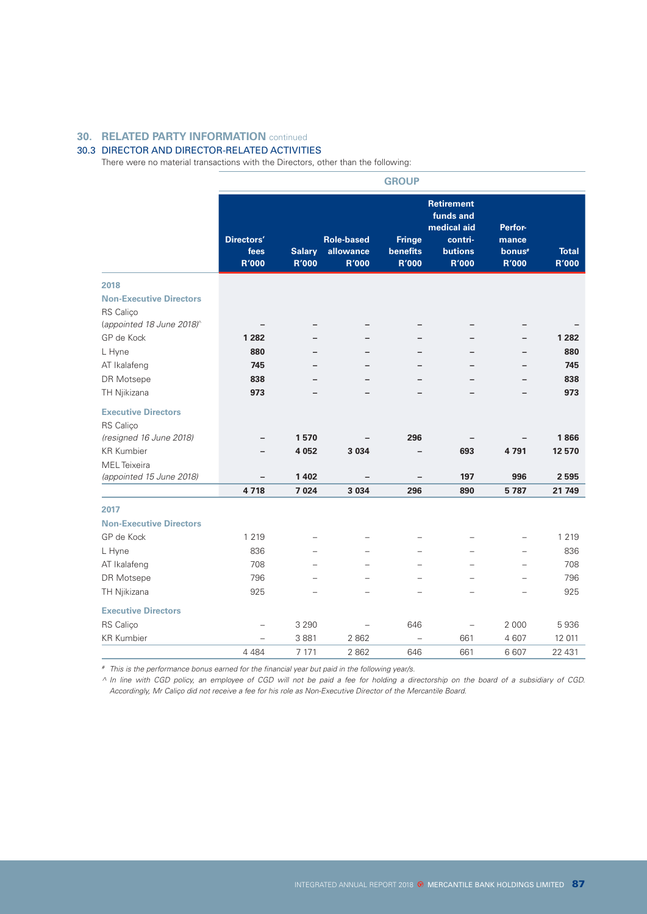## 30. RELATED PARTY INFORMATION continued

### 30.3 DIRECTOR AND DIRECTOR-RELATED ACTIVITIES

There were no material transactions with the Directors, other than the following:

| | GROUP | | | | | | |
|---|---|---|---|---|---|---|---|
| | Directors' fees R'000 | Salary R'000 | Role-based allowance R'000 | Fringe benefits R'000 | Retirement funds and medical aid contri-butions R'000 | Perfor-mance bonus# R'000 | Total R'000 |
| **2018** | | | | | | | |
| **Non-Executive Directors** | | | | | | | |
| RS Caliço *(appointed 18 June 2018)^* | – | – | – | – | – | – | – |
| GP de Kock | **1 282** | – | – | – | – | – | **1 282** |
| L Hyne | **880** | – | – | – | – | – | **880** |
| AT Ikalafeng | **745** | – | – | – | – | – | **745** |
| DR Motsepe | **838** | – | – | – | – | – | **838** |
| TH Njikizana | **973** | – | – | – | – | – | **973** |
| **Executive Directors** | | | | | | | |
| RS Caliço *(resigned 16 June 2018)* | – | **1 570** | – | **296** | – | – | **1 866** |
| KR Kumbier | – | **4 052** | **3 034** | – | **693** | **4 791** | **12 570** |
| MEL Teixeira *(appointed 15 June 2018)* | – | **1 402** | – | – | **197** | **996** | **2 595** |
| | **4 718** | **7 024** | **3 034** | **296** | **890** | **5 787** | **21 749** |
| **2017** | | | | | | | |
| **Non-Executive Directors** | | | | | | | |
| GP de Kock | 1 219 | – | – | – | – | – | 1 219 |
| L Hyne | 836 | – | – | – | – | – | 836 |
| AT Ikalafeng | 708 | – | – | – | – | – | 708 |
| DR Motsepe | 796 | – | – | – | – | – | 796 |
| TH Njikizana | 925 | – | – | – | – | – | 925 |
| **Executive Directors** | | | | | | | |
| RS Caliço | – | 3 290 | – | 646 | – | 2 000 | 5 936 |
| KR Kumbier | – | 3 881 | 2 862 | – | 661 | 4 607 | 12 011 |
| | 4 484 | 7 171 | 2 862 | 646 | 661 | 6 607 | 22 431 |

*# This is the performance bonus earned for the financial year but paid in the following year/s.*

*^ In line with CGD policy, an employee of CGD will not be paid a fee for holding a directorship on the board of a subsidiary of CGD. Accordingly, Mr Caliço did not receive a fee for his role as Non-Executive Director of the Mercantile Board.*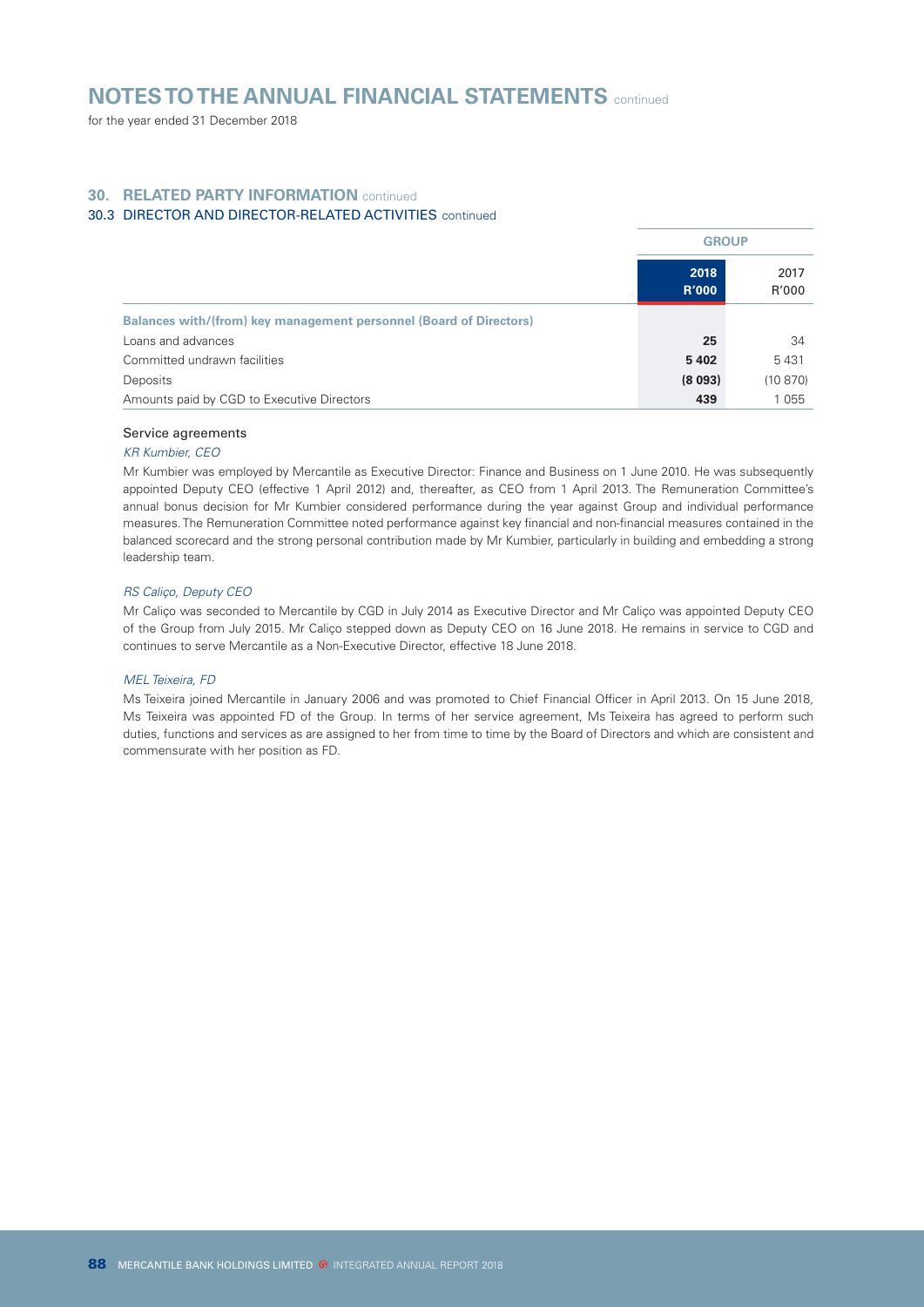# NOTES TO THE ANNUAL FINANCIAL STATEMENTS continued

for the year ended 31 December 2018

## 30. RELATED PARTY INFORMATION continued

### 30.3 DIRECTOR AND DIRECTOR-RELATED ACTIVITIES continued

| | GROUP | |
|---|---|---|
| | **2018 R'000** | 2017 R'000 |
| **Balances with/(from) key management personnel (Board of Directors)** | | |
| Loans and advances | **25** | 34 |
| Committed undrawn facilities | **5 402** | 5 431 |
| Deposits | **(8 093)** | (10 870) |
| Amounts paid by CGD to Executive Directors | **439** | 1 055 |

Service agreements

*KR Kumbier, CEO*

Mr Kumbier was employed by Mercantile as Executive Director: Finance and Business on 1 June 2010. He was subsequently appointed Deputy CEO (effective 1 April 2012) and, thereafter, as CEO from 1 April 2013. The Remuneration Committee's annual bonus decision for Mr Kumbier considered performance during the year against Group and individual performance measures. The Remuneration Committee noted performance against key financial and non-financial measures contained in the balanced scorecard and the strong personal contribution made by Mr Kumbier, particularly in building and embedding a strong leadership team.

*RS Caliço, Deputy CEO*

Mr Caliço was seconded to Mercantile by CGD in July 2014 as Executive Director and Mr Caliço was appointed Deputy CEO of the Group from July 2015. Mr Caliço stepped down as Deputy CEO on 16 June 2018. He remains in service to CGD and continues to serve Mercantile as a Non-Executive Director, effective 18 June 2018.

*MEL Teixeira, FD*

Ms Teixeira joined Mercantile in January 2006 and was promoted to Chief Financial Officer in April 2013. On 15 June 2018, Ms Teixeira was appointed FD of the Group. In terms of her service agreement, Ms Teixeira has agreed to perform such duties, functions and services as are assigned to her from time to time by the Board of Directors and which are consistent and commensurate with her position as FD.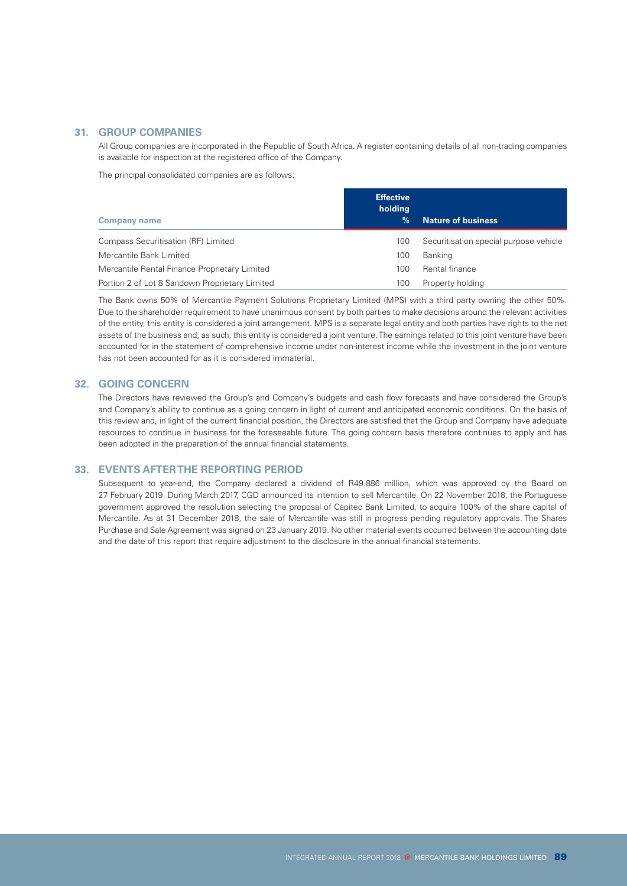## 31. GROUP COMPANIES

All Group companies are incorporated in the Republic of South Africa. A register containing details of all non-trading companies is available for inspection at the registered office of the Company.

The principal consolidated companies are as follows:

| Company name | Effective holding % | Nature of business |
|---|---|---|
| Compass Securitisation (RF) Limited | 100 | Securitisation special purpose vehicle |
| Mercantile Bank Limited | 100 | Banking |
| Mercantile Rental Finance Proprietary Limited | 100 | Rental finance |
| Portion 2 of Lot 8 Sandown Proprietary Limited | 100 | Property holding |

The Bank owns 50% of Mercantile Payment Solutions Proprietary Limited (MPS) with a third party owning the other 50%. Due to the shareholder requirement to have unanimous consent by both parties to make decisions around the relevant activities of the entity, this entity is considered a joint arrangement. MPS is a separate legal entity and both parties have rights to the net assets of the business and, as such, this entity is considered a joint venture. The earnings related to this joint venture have been accounted for in the statement of comprehensive income under non-interest income while the investment in the joint venture has not been accounted for as it is considered immaterial.

## 32. GOING CONCERN

The Directors have reviewed the Group's and Company's budgets and cash flow forecasts and have considered the Group's and Company's ability to continue as a going concern in light of current and anticipated economic conditions. On the basis of this review and, in light of the current financial position, the Directors are satisfied that the Group and Company have adequate resources to continue in business for the foreseeable future. The going concern basis therefore continues to apply and has been adopted in the preparation of the annual financial statements.

## 33. EVENTS AFTER THE REPORTING PERIOD

Subsequent to year-end, the Company declared a dividend of R49.886 million, which was approved by the Board on 27 February 2019. During March 2017, CGD announced its intention to sell Mercantile. On 22 November 2018, the Portuguese government approved the resolution selecting the proposal of Capitec Bank Limited, to acquire 100% of the share capital of Mercantile. As at 31 December 2018, the sale of Mercantile was still in progress pending regulatory approvals. The Shares Purchase and Sale Agreement was signed on 23 January 2019. No other material events occurred between the accounting date and the date of this report that require adjustment to the disclosure in the annual financial statements.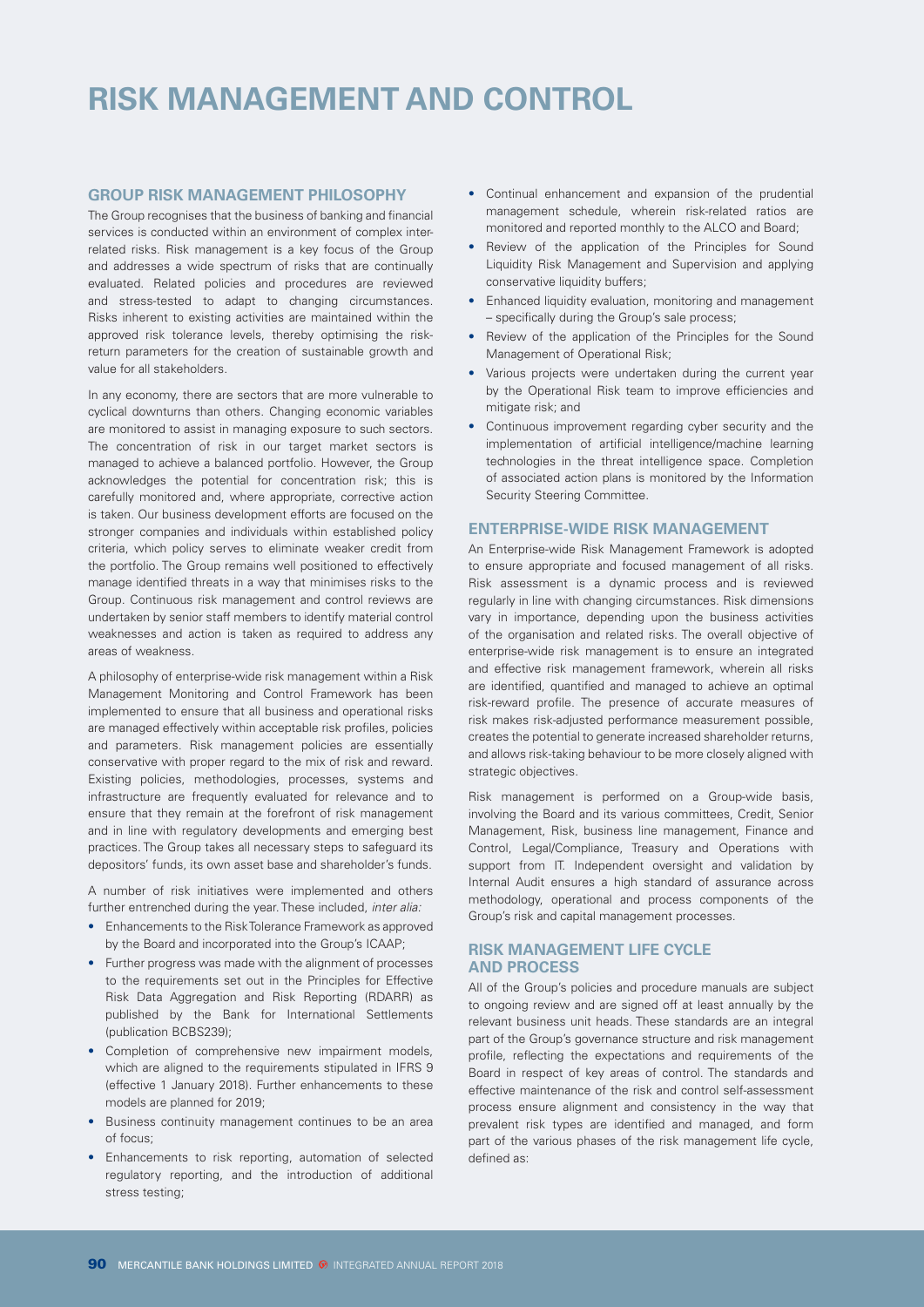# RISK MANAGEMENT AND CONTROL

## GROUP RISK MANAGEMENT PHILOSOPHY

The Group recognises that the business of banking and financial services is conducted within an environment of complex inter-related risks. Risk management is a key focus of the Group and addresses a wide spectrum of risks that are continually evaluated. Related policies and procedures are reviewed and stress-tested to adapt to changing circumstances. Risks inherent to existing activities are maintained within the approved risk tolerance levels, thereby optimising the risk-return parameters for the creation of sustainable growth and value for all stakeholders.

In any economy, there are sectors that are more vulnerable to cyclical downturns than others. Changing economic variables are monitored to assist in managing exposure to such sectors. The concentration of risk in our target market sectors is managed to achieve a balanced portfolio. However, the Group acknowledges the potential for concentration risk; this is carefully monitored and, where appropriate, corrective action is taken. Our business development efforts are focused on the stronger companies and individuals within established policy criteria, which policy serves to eliminate weaker credit from the portfolio. The Group remains well positioned to effectively manage identified threats in a way that minimises risks to the Group. Continuous risk management and control reviews are undertaken by senior staff members to identify material control weaknesses and action is taken as required to address any areas of weakness.

A philosophy of enterprise-wide risk management within a Risk Management Monitoring and Control Framework has been implemented to ensure that all business and operational risks are managed effectively within acceptable risk profiles, policies and parameters. Risk management policies are essentially conservative with proper regard to the mix of risk and reward. Existing policies, methodologies, processes, systems and infrastructure are frequently evaluated for relevance and to ensure that they remain at the forefront of risk management and in line with regulatory developments and emerging best practices. The Group takes all necessary steps to safeguard its depositors' funds, its own asset base and shareholder's funds.

A number of risk initiatives were implemented and others further entrenched during the year. These included, *inter alia:*

- Enhancements to the Risk Tolerance Framework as approved by the Board and incorporated into the Group's ICAAP;
- Further progress was made with the alignment of processes to the requirements set out in the Principles for Effective Risk Data Aggregation and Risk Reporting (RDARR) as published by the Bank for International Settlements (publication BCBS239);
- Completion of comprehensive new impairment models, which are aligned to the requirements stipulated in IFRS 9 (effective 1 January 2018). Further enhancements to these models are planned for 2019;
- Business continuity management continues to be an area of focus;
- Enhancements to risk reporting, automation of selected regulatory reporting, and the introduction of additional stress testing;
- Continual enhancement and expansion of the prudential management schedule, wherein risk-related ratios are monitored and reported monthly to the ALCO and Board;
- Review of the application of the Principles for Sound Liquidity Risk Management and Supervision and applying conservative liquidity buffers;
- Enhanced liquidity evaluation, monitoring and management – specifically during the Group's sale process;
- Review of the application of the Principles for the Sound Management of Operational Risk;
- Various projects were undertaken during the current year by the Operational Risk team to improve efficiencies and mitigate risk; and
- Continuous improvement regarding cyber security and the implementation of artificial intelligence/machine learning technologies in the threat intelligence space. Completion of associated action plans is monitored by the Information Security Steering Committee.

## ENTERPRISE-WIDE RISK MANAGEMENT

An Enterprise-wide Risk Management Framework is adopted to ensure appropriate and focused management of all risks. Risk assessment is a dynamic process and is reviewed regularly in line with changing circumstances. Risk dimensions vary in importance, depending upon the business activities of the organisation and related risks. The overall objective of enterprise-wide risk management is to ensure an integrated and effective risk management framework, wherein all risks are identified, quantified and managed to achieve an optimal risk-reward profile. The presence of accurate measures of risk makes risk-adjusted performance measurement possible, creates the potential to generate increased shareholder returns, and allows risk-taking behaviour to be more closely aligned with strategic objectives.

Risk management is performed on a Group-wide basis, involving the Board and its various committees, Credit, Senior Management, Risk, business line management, Finance and Control, Legal/Compliance, Treasury and Operations with support from IT. Independent oversight and validation by Internal Audit ensures a high standard of assurance across methodology, operational and process components of the Group's risk and capital management processes.

## RISK MANAGEMENT LIFE CYCLE AND PROCESS

All of the Group's policies and procedure manuals are subject to ongoing review and are signed off at least annually by the relevant business unit heads. These standards are an integral part of the Group's governance structure and risk management profile, reflecting the expectations and requirements of the Board in respect of key areas of control. The standards and effective maintenance of the risk and control self-assessment process ensure alignment and consistency in the way that prevalent risk types are identified and managed, and form part of the various phases of the risk management life cycle, defined as: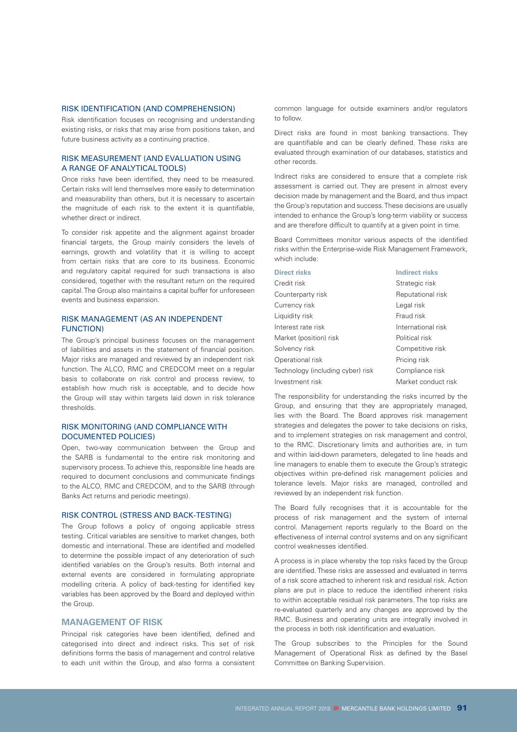### RISK IDENTIFICATION (AND COMPREHENSION)

Risk identification focuses on recognising and understanding existing risks, or risks that may arise from positions taken, and future business activity as a continuing practice.

### RISK MEASUREMENT (AND EVALUATION USING A RANGE OF ANALYTICAL TOOLS)

Once risks have been identified, they need to be measured. Certain risks will lend themselves more easily to determination and measurability than others, but it is necessary to ascertain the magnitude of each risk to the extent it is quantifiable, whether direct or indirect.

To consider risk appetite and the alignment against broader financial targets, the Group mainly considers the levels of earnings, growth and volatility that it is willing to accept from certain risks that are core to its business. Economic and regulatory capital required for such transactions is also considered, together with the resultant return on the required capital. The Group also maintains a capital buffer for unforeseen events and business expansion.

### RISK MANAGEMENT (AS AN INDEPENDENT FUNCTION)

The Group's principal business focuses on the management of liabilities and assets in the statement of financial position. Major risks are managed and reviewed by an independent risk function. The ALCO, RMC and CREDCOM meet on a regular basis to collaborate on risk control and process review, to establish how much risk is acceptable, and to decide how the Group will stay within targets laid down in risk tolerance thresholds.

### RISK MONITORING (AND COMPLIANCE WITH DOCUMENTED POLICIES)

Open, two-way communication between the Group and the SARB is fundamental to the entire risk monitoring and supervisory process. To achieve this, responsible line heads are required to document conclusions and communicate findings to the ALCO, RMC and CREDCOM, and to the SARB (through Banks Act returns and periodic meetings).

### RISK CONTROL (STRESS AND BACK-TESTING)

The Group follows a policy of ongoing applicable stress testing. Critical variables are sensitive to market changes, both domestic and international. These are identified and modelled to determine the possible impact of any deterioration of such identified variables on the Group's results. Both internal and external events are considered in formulating appropriate modelling criteria. A policy of back-testing for identified key variables has been approved by the Board and deployed within the Group.

## MANAGEMENT OF RISK

Principal risk categories have been identified, defined and categorised into direct and indirect risks. This set of risk definitions forms the basis of management and control relative to each unit within the Group, and also forms a consistent common language for outside examiners and/or regulators to follow.

Direct risks are found in most banking transactions. They are quantifiable and can be clearly defined. These risks are evaluated through examination of our databases, statistics and other records.

Indirect risks are considered to ensure that a complete risk assessment is carried out. They are present in almost every decision made by management and the Board, and thus impact the Group's reputation and success. These decisions are usually intended to enhance the Group's long-term viability or success and are therefore difficult to quantify at a given point in time.

Board Committees monitor various aspects of the identified risks within the Enterprise-wide Risk Management Framework, which include:

| Direct risks | Indirect risks |
|---|---|
| Credit risk | Strategic risk |
| Counterparty risk | Reputational risk |
| Currency risk | Legal risk |
| Liquidity risk | Fraud risk |
| Interest rate risk | International risk |
| Market (position) risk | Political risk |
| Solvency risk | Competitive risk |
| Operational risk | Pricing risk |
| Technology (including cyber) risk | Compliance risk |
| Investment risk | Market conduct risk |

The responsibility for understanding the risks incurred by the Group, and ensuring that they are appropriately managed, lies with the Board. The Board approves risk management strategies and delegates the power to take decisions on risks, and to implement strategies on risk management and control, to the RMC. Discretionary limits and authorities are, in turn and within laid-down parameters, delegated to line heads and line managers to enable them to execute the Group's strategic objectives within pre-defined risk management policies and tolerance levels. Major risks are managed, controlled and reviewed by an independent risk function.

The Board fully recognises that it is accountable for the process of risk management and the system of internal control. Management reports regularly to the Board on the effectiveness of internal control systems and on any significant control weaknesses identified.

A process is in place whereby the top risks faced by the Group are identified. These risks are assessed and evaluated in terms of a risk score attached to inherent risk and residual risk. Action plans are put in place to reduce the identified inherent risks to within acceptable residual risk parameters. The top risks are re-evaluated quarterly and any changes are approved by the RMC. Business and operating units are integrally involved in the process in both risk identification and evaluation.

The Group subscribes to the Principles for the Sound Management of Operational Risk as defined by the Basel Committee on Banking Supervision.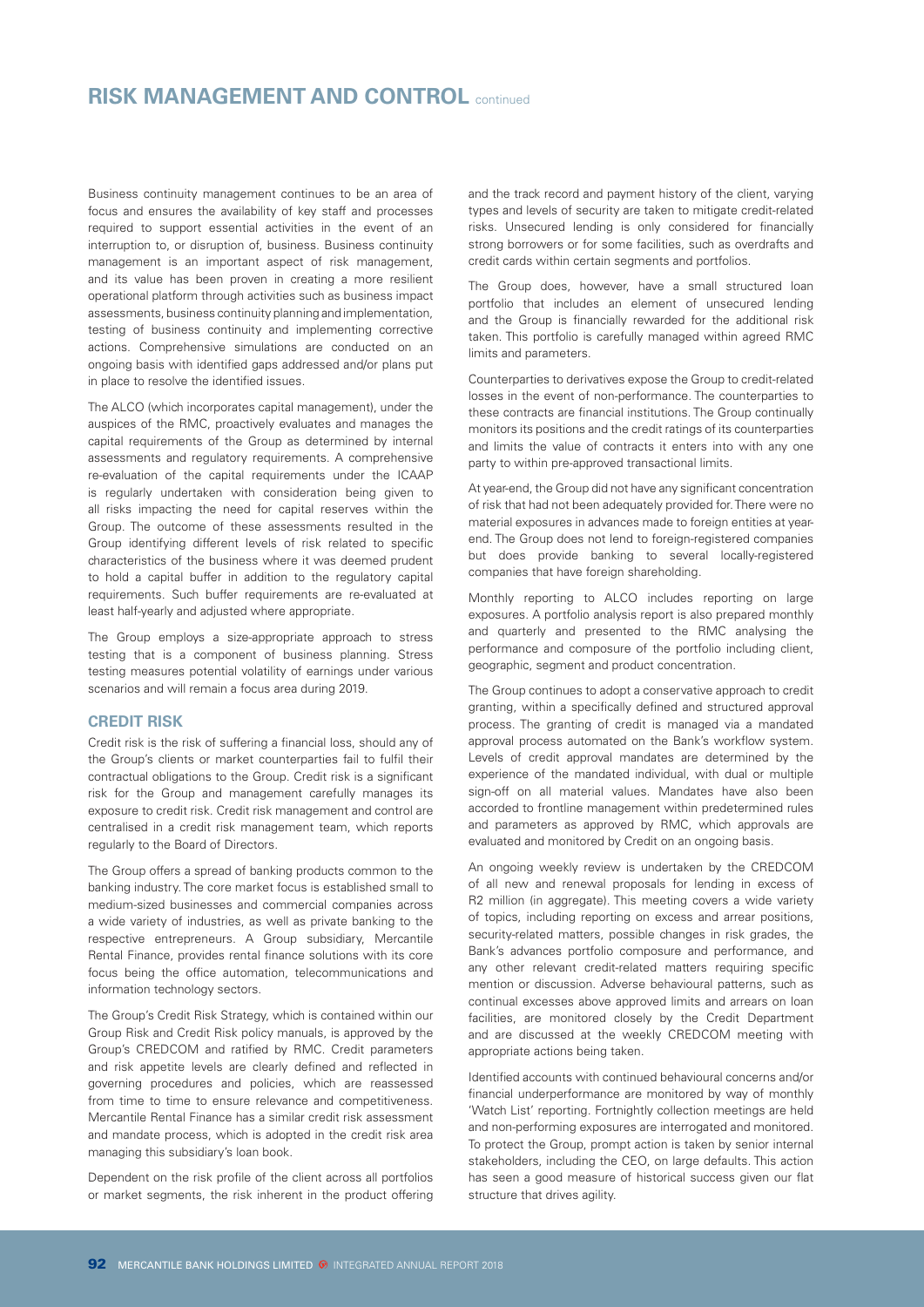Business continuity management continues to be an area of focus and ensures the availability of key staff and processes required to support essential activities in the event of an interruption to, or disruption of, business. Business continuity management is an important aspect of risk management, and its value has been proven in creating a more resilient operational platform through activities such as business impact assessments, business continuity planning and implementation, testing of business continuity and implementing corrective actions. Comprehensive simulations are conducted on an ongoing basis with identified gaps addressed and/or plans put in place to resolve the identified issues.

The ALCO (which incorporates capital management), under the auspices of the RMC, proactively evaluates and manages the capital requirements of the Group as determined by internal assessments and regulatory requirements. A comprehensive re-evaluation of the capital requirements under the ICAAP is regularly undertaken with consideration being given to all risks impacting the need for capital reserves within the Group. The outcome of these assessments resulted in the Group identifying different levels of risk related to specific characteristics of the business where it was deemed prudent to hold a capital buffer in addition to the regulatory capital requirements. Such buffer requirements are re-evaluated at least half-yearly and adjusted where appropriate.

The Group employs a size-appropriate approach to stress testing that is a component of business planning. Stress testing measures potential volatility of earnings under various scenarios and will remain a focus area during 2019.

## CREDIT RISK

Credit risk is the risk of suffering a financial loss, should any of the Group's clients or market counterparties fail to fulfil their contractual obligations to the Group. Credit risk is a significant risk for the Group and management carefully manages its exposure to credit risk. Credit risk management and control are centralised in a credit risk management team, which reports regularly to the Board of Directors.

The Group offers a spread of banking products common to the banking industry. The core market focus is established small to medium-sized businesses and commercial companies across a wide variety of industries, as well as private banking to the respective entrepreneurs. A Group subsidiary, Mercantile Rental Finance, provides rental finance solutions with its core focus being the office automation, telecommunications and information technology sectors.

The Group's Credit Risk Strategy, which is contained within our Group Risk and Credit Risk policy manuals, is approved by the Group's CREDCOM and ratified by RMC. Credit parameters and risk appetite levels are clearly defined and reflected in governing procedures and policies, which are reassessed from time to time to ensure relevance and competitiveness. Mercantile Rental Finance has a similar credit risk assessment and mandate process, which is adopted in the credit risk area managing this subsidiary's loan book.

Dependent on the risk profile of the client across all portfolios or market segments, the risk inherent in the product offering and the track record and payment history of the client, varying types and levels of security are taken to mitigate credit-related risks. Unsecured lending is only considered for financially strong borrowers or for some facilities, such as overdrafts and credit cards within certain segments and portfolios.

The Group does, however, have a small structured loan portfolio that includes an element of unsecured lending and the Group is financially rewarded for the additional risk taken. This portfolio is carefully managed within agreed RMC limits and parameters.

Counterparties to derivatives expose the Group to credit-related losses in the event of non-performance. The counterparties to these contracts are financial institutions. The Group continually monitors its positions and the credit ratings of its counterparties and limits the value of contracts it enters into with any one party to within pre-approved transactional limits.

At year-end, the Group did not have any significant concentration of risk that had not been adequately provided for. There were no material exposures in advances made to foreign entities at year-end. The Group does not lend to foreign-registered companies but does provide banking to several locally-registered companies that have foreign shareholding.

Monthly reporting to ALCO includes reporting on large exposures. A portfolio analysis report is also prepared monthly and quarterly and presented to the RMC analysing the performance and composure of the portfolio including client, geographic, segment and product concentration.

The Group continues to adopt a conservative approach to credit granting, within a specifically defined and structured approval process. The granting of credit is managed via a mandated approval process automated on the Bank's workflow system. Levels of credit approval mandates are determined by the experience of the mandated individual, with dual or multiple sign-off on all material values. Mandates have also been accorded to frontline management within predetermined rules and parameters as approved by RMC, which approvals are evaluated and monitored by Credit on an ongoing basis.

An ongoing weekly review is undertaken by the CREDCOM of all new and renewal proposals for lending in excess of R2 million (in aggregate). This meeting covers a wide variety of topics, including reporting on excess and arrear positions, security-related matters, possible changes in risk grades, the Bank's advances portfolio composure and performance, and any other relevant credit-related matters requiring specific mention or discussion. Adverse behavioural patterns, such as continual excesses above approved limits and arrears on loan facilities, are monitored closely by the Credit Department and are discussed at the weekly CREDCOM meeting with appropriate actions being taken.

Identified accounts with continued behavioural concerns and/or financial underperformance are monitored by way of monthly 'Watch List' reporting. Fortnightly collection meetings are held and non-performing exposures are interrogated and monitored. To protect the Group, prompt action is taken by senior internal stakeholders, including the CEO, on large defaults. This action has seen a good measure of historical success given our flat structure that drives agility.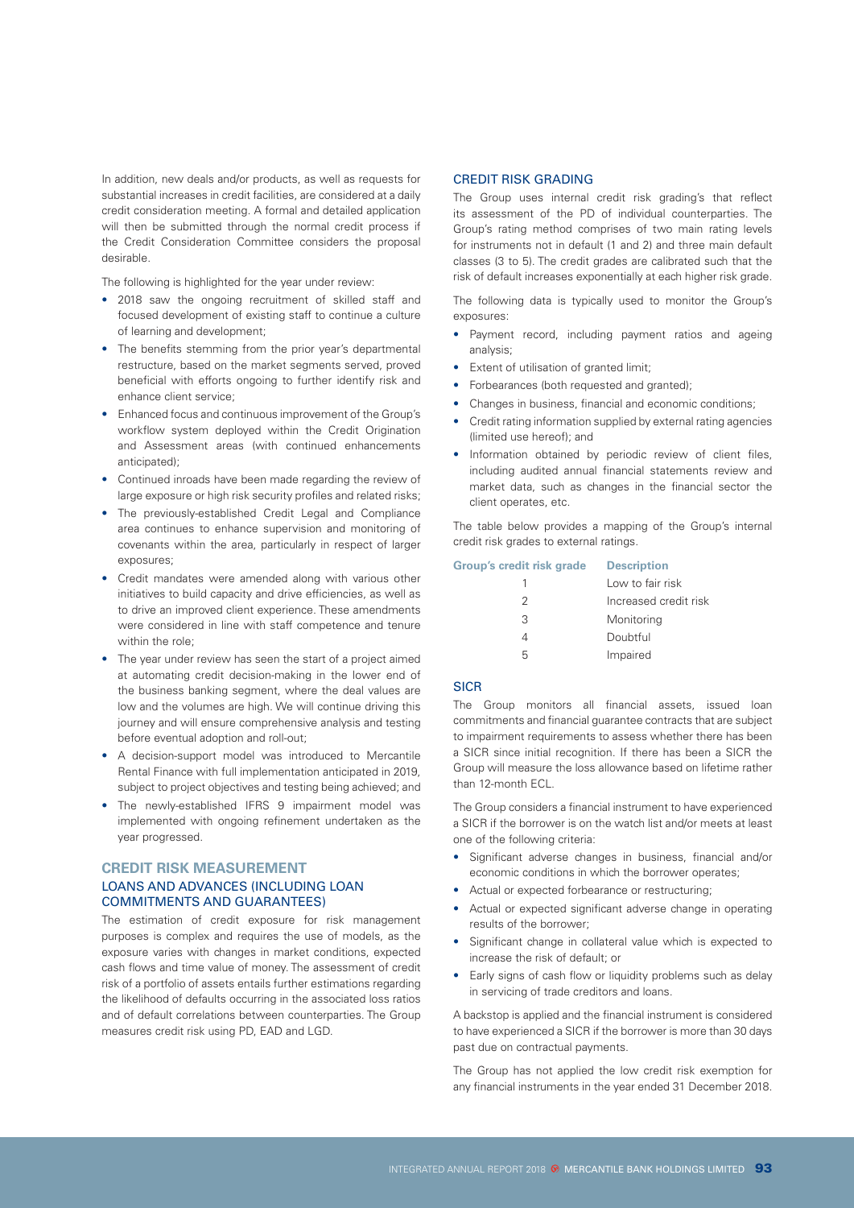In addition, new deals and/or products, as well as requests for substantial increases in credit facilities, are considered at a daily credit consideration meeting. A formal and detailed application will then be submitted through the normal credit process if the Credit Consideration Committee considers the proposal desirable.

The following is highlighted for the year under review:

- 2018 saw the ongoing recruitment of skilled staff and focused development of existing staff to continue a culture of learning and development;
- The benefits stemming from the prior year's departmental restructure, based on the market segments served, proved beneficial with efforts ongoing to further identify risk and enhance client service;
- Enhanced focus and continuous improvement of the Group's workflow system deployed within the Credit Origination and Assessment areas (with continued enhancements anticipated);
- Continued inroads have been made regarding the review of large exposure or high risk security profiles and related risks;
- The previously-established Credit Legal and Compliance area continues to enhance supervision and monitoring of covenants within the area, particularly in respect of larger exposures;
- Credit mandates were amended along with various other initiatives to build capacity and drive efficiencies, as well as to drive an improved client experience. These amendments were considered in line with staff competence and tenure within the role;
- The year under review has seen the start of a project aimed at automating credit decision-making in the lower end of the business banking segment, where the deal values are low and the volumes are high. We will continue driving this journey and will ensure comprehensive analysis and testing before eventual adoption and roll-out;
- A decision-support model was introduced to Mercantile Rental Finance with full implementation anticipated in 2019, subject to project objectives and testing being achieved; and
- The newly-established IFRS 9 impairment model was implemented with ongoing refinement undertaken as the year progressed.

## CREDIT RISK MEASUREMENT

### LOANS AND ADVANCES (INCLUDING LOAN COMMITMENTS AND GUARANTEES)

The estimation of credit exposure for risk management purposes is complex and requires the use of models, as the exposure varies with changes in market conditions, expected cash flows and time value of money. The assessment of credit risk of a portfolio of assets entails further estimations regarding the likelihood of defaults occurring in the associated loss ratios and of default correlations between counterparties. The Group measures credit risk using PD, EAD and LGD.

### CREDIT RISK GRADING

The Group uses internal credit risk grading's that reflect its assessment of the PD of individual counterparties. The Group's rating method comprises of two main rating levels for instruments not in default (1 and 2) and three main default classes (3 to 5). The credit grades are calibrated such that the risk of default increases exponentially at each higher risk grade.

The following data is typically used to monitor the Group's exposures:

- Payment record, including payment ratios and ageing analysis;
- Extent of utilisation of granted limit;
- Forbearances (both requested and granted);
- Changes in business, financial and economic conditions;
- Credit rating information supplied by external rating agencies (limited use hereof); and
- Information obtained by periodic review of client files, including audited annual financial statements review and market data, such as changes in the financial sector the client operates, etc.

The table below provides a mapping of the Group's internal credit risk grades to external ratings.

| Group's credit risk grade | Description |
|---|---|
| 1 | Low to fair risk |
| 2 | Increased credit risk |
| 3 | Monitoring |
| 4 | Doubtful |
| 5 | Impaired |

### SICR

The Group monitors all financial assets, issued loan commitments and financial guarantee contracts that are subject to impairment requirements to assess whether there has been a SICR since initial recognition. If there has been a SICR the Group will measure the loss allowance based on lifetime rather than 12-month ECL.

The Group considers a financial instrument to have experienced a SICR if the borrower is on the watch list and/or meets at least one of the following criteria:

- Significant adverse changes in business, financial and/or economic conditions in which the borrower operates;
- Actual or expected forbearance or restructuring;
- Actual or expected significant adverse change in operating results of the borrower;
- Significant change in collateral value which is expected to increase the risk of default; or
- Early signs of cash flow or liquidity problems such as delay in servicing of trade creditors and loans.

A backstop is applied and the financial instrument is considered to have experienced a SICR if the borrower is more than 30 days past due on contractual payments.

The Group has not applied the low credit risk exemption for any financial instruments in the year ended 31 December 2018.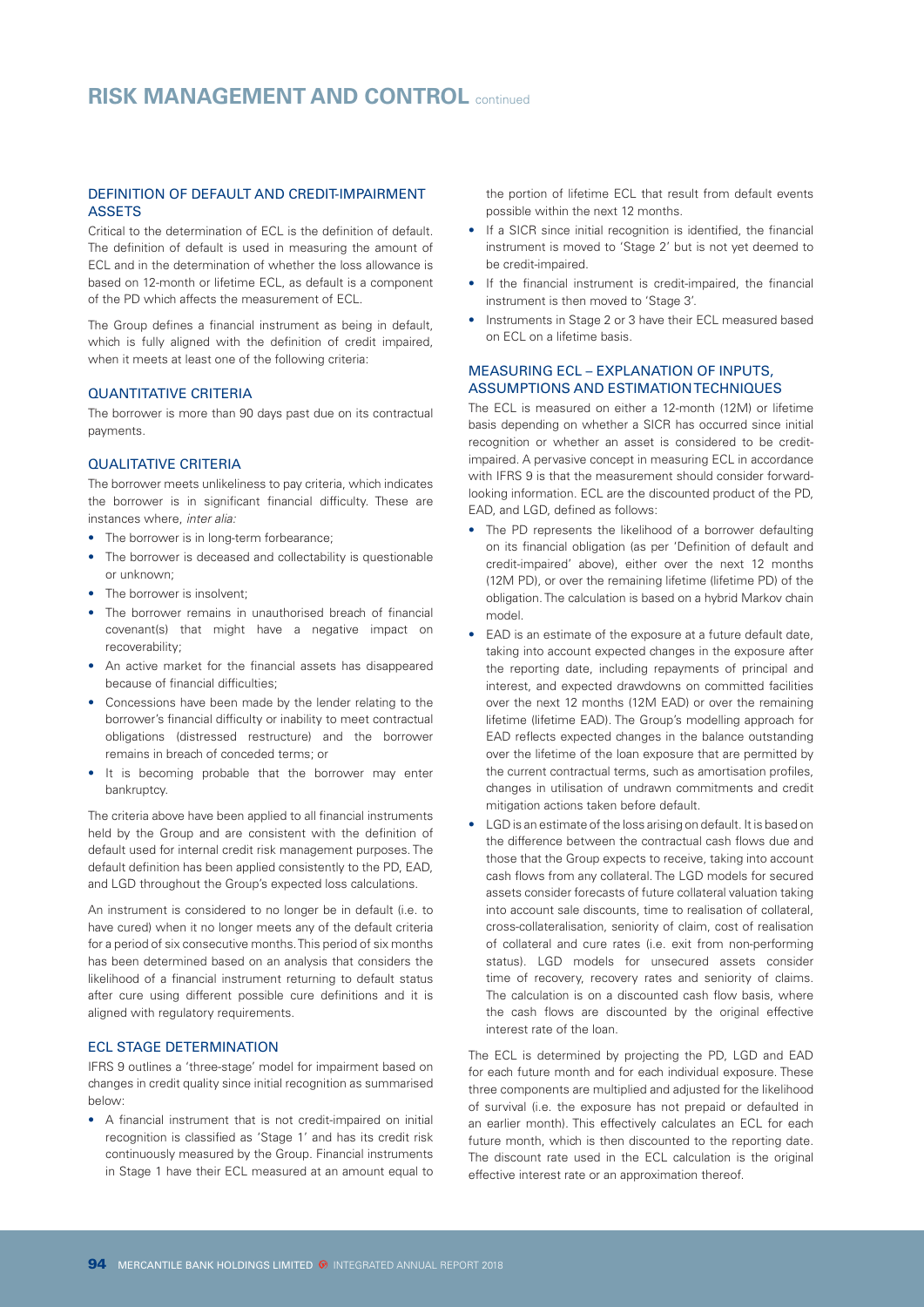## DEFINITION OF DEFAULT AND CREDIT-IMPAIRMENT ASSETS

Critical to the determination of ECL is the definition of default. The definition of default is used in measuring the amount of ECL and in the determination of whether the loss allowance is based on 12-month or lifetime ECL, as default is a component of the PD which affects the measurement of ECL.

The Group defines a financial instrument as being in default, which is fully aligned with the definition of credit impaired, when it meets at least one of the following criteria:

### QUANTITATIVE CRITERIA

The borrower is more than 90 days past due on its contractual payments.

### QUALITATIVE CRITERIA

The borrower meets unlikeliness to pay criteria, which indicates the borrower is in significant financial difficulty. These are instances where, *inter alia:*

- The borrower is in long-term forbearance;
- The borrower is deceased and collectability is questionable or unknown;
- The borrower is insolvent;
- The borrower remains in unauthorised breach of financial covenant(s) that might have a negative impact on recoverability;
- An active market for the financial assets has disappeared because of financial difficulties;
- Concessions have been made by the lender relating to the borrower's financial difficulty or inability to meet contractual obligations (distressed restructure) and the borrower remains in breach of conceded terms; or
- It is becoming probable that the borrower may enter bankruptcy.

The criteria above have been applied to all financial instruments held by the Group and are consistent with the definition of default used for internal credit risk management purposes. The default definition has been applied consistently to the PD, EAD, and LGD throughout the Group's expected loss calculations.

An instrument is considered to no longer be in default (i.e. to have cured) when it no longer meets any of the default criteria for a period of six consecutive months. This period of six months has been determined based on an analysis that considers the likelihood of a financial instrument returning to default status after cure using different possible cure definitions and it is aligned with regulatory requirements.

## ECL STAGE DETERMINATION

IFRS 9 outlines a 'three-stage' model for impairment based on changes in credit quality since initial recognition as summarised below:

- A financial instrument that is not credit-impaired on initial recognition is classified as 'Stage 1' and has its credit risk continuously measured by the Group. Financial instruments in Stage 1 have their ECL measured at an amount equal to the portion of lifetime ECL that result from default events possible within the next 12 months.
- If a SICR since initial recognition is identified, the financial instrument is moved to 'Stage 2' but is not yet deemed to be credit-impaired.
- If the financial instrument is credit-impaired, the financial instrument is then moved to 'Stage 3'.
- Instruments in Stage 2 or 3 have their ECL measured based on ECL on a lifetime basis.

## MEASURING ECL – EXPLANATION OF INPUTS, ASSUMPTIONS AND ESTIMATION TECHNIQUES

The ECL is measured on either a 12-month (12M) or lifetime basis depending on whether a SICR has occurred since initial recognition or whether an asset is considered to be credit-impaired. A pervasive concept in measuring ECL in accordance with IFRS 9 is that the measurement should consider forward-looking information. ECL are the discounted product of the PD, EAD, and LGD, defined as follows:

- The PD represents the likelihood of a borrower defaulting on its financial obligation (as per 'Definition of default and credit-impaired' above), either over the next 12 months (12M PD), or over the remaining lifetime (lifetime PD) of the obligation. The calculation is based on a hybrid Markov chain model.
- EAD is an estimate of the exposure at a future default date, taking into account expected changes in the exposure after the reporting date, including repayments of principal and interest, and expected drawdowns on committed facilities over the next 12 months (12M EAD) or over the remaining lifetime (lifetime EAD). The Group's modelling approach for EAD reflects expected changes in the balance outstanding over the lifetime of the loan exposure that are permitted by the current contractual terms, such as amortisation profiles, changes in utilisation of undrawn commitments and credit mitigation actions taken before default.
- LGD is an estimate of the loss arising on default. It is based on the difference between the contractual cash flows due and those that the Group expects to receive, taking into account cash flows from any collateral. The LGD models for secured assets consider forecasts of future collateral valuation taking into account sale discounts, time to realisation of collateral, cross-collateralisation, seniority of claim, cost of realisation of collateral and cure rates (i.e. exit from non-performing status). LGD models for unsecured assets consider time of recovery, recovery rates and seniority of claims. The calculation is on a discounted cash flow basis, where the cash flows are discounted by the original effective interest rate of the loan.

The ECL is determined by projecting the PD, LGD and EAD for each future month and for each individual exposure. These three components are multiplied and adjusted for the likelihood of survival (i.e. the exposure has not prepaid or defaulted in an earlier month). This effectively calculates an ECL for each future month, which is then discounted to the reporting date. The discount rate used in the ECL calculation is the original effective interest rate or an approximation thereof.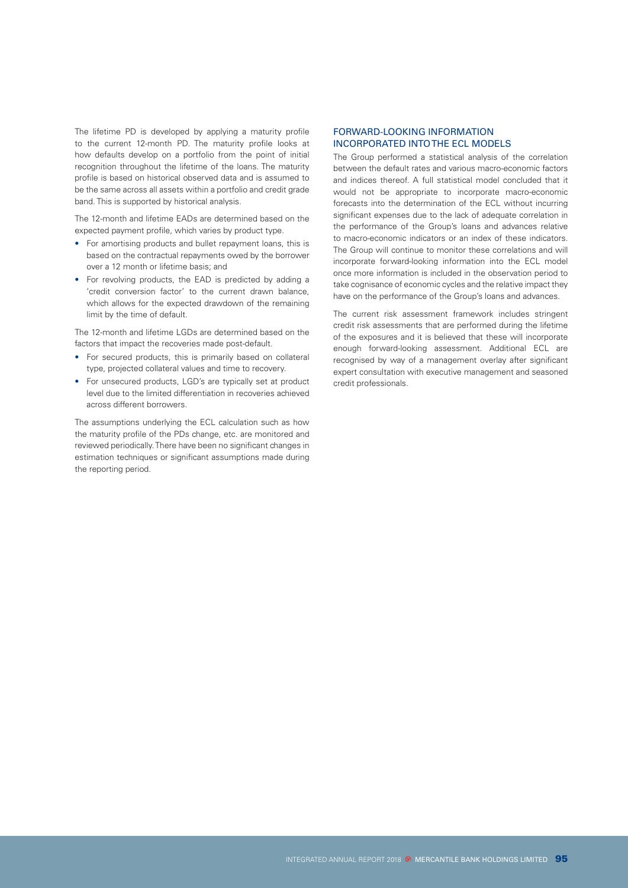The lifetime PD is developed by applying a maturity profile to the current 12-month PD. The maturity profile looks at how defaults develop on a portfolio from the point of initial recognition throughout the lifetime of the loans. The maturity profile is based on historical observed data and is assumed to be the same across all assets within a portfolio and credit grade band. This is supported by historical analysis.

The 12-month and lifetime EADs are determined based on the expected payment profile, which varies by product type.

- For amortising products and bullet repayment loans, this is based on the contractual repayments owed by the borrower over a 12 month or lifetime basis; and
- For revolving products, the EAD is predicted by adding a 'credit conversion factor' to the current drawn balance, which allows for the expected drawdown of the remaining limit by the time of default.

The 12-month and lifetime LGDs are determined based on the factors that impact the recoveries made post-default.

- For secured products, this is primarily based on collateral type, projected collateral values and time to recovery.
- For unsecured products, LGD's are typically set at product level due to the limited differentiation in recoveries achieved across different borrowers.

The assumptions underlying the ECL calculation such as how the maturity profile of the PDs change, etc. are monitored and reviewed periodically. There have been no significant changes in estimation techniques or significant assumptions made during the reporting period.

## FORWARD-LOOKING INFORMATION INCORPORATED INTO THE ECL MODELS

The Group performed a statistical analysis of the correlation between the default rates and various macro-economic factors and indices thereof. A full statistical model concluded that it would not be appropriate to incorporate macro-economic forecasts into the determination of the ECL without incurring significant expenses due to the lack of adequate correlation in the performance of the Group's loans and advances relative to macro-economic indicators or an index of these indicators. The Group will continue to monitor these correlations and will incorporate forward-looking information into the ECL model once more information is included in the observation period to take cognisance of economic cycles and the relative impact they have on the performance of the Group's loans and advances.

The current risk assessment framework includes stringent credit risk assessments that are performed during the lifetime of the exposures and it is believed that these will incorporate enough forward-looking assessment. Additional ECL are recognised by way of a management overlay after significant expert consultation with executive management and seasoned credit professionals.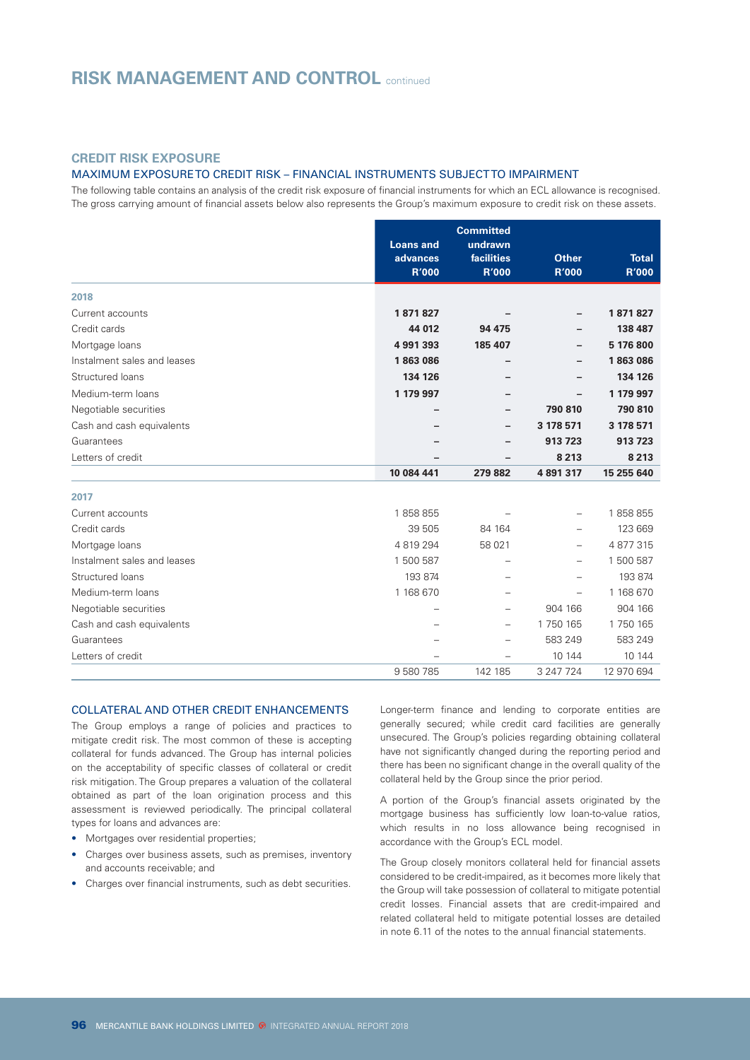## CREDIT RISK EXPOSURE

### MAXIMUM EXPOSURE TO CREDIT RISK – FINANCIAL INSTRUMENTS SUBJECT TO IMPAIRMENT

The following table contains an analysis of the credit risk exposure of financial instruments for which an ECL allowance is recognised. The gross carrying amount of financial assets below also represents the Group's maximum exposure to credit risk on these assets.

| | Loans and advances R'000 | Committed undrawn facilities R'000 | Other R'000 | Total R'000 |
|---|---|---|---|---|
| **2018** | | | | |
| Current accounts | **1 871 827** | **–** | **–** | **1 871 827** |
| Credit cards | **44 012** | **94 475** | **–** | **138 487** |
| Mortgage loans | **4 991 393** | **185 407** | **–** | **5 176 800** |
| Instalment sales and leases | **1 863 086** | **–** | **–** | **1 863 086** |
| Structured loans | **134 126** | **–** | **–** | **134 126** |
| Medium-term loans | **1 179 997** | **–** | **–** | **1 179 997** |
| Negotiable securities | **–** | **–** | **790 810** | **790 810** |
| Cash and cash equivalents | **–** | **–** | **3 178 571** | **3 178 571** |
| Guarantees | **–** | **–** | **913 723** | **913 723** |
| Letters of credit | **–** | **–** | **8 213** | **8 213** |
| | **10 084 441** | **279 882** | **4 891 317** | **15 255 640** |
| **2017** | | | | |
| Current accounts | 1 858 855 | – | – | 1 858 855 |
| Credit cards | 39 505 | 84 164 | – | 123 669 |
| Mortgage loans | 4 819 294 | 58 021 | – | 4 877 315 |
| Instalment sales and leases | 1 500 587 | – | – | 1 500 587 |
| Structured loans | 193 874 | – | – | 193 874 |
| Medium-term loans | 1 168 670 | – | – | 1 168 670 |
| Negotiable securities | – | – | 904 166 | 904 166 |
| Cash and cash equivalents | – | – | 1 750 165 | 1 750 165 |
| Guarantees | – | – | 583 249 | 583 249 |
| Letters of credit | – | – | 10 144 | 10 144 |
| | 9 580 785 | 142 185 | 3 247 724 | 12 970 694 |

### COLLATERAL AND OTHER CREDIT ENHANCEMENTS

The Group employs a range of policies and practices to mitigate credit risk. The most common of these is accepting collateral for funds advanced. The Group has internal policies on the acceptability of specific classes of collateral or credit risk mitigation. The Group prepares a valuation of the collateral obtained as part of the loan origination process and this assessment is reviewed periodically. The principal collateral types for loans and advances are:

- Mortgages over residential properties;
- Charges over business assets, such as premises, inventory and accounts receivable; and
- Charges over financial instruments, such as debt securities.

Longer-term finance and lending to corporate entities are generally secured; while credit card facilities are generally unsecured. The Group's policies regarding obtaining collateral have not significantly changed during the reporting period and there has been no significant change in the overall quality of the collateral held by the Group since the prior period.

A portion of the Group's financial assets originated by the mortgage business has sufficiently low loan-to-value ratios, which results in no loss allowance being recognised in accordance with the Group's ECL model.

The Group closely monitors collateral held for financial assets considered to be credit-impaired, as it becomes more likely that the Group will take possession of collateral to mitigate potential credit losses. Financial assets that are credit-impaired and related collateral held to mitigate potential losses are detailed in note 6.11 of the notes to the annual financial statements.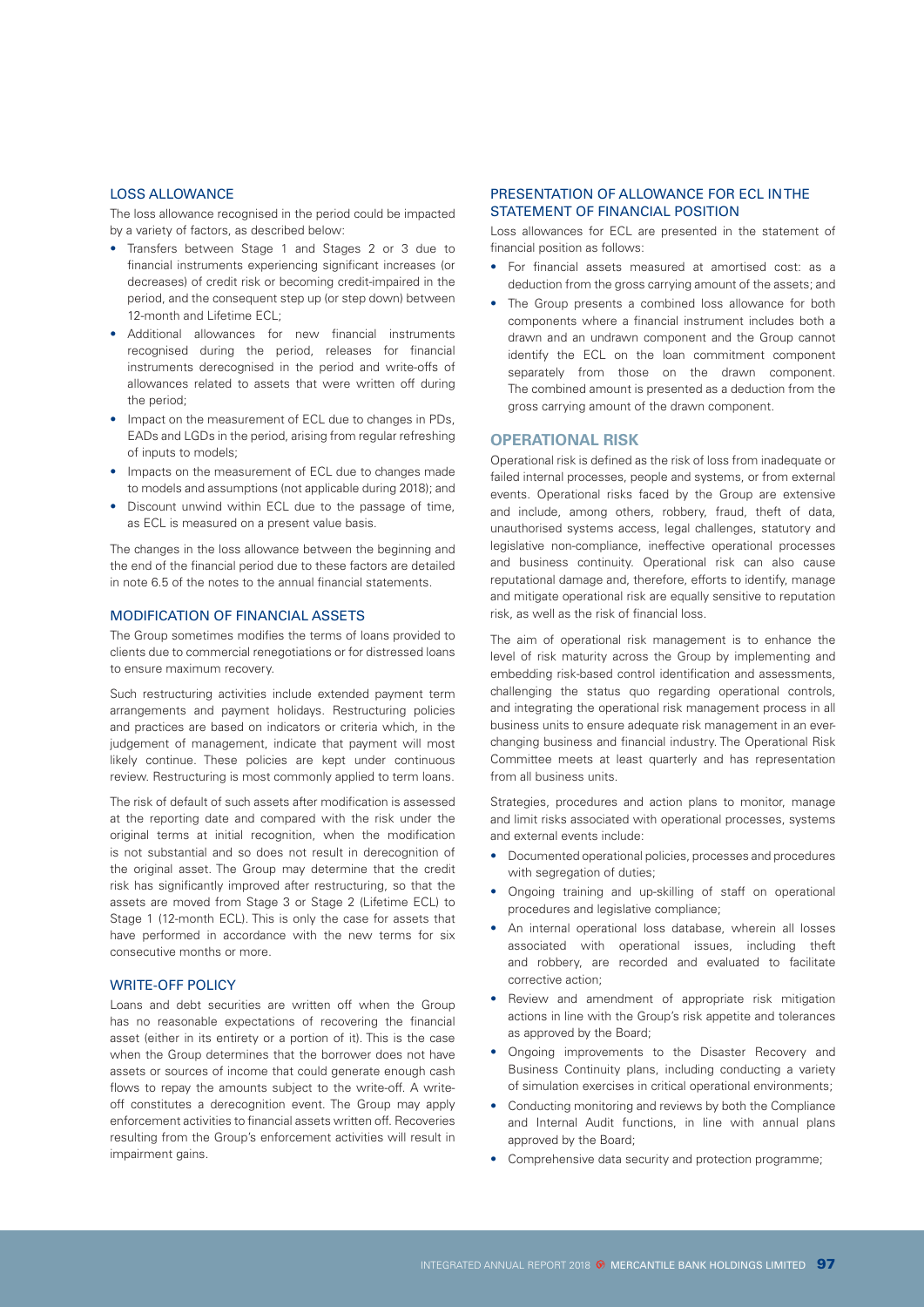### LOSS ALLOWANCE

The loss allowance recognised in the period could be impacted by a variety of factors, as described below:

- Transfers between Stage 1 and Stages 2 or 3 due to financial instruments experiencing significant increases (or decreases) of credit risk or becoming credit-impaired in the period, and the consequent step up (or step down) between 12-month and Lifetime ECL;
- Additional allowances for new financial instruments recognised during the period, releases for financial instruments derecognised in the period and write-offs of allowances related to assets that were written off during the period;
- Impact on the measurement of ECL due to changes in PDs, EADs and LGDs in the period, arising from regular refreshing of inputs to models;
- Impacts on the measurement of ECL due to changes made to models and assumptions (not applicable during 2018); and
- Discount unwind within ECL due to the passage of time, as ECL is measured on a present value basis.

The changes in the loss allowance between the beginning and the end of the financial period due to these factors are detailed in note 6.5 of the notes to the annual financial statements.

### MODIFICATION OF FINANCIAL ASSETS

The Group sometimes modifies the terms of loans provided to clients due to commercial renegotiations or for distressed loans to ensure maximum recovery.

Such restructuring activities include extended payment term arrangements and payment holidays. Restructuring policies and practices are based on indicators or criteria which, in the judgement of management, indicate that payment will most likely continue. These policies are kept under continuous review. Restructuring is most commonly applied to term loans.

The risk of default of such assets after modification is assessed at the reporting date and compared with the risk under the original terms at initial recognition, when the modification is not substantial and so does not result in derecognition of the original asset. The Group may determine that the credit risk has significantly improved after restructuring, so that the assets are moved from Stage 3 or Stage 2 (Lifetime ECL) to Stage 1 (12-month ECL). This is only the case for assets that have performed in accordance with the new terms for six consecutive months or more.

### WRITE-OFF POLICY

Loans and debt securities are written off when the Group has no reasonable expectations of recovering the financial asset (either in its entirety or a portion of it). This is the case when the Group determines that the borrower does not have assets or sources of income that could generate enough cash flows to repay the amounts subject to the write-off. A write-off constitutes a derecognition event. The Group may apply enforcement activities to financial assets written off. Recoveries resulting from the Group's enforcement activities will result in impairment gains.

### PRESENTATION OF ALLOWANCE FOR ECL IN THE STATEMENT OF FINANCIAL POSITION

Loss allowances for ECL are presented in the statement of financial position as follows:

- For financial assets measured at amortised cost: as a deduction from the gross carrying amount of the assets; and
- The Group presents a combined loss allowance for both components where a financial instrument includes both a drawn and an undrawn component and the Group cannot identify the ECL on the loan commitment component separately from those on the drawn component. The combined amount is presented as a deduction from the gross carrying amount of the drawn component.

## OPERATIONAL RISK

Operational risk is defined as the risk of loss from inadequate or failed internal processes, people and systems, or from external events. Operational risks faced by the Group are extensive and include, among others, robbery, fraud, theft of data, unauthorised systems access, legal challenges, statutory and legislative non-compliance, ineffective operational processes and business continuity. Operational risk can also cause reputational damage and, therefore, efforts to identify, manage and mitigate operational risk are equally sensitive to reputation risk, as well as the risk of financial loss.

The aim of operational risk management is to enhance the level of risk maturity across the Group by implementing and embedding risk-based control identification and assessments, challenging the status quo regarding operational controls, and integrating the operational risk management process in all business units to ensure adequate risk management in an ever-changing business and financial industry. The Operational Risk Committee meets at least quarterly and has representation from all business units.

Strategies, procedures and action plans to monitor, manage and limit risks associated with operational processes, systems and external events include:

- Documented operational policies, processes and procedures with segregation of duties;
- Ongoing training and up-skilling of staff on operational procedures and legislative compliance;
- An internal operational loss database, wherein all losses associated with operational issues, including theft and robbery, are recorded and evaluated to facilitate corrective action;
- Review and amendment of appropriate risk mitigation actions in line with the Group's risk appetite and tolerances as approved by the Board;
- Ongoing improvements to the Disaster Recovery and Business Continuity plans, including conducting a variety of simulation exercises in critical operational environments;
- Conducting monitoring and reviews by both the Compliance and Internal Audit functions, in line with annual plans approved by the Board;
- Comprehensive data security and protection programme;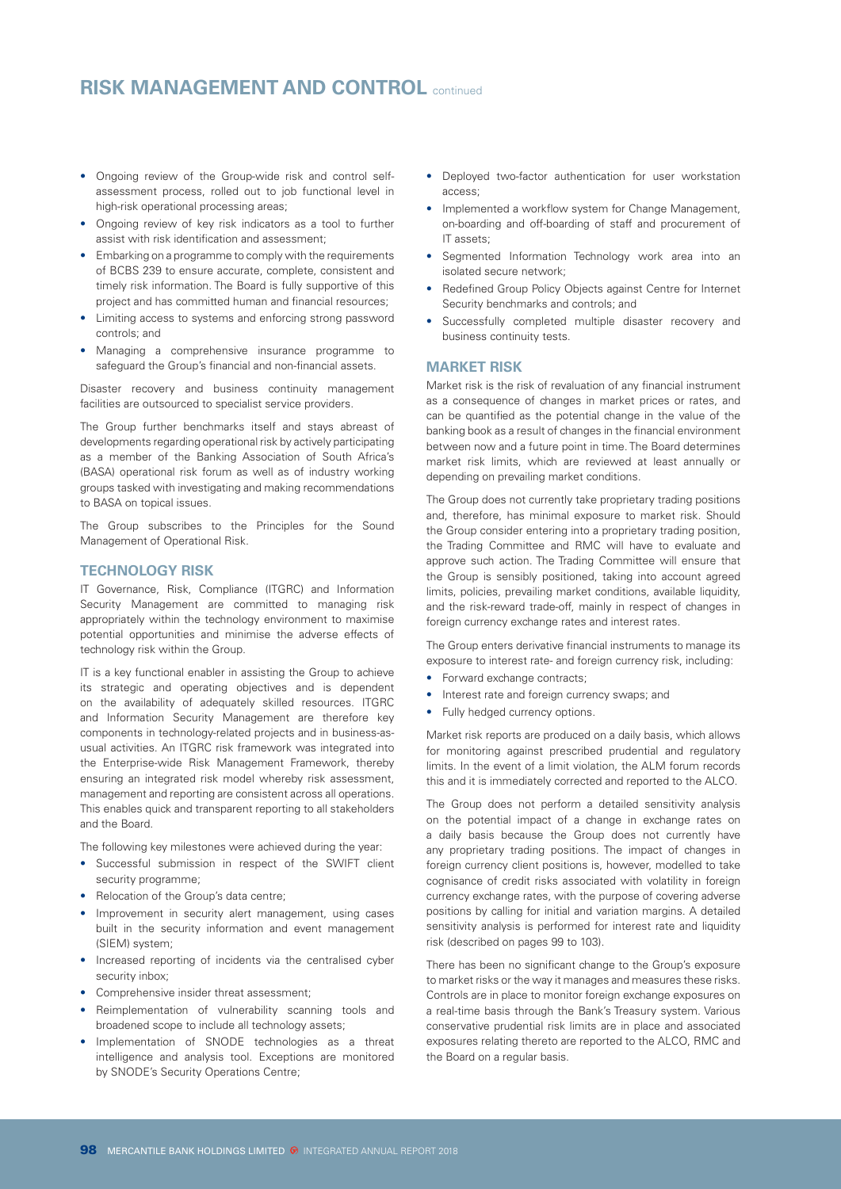# RISK MANAGEMENT AND CONTROL continued

- Ongoing review of the Group-wide risk and control self-assessment process, rolled out to job functional level in high-risk operational processing areas;
- Ongoing review of key risk indicators as a tool to further assist with risk identification and assessment;
- Embarking on a programme to comply with the requirements of BCBS 239 to ensure accurate, complete, consistent and timely risk information. The Board is fully supportive of this project and has committed human and financial resources;
- Limiting access to systems and enforcing strong password controls; and
- Managing a comprehensive insurance programme to safeguard the Group's financial and non-financial assets.

Disaster recovery and business continuity management facilities are outsourced to specialist service providers.

The Group further benchmarks itself and stays abreast of developments regarding operational risk by actively participating as a member of the Banking Association of South Africa's (BASA) operational risk forum as well as of industry working groups tasked with investigating and making recommendations to BASA on topical issues.

The Group subscribes to the Principles for the Sound Management of Operational Risk.

## TECHNOLOGY RISK

IT Governance, Risk, Compliance (ITGRC) and Information Security Management are committed to managing risk appropriately within the technology environment to maximise potential opportunities and minimise the adverse effects of technology risk within the Group.

IT is a key functional enabler in assisting the Group to achieve its strategic and operating objectives and is dependent on the availability of adequately skilled resources. ITGRC and Information Security Management are therefore key components in technology-related projects and in business-as-usual activities. An ITGRC risk framework was integrated into the Enterprise-wide Risk Management Framework, thereby ensuring an integrated risk model whereby risk assessment, management and reporting are consistent across all operations. This enables quick and transparent reporting to all stakeholders and the Board.

The following key milestones were achieved during the year:

- Successful submission in respect of the SWIFT client security programme;
- Relocation of the Group's data centre;
- Improvement in security alert management, using cases built in the security information and event management (SIEM) system;
- Increased reporting of incidents via the centralised cyber security inbox;
- Comprehensive insider threat assessment;
- Reimplementation of vulnerability scanning tools and broadened scope to include all technology assets;
- Implementation of SNODE technologies as a threat intelligence and analysis tool. Exceptions are monitored by SNODE's Security Operations Centre;
- Deployed two-factor authentication for user workstation access;
- Implemented a workflow system for Change Management, on-boarding and off-boarding of staff and procurement of IT assets;
- Segmented Information Technology work area into an isolated secure network;
- Redefined Group Policy Objects against Centre for Internet Security benchmarks and controls; and
- Successfully completed multiple disaster recovery and business continuity tests.

## MARKET RISK

Market risk is the risk of revaluation of any financial instrument as a consequence of changes in market prices or rates, and can be quantified as the potential change in the value of the banking book as a result of changes in the financial environment between now and a future point in time. The Board determines market risk limits, which are reviewed at least annually or depending on prevailing market conditions.

The Group does not currently take proprietary trading positions and, therefore, has minimal exposure to market risk. Should the Group consider entering into a proprietary trading position, the Trading Committee and RMC will have to evaluate and approve such action. The Trading Committee will ensure that the Group is sensibly positioned, taking into account agreed limits, policies, prevailing market conditions, available liquidity, and the risk-reward trade-off, mainly in respect of changes in foreign currency exchange rates and interest rates.

The Group enters derivative financial instruments to manage its exposure to interest rate- and foreign currency risk, including:

- Forward exchange contracts;
- Interest rate and foreign currency swaps; and
- Fully hedged currency options.

Market risk reports are produced on a daily basis, which allows for monitoring against prescribed prudential and regulatory limits. In the event of a limit violation, the ALM forum records this and it is immediately corrected and reported to the ALCO.

The Group does not perform a detailed sensitivity analysis on the potential impact of a change in exchange rates on a daily basis because the Group does not currently have any proprietary trading positions. The impact of changes in foreign currency client positions is, however, modelled to take cognisance of credit risks associated with volatility in foreign currency exchange rates, with the purpose of covering adverse positions by calling for initial and variation margins. A detailed sensitivity analysis is performed for interest rate and liquidity risk (described on pages 99 to 103).

There has been no significant change to the Group's exposure to market risks or the way it manages and measures these risks. Controls are in place to monitor foreign exchange exposures on a real-time basis through the Bank's Treasury system. Various conservative prudential risk limits are in place and associated exposures relating thereto are reported to the ALCO, RMC and the Board on a regular basis.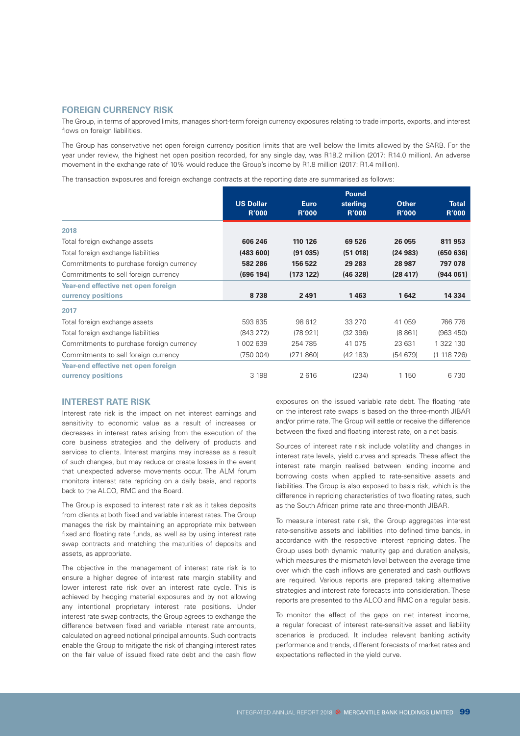## FOREIGN CURRENCY RISK

The Group, in terms of approved limits, manages short-term foreign currency exposures relating to trade imports, exports, and interest flows on foreign liabilities.

The Group has conservative net open foreign currency position limits that are well below the limits allowed by the SARB. For the year under review, the highest net open position recorded, for any single day, was R18.2 million (2017: R14.0 million). An adverse movement in the exchange rate of 10% would reduce the Group's income by R1.8 million (2017: R1.4 million).

The transaction exposures and foreign exchange contracts at the reporting date are summarised as follows:

| | US Dollar R'000 | Euro R'000 | Pound sterling R'000 | Other R'000 | Total R'000 |
|---|---|---|---|---|---|
| **2018** | | | | | |
| Total foreign exchange assets | **606 246** | **110 126** | **69 526** | **26 055** | **811 953** |
| Total foreign exchange liabilities | **(483 600)** | **(91 035)** | **(51 018)** | **(24 983)** | **(650 636)** |
| Commitments to purchase foreign currency | **582 286** | **156 522** | **29 283** | **28 987** | **797 078** |
| Commitments to sell foreign currency | **(696 194)** | **(173 122)** | **(46 328)** | **(28 417)** | **(944 061)** |
| **Year-end effective net open foreign currency positions** | **8 738** | **2 491** | **1 463** | **1 642** | **14 334** |
| **2017** | | | | | |
| Total foreign exchange assets | 593 835 | 98 612 | 33 270 | 41 059 | 766 776 |
| Total foreign exchange liabilities | (843 272) | (78 921) | (32 396) | (8 861) | (963 450) |
| Commitments to purchase foreign currency | 1 002 639 | 254 785 | 41 075 | 23 631 | 1 322 130 |
| Commitments to sell foreign currency | (750 004) | (271 860) | (42 183) | (54 679) | (1 118 726) |
| **Year-end effective net open foreign currency positions** | 3 198 | 2 616 | (234) | 1 150 | 6 730 |

## INTEREST RATE RISK

Interest rate risk is the impact on net interest earnings and sensitivity to economic value as a result of increases or decreases in interest rates arising from the execution of the core business strategies and the delivery of products and services to clients. Interest margins may increase as a result of such changes, but may reduce or create losses in the event that unexpected adverse movements occur. The ALM forum monitors interest rate repricing on a daily basis, and reports back to the ALCO, RMC and the Board.

The Group is exposed to interest rate risk as it takes deposits from clients at both fixed and variable interest rates. The Group manages the risk by maintaining an appropriate mix between fixed and floating rate funds, as well as by using interest rate swap contracts and matching the maturities of deposits and assets, as appropriate.

The objective in the management of interest rate risk is to ensure a higher degree of interest rate margin stability and lower interest rate risk over an interest rate cycle. This is achieved by hedging material exposures and by not allowing any intentional proprietary interest rate positions. Under interest rate swap contracts, the Group agrees to exchange the difference between fixed and variable interest rate amounts, calculated on agreed notional principal amounts. Such contracts enable the Group to mitigate the risk of changing interest rates on the fair value of issued fixed rate debt and the cash flow exposures on the issued variable rate debt. The floating rate on the interest rate swaps is based on the three-month JIBAR and/or prime rate. The Group will settle or receive the difference between the fixed and floating interest rate, on a net basis.

Sources of interest rate risk include volatility and changes in interest rate levels, yield curves and spreads. These affect the interest rate margin realised between lending income and borrowing costs when applied to rate-sensitive assets and liabilities. The Group is also exposed to basis risk, which is the difference in repricing characteristics of two floating rates, such as the South African prime rate and three-month JIBAR.

To measure interest rate risk, the Group aggregates interest rate-sensitive assets and liabilities into defined time bands, in accordance with the respective interest repricing dates. The Group uses both dynamic maturity gap and duration analysis, which measures the mismatch level between the average time over which the cash inflows are generated and cash outflows are required. Various reports are prepared taking alternative strategies and interest rate forecasts into consideration. These reports are presented to the ALCO and RMC on a regular basis.

To monitor the effect of the gaps on net interest income, a regular forecast of interest rate-sensitive asset and liability scenarios is produced. It includes relevant banking activity performance and trends, different forecasts of market rates and expectations reflected in the yield curve.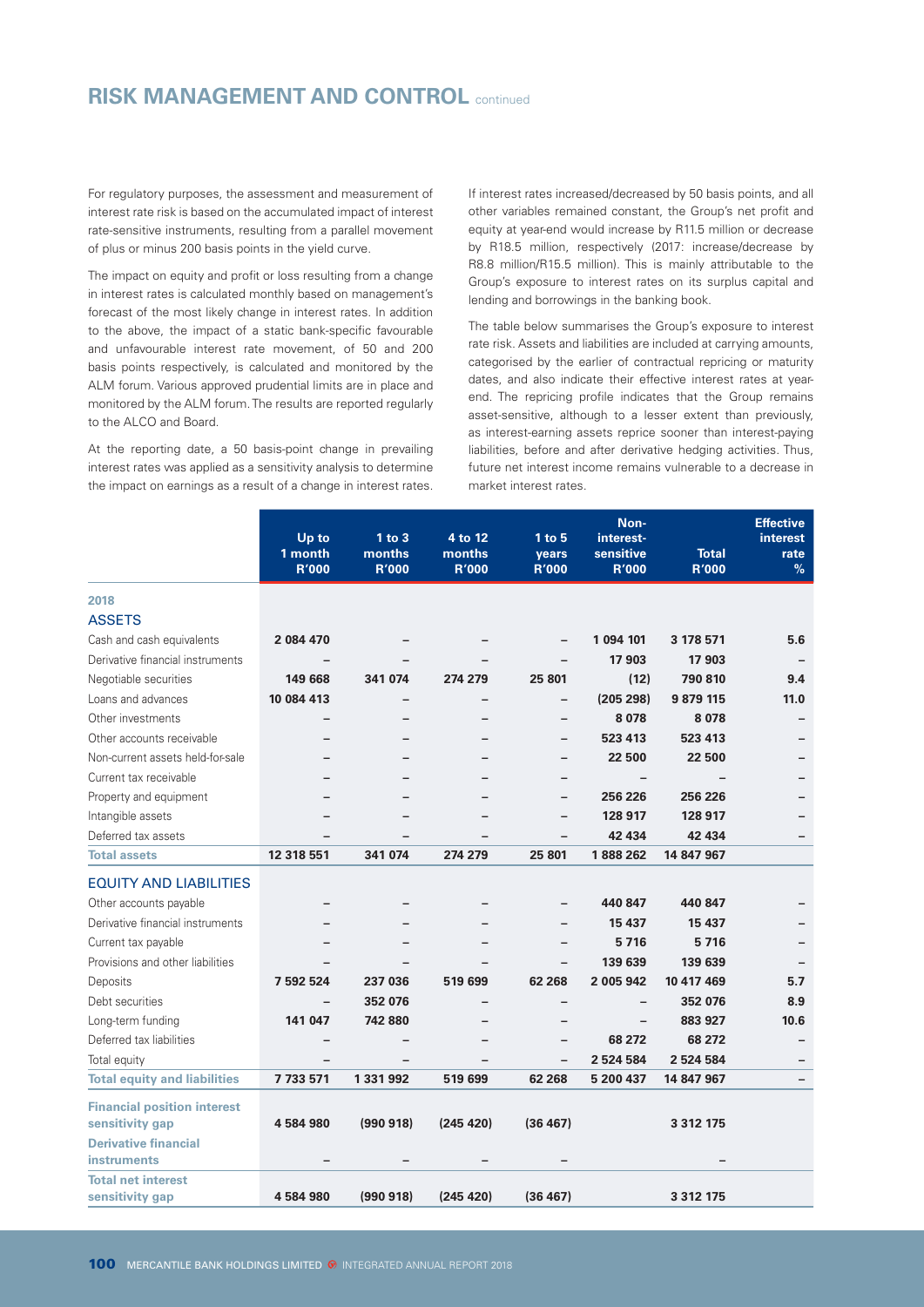## RISK MANAGEMENT AND CONTROL continued

For regulatory purposes, the assessment and measurement of interest rate risk is based on the accumulated impact of interest rate-sensitive instruments, resulting from a parallel movement of plus or minus 200 basis points in the yield curve.

The impact on equity and profit or loss resulting from a change in interest rates is calculated monthly based on management's forecast of the most likely change in interest rates. In addition to the above, the impact of a static bank-specific favourable and unfavourable interest rate movement, of 50 and 200 basis points respectively, is calculated and monitored by the ALM forum. Various approved prudential limits are in place and monitored by the ALM forum. The results are reported regularly to the ALCO and Board.

At the reporting date, a 50 basis-point change in prevailing interest rates was applied as a sensitivity analysis to determine the impact on earnings as a result of a change in interest rates.

If interest rates increased/decreased by 50 basis points, and all other variables remained constant, the Group's net profit and equity at year-end would increase by R11.5 million or decrease by R18.5 million, respectively (2017: increase/decrease by R8.8 million/R15.5 million). This is mainly attributable to the Group's exposure to interest rates on its surplus capital and lending and borrowings in the banking book.

The table below summarises the Group's exposure to interest rate risk. Assets and liabilities are included at carrying amounts, categorised by the earlier of contractual repricing or maturity dates, and also indicate their effective interest rates at year-end. The repricing profile indicates that the Group remains asset-sensitive, although to a lesser extent than previously, as interest-earning assets reprice sooner than interest-paying liabilities, before and after derivative hedging activities. Thus, future net interest income remains vulnerable to a decrease in market interest rates.

| | Up to 1 month R'000 | 1 to 3 months R'000 | 4 to 12 months R'000 | 1 to 5 years R'000 | Non-interest-sensitive R'000 | Total R'000 | Effective interest rate % |
|---|---|---|---|---|---|---|---|
| **2018** | | | | | | | |
| **ASSETS** | | | | | | | |
| Cash and cash equivalents | 2 084 470 | – | – | – | 1 094 101 | 3 178 571 | 5.6 |
| Derivative financial instruments | – | – | – | – | 17 903 | 17 903 | – |
| Negotiable securities | 149 668 | 341 074 | 274 279 | 25 801 | (12) | 790 810 | 9.4 |
| Loans and advances | 10 084 413 | – | – | – | (205 298) | 9 879 115 | 11.0 |
| Other investments | – | – | – | – | 8 078 | 8 078 | – |
| Other accounts receivable | – | – | – | – | 523 413 | 523 413 | – |
| Non-current assets held-for-sale | – | – | – | – | 22 500 | 22 500 | – |
| Current tax receivable | – | – | – | – | – | – | – |
| Property and equipment | – | – | – | – | 256 226 | 256 226 | – |
| Intangible assets | – | – | – | – | 128 917 | 128 917 | – |
| Deferred tax assets | – | – | – | – | 42 434 | 42 434 | – |
| **Total assets** | **12 318 551** | **341 074** | **274 279** | **25 801** | **1 888 262** | **14 847 967** | |
| **EQUITY AND LIABILITIES** | | | | | | | |
| Other accounts payable | – | – | – | – | 440 847 | 440 847 | – |
| Derivative financial instruments | – | – | – | – | 15 437 | 15 437 | – |
| Current tax payable | – | – | – | – | 5 716 | 5 716 | – |
| Provisions and other liabilities | – | – | – | – | 139 639 | 139 639 | – |
| Deposits | 7 592 524 | 237 036 | 519 699 | 62 268 | 2 005 942 | 10 417 469 | 5.7 |
| Debt securities | – | 352 076 | – | – | – | 352 076 | 8.9 |
| Long-term funding | 141 047 | 742 880 | – | – | – | 883 927 | 10.6 |
| Deferred tax liabilities | – | – | – | – | 68 272 | 68 272 | – |
| Total equity | – | – | – | – | 2 524 584 | 2 524 584 | – |
| **Total equity and liabilities** | **7 733 571** | **1 331 992** | **519 699** | **62 268** | **5 200 437** | **14 847 967** | – |
| **Financial position interest sensitivity gap** | **4 584 980** | **(990 918)** | **(245 420)** | **(36 467)** | | **3 312 175** | |
| **Derivative financial instruments** | – | – | – | – | | – | |
| **Total net interest sensitivity gap** | **4 584 980** | **(990 918)** | **(245 420)** | **(36 467)** | | **3 312 175** | |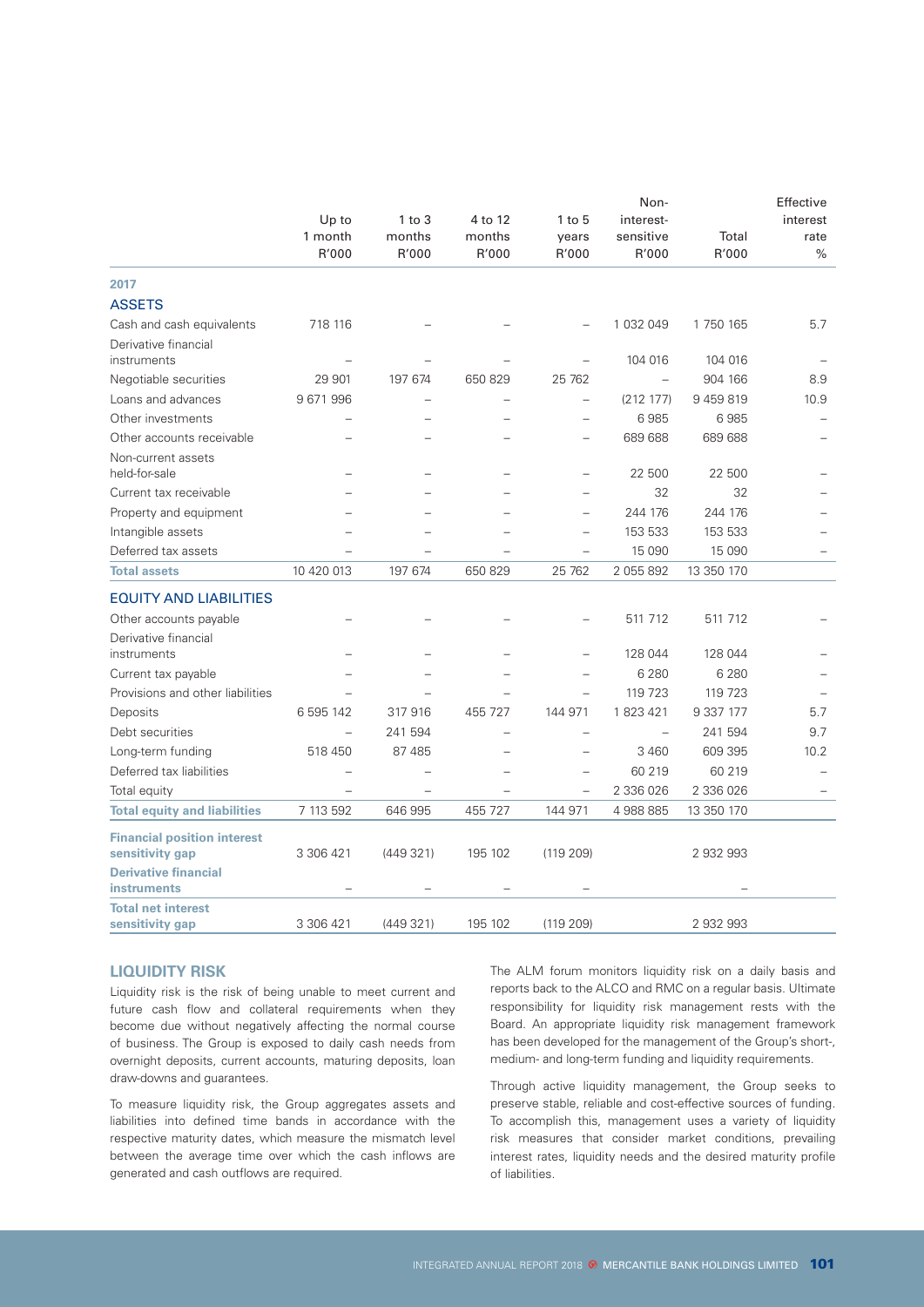| | Up to 1 month R'000 | 1 to 3 months R'000 | 4 to 12 months R'000 | 1 to 5 years R'000 | Non-interest-sensitive R'000 | Total R'000 | Effective interest rate % |
|---|---|---|---|---|---|---|---|
| **2017** | | | | | | | |
| **ASSETS** | | | | | | | |
| Cash and cash equivalents | 718 116 | – | – | – | 1 032 049 | 1 750 165 | 5.7 |
| Derivative financial instruments | – | – | – | – | 104 016 | 104 016 | – |
| Negotiable securities | 29 901 | 197 674 | 650 829 | 25 762 | – | 904 166 | 8.9 |
| Loans and advances | 9 671 996 | – | – | – | (212 177) | 9 459 819 | 10.9 |
| Other investments | – | – | – | – | 6 985 | 6 985 | – |
| Other accounts receivable | – | – | – | – | 689 688 | 689 688 | – |
| Non-current assets held-for-sale | – | – | – | – | 22 500 | 22 500 | – |
| Current tax receivable | – | – | – | – | 32 | 32 | – |
| Property and equipment | – | – | – | – | 244 176 | 244 176 | – |
| Intangible assets | – | – | – | – | 153 533 | 153 533 | – |
| Deferred tax assets | – | – | – | – | 15 090 | 15 090 | – |
| **Total assets** | 10 420 013 | 197 674 | 650 829 | 25 762 | 2 055 892 | 13 350 170 | |
| **EQUITY AND LIABILITIES** | | | | | | | |
| Other accounts payable | – | – | – | – | 511 712 | 511 712 | – |
| Derivative financial instruments | – | – | – | – | 128 044 | 128 044 | – |
| Current tax payable | – | – | – | – | 6 280 | 6 280 | – |
| Provisions and other liabilities | – | – | – | – | 119 723 | 119 723 | – |
| Deposits | 6 595 142 | 317 916 | 455 727 | 144 971 | 1 823 421 | 9 337 177 | 5.7 |
| Debt securities | – | 241 594 | – | – | – | 241 594 | 9.7 |
| Long-term funding | 518 450 | 87 485 | – | – | 3 460 | 609 395 | 10.2 |
| Deferred tax liabilities | – | – | – | – | 60 219 | 60 219 | – |
| Total equity | – | – | – | – | 2 336 026 | 2 336 026 | – |
| **Total equity and liabilities** | 7 113 592 | 646 995 | 455 727 | 144 971 | 4 988 885 | 13 350 170 | |
| **Financial position interest sensitivity gap** | 3 306 421 | (449 321) | 195 102 | (119 209) | | 2 932 993 | |
| **Derivative financial instruments** | – | – | – | – | | – | |
| **Total net interest sensitivity gap** | 3 306 421 | (449 321) | 195 102 | (119 209) | | 2 932 993 | |

## LIQUIDITY RISK

Liquidity risk is the risk of being unable to meet current and future cash flow and collateral requirements when they become due without negatively affecting the normal course of business. The Group is exposed to daily cash needs from overnight deposits, current accounts, maturing deposits, loan draw-downs and guarantees.

To measure liquidity risk, the Group aggregates assets and liabilities into defined time bands in accordance with the respective maturity dates, which measure the mismatch level between the average time over which the cash inflows are generated and cash outflows are required.

The ALM forum monitors liquidity risk on a daily basis and reports back to the ALCO and RMC on a regular basis. Ultimate responsibility for liquidity risk management rests with the Board. An appropriate liquidity risk management framework has been developed for the management of the Group's short-, medium- and long-term funding and liquidity requirements.

Through active liquidity management, the Group seeks to preserve stable, reliable and cost-effective sources of funding. To accomplish this, management uses a variety of liquidity risk measures that consider market conditions, prevailing interest rates, liquidity needs and the desired maturity profile of liabilities.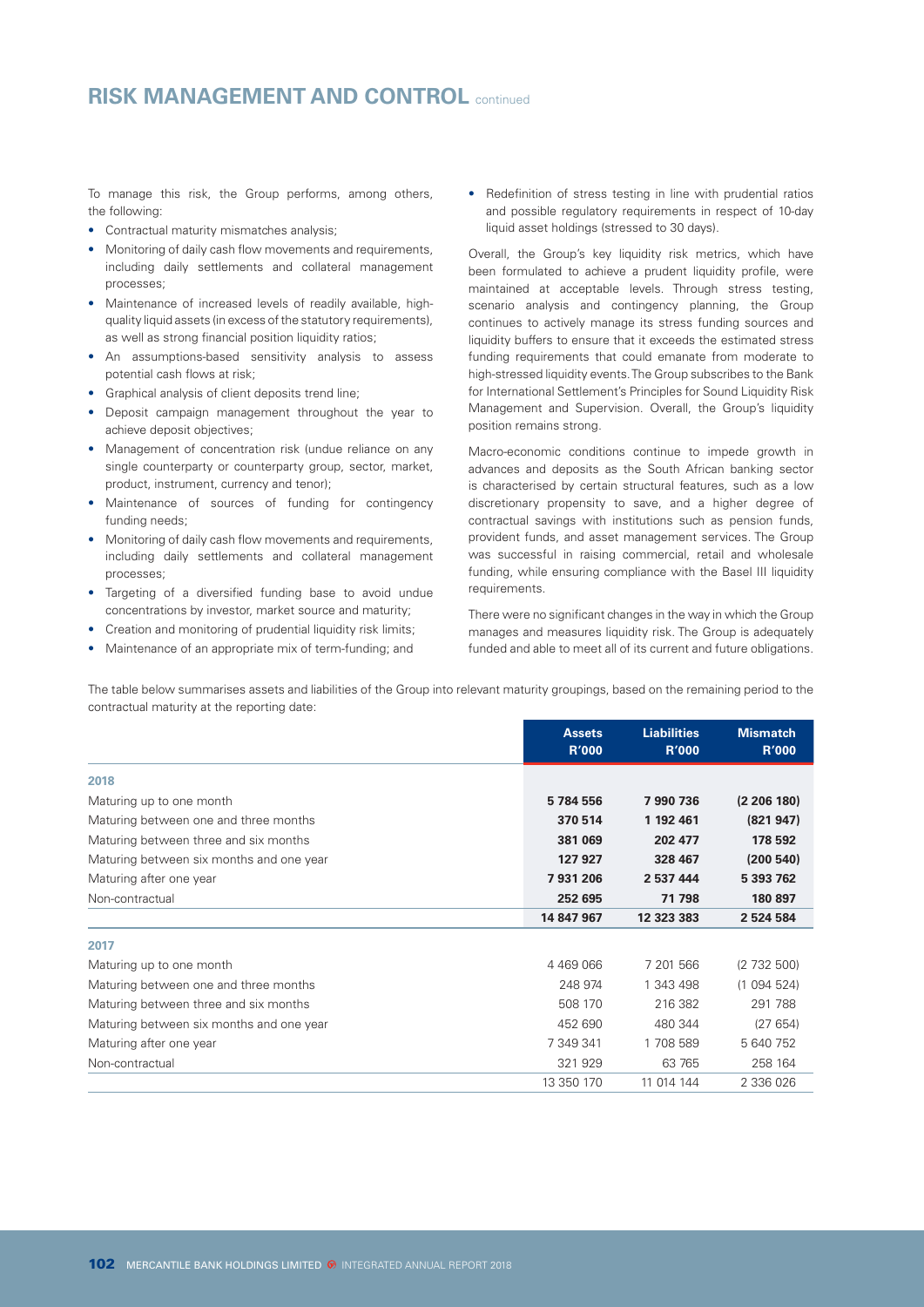# RISK MANAGEMENT AND CONTROL continued

To manage this risk, the Group performs, among others, the following:

- Contractual maturity mismatches analysis;
- Monitoring of daily cash flow movements and requirements, including daily settlements and collateral management processes;
- Maintenance of increased levels of readily available, high-quality liquid assets (in excess of the statutory requirements), as well as strong financial position liquidity ratios;
- An assumptions-based sensitivity analysis to assess potential cash flows at risk;
- Graphical analysis of client deposits trend line;
- Deposit campaign management throughout the year to achieve deposit objectives;
- Management of concentration risk (undue reliance on any single counterparty or counterparty group, sector, market, product, instrument, currency and tenor);
- Maintenance of sources of funding for contingency funding needs;
- Monitoring of daily cash flow movements and requirements, including daily settlements and collateral management processes;
- Targeting of a diversified funding base to avoid undue concentrations by investor, market source and maturity;
- Creation and monitoring of prudential liquidity risk limits;
- Maintenance of an appropriate mix of term-funding; and
- Redefinition of stress testing in line with prudential ratios and possible regulatory requirements in respect of 10-day liquid asset holdings (stressed to 30 days).

Overall, the Group's key liquidity risk metrics, which have been formulated to achieve a prudent liquidity profile, were maintained at acceptable levels. Through stress testing, scenario analysis and contingency planning, the Group continues to actively manage its stress funding sources and liquidity buffers to ensure that it exceeds the estimated stress funding requirements that could emanate from moderate to high-stressed liquidity events. The Group subscribes to the Bank for International Settlement's Principles for Sound Liquidity Risk Management and Supervision. Overall, the Group's liquidity position remains strong.

Macro-economic conditions continue to impede growth in advances and deposits as the South African banking sector is characterised by certain structural features, such as a low discretionary propensity to save, and a higher degree of contractual savings with institutions such as pension funds, provident funds, and asset management services. The Group was successful in raising commercial, retail and wholesale funding, while ensuring compliance with the Basel III liquidity requirements.

There were no significant changes in the way in which the Group manages and measures liquidity risk. The Group is adequately funded and able to meet all of its current and future obligations.

The table below summarises assets and liabilities of the Group into relevant maturity groupings, based on the remaining period to the contractual maturity at the reporting date:

| | Assets R'000 | Liabilities R'000 | Mismatch R'000 |
|---|---|---|---|
| **2018** | | | |
| Maturing up to one month | **5 784 556** | **7 990 736** | **(2 206 180)** |
| Maturing between one and three months | **370 514** | **1 192 461** | **(821 947)** |
| Maturing between three and six months | **381 069** | **202 477** | **178 592** |
| Maturing between six months and one year | **127 927** | **328 467** | **(200 540)** |
| Maturing after one year | **7 931 206** | **2 537 444** | **5 393 762** |
| Non-contractual | **252 695** | **71 798** | **180 897** |
| | **14 847 967** | **12 323 383** | **2 524 584** |
| **2017** | | | |
| Maturing up to one month | 4 469 066 | 7 201 566 | (2 732 500) |
| Maturing between one and three months | 248 974 | 1 343 498 | (1 094 524) |
| Maturing between three and six months | 508 170 | 216 382 | 291 788 |
| Maturing between six months and one year | 452 690 | 480 344 | (27 654) |
| Maturing after one year | 7 349 341 | 1 708 589 | 5 640 752 |
| Non-contractual | 321 929 | 63 765 | 258 164 |
| | 13 350 170 | 11 014 144 | 2 336 026 |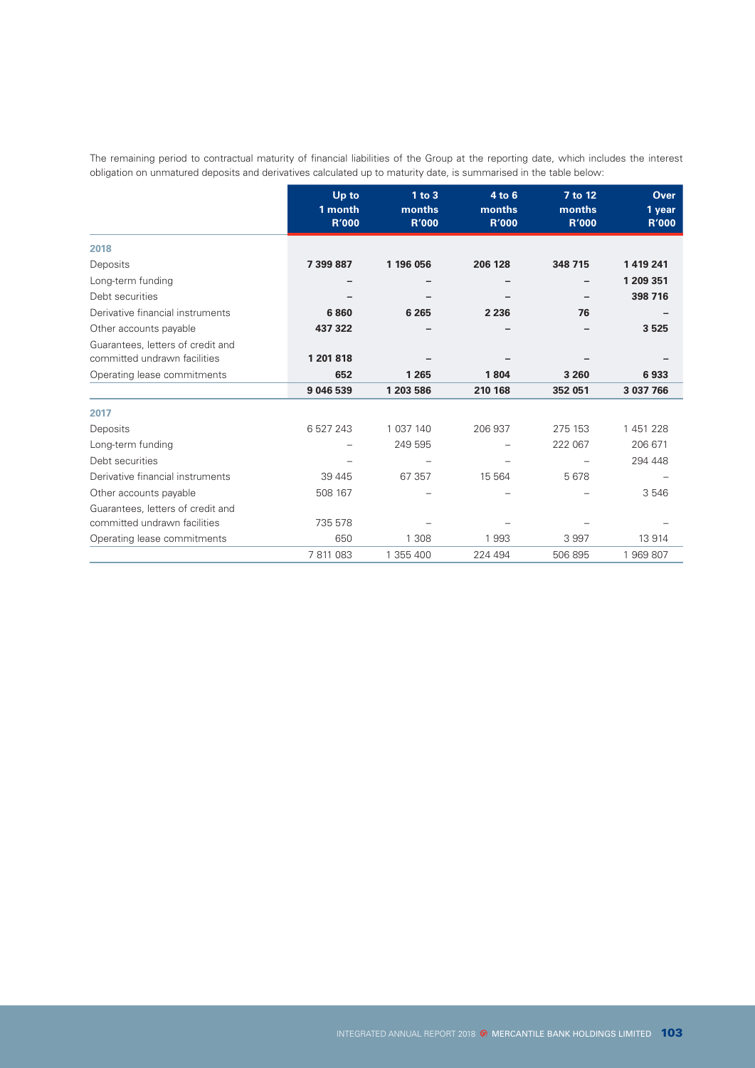The remaining period to contractual maturity of financial liabilities of the Group at the reporting date, which includes the interest obligation on unmatured deposits and derivatives calculated up to maturity date, is summarised in the table below:

| | Up to 1 month R'000 | 1 to 3 months R'000 | 4 to 6 months R'000 | 7 to 12 months R'000 | Over 1 year R'000 |
|---|---|---|---|---|---|
| **2018** | | | | | |
| Deposits | **7 399 887** | **1 196 056** | **206 128** | **348 715** | **1 419 241** |
| Long-term funding | **–** | **–** | **–** | **–** | **1 209 351** |
| Debt securities | **–** | **–** | **–** | **–** | **398 716** |
| Derivative financial instruments | **6 860** | **6 265** | **2 236** | **76** | **–** |
| Other accounts payable | **437 322** | **–** | **–** | **–** | **3 525** |
| Guarantees, letters of credit and committed undrawn facilities | **1 201 818** | **–** | **–** | **–** | **–** |
| Operating lease commitments | **652** | **1 265** | **1 804** | **3 260** | **6 933** |
| | **9 046 539** | **1 203 586** | **210 168** | **352 051** | **3 037 766** |
| **2017** | | | | | |
| Deposits | 6 527 243 | 1 037 140 | 206 937 | 275 153 | 1 451 228 |
| Long-term funding | – | 249 595 | – | 222 067 | 206 671 |
| Debt securities | – | – | – | – | 294 448 |
| Derivative financial instruments | 39 445 | 67 357 | 15 564 | 5 678 | – |
| Other accounts payable | 508 167 | – | – | – | 3 546 |
| Guarantees, letters of credit and committed undrawn facilities | 735 578 | – | – | – | – |
| Operating lease commitments | 650 | 1 308 | 1 993 | 3 997 | 13 914 |
| | 7 811 083 | 1 355 400 | 224 494 | 506 895 | 1 969 807 |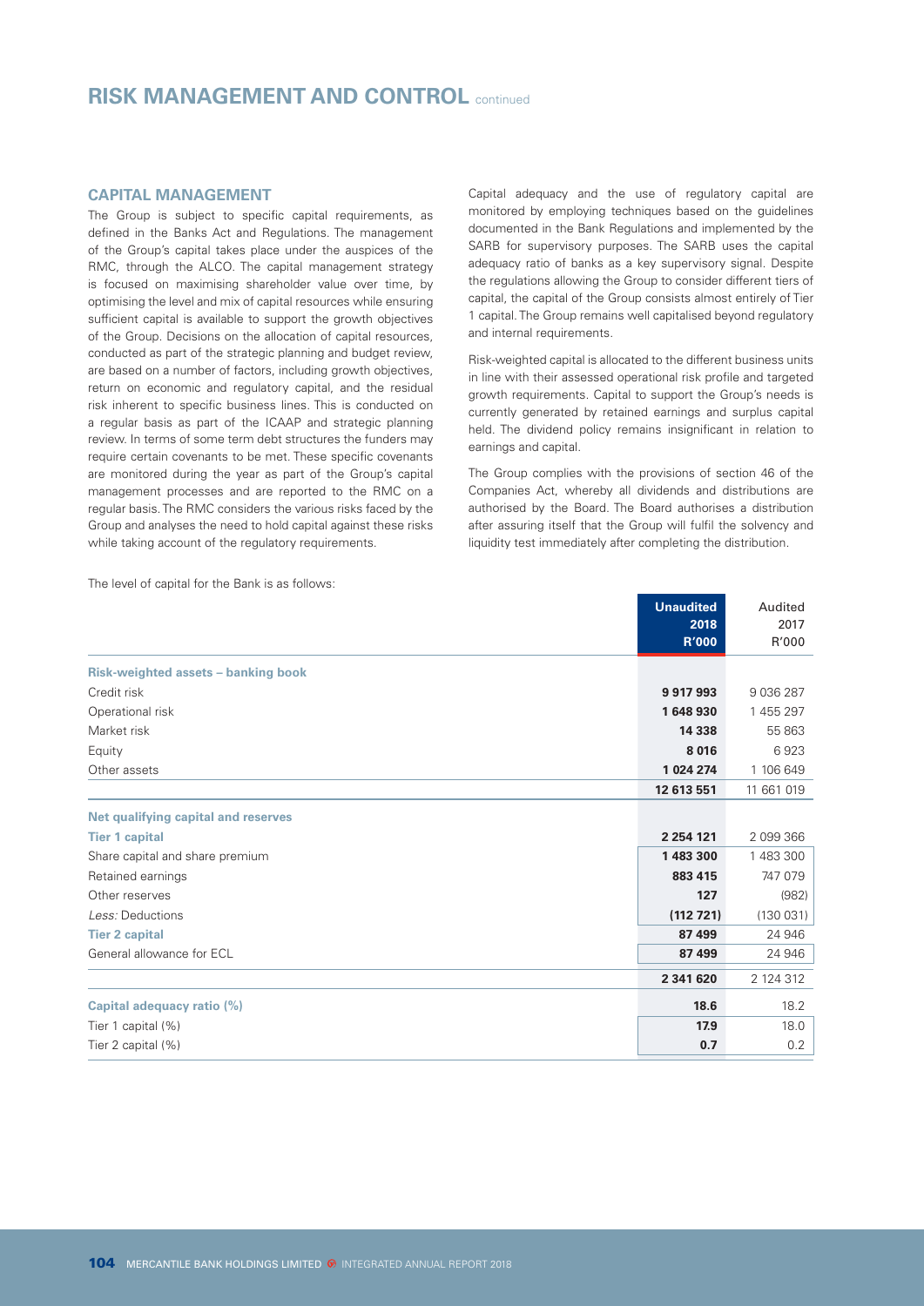# RISK MANAGEMENT AND CONTROL continued

## CAPITAL MANAGEMENT

The Group is subject to specific capital requirements, as defined in the Banks Act and Regulations. The management of the Group's capital takes place under the auspices of the RMC, through the ALCO. The capital management strategy is focused on maximising shareholder value over time, by optimising the level and mix of capital resources while ensuring sufficient capital is available to support the growth objectives of the Group. Decisions on the allocation of capital resources, conducted as part of the strategic planning and budget review, are based on a number of factors, including growth objectives, return on economic and regulatory capital, and the residual risk inherent to specific business lines. This is conducted on a regular basis as part of the ICAAP and strategic planning review. In terms of some term debt structures the funders may require certain covenants to be met. These specific covenants are monitored during the year as part of the Group's capital management processes and are reported to the RMC on a regular basis. The RMC considers the various risks faced by the Group and analyses the need to hold capital against these risks while taking account of the regulatory requirements.

Capital adequacy and the use of regulatory capital are monitored by employing techniques based on the guidelines documented in the Bank Regulations and implemented by the SARB for supervisory purposes. The SARB uses the capital adequacy ratio of banks as a key supervisory signal. Despite the regulations allowing the Group to consider different tiers of capital, the capital of the Group consists almost entirely of Tier 1 capital. The Group remains well capitalised beyond regulatory and internal requirements.

Risk-weighted capital is allocated to the different business units in line with their assessed operational risk profile and targeted growth requirements. Capital to support the Group's needs is currently generated by retained earnings and surplus capital held. The dividend policy remains insignificant in relation to earnings and capital.

The Group complies with the provisions of section 46 of the Companies Act, whereby all dividends and distributions are authorised by the Board. The Board authorises a distribution after assuring itself that the Group will fulfil the solvency and liquidity test immediately after completing the distribution.

The level of capital for the Bank is as follows:

| | **Unaudited 2018 R'000** | Audited 2017 R'000 |
|---|---|---|
| **Risk-weighted assets – banking book** | | |
| Credit risk | **9 917 993** | 9 036 287 |
| Operational risk | **1 648 930** | 1 455 297 |
| Market risk | **14 338** | 55 863 |
| Equity | **8 016** | 6 923 |
| Other assets | **1 024 274** | 1 106 649 |
| | **12 613 551** | 11 661 019 |
| **Net qualifying capital and reserves** | | |
| **Tier 1 capital** | **2 254 121** | 2 099 366 |
| Share capital and share premium | **1 483 300** | 1 483 300 |
| Retained earnings | **883 415** | 747 079 |
| Other reserves | **127** | (982) |
| *Less:* Deductions | **(112 721)** | (130 031) |
| **Tier 2 capital** | **87 499** | 24 946 |
| General allowance for ECL | **87 499** | 24 946 |
| | **2 341 620** | 2 124 312 |
| **Capital adequacy ratio (%)** | **18.6** | 18.2 |
| Tier 1 capital (%) | **17.9** | 18.0 |
| Tier 2 capital (%) | **0.7** | 0.2 |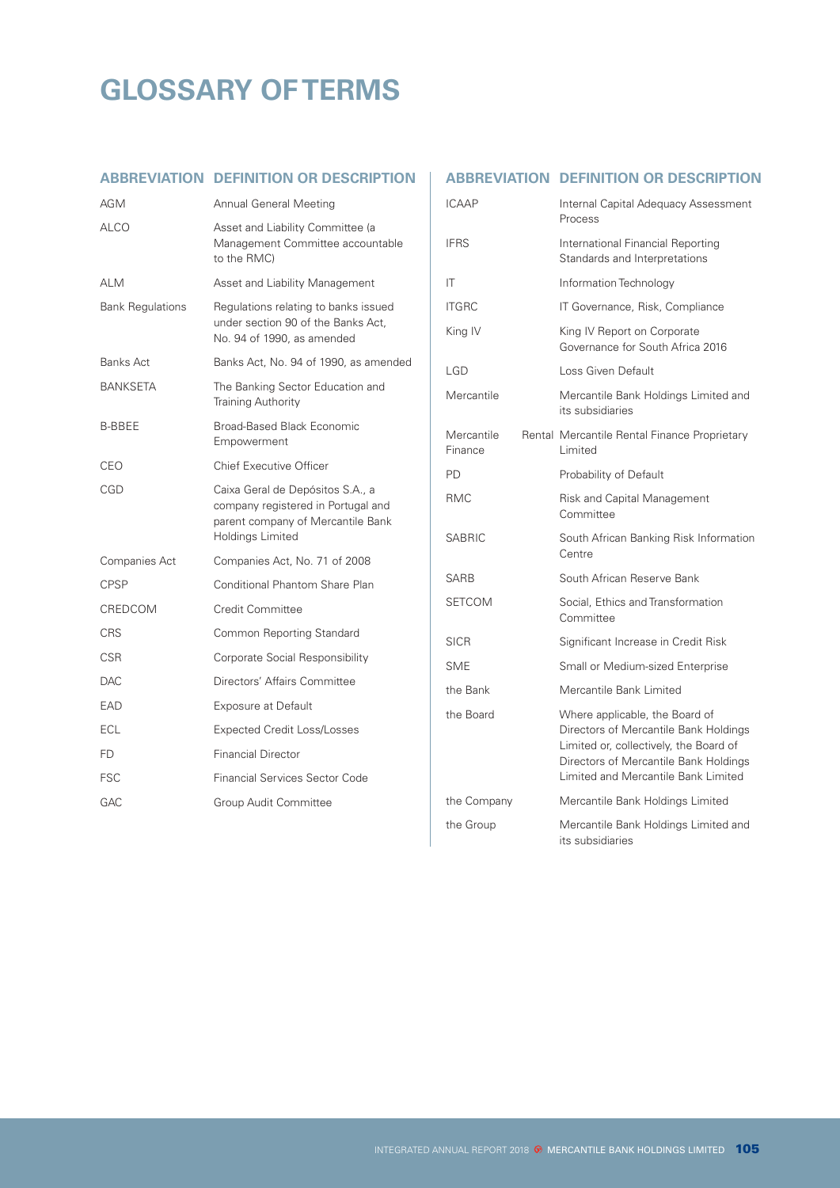# GLOSSARY OF TERMS

| ABBREVIATION | DEFINITION OR DESCRIPTION |
| --- | --- |
| AGM | Annual General Meeting |
| ALCO | Asset and Liability Committee (a Management Committee accountable to the RMC) |
| ALM | Asset and Liability Management |
| Bank Regulations | Regulations relating to banks issued under section 90 of the Banks Act, No. 94 of 1990, as amended |
| Banks Act | Banks Act, No. 94 of 1990, as amended |
| BANKSETA | The Banking Sector Education and Training Authority |
| B-BBEE | Broad-Based Black Economic Empowerment |
| CEO | Chief Executive Officer |
| CGD | Caixa Geral de Depósitos S.A., a company registered in Portugal and parent company of Mercantile Bank Holdings Limited |
| Companies Act | Companies Act, No. 71 of 2008 |
| CPSP | Conditional Phantom Share Plan |
| CREDCOM | Credit Committee |
| CRS | Common Reporting Standard |
| CSR | Corporate Social Responsibility |
| DAC | Directors' Affairs Committee |
| EAD | Exposure at Default |
| ECL | Expected Credit Loss/Losses |
| FD | Financial Director |
| FSC | Financial Services Sector Code |
| GAC | Group Audit Committee |
| ICAAP | Internal Capital Adequacy Assessment Process |
| IFRS | International Financial Reporting Standards and Interpretations |
| IT | Information Technology |
| ITGRC | IT Governance, Risk, Compliance |
| King IV | King IV Report on Corporate Governance for South Africa 2016 |
| LGD | Loss Given Default |
| Mercantile | Mercantile Bank Holdings Limited and its subsidiaries |
| Mercantile Rental Finance | Mercantile Rental Finance Proprietary Limited |
| PD | Probability of Default |
| RMC | Risk and Capital Management Committee |
| SABRIC | South African Banking Risk Information Centre |
| SARB | South African Reserve Bank |
| SETCOM | Social, Ethics and Transformation Committee |
| SICR | Significant Increase in Credit Risk |
| SME | Small or Medium-sized Enterprise |
| the Bank | Mercantile Bank Limited |
| the Board | Where applicable, the Board of Directors of Mercantile Bank Holdings Limited or, collectively, the Board of Directors of Mercantile Bank Holdings Limited and Mercantile Bank Limited |
| the Company | Mercantile Bank Holdings Limited |
| the Group | Mercantile Bank Holdings Limited and its subsidiaries |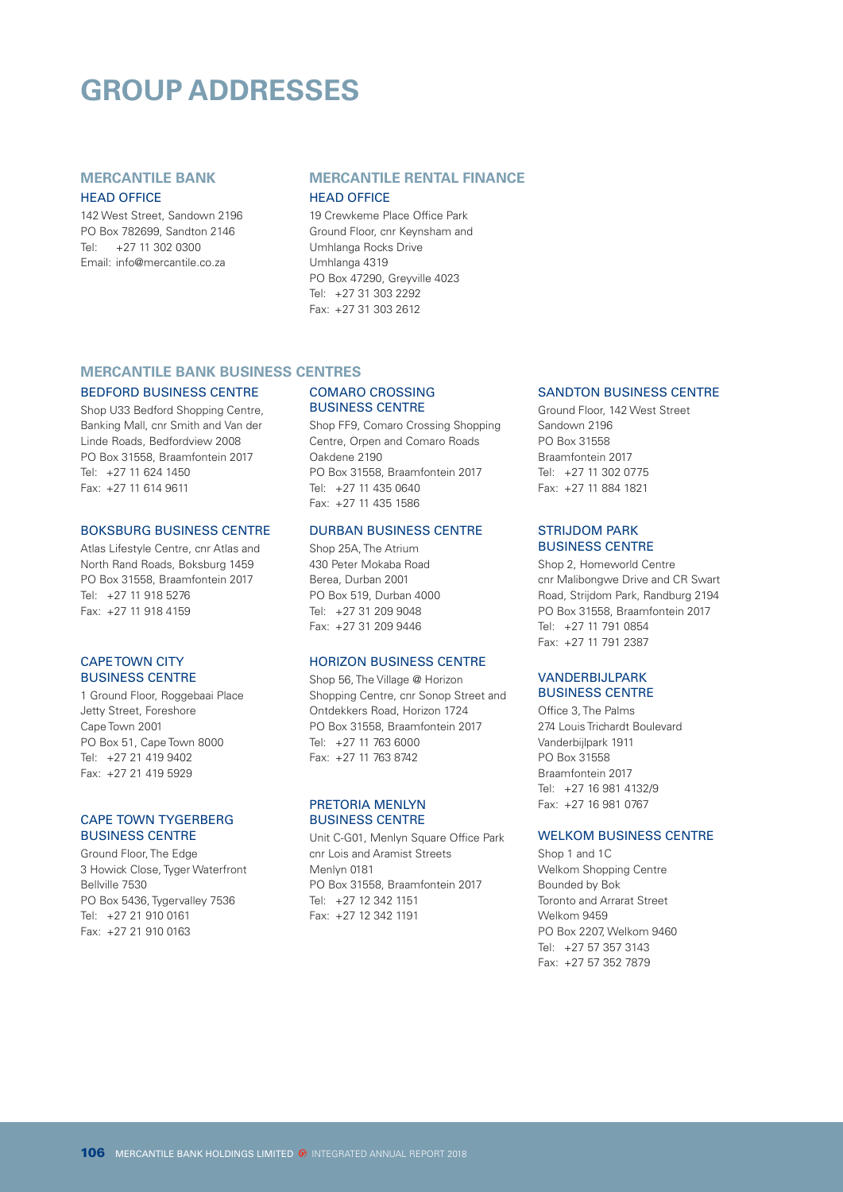# GROUP ADDRESSES

## MERCANTILE BANK

### HEAD OFFICE

142 West Street, Sandown 2196
PO Box 782699, Sandton 2146
Tel: +27 11 302 0300
Email: info@mercantile.co.za

## MERCANTILE RENTAL FINANCE

### HEAD OFFICE

19 Crewkeme Place Office Park
Ground Floor, cnr Keynsham and
Umhlanga Rocks Drive
Umhlanga 4319
PO Box 47290, Greyville 4023
Tel: +27 31 303 2292
Fax: +27 31 303 2612

## MERCANTILE BANK BUSINESS CENTRES

### BEDFORD BUSINESS CENTRE

Shop U33 Bedford Shopping Centre,
Banking Mall, cnr Smith and Van der
Linde Roads, Bedfordview 2008
PO Box 31558, Braamfontein 2017
Tel: +27 11 624 1450
Fax: +27 11 614 9611

### BOKSBURG BUSINESS CENTRE

Atlas Lifestyle Centre, cnr Atlas and
North Rand Roads, Boksburg 1459
PO Box 31558, Braamfontein 2017
Tel: +27 11 918 5276
Fax: +27 11 918 4159

### CAPE TOWN CITY BUSINESS CENTRE

1 Ground Floor, Roggebaai Place
Jetty Street, Foreshore
Cape Town 2001
PO Box 51, Cape Town 8000
Tel: +27 21 419 9402
Fax: +27 21 419 5929

### CAPE TOWN TYGERBERG BUSINESS CENTRE

Ground Floor, The Edge
3 Howick Close, Tyger Waterfront
Bellville 7530
PO Box 5436, Tygervalley 7536
Tel: +27 21 910 0161
Fax: +27 21 910 0163

### COMARO CROSSING BUSINESS CENTRE

Shop FF9, Comaro Crossing Shopping
Centre, Orpen and Comaro Roads
Oakdene 2190
PO Box 31558, Braamfontein 2017
Tel: +27 11 435 0640
Fax: +27 11 435 1586

### DURBAN BUSINESS CENTRE

Shop 25A, The Atrium
430 Peter Mokaba Road
Berea, Durban 2001
PO Box 519, Durban 4000
Tel: +27 31 209 9048
Fax: +27 31 209 9446

### HORIZON BUSINESS CENTRE

Shop 56, The Village @ Horizon
Shopping Centre, cnr Sonop Street and
Ontdekkers Road, Horizon 1724
PO Box 31558, Braamfontein 2017
Tel: +27 11 763 6000
Fax: +27 11 763 8742

### PRETORIA MENLYN BUSINESS CENTRE

Unit C-G01, Menlyn Square Office Park
cnr Lois and Aramist Streets
Menlyn 0181
PO Box 31558, Braamfontein 2017
Tel: +27 12 342 1151
Fax: +27 12 342 1191

### SANDTON BUSINESS CENTRE

Ground Floor, 142 West Street
Sandown 2196
PO Box 31558
Braamfontein 2017
Tel: +27 11 302 0775
Fax: +27 11 884 1821

### STRIJDOM PARK BUSINESS CENTRE

Shop 2, Homeworld Centre
cnr Malibongwe Drive and CR Swart
Road, Strijdom Park, Randburg 2194
PO Box 31558, Braamfontein 2017
Tel: +27 11 791 0854
Fax: +27 11 791 2387

### VANDERBIJLPARK BUSINESS CENTRE

Office 3, The Palms
274 Louis Trichardt Boulevard
Vanderbijlpark 1911
PO Box 31558
Braamfontein 2017
Tel: +27 16 981 4132/9
Fax: +27 16 981 0767

### WELKOM BUSINESS CENTRE

Shop 1 and 1C
Welkom Shopping Centre
Bounded by Bok
Toronto and Ararat Street
Welkom 9459
PO Box 2207, Welkom 9460
Tel: +27 57 357 3143
Fax: +27 57 352 7879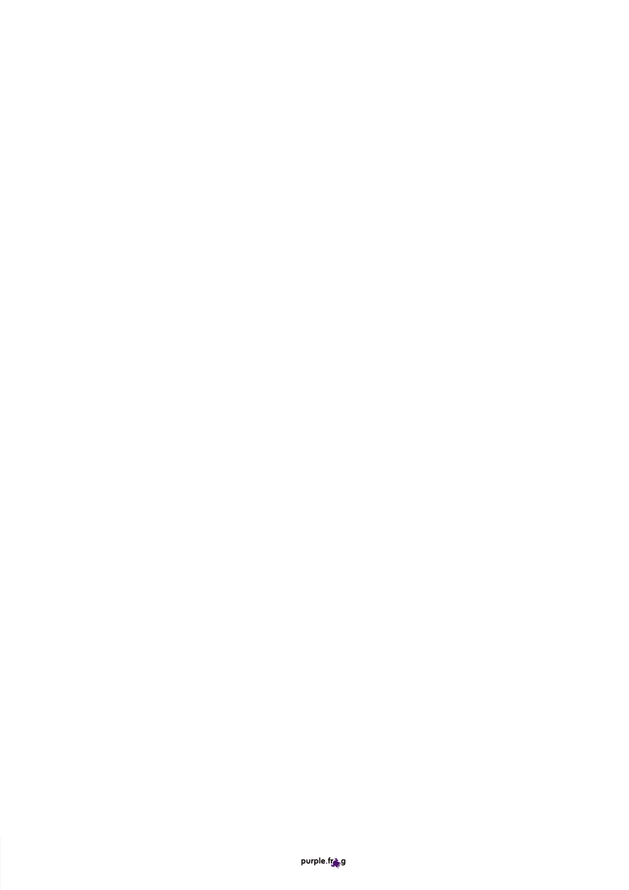purple.frog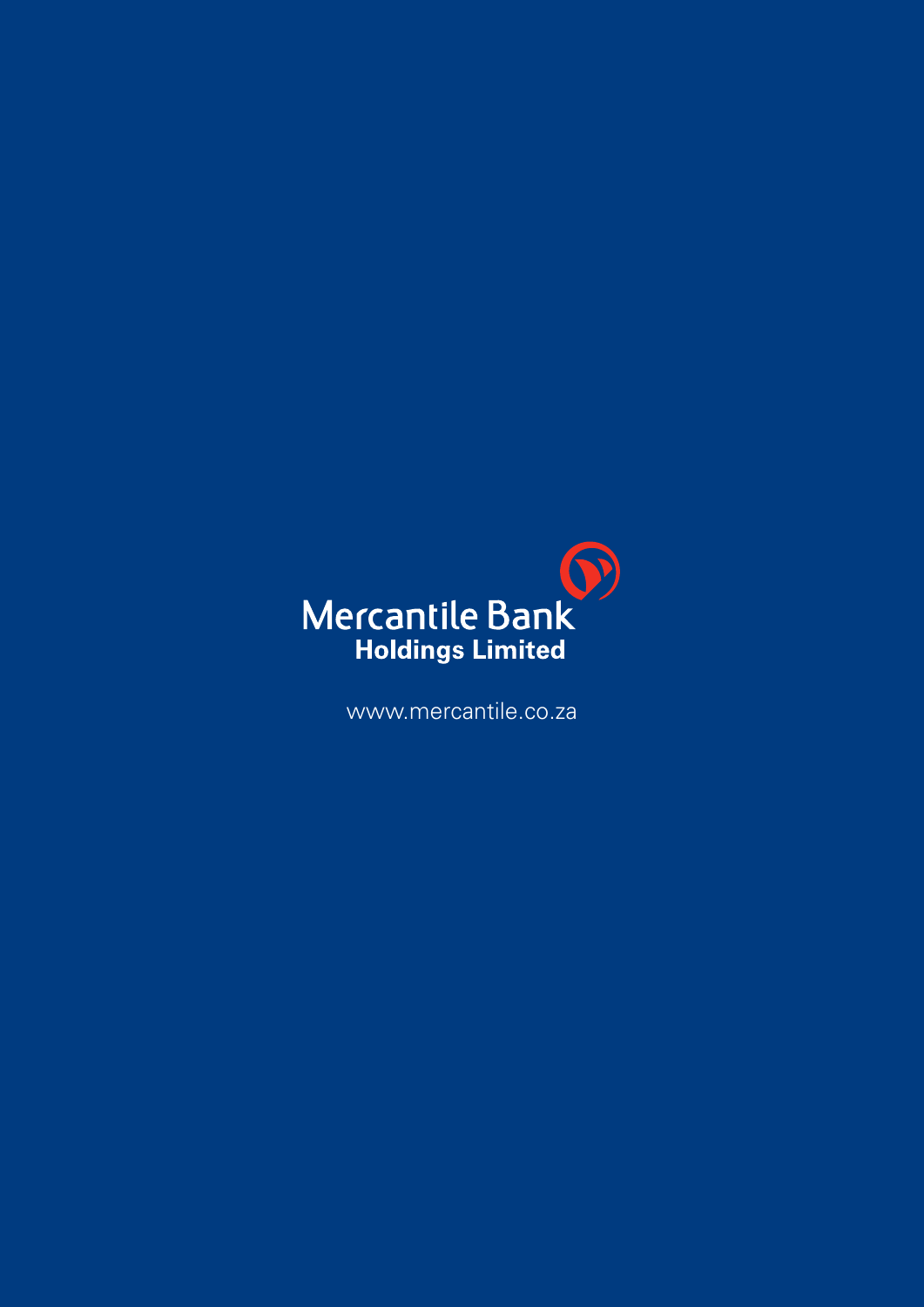Mercantile Bank
Holdings Limited

www.mercantile.co.za